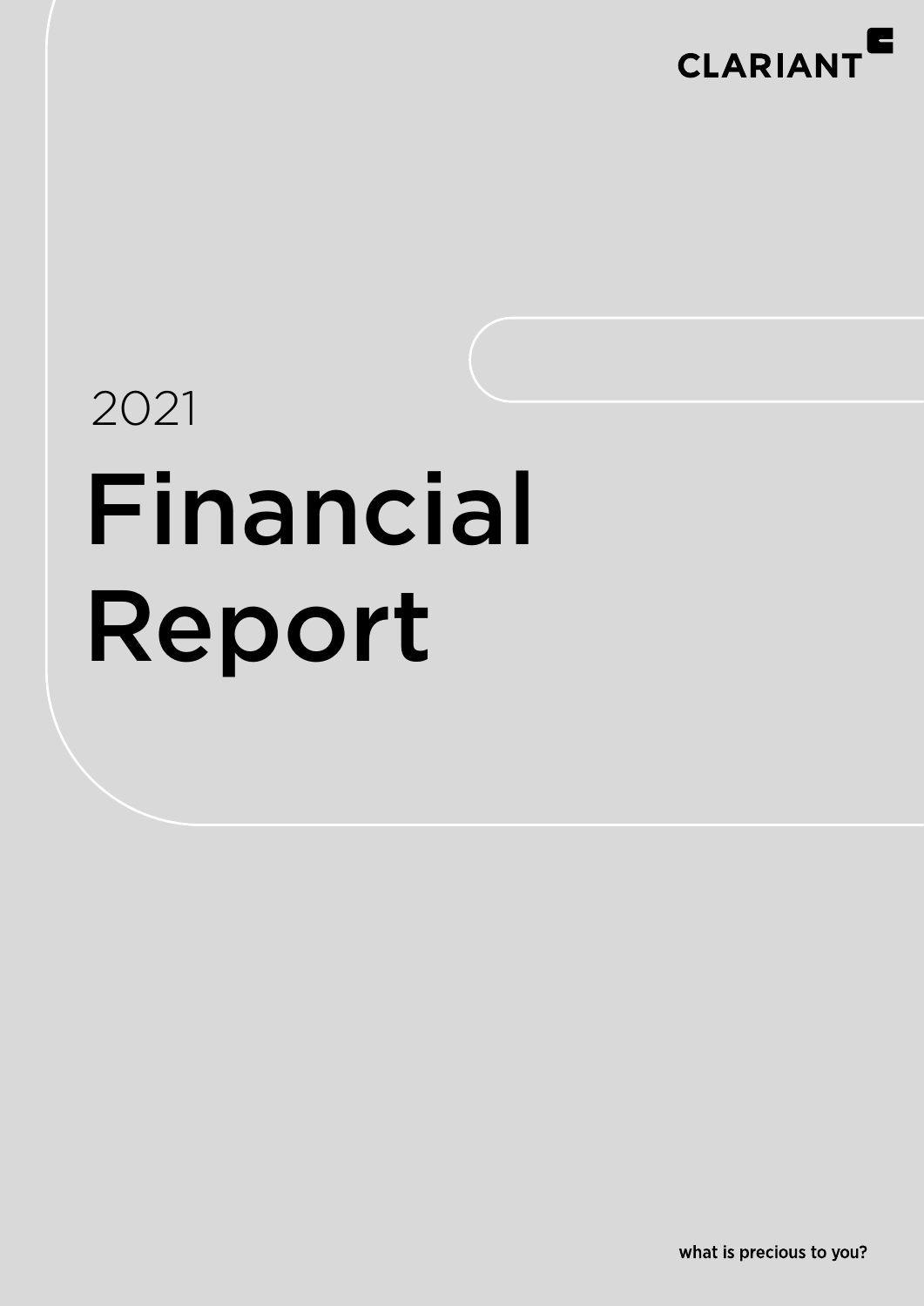CLARIANT

2021

# Financial Report

what is precious to you?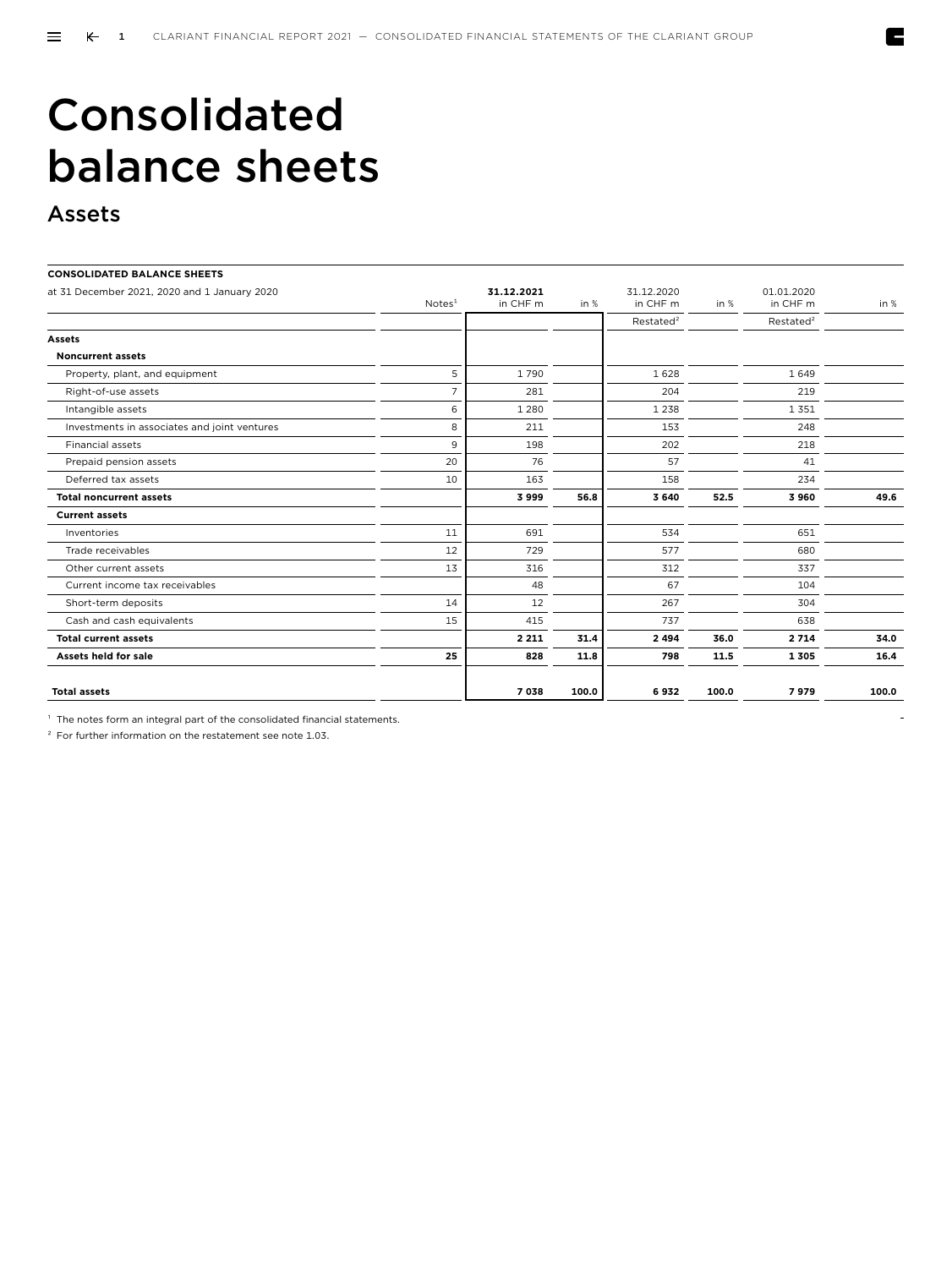# Consolidated balance sheets

## Assets

**CONSOLIDATED BALANCE SHEETS**

| at 31 December 2021, 2020 and 1 January 2020 | Notes[1] | 31.12.2021 in CHF m | in % | 31.12.2020 in CHF m | in % | 01.01.2020 in CHF m | in % |
|---|---|---|---|---|---|---|---|
| | | | | Restated[2] | | Restated[2] | |
| **Assets** | | | | | | | |
| **Noncurrent assets** | | | | | | | |
| Property, plant, and equipment | 5 | 1 790 | | 1 628 | | 1 649 | |
| Right-of-use assets | 7 | 281 | | 204 | | 219 | |
| Intangible assets | 6 | 1 280 | | 1 238 | | 1 351 | |
| Investments in associates and joint ventures | 8 | 211 | | 153 | | 248 | |
| Financial assets | 9 | 198 | | 202 | | 218 | |
| Prepaid pension assets | 20 | 76 | | 57 | | 41 | |
| Deferred tax assets | 10 | 163 | | 158 | | 234 | |
| **Total noncurrent assets** | | **3 999** | **56.8** | **3 640** | **52.5** | **3 960** | **49.6** |
| **Current assets** | | | | | | | |
| Inventories | 11 | 691 | | 534 | | 651 | |
| Trade receivables | 12 | 729 | | 577 | | 680 | |
| Other current assets | 13 | 316 | | 312 | | 337 | |
| Current income tax receivables | | 48 | | 67 | | 104 | |
| Short-term deposits | 14 | 12 | | 267 | | 304 | |
| Cash and cash equivalents | 15 | 415 | | 737 | | 638 | |
| **Total current assets** | | **2 211** | **31.4** | **2 494** | **36.0** | **2 714** | **34.0** |
| **Assets held for sale** | **25** | **828** | **11.8** | **798** | **11.5** | **1 305** | **16.4** |
| **Total assets** | | **7 038** | **100.0** | **6 932** | **100.0** | **7 979** | **100.0** |

[1] The notes form an integral part of the consolidated financial statements.

[2] For further information on the restatement see note 1.03.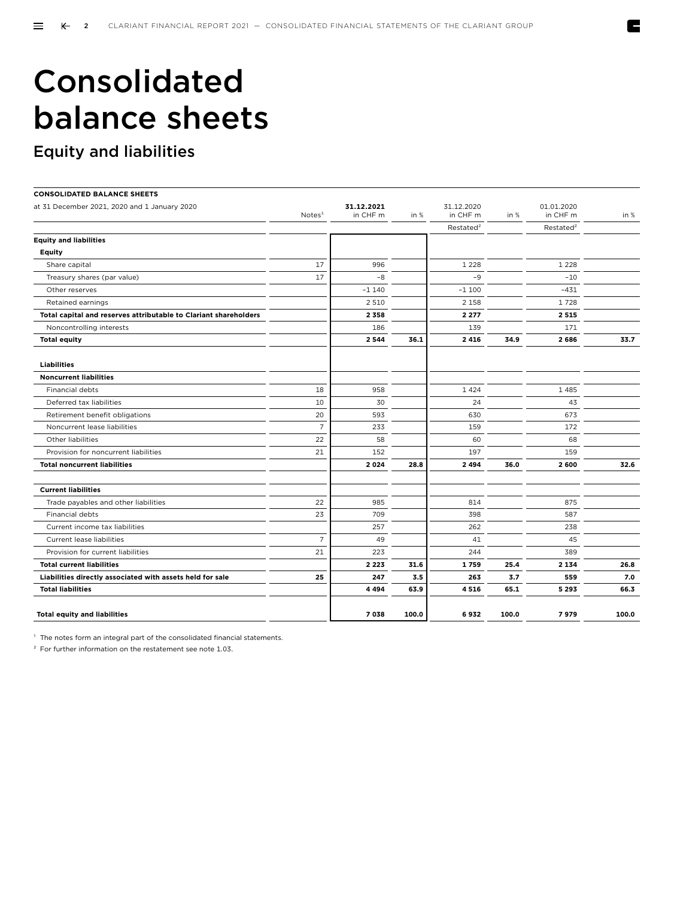# Consolidated balance sheets

## Equity and liabilities

**CONSOLIDATED BALANCE SHEETS**

| at 31 December 2021, 2020 and 1 January 2020 | Notes[1] | 31.12.2021 in CHF m | in % | 31.12.2020 in CHF m | in % | 01.01.2020 in CHF m | in % |
|---|---|---|---|---|---|---|---|
| | | | | Restated[2] | | Restated[2] | |
| **Equity and liabilities** | | | | | | | |
| **Equity** | | | | | | | |
| Share capital | 17 | 996 | | 1 228 | | 1 228 | |
| Treasury shares (par value) | 17 | –8 | | –9 | | –10 | |
| Other reserves | | –1 140 | | –1 100 | | –431 | |
| Retained earnings | | 2 510 | | 2 158 | | 1 728 | |
| **Total capital and reserves attributable to Clariant shareholders** | | **2 358** | | **2 277** | | **2 515** | |
| Noncontrolling interests | | 186 | | 139 | | 171 | |
| **Total equity** | | **2 544** | **36.1** | **2 416** | **34.9** | **2 686** | **33.7** |
| | | | | | | | |
| **Liabilities** | | | | | | | |
| **Noncurrent liabilities** | | | | | | | |
| Financial debts | 18 | 958 | | 1 424 | | 1 485 | |
| Deferred tax liabilities | 10 | 30 | | 24 | | 43 | |
| Retirement benefit obligations | 20 | 593 | | 630 | | 673 | |
| Noncurrent lease liabilities | 7 | 233 | | 159 | | 172 | |
| Other liabilities | 22 | 58 | | 60 | | 68 | |
| Provision for noncurrent liabilities | 21 | 152 | | 197 | | 159 | |
| **Total noncurrent liabilities** | | **2 024** | **28.8** | **2 494** | **36.0** | **2 600** | **32.6** |
| | | | | | | | |
| **Current liabilities** | | | | | | | |
| Trade payables and other liabilities | 22 | 985 | | 814 | | 875 | |
| Financial debts | 23 | 709 | | 398 | | 587 | |
| Current income tax liabilities | | 257 | | 262 | | 238 | |
| Current lease liabilities | 7 | 49 | | 41 | | 45 | |
| Provision for current liabilities | 21 | 223 | | 244 | | 389 | |
| **Total current liabilities** | | **2 223** | **31.6** | **1 759** | **25.4** | **2 134** | **26.8** |
| **Liabilities directly associated with assets held for sale** | **25** | **247** | **3.5** | **263** | **3.7** | **559** | **7.0** |
| **Total liabilities** | | **4 494** | **63.9** | **4 516** | **65.1** | **5 293** | **66.3** |
| | | | | | | | |
| **Total equity and liabilities** | | **7 038** | **100.0** | **6 932** | **100.0** | **7 979** | **100.0** |

[1] The notes form an integral part of the consolidated financial statements.

[2] For further information on the restatement see note 1.03.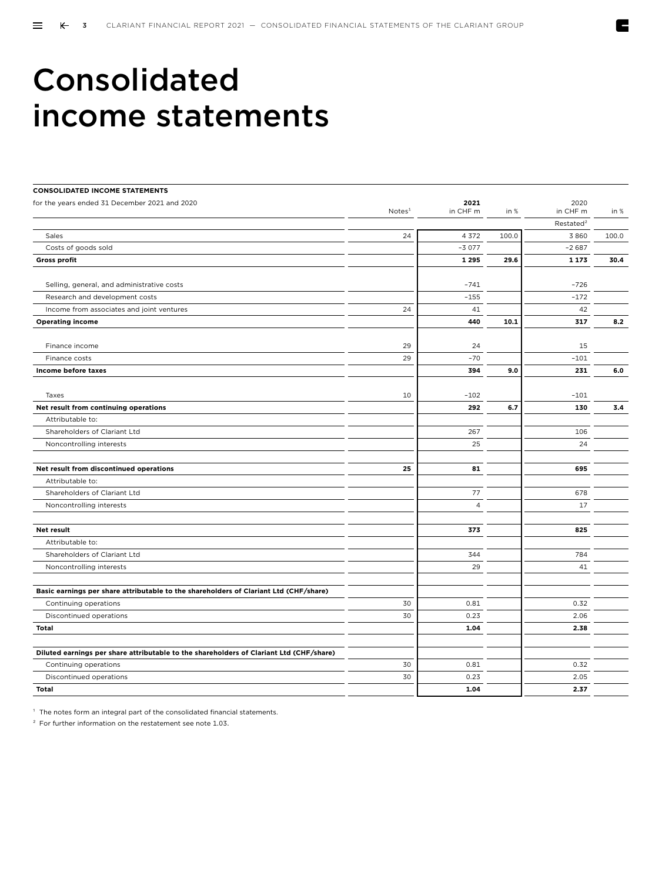# Consolidated income statements

| CONSOLIDATED INCOME STATEMENTS<br>for the years ended 31 December 2021 and 2020 | Notes[1] | **2021**<br>in CHF m | in % | 2020<br>in CHF m | in % |
|---|---|---|---|---|---|
| | | | | Restated[2] | |
| Sales | 24 | 4 372 | 100.0 | 3 860 | 100.0 |
| Costs of goods sold | | –3 077 | | –2 687 | |
| **Gross profit** | | **1 295** | **29.6** | **1 173** | **30.4** |
| | | | | | |
| Selling, general, and administrative costs | | –741 | | –726 | |
| Research and development costs | | –155 | | –172 | |
| Income from associates and joint ventures | 24 | 41 | | 42 | |
| **Operating income** | | **440** | **10.1** | **317** | **8.2** |
| | | | | | |
| Finance income | 29 | 24 | | 15 | |
| Finance costs | 29 | –70 | | –101 | |
| **Income before taxes** | | **394** | **9.0** | **231** | **6.0** |
| | | | | | |
| Taxes | 10 | –102 | | –101 | |
| **Net result from continuing operations** | | **292** | **6.7** | **130** | **3.4** |
| Attributable to: | | | | | |
| Shareholders of Clariant Ltd | | 267 | | 106 | |
| Noncontrolling interests | | 25 | | 24 | |
| | | | | | |
| **Net result from discontinued operations** | **25** | **81** | | **695** | |
| Attributable to: | | | | | |
| Shareholders of Clariant Ltd | | 77 | | 678 | |
| Noncontrolling interests | | 4 | | 17 | |
| | | | | | |
| **Net result** | | **373** | | **825** | |
| Attributable to: | | | | | |
| Shareholders of Clariant Ltd | | 344 | | 784 | |
| Noncontrolling interests | | 29 | | 41 | |
| | | | | | |
| **Basic earnings per share attributable to the shareholders of Clariant Ltd (CHF/share)** | | | | | |
| Continuing operations | 30 | 0.81 | | 0.32 | |
| Discontinued operations | 30 | 0.23 | | 2.06 | |
| **Total** | | **1.04** | | **2.38** | |
| | | | | | |
| **Diluted earnings per share attributable to the shareholders of Clariant Ltd (CHF/share)** | | | | | |
| Continuing operations | 30 | 0.81 | | 0.32 | |
| Discontinued operations | 30 | 0.23 | | 2.05 | |
| **Total** | | **1.04** | | **2.37** | |

[1] The notes form an integral part of the consolidated financial statements.

[2] For further information on the restatement see note 1.03.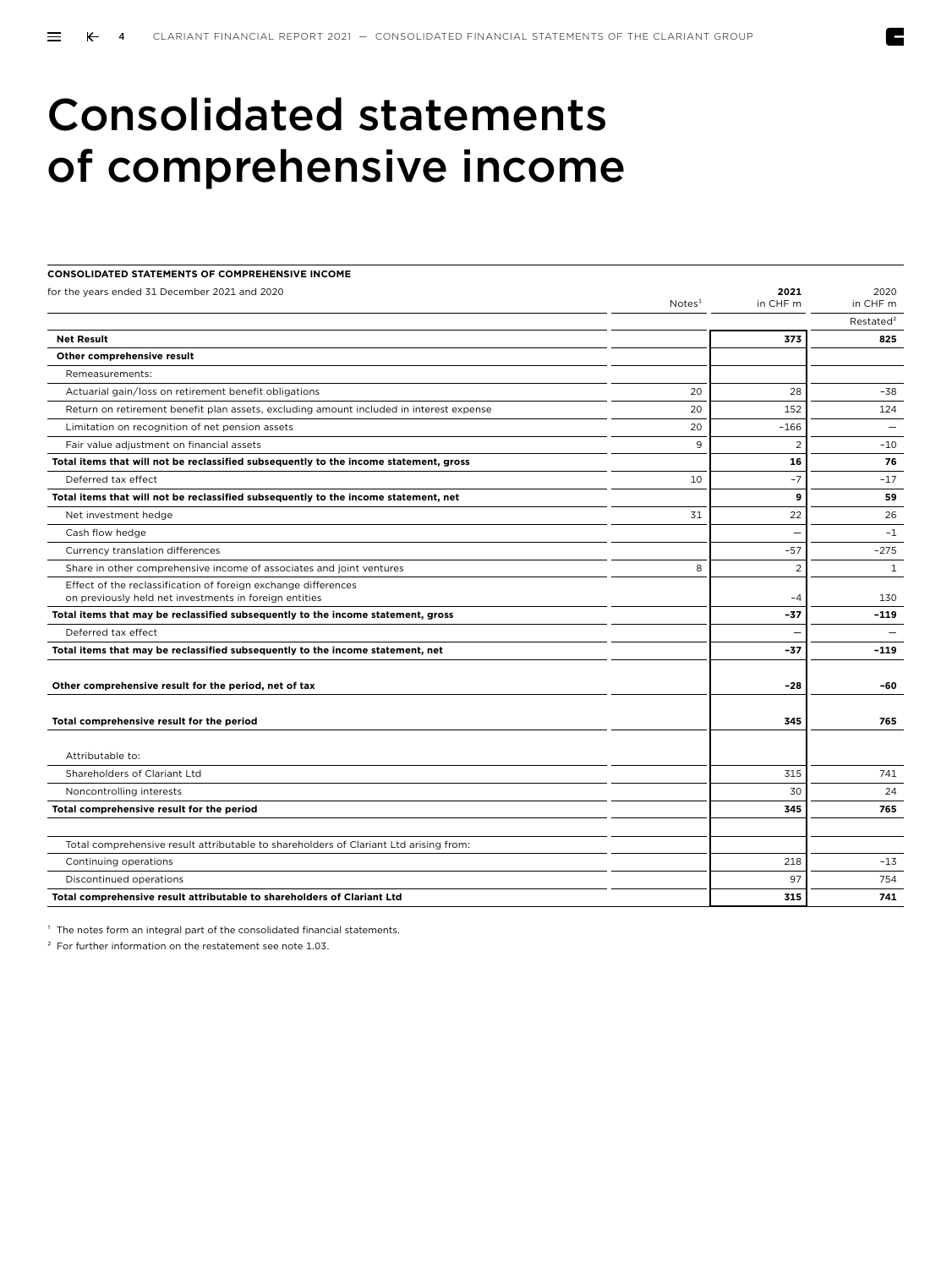# Consolidated statements of comprehensive income

**CONSOLIDATED STATEMENTS OF COMPREHENSIVE INCOME**

| for the years ended 31 December 2021 and 2020 | Notes[1] | **2021** in CHF m | 2020 in CHF m |
|---|---|---|---|
| | | | Restated[2] |
| **Net Result** | | **373** | **825** |
| **Other comprehensive result** | | | |
| Remeasurements: | | | |
| Actuarial gain/loss on retirement benefit obligations | 20 | 28 | –38 |
| Return on retirement benefit plan assets, excluding amount included in interest expense | 20 | 152 | 124 |
| Limitation on recognition of net pension assets | 20 | –166 | – |
| Fair value adjustment on financial assets | 9 | 2 | –10 |
| **Total items that will not be reclassified subsequently to the income statement, gross** | | **16** | **76** |
| Deferred tax effect | 10 | –7 | –17 |
| **Total items that will not be reclassified subsequently to the income statement, net** | | **9** | **59** |
| Net investment hedge | 31 | 22 | 26 |
| Cash flow hedge | | – | –1 |
| Currency translation differences | | –57 | –275 |
| Share in other comprehensive income of associates and joint ventures | 8 | 2 | 1 |
| Effect of the reclassification of foreign exchange differences on previously held net investments in foreign entities | | –4 | 130 |
| **Total items that may be reclassified subsequently to the income statement, gross** | | **–37** | **–119** |
| Deferred tax effect | | – | – |
| **Total items that may be reclassified subsequently to the income statement, net** | | **–37** | **–119** |
| **Other comprehensive result for the period, net of tax** | | **–28** | **–60** |
| **Total comprehensive result for the period** | | **345** | **765** |
| Attributable to: | | | |
| Shareholders of Clariant Ltd | | 315 | 741 |
| Noncontrolling interests | | 30 | 24 |
| **Total comprehensive result for the period** | | **345** | **765** |
| Total comprehensive result attributable to shareholders of Clariant Ltd arising from: | | | |
| Continuing operations | | 218 | –13 |
| Discontinued operations | | 97 | 754 |
| **Total comprehensive result attributable to shareholders of Clariant Ltd** | | **315** | **741** |

[1] The notes form an integral part of the consolidated financial statements.

[2] For further information on the restatement see note 1.03.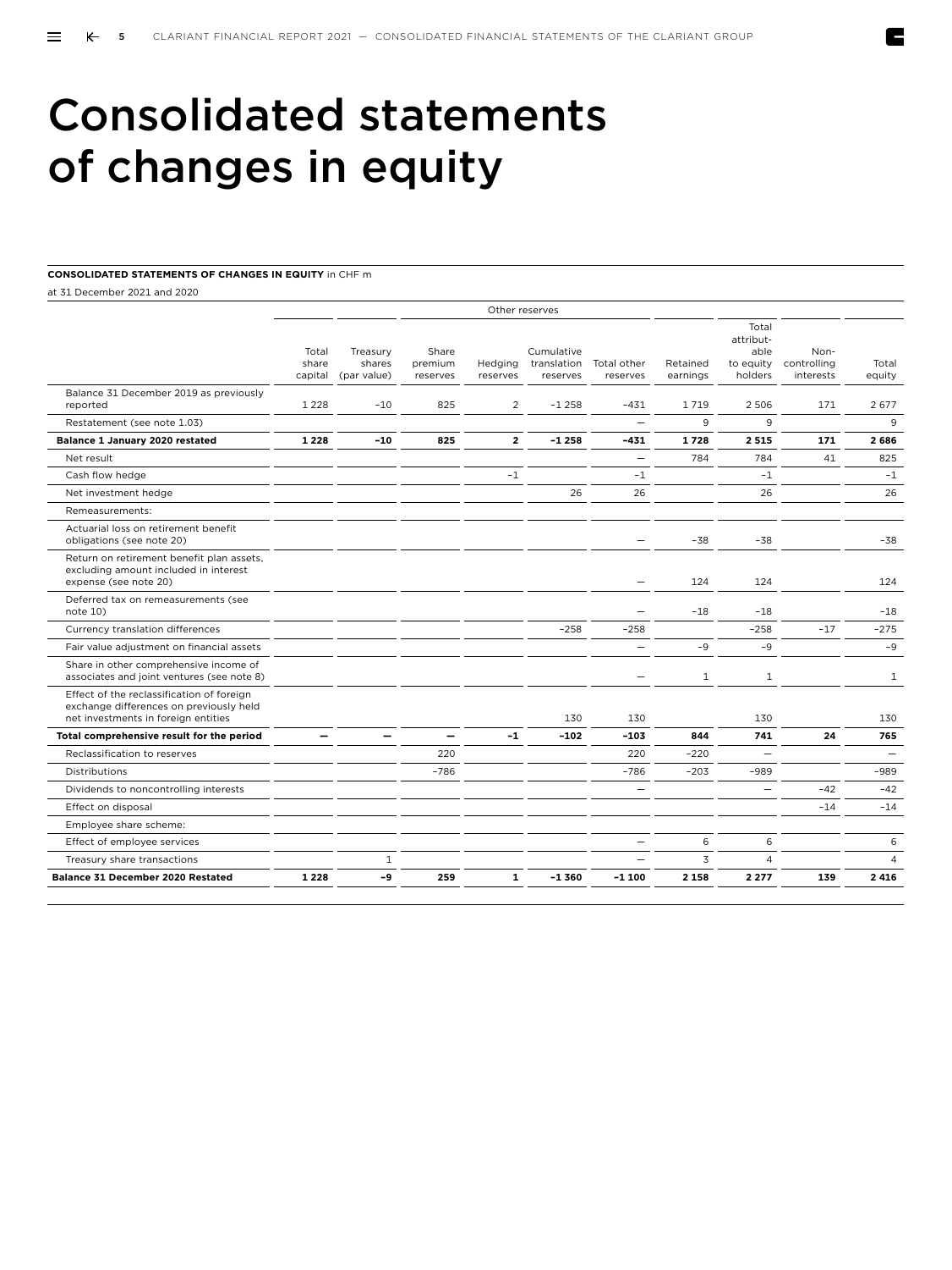# Consolidated statements of changes in equity

**CONSOLIDATED STATEMENTS OF CHANGES IN EQUITY** in CHF m

at 31 December 2021 and 2020

| | | | Other reserves | | | | | | | |
|---|---|---|---|---|---|---|---|---|---|---|
| | Total share capital | Treasury shares (par value) | Share premium reserves | Hedging reserves | Cumulative translation reserves | Total other reserves | Retained earnings | Total attributable to equity holders | Non-controlling interests | Total equity |
| Balance 31 December 2019 as previously reported | 1 228 | –10 | 825 | 2 | –1 258 | –431 | 1 719 | 2 506 | 171 | 2 677 |
| Restatement (see note 1.03) | | | | | | – | 9 | 9 | | 9 |
| **Balance 1 January 2020 restated** | **1 228** | **–10** | **825** | **2** | **–1 258** | **–431** | **1 728** | **2 515** | **171** | **2 686** |
| Net result | | | | | | – | 784 | 784 | 41 | 825 |
| Cash flow hedge | | | | –1 | | –1 | | –1 | | –1 |
| Net investment hedge | | | | | 26 | 26 | | 26 | | 26 |
| Remeasurements: | | | | | | | | | | |
| Actuarial loss on retirement benefit obligations (see note 20) | | | | | | – | –38 | –38 | | –38 |
| Return on retirement benefit plan assets, excluding amount included in interest expense (see note 20) | | | | | | – | 124 | 124 | | 124 |
| Deferred tax on remeasurements (see note 10) | | | | | | – | –18 | –18 | | –18 |
| Currency translation differences | | | | | –258 | –258 | | –258 | –17 | –275 |
| Fair value adjustment on financial assets | | | | | | – | –9 | –9 | | –9 |
| Share in other comprehensive income of associates and joint ventures (see note 8) | | | | | | – | 1 | 1 | | 1 |
| Effect of the reclassification of foreign exchange differences on previously held net investments in foreign entities | | | | | 130 | 130 | | 130 | | 130 |
| **Total comprehensive result for the period** | **–** | **–** | **–** | **–1** | **–102** | **–103** | **844** | **741** | **24** | **765** |
| Reclassification to reserves | | | 220 | | | 220 | –220 | – | | – |
| Distributions | | | –786 | | | –786 | –203 | –989 | | –989 |
| Dividends to noncontrolling interests | | | | | | – | | – | –42 | –42 |
| Effect on disposal | | | | | | | | | –14 | –14 |
| Employee share scheme: | | | | | | | | | | |
| Effect of employee services | | | | | | – | 6 | 6 | | 6 |
| Treasury share transactions | | 1 | | | | – | 3 | 4 | | 4 |
| **Balance 31 December 2020 Restated** | **1 228** | **–9** | **259** | **1** | **–1 360** | **–1 100** | **2 158** | **2 277** | **139** | **2 416** |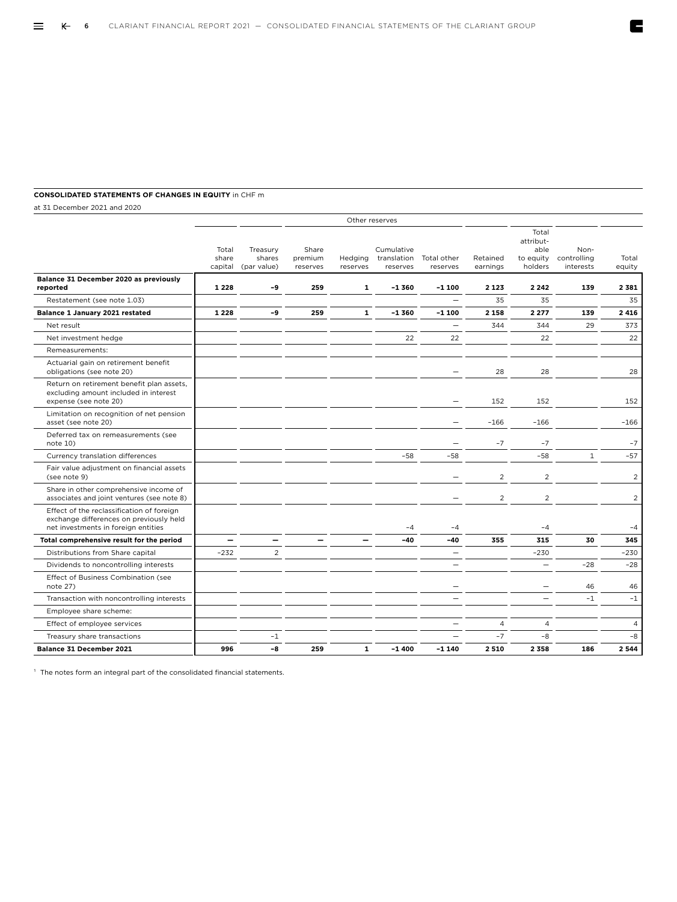**CONSOLIDATED STATEMENTS OF CHANGES IN EQUITY** in CHF m

at 31 December 2021 and 2020

| | | | Other reserves | | | | | | | |
|---|---|---|---|---|---|---|---|---|---|---|
| | Total share capital | Treasury shares (par value) | Share premium reserves | Hedging reserves | Cumulative translation reserves | Total other reserves | Retained earnings | Total attributable to equity holders | Non-controlling interests | Total equity |
| **Balance 31 December 2020 as previously reported** | **1 228** | **–9** | **259** | **1** | **–1 360** | **–1 100** | **2 123** | **2 242** | **139** | **2 381** |
| Restatement (see note 1.03) | | | | | | – | 35 | 35 | | 35 |
| **Balance 1 January 2021 restated** | **1 228** | **–9** | **259** | **1** | **–1 360** | **–1 100** | **2 158** | **2 277** | **139** | **2 416** |
| Net result | | | | | | – | 344 | 344 | 29 | 373 |
| Net investment hedge | | | | | 22 | 22 | | 22 | | 22 |
| Remeasurements: | | | | | | | | | | |
| Actuarial gain on retirement benefit obligations (see note 20) | | | | | | – | 28 | 28 | | 28 |
| Return on retirement benefit plan assets, excluding amount included in interest expense (see note 20) | | | | | | – | 152 | 152 | | 152 |
| Limitation on recognition of net pension asset (see note 20) | | | | | | – | –166 | –166 | | –166 |
| Deferred tax on remeasurements (see note 10) | | | | | | – | –7 | –7 | | –7 |
| Currency translation differences | | | | | –58 | –58 | | –58 | 1 | –57 |
| Fair value adjustment on financial assets (see note 9) | | | | | | – | 2 | 2 | | 2 |
| Share in other comprehensive income of associates and joint ventures (see note 8) | | | | | | – | 2 | 2 | | 2 |
| Effect of the reclassification of foreign exchange differences on previously held net investments in foreign entities | | | | | –4 | –4 | | –4 | | –4 |
| **Total comprehensive result for the period** | **–** | **–** | **–** | **–** | **–40** | **–40** | **355** | **315** | **30** | **345** |
| Distributions from Share capital | –232 | 2 | | | | – | | –230 | | –230 |
| Dividends to noncontrolling interests | | | | | | – | | – | –28 | –28 |
| Effect of Business Combination (see note 27) | | | | | | – | | – | 46 | 46 |
| Transaction with noncontrolling interests | | | | | | – | | – | –1 | –1 |
| Employee share scheme: | | | | | | | | | | |
| Effect of employee services | | | | | | – | 4 | 4 | | 4 |
| Treasury share transactions | | –1 | | | | – | –7 | –8 | | –8 |
| **Balance 31 December 2021** | **996** | **–8** | **259** | **1** | **–1 400** | **–1 140** | **2 510** | **2 358** | **186** | **2 544** |

[1] The notes form an integral part of the consolidated financial statements.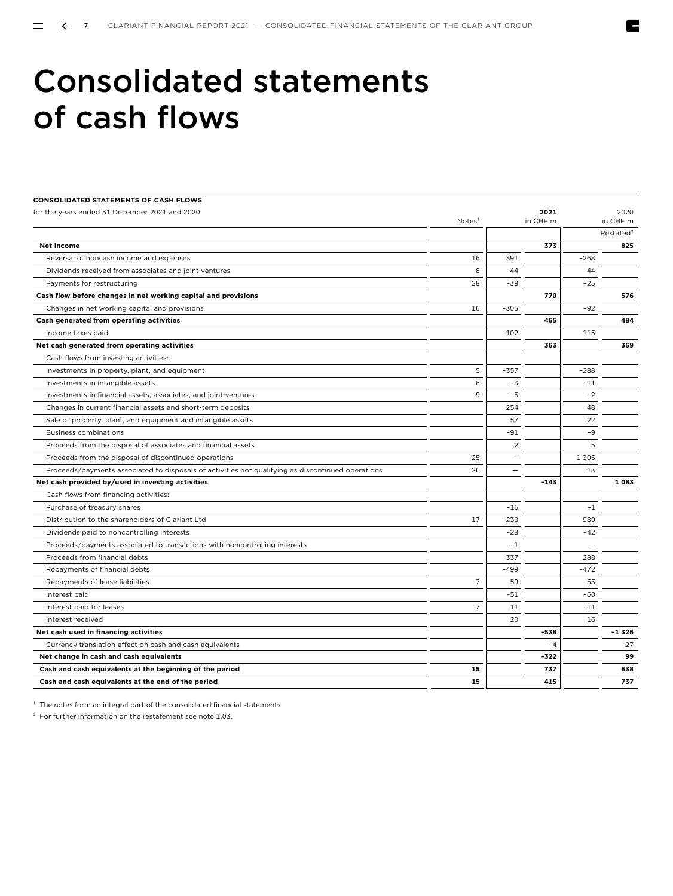# Consolidated statements of cash flows

**CONSOLIDATED STATEMENTS OF CASH FLOWS**

| for the years ended 31 December 2021 and 2020 | Notes[1] | | **2021** in CHF m | | 2020 in CHF m |
|---|---|---|---|---|---|
| | | | | | Restated[2] |
| **Net income** | | | **373** | | **825** |
| Reversal of noncash income and expenses | 16 | 391 | | –268 | |
| Dividends received from associates and joint ventures | 8 | 44 | | 44 | |
| Payments for restructuring | 28 | –38 | | –25 | |
| **Cash flow before changes in net working capital and provisions** | | | **770** | | **576** |
| Changes in net working capital and provisions | 16 | –305 | | –92 | |
| **Cash generated from operating activities** | | | **465** | | **484** |
| Income taxes paid | | –102 | | –115 | |
| **Net cash generated from operating activities** | | | **363** | | **369** |
| Cash flows from investing activities: | | | | | |
| Investments in property, plant, and equipment | 5 | –357 | | –288 | |
| Investments in intangible assets | 6 | –3 | | –11 | |
| Investments in financial assets, associates, and joint ventures | 9 | –5 | | –2 | |
| Changes in current financial assets and short-term deposits | | 254 | | 48 | |
| Sale of property, plant, and equipment and intangible assets | | 57 | | 22 | |
| Business combinations | | –91 | | –9 | |
| Proceeds from the disposal of associates and financial assets | | 2 | | 5 | |
| Proceeds from the disposal of discontinued operations | 25 | — | | 1 305 | |
| Proceeds/payments associated to disposals of activities not qualifying as discontinued operations | 26 | — | | 13 | |
| **Net cash provided by/used in investing activities** | | | **–143** | | **1 083** |
| Cash flows from financing activities: | | | | | |
| Purchase of treasury shares | | –16 | | –1 | |
| Distribution to the shareholders of Clariant Ltd | 17 | –230 | | –989 | |
| Dividends paid to noncontrolling interests | | –28 | | –42 | |
| Proceeds/payments associated to transactions with noncontrolling interests | | –1 | | — | |
| Proceeds from financial debts | | 337 | | 288 | |
| Repayments of financial debts | | –499 | | –472 | |
| Repayments of lease liabilities | 7 | –59 | | –55 | |
| Interest paid | | –51 | | –60 | |
| Interest paid for leases | 7 | –11 | | –11 | |
| Interest received | | 20 | | 16 | |
| **Net cash used in financing activities** | | | **–538** | | **–1 326** |
| Currency translation effect on cash and cash equivalents | | | –4 | | –27 |
| **Net change in cash and cash equivalents** | | | **–322** | | **99** |
| **Cash and cash equivalents at the beginning of the period** | **15** | | **737** | | **638** |
| **Cash and cash equivalents at the end of the period** | **15** | | **415** | | **737** |

[1] The notes form an integral part of the consolidated financial statements.

[2] For further information on the restatement see note 1.03.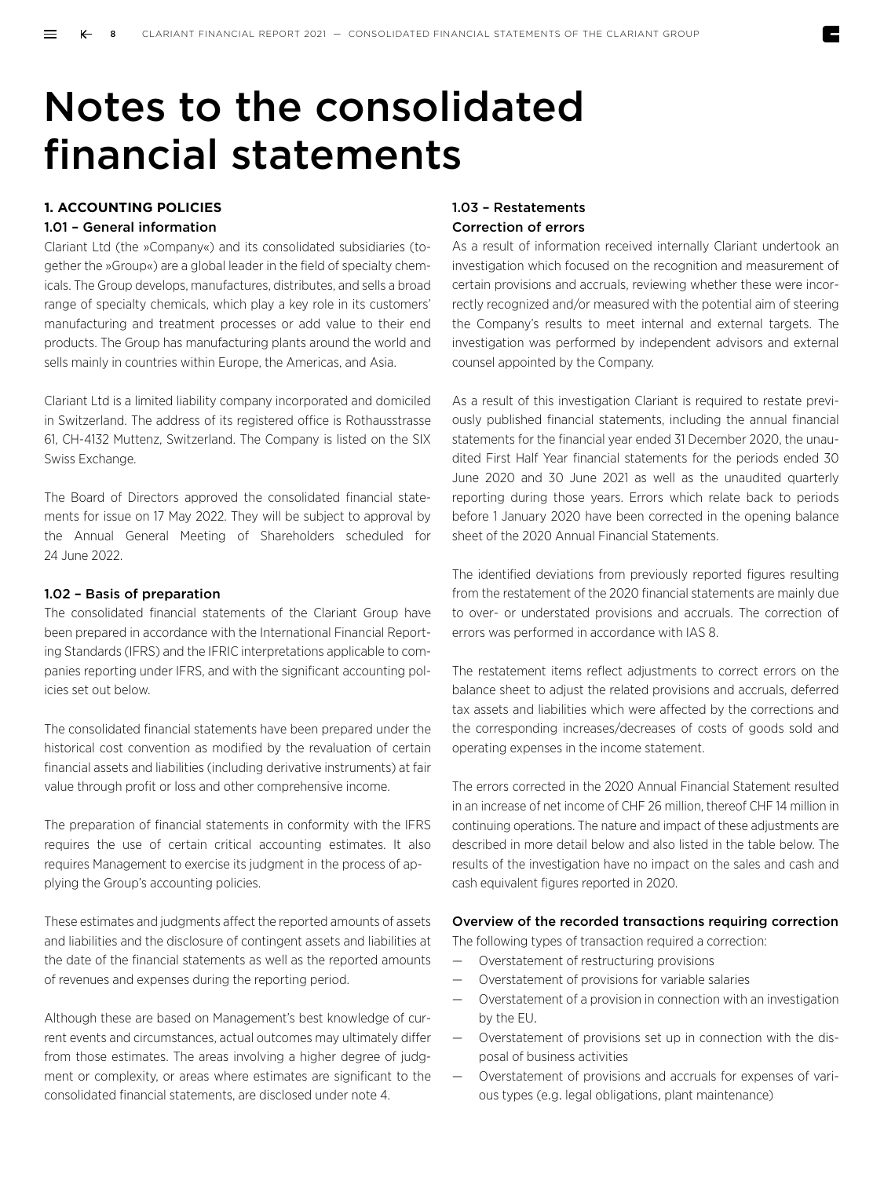# Notes to the consolidated financial statements

## 1. ACCOUNTING POLICIES

### 1.01 – General information

Clariant Ltd (the »Company«) and its consolidated subsidiaries (together the »Group«) are a global leader in the field of specialty chemicals. The Group develops, manufactures, distributes, and sells a broad range of specialty chemicals, which play a key role in its customers' manufacturing and treatment processes or add value to their end products. The Group has manufacturing plants around the world and sells mainly in countries within Europe, the Americas, and Asia.

Clariant Ltd is a limited liability company incorporated and domiciled in Switzerland. The address of its registered office is Rothausstrasse 61, CH-4132 Muttenz, Switzerland. The Company is listed on the SIX Swiss Exchange.

The Board of Directors approved the consolidated financial statements for issue on 17 May 2022. They will be subject to approval by the Annual General Meeting of Shareholders scheduled for 24 June 2022.

### 1.02 – Basis of preparation

The consolidated financial statements of the Clariant Group have been prepared in accordance with the International Financial Reporting Standards (IFRS) and the IFRIC interpretations applicable to companies reporting under IFRS, and with the significant accounting policies set out below.

The consolidated financial statements have been prepared under the historical cost convention as modified by the revaluation of certain financial assets and liabilities (including derivative instruments) at fair value through profit or loss and other comprehensive income.

The preparation of financial statements in conformity with the IFRS requires the use of certain critical accounting estimates. It also requires Management to exercise its judgment in the process of applying the Group's accounting policies.

These estimates and judgments affect the reported amounts of assets and liabilities and the disclosure of contingent assets and liabilities at the date of the financial statements as well as the reported amounts of revenues and expenses during the reporting period.

Although these are based on Management's best knowledge of current events and circumstances, actual outcomes may ultimately differ from those estimates. The areas involving a higher degree of judgment or complexity, or areas where estimates are significant to the consolidated financial statements, are disclosed under note 4.

### 1.03 – Restatements

#### Correction of errors

As a result of information received internally Clariant undertook an investigation which focused on the recognition and measurement of certain provisions and accruals, reviewing whether these were incorrectly recognized and/or measured with the potential aim of steering the Company's results to meet internal and external targets. The investigation was performed by independent advisors and external counsel appointed by the Company.

As a result of this investigation Clariant is required to restate previously published financial statements, including the annual financial statements for the financial year ended 31 December 2020, the unaudited First Half Year financial statements for the periods ended 30 June 2020 and 30 June 2021 as well as the unaudited quarterly reporting during those years. Errors which relate back to periods before 1 January 2020 have been corrected in the opening balance sheet of the 2020 Annual Financial Statements.

The identified deviations from previously reported figures resulting from the restatement of the 2020 financial statements are mainly due to over- or understated provisions and accruals. The correction of errors was performed in accordance with IAS 8.

The restatement items reflect adjustments to correct errors on the balance sheet to adjust the related provisions and accruals, deferred tax assets and liabilities which were affected by the corrections and the corresponding increases/decreases of costs of goods sold and operating expenses in the income statement.

The errors corrected in the 2020 Annual Financial Statement resulted in an increase of net income of CHF 26 million, thereof CHF 14 million in continuing operations. The nature and impact of these adjustments are described in more detail below and also listed in the table below. The results of the investigation have no impact on the sales and cash and cash equivalent figures reported in 2020.

#### Overview of the recorded transactions requiring correction

The following types of transaction required a correction:

- Overstatement of restructuring provisions
- Overstatement of provisions for variable salaries
- Overstatement of a provision in connection with an investigation by the EU.
- Overstatement of provisions set up in connection with the disposal of business activities
- Overstatement of provisions and accruals for expenses of various types (e.g. legal obligations, plant maintenance)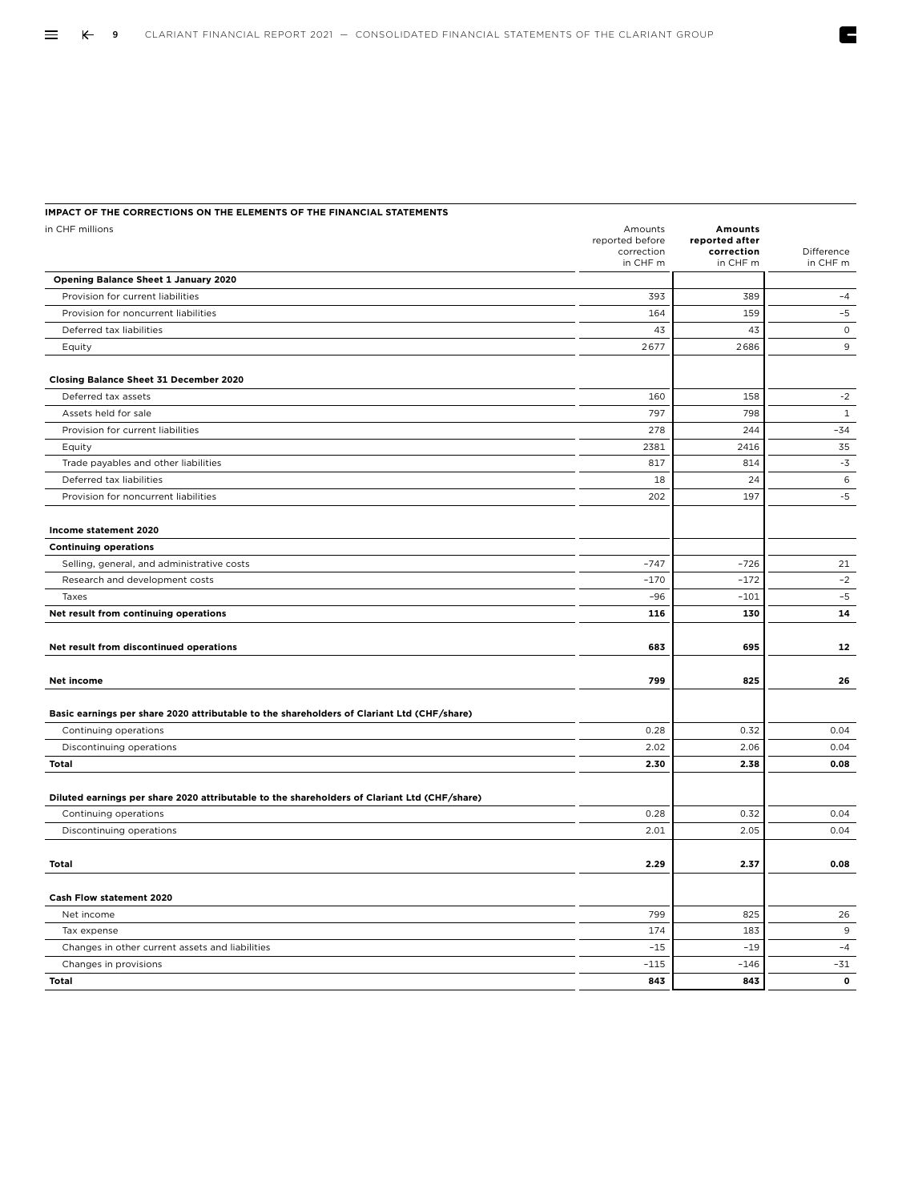**IMPACT OF THE CORRECTIONS ON THE ELEMENTS OF THE FINANCIAL STATEMENTS**

| in CHF millions | Amounts reported before correction in CHF m | **Amounts reported after correction** in CHF m | Difference in CHF m |
|---|---|---|---|
| **Opening Balance Sheet 1 January 2020** | | | |
| Provision for current liabilities | 393 | 389 | –4 |
| Provision for noncurrent liabilities | 164 | 159 | –5 |
| Deferred tax liabilities | 43 | 43 | 0 |
| Equity | 2677 | 2686 | 9 |
| **Closing Balance Sheet 31 December 2020** | | | |
| Deferred tax assets | 160 | 158 | -2 |
| Assets held for sale | 797 | 798 | 1 |
| Provision for current liabilities | 278 | 244 | –34 |
| Equity | 2381 | 2416 | 35 |
| Trade payables and other liabilities | 817 | 814 | -3 |
| Deferred tax liabilities | 18 | 24 | 6 |
| Provision for noncurrent liabilities | 202 | 197 | -5 |
| **Income statement 2020** | | | |
| **Continuing operations** | | | |
| Selling, general, and administrative costs | –747 | –726 | 21 |
| Research and development costs | –170 | –172 | –2 |
| Taxes | –96 | –101 | –5 |
| **Net result from continuing operations** | **116** | **130** | **14** |
| **Net result from discontinued operations** | **683** | **695** | **12** |
| **Net income** | **799** | **825** | **26** |
| **Basic earnings per share 2020 attributable to the shareholders of Clariant Ltd (CHF/share)** | | | |
| Continuing operations | 0.28 | 0.32 | 0.04 |
| Discontinuing operations | 2.02 | 2.06 | 0.04 |
| **Total** | **2.30** | **2.38** | **0.08** |
| **Diluted earnings per share 2020 attributable to the shareholders of Clariant Ltd (CHF/share)** | | | |
| Continuing operations | 0.28 | 0.32 | 0.04 |
| Discontinuing operations | 2.01 | 2.05 | 0.04 |
| **Total** | **2.29** | **2.37** | **0.08** |
| **Cash Flow statement 2020** | | | |
| Net income | 799 | 825 | 26 |
| Tax expense | 174 | 183 | 9 |
| Changes in other current assets and liabilities | –15 | –19 | –4 |
| Changes in provisions | –115 | –146 | –31 |
| **Total** | **843** | **843** | **0** |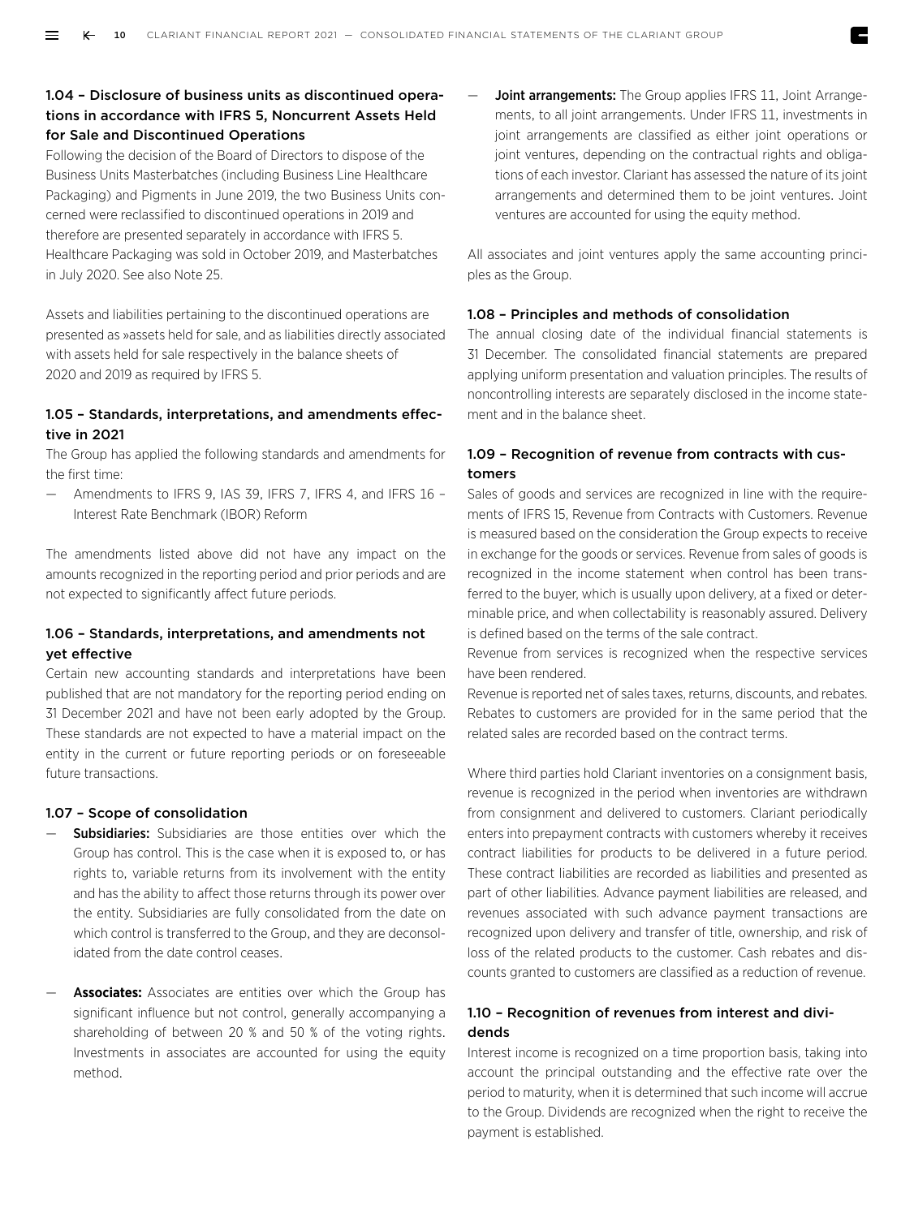### 1.04 – Disclosure of business units as discontinued operations in accordance with IFRS 5, Noncurrent Assets Held for Sale and Discontinued Operations

Following the decision of the Board of Directors to dispose of the Business Units Masterbatches (including Business Line Healthcare Packaging) and Pigments in June 2019, the two Business Units concerned were reclassified to discontinued operations in 2019 and therefore are presented separately in accordance with IFRS 5. Healthcare Packaging was sold in October 2019, and Masterbatches in July 2020. See also Note 25.

Assets and liabilities pertaining to the discontinued operations are presented as »assets held for sale, and as liabilities directly associated with assets held for sale respectively in the balance sheets of 2020 and 2019 as required by IFRS 5.

### 1.05 – Standards, interpretations, and amendments effective in 2021

The Group has applied the following standards and amendments for the first time:

— Amendments to IFRS 9, IAS 39, IFRS 7, IFRS 4, and IFRS 16 – Interest Rate Benchmark (IBOR) Reform

The amendments listed above did not have any impact on the amounts recognized in the reporting period and prior periods and are not expected to significantly affect future periods.

### 1.06 – Standards, interpretations, and amendments not yet effective

Certain new accounting standards and interpretations have been published that are not mandatory for the reporting period ending on 31 December 2021 and have not been early adopted by the Group. These standards are not expected to have a material impact on the entity in the current or future reporting periods or on foreseeable future transactions.

### 1.07 – Scope of consolidation

— **Subsidiaries:** Subsidiaries are those entities over which the Group has control. This is the case when it is exposed to, or has rights to, variable returns from its involvement with the entity and has the ability to affect those returns through its power over the entity. Subsidiaries are fully consolidated from the date on which control is transferred to the Group, and they are deconsolidated from the date control ceases.

— **Associates:** Associates are entities over which the Group has significant influence but not control, generally accompanying a shareholding of between 20 % and 50 % of the voting rights. Investments in associates are accounted for using the equity method.

— **Joint arrangements:** The Group applies IFRS 11, Joint Arrangements, to all joint arrangements. Under IFRS 11, investments in joint arrangements are classified as either joint operations or joint ventures, depending on the contractual rights and obligations of each investor. Clariant has assessed the nature of its joint arrangements and determined them to be joint ventures. Joint ventures are accounted for using the equity method.

All associates and joint ventures apply the same accounting principles as the Group.

### 1.08 – Principles and methods of consolidation

The annual closing date of the individual financial statements is 31 December. The consolidated financial statements are prepared applying uniform presentation and valuation principles. The results of noncontrolling interests are separately disclosed in the income statement and in the balance sheet.

### 1.09 – Recognition of revenue from contracts with customers

Sales of goods and services are recognized in line with the requirements of IFRS 15, Revenue from Contracts with Customers. Revenue is measured based on the consideration the Group expects to receive in exchange for the goods or services. Revenue from sales of goods is recognized in the income statement when control has been transferred to the buyer, which is usually upon delivery, at a fixed or determinable price, and when collectability is reasonably assured. Delivery is defined based on the terms of the sale contract.

Revenue from services is recognized when the respective services have been rendered.

Revenue is reported net of sales taxes, returns, discounts, and rebates. Rebates to customers are provided for in the same period that the related sales are recorded based on the contract terms.

Where third parties hold Clariant inventories on a consignment basis, revenue is recognized in the period when inventories are withdrawn from consignment and delivered to customers. Clariant periodically enters into prepayment contracts with customers whereby it receives contract liabilities for products to be delivered in a future period. These contract liabilities are recorded as liabilities and presented as part of other liabilities. Advance payment liabilities are released, and revenues associated with such advance payment transactions are recognized upon delivery and transfer of title, ownership, and risk of loss of the related products to the customer. Cash rebates and discounts granted to customers are classified as a reduction of revenue.

### 1.10 – Recognition of revenues from interest and dividends

Interest income is recognized on a time proportion basis, taking into account the principal outstanding and the effective rate over the period to maturity, when it is determined that such income will accrue to the Group. Dividends are recognized when the right to receive the payment is established.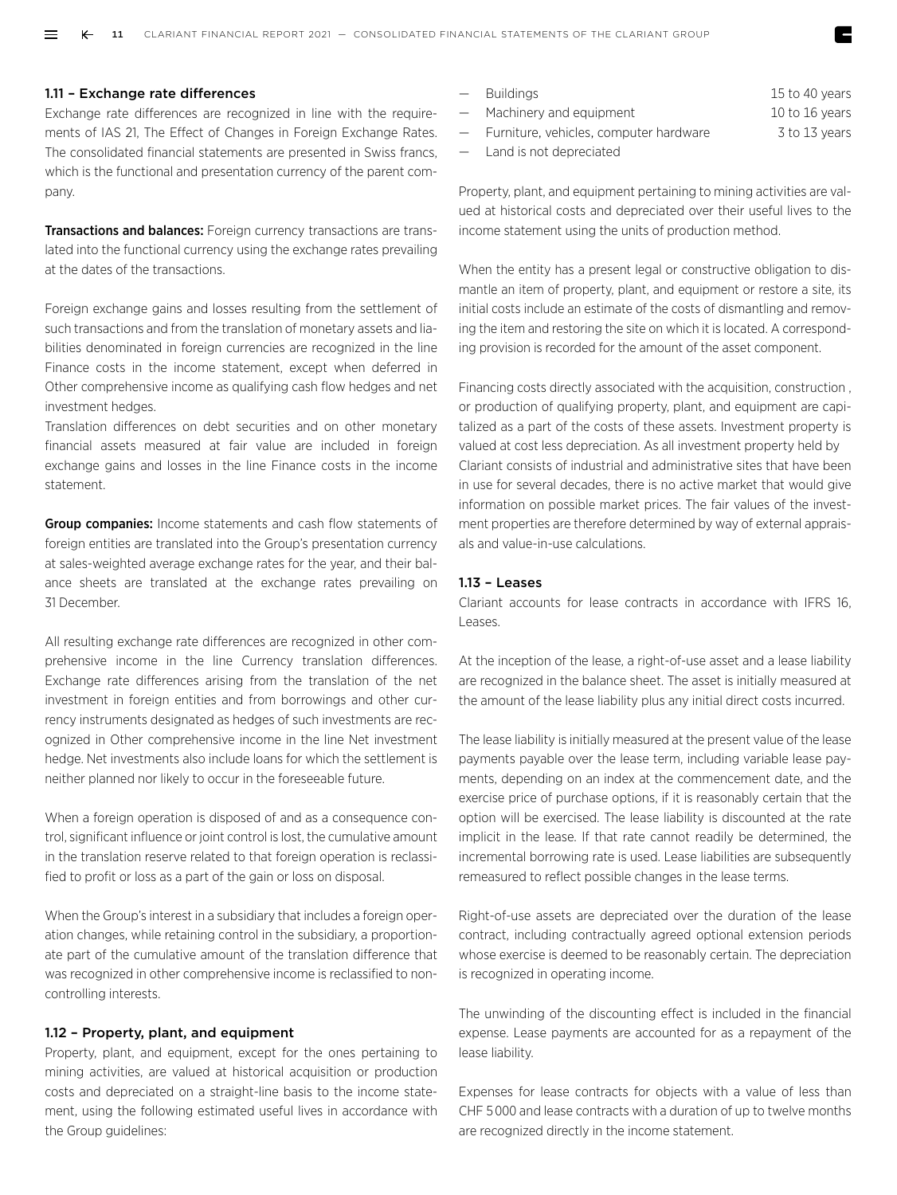### 1.11 – Exchange rate differences

Exchange rate differences are recognized in line with the requirements of IAS 21, The Effect of Changes in Foreign Exchange Rates. The consolidated financial statements are presented in Swiss francs, which is the functional and presentation currency of the parent company.

**Transactions and balances:** Foreign currency transactions are translated into the functional currency using the exchange rates prevailing at the dates of the transactions.

Foreign exchange gains and losses resulting from the settlement of such transactions and from the translation of monetary assets and liabilities denominated in foreign currencies are recognized in the line Finance costs in the income statement, except when deferred in Other comprehensive income as qualifying cash flow hedges and net investment hedges.
Translation differences on debt securities and on other monetary financial assets measured at fair value are included in foreign exchange gains and losses in the line Finance costs in the income statement.

**Group companies:** Income statements and cash flow statements of foreign entities are translated into the Group's presentation currency at sales-weighted average exchange rates for the year, and their balance sheets are translated at the exchange rates prevailing on 31 December.

All resulting exchange rate differences are recognized in other comprehensive income in the line Currency translation differences. Exchange rate differences arising from the translation of the net investment in foreign entities and from borrowings and other currency instruments designated as hedges of such investments are recognized in Other comprehensive income in the line Net investment hedge. Net investments also include loans for which the settlement is neither planned nor likely to occur in the foreseeable future.

When a foreign operation is disposed of and as a consequence control, significant influence or joint control is lost, the cumulative amount in the translation reserve related to that foreign operation is reclassified to profit or loss as a part of the gain or loss on disposal.

When the Group's interest in a subsidiary that includes a foreign operation changes, while retaining control in the subsidiary, a proportionate part of the cumulative amount of the translation difference that was recognized in other comprehensive income is reclassified to noncontrolling interests.

### 1.12 – Property, plant, and equipment

Property, plant, and equipment, except for the ones pertaining to mining activities, are valued at historical acquisition or production costs and depreciated on a straight-line basis to the income statement, using the following estimated useful lives in accordance with the Group guidelines:

- Buildings 15 to 40 years
- Machinery and equipment 10 to 16 years
- Furniture, vehicles, computer hardware 3 to 13 years
- Land is not depreciated

Property, plant, and equipment pertaining to mining activities are valued at historical costs and depreciated over their useful lives to the income statement using the units of production method.

When the entity has a present legal or constructive obligation to dismantle an item of property, plant, and equipment or restore a site, its initial costs include an estimate of the costs of dismantling and removing the item and restoring the site on which it is located. A corresponding provision is recorded for the amount of the asset component.

Financing costs directly associated with the acquisition, construction , or production of qualifying property, plant, and equipment are capitalized as a part of the costs of these assets. Investment property is valued at cost less depreciation. As all investment property held by Clariant consists of industrial and administrative sites that have been in use for several decades, there is no active market that would give information on possible market prices. The fair values of the investment properties are therefore determined by way of external appraisals and value-in-use calculations.

### 1.13 – Leases

Clariant accounts for lease contracts in accordance with IFRS 16, Leases.

At the inception of the lease, a right-of-use asset and a lease liability are recognized in the balance sheet. The asset is initially measured at the amount of the lease liability plus any initial direct costs incurred.

The lease liability is initially measured at the present value of the lease payments payable over the lease term, including variable lease payments, depending on an index at the commencement date, and the exercise price of purchase options, if it is reasonably certain that the option will be exercised. The lease liability is discounted at the rate implicit in the lease. If that rate cannot readily be determined, the incremental borrowing rate is used. Lease liabilities are subsequently remeasured to reflect possible changes in the lease terms.

Right-of-use assets are depreciated over the duration of the lease contract, including contractually agreed optional extension periods whose exercise is deemed to be reasonably certain. The depreciation is recognized in operating income.

The unwinding of the discounting effect is included in the financial expense. Lease payments are accounted for as a repayment of the lease liability.

Expenses for lease contracts for objects with a value of less than CHF 5 000 and lease contracts with a duration of up to twelve months are recognized directly in the income statement.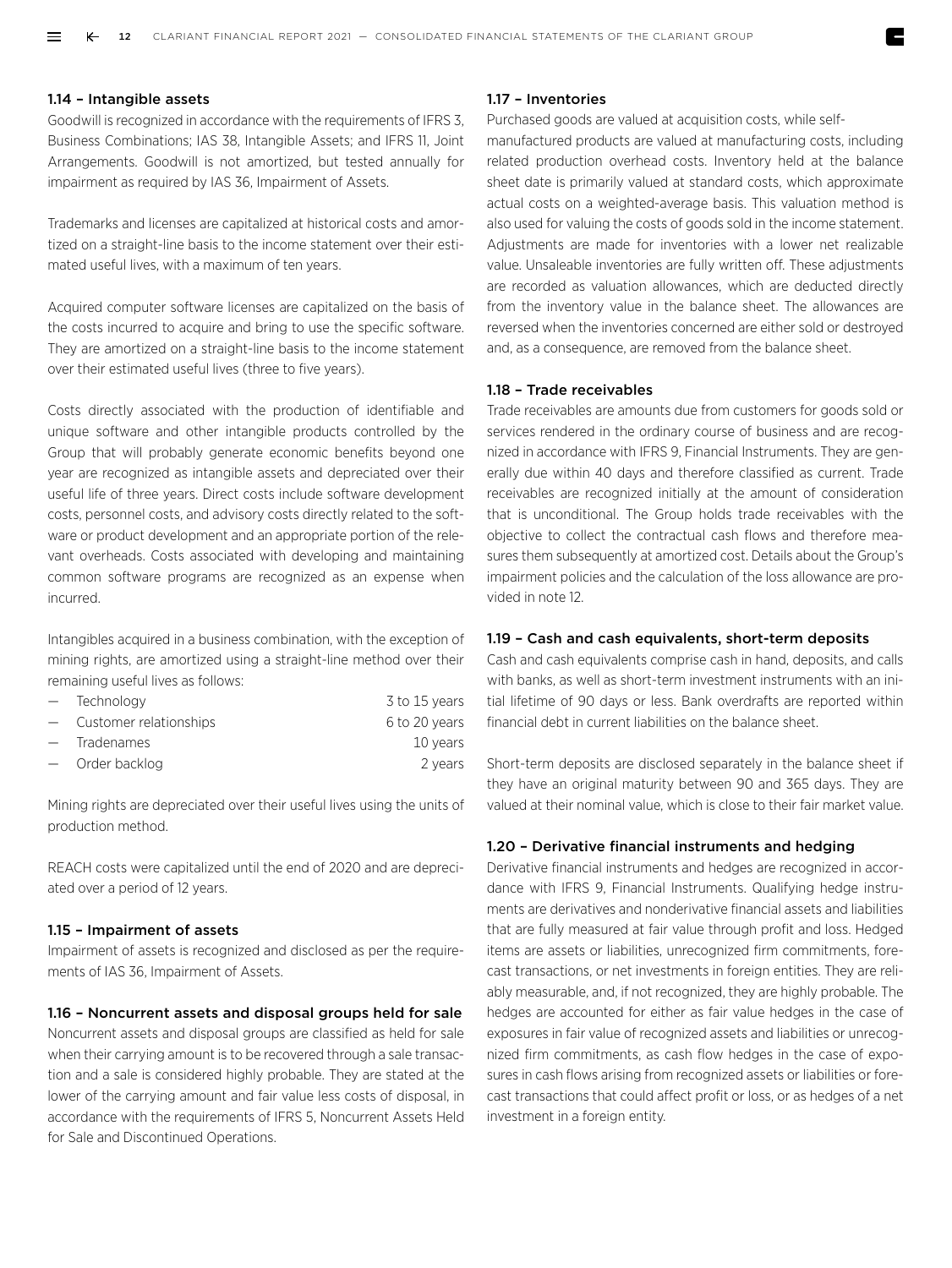### 1.14 – Intangible assets

Goodwill is recognized in accordance with the requirements of IFRS 3, Business Combinations; IAS 38, Intangible Assets; and IFRS 11, Joint Arrangements. Goodwill is not amortized, but tested annually for impairment as required by IAS 36, Impairment of Assets.

Trademarks and licenses are capitalized at historical costs and amortized on a straight-line basis to the income statement over their estimated useful lives, with a maximum of ten years.

Acquired computer software licenses are capitalized on the basis of the costs incurred to acquire and bring to use the specific software. They are amortized on a straight-line basis to the income statement over their estimated useful lives (three to five years).

Costs directly associated with the production of identifiable and unique software and other intangible products controlled by the Group that will probably generate economic benefits beyond one year are recognized as intangible assets and depreciated over their useful life of three years. Direct costs include software development costs, personnel costs, and advisory costs directly related to the software or product development and an appropriate portion of the relevant overheads. Costs associated with developing and maintaining common software programs are recognized as an expense when incurred.

Intangibles acquired in a business combination, with the exception of mining rights, are amortized using a straight-line method over their remaining useful lives as follows:

| | |
|---|---|
| — Technology | 3 to 15 years |
| — Customer relationships | 6 to 20 years |
| — Tradenames | 10 years |
| — Order backlog | 2 years |

Mining rights are depreciated over their useful lives using the units of production method.

REACH costs were capitalized until the end of 2020 and are depreciated over a period of 12 years.

### 1.15 – Impairment of assets

Impairment of assets is recognized and disclosed as per the requirements of IAS 36, Impairment of Assets.

### 1.16 – Noncurrent assets and disposal groups held for sale

Noncurrent assets and disposal groups are classified as held for sale when their carrying amount is to be recovered through a sale transaction and a sale is considered highly probable. They are stated at the lower of the carrying amount and fair value less costs of disposal, in accordance with the requirements of IFRS 5, Noncurrent Assets Held for Sale and Discontinued Operations.

### 1.17 – Inventories

Purchased goods are valued at acquisition costs, while self-manufactured products are valued at manufacturing costs, including related production overhead costs. Inventory held at the balance sheet date is primarily valued at standard costs, which approximate actual costs on a weighted-average basis. This valuation method is also used for valuing the costs of goods sold in the income statement. Adjustments are made for inventories with a lower net realizable value. Unsaleable inventories are fully written off. These adjustments are recorded as valuation allowances, which are deducted directly from the inventory value in the balance sheet. The allowances are reversed when the inventories concerned are either sold or destroyed and, as a consequence, are removed from the balance sheet.

### 1.18 – Trade receivables

Trade receivables are amounts due from customers for goods sold or services rendered in the ordinary course of business and are recognized in accordance with IFRS 9, Financial Instruments. They are generally due within 40 days and therefore classified as current. Trade receivables are recognized initially at the amount of consideration that is unconditional. The Group holds trade receivables with the objective to collect the contractual cash flows and therefore measures them subsequently at amortized cost. Details about the Group's impairment policies and the calculation of the loss allowance are provided in note 12.

### 1.19 – Cash and cash equivalents, short-term deposits

Cash and cash equivalents comprise cash in hand, deposits, and calls with banks, as well as short-term investment instruments with an initial lifetime of 90 days or less. Bank overdrafts are reported within financial debt in current liabilities on the balance sheet.

Short-term deposits are disclosed separately in the balance sheet if they have an original maturity between 90 and 365 days. They are valued at their nominal value, which is close to their fair market value.

### 1.20 – Derivative financial instruments and hedging

Derivative financial instruments and hedges are recognized in accordance with IFRS 9, Financial Instruments. Qualifying hedge instruments are derivatives and nonderivative financial assets and liabilities that are fully measured at fair value through profit and loss. Hedged items are assets or liabilities, unrecognized firm commitments, forecast transactions, or net investments in foreign entities. They are reliably measurable, and, if not recognized, they are highly probable. The hedges are accounted for either as fair value hedges in the case of exposures in fair value of recognized assets and liabilities or unrecognized firm commitments, as cash flow hedges in the case of exposures in cash flows arising from recognized assets or liabilities or forecast transactions that could affect profit or loss, or as hedges of a net investment in a foreign entity.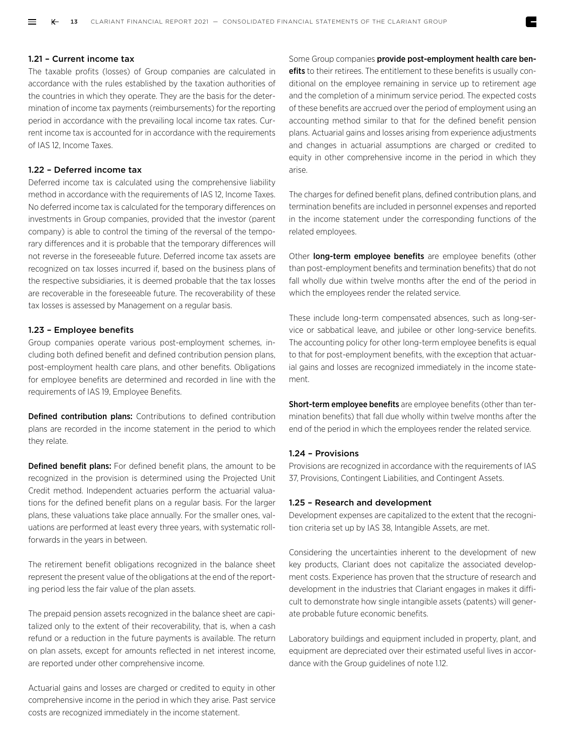### 1.21 – Current income tax

The taxable profits (losses) of Group companies are calculated in accordance with the rules established by the taxation authorities of the countries in which they operate. They are the basis for the determination of income tax payments (reimbursements) for the reporting period in accordance with the prevailing local income tax rates. Current income tax is accounted for in accordance with the requirements of IAS 12, Income Taxes.

### 1.22 – Deferred income tax

Deferred income tax is calculated using the comprehensive liability method in accordance with the requirements of IAS 12, Income Taxes. No deferred income tax is calculated for the temporary differences on investments in Group companies, provided that the investor (parent company) is able to control the timing of the reversal of the temporary differences and it is probable that the temporary differences will not reverse in the foreseeable future. Deferred income tax assets are recognized on tax losses incurred if, based on the business plans of the respective subsidiaries, it is deemed probable that the tax losses are recoverable in the foreseeable future. The recoverability of these tax losses is assessed by Management on a regular basis.

### 1.23 – Employee benefits

Group companies operate various post-employment schemes, including both defined benefit and defined contribution pension plans, post-employment health care plans, and other benefits. Obligations for employee benefits are determined and recorded in line with the requirements of IAS 19, Employee Benefits.

**Defined contribution plans:** Contributions to defined contribution plans are recorded in the income statement in the period to which they relate.

**Defined benefit plans:** For defined benefit plans, the amount to be recognized in the provision is determined using the Projected Unit Credit method. Independent actuaries perform the actuarial valuations for the defined benefit plans on a regular basis. For the larger plans, these valuations take place annually. For the smaller ones, valuations are performed at least every three years, with systematic roll-forwards in the years in between.

The retirement benefit obligations recognized in the balance sheet represent the present value of the obligations at the end of the reporting period less the fair value of the plan assets.

The prepaid pension assets recognized in the balance sheet are capitalized only to the extent of their recoverability, that is, when a cash refund or a reduction in the future payments is available. The return on plan assets, except for amounts reflected in net interest income, are reported under other comprehensive income.

Actuarial gains and losses are charged or credited to equity in other comprehensive income in the period in which they arise. Past service costs are recognized immediately in the income statement.

Some Group companies **provide post-employment health care benefits** to their retirees. The entitlement to these benefits is usually conditional on the employee remaining in service up to retirement age and the completion of a minimum service period. The expected costs of these benefits are accrued over the period of employment using an accounting method similar to that for the defined benefit pension plans. Actuarial gains and losses arising from experience adjustments and changes in actuarial assumptions are charged or credited to equity in other comprehensive income in the period in which they arise.

The charges for defined benefit plans, defined contribution plans, and termination benefits are included in personnel expenses and reported in the income statement under the corresponding functions of the related employees.

Other **long-term employee benefits** are employee benefits (other than post-employment benefits and termination benefits) that do not fall wholly due within twelve months after the end of the period in which the employees render the related service.

These include long-term compensated absences, such as long-service or sabbatical leave, and jubilee or other long-service benefits. The accounting policy for other long-term employee benefits is equal to that for post-employment benefits, with the exception that actuarial gains and losses are recognized immediately in the income statement.

**Short-term employee benefits** are employee benefits (other than termination benefits) that fall due wholly within twelve months after the end of the period in which the employees render the related service.

### 1.24 – Provisions

Provisions are recognized in accordance with the requirements of IAS 37, Provisions, Contingent Liabilities, and Contingent Assets.

### 1.25 – Research and development

Development expenses are capitalized to the extent that the recognition criteria set up by IAS 38, Intangible Assets, are met.

Considering the uncertainties inherent to the development of new key products, Clariant does not capitalize the associated development costs. Experience has proven that the structure of research and development in the industries that Clariant engages in makes it difficult to demonstrate how single intangible assets (patents) will generate probable future economic benefits.

Laboratory buildings and equipment included in property, plant, and equipment are depreciated over their estimated useful lives in accordance with the Group guidelines of note 1.12.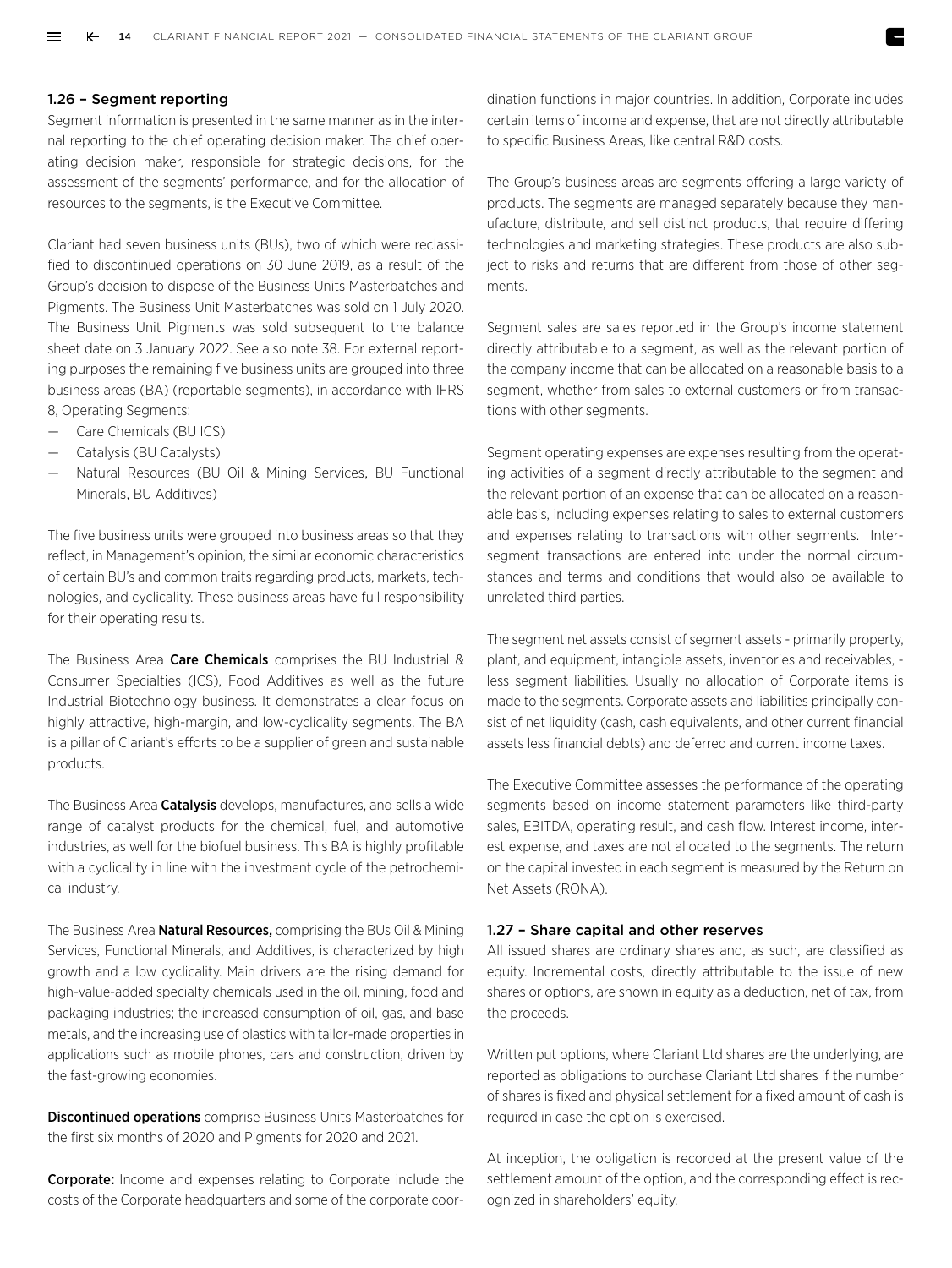### 1.26 – Segment reporting

Segment information is presented in the same manner as in the internal reporting to the chief operating decision maker. The chief operating decision maker, responsible for strategic decisions, for the assessment of the segments' performance, and for the allocation of resources to the segments, is the Executive Committee.

Clariant had seven business units (BUs), two of which were reclassified to discontinued operations on 30 June 2019, as a result of the Group's decision to dispose of the Business Units Masterbatches and Pigments. The Business Unit Masterbatches was sold on 1 July 2020. The Business Unit Pigments was sold subsequent to the balance sheet date on 3 January 2022. See also note 38. For external reporting purposes the remaining five business units are grouped into three business areas (BA) (reportable segments), in accordance with IFRS 8, Operating Segments:

- Care Chemicals (BU ICS)
- Catalysis (BU Catalysts)
- Natural Resources (BU Oil & Mining Services, BU Functional Minerals, BU Additives)

The five business units were grouped into business areas so that they reflect, in Management's opinion, the similar economic characteristics of certain BU's and common traits regarding products, markets, technologies, and cyclicality. These business areas have full responsibility for their operating results.

The Business Area **Care Chemicals** comprises the BU Industrial & Consumer Specialties (ICS), Food Additives as well as the future Industrial Biotechnology business. It demonstrates a clear focus on highly attractive, high-margin, and low-cyclicality segments. The BA is a pillar of Clariant's efforts to be a supplier of green and sustainable products.

The Business Area **Catalysis** develops, manufactures, and sells a wide range of catalyst products for the chemical, fuel, and automotive industries, as well for the biofuel business. This BA is highly profitable with a cyclicality in line with the investment cycle of the petrochemical industry.

The Business Area **Natural Resources,** comprising the BUs Oil & Mining Services, Functional Minerals, and Additives, is characterized by high growth and a low cyclicality. Main drivers are the rising demand for high-value-added specialty chemicals used in the oil, mining, food and packaging industries; the increased consumption of oil, gas, and base metals, and the increasing use of plastics with tailor-made properties in applications such as mobile phones, cars and construction, driven by the fast-growing economies.

**Discontinued operations** comprise Business Units Masterbatches for the first six months of 2020 and Pigments for 2020 and 2021.

**Corporate:** Income and expenses relating to Corporate include the costs of the Corporate headquarters and some of the corporate coordination functions in major countries. In addition, Corporate includes certain items of income and expense, that are not directly attributable to specific Business Areas, like central R&D costs.

The Group's business areas are segments offering a large variety of products. The segments are managed separately because they manufacture, distribute, and sell distinct products, that require differing technologies and marketing strategies. These products are also subject to risks and returns that are different from those of other segments.

Segment sales are sales reported in the Group's income statement directly attributable to a segment, as well as the relevant portion of the company income that can be allocated on a reasonable basis to a segment, whether from sales to external customers or from transactions with other segments.

Segment operating expenses are expenses resulting from the operating activities of a segment directly attributable to the segment and the relevant portion of an expense that can be allocated on a reasonable basis, including expenses relating to sales to external customers and expenses relating to transactions with other segments. Intersegment transactions are entered into under the normal circumstances and terms and conditions that would also be available to unrelated third parties.

The segment net assets consist of segment assets - primarily property, plant, and equipment, intangible assets, inventories and receivables, - less segment liabilities. Usually no allocation of Corporate items is made to the segments. Corporate assets and liabilities principally consist of net liquidity (cash, cash equivalents, and other current financial assets less financial debts) and deferred and current income taxes.

The Executive Committee assesses the performance of the operating segments based on income statement parameters like third-party sales, EBITDA, operating result, and cash flow. Interest income, interest expense, and taxes are not allocated to the segments. The return on the capital invested in each segment is measured by the Return on Net Assets (RONA).

### 1.27 – Share capital and other reserves

All issued shares are ordinary shares and, as such, are classified as equity. Incremental costs, directly attributable to the issue of new shares or options, are shown in equity as a deduction, net of tax, from the proceeds.

Written put options, where Clariant Ltd shares are the underlying, are reported as obligations to purchase Clariant Ltd shares if the number of shares is fixed and physical settlement for a fixed amount of cash is required in case the option is exercised.

At inception, the obligation is recorded at the present value of the settlement amount of the option, and the corresponding effect is recognized in shareholders' equity.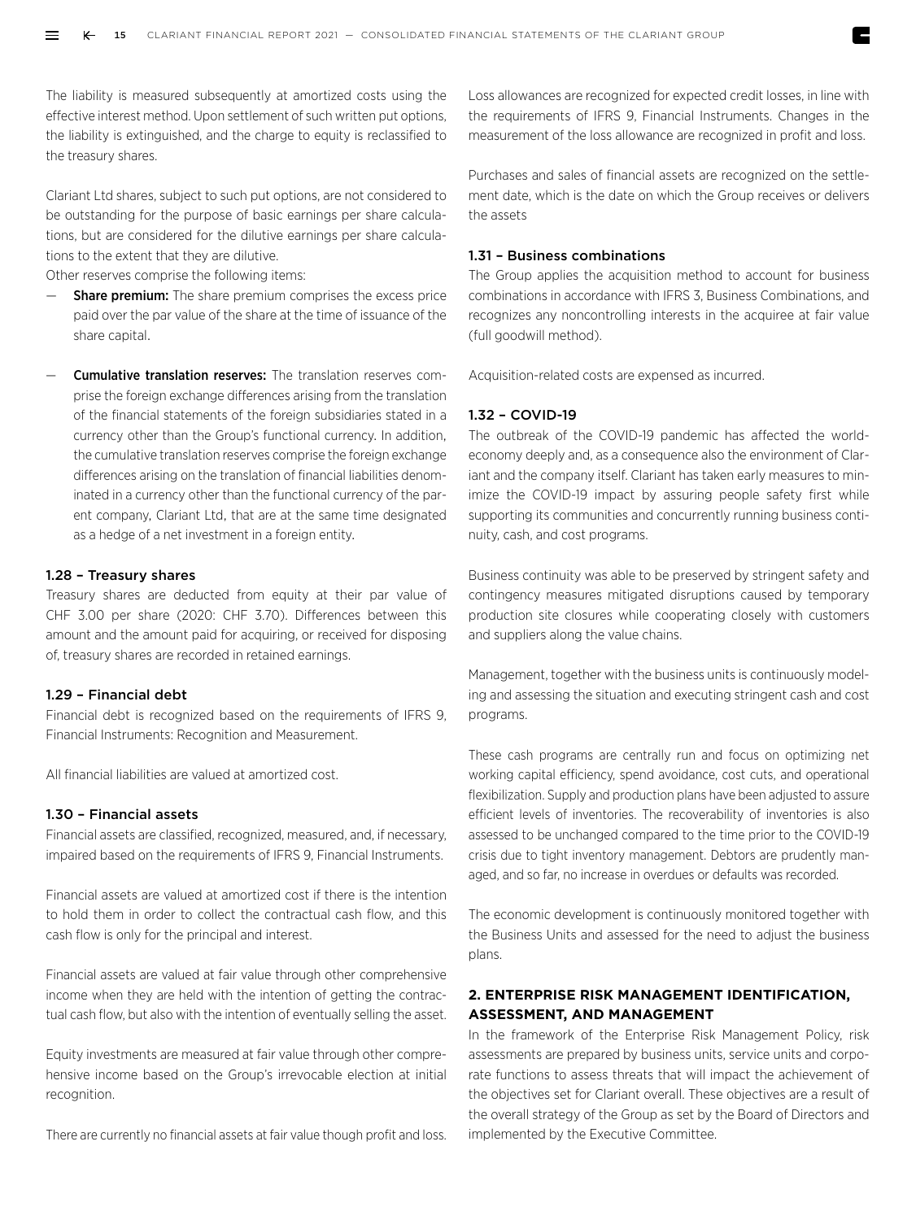The liability is measured subsequently at amortized costs using the effective interest method. Upon settlement of such written put options, the liability is extinguished, and the charge to equity is reclassified to the treasury shares.

Clariant Ltd shares, subject to such put options, are not considered to be outstanding for the purpose of basic earnings per share calculations, but are considered for the dilutive earnings per share calculations to the extent that they are dilutive.

Other reserves comprise the following items:

- **Share premium:** The share premium comprises the excess price paid over the par value of the share at the time of issuance of the share capital.
- **Cumulative translation reserves:** The translation reserves comprise the foreign exchange differences arising from the translation of the financial statements of the foreign subsidiaries stated in a currency other than the Group's functional currency. In addition, the cumulative translation reserves comprise the foreign exchange differences arising on the translation of financial liabilities denominated in a currency other than the functional currency of the parent company, Clariant Ltd, that are at the same time designated as a hedge of a net investment in a foreign entity.

### 1.28 – Treasury shares

Treasury shares are deducted from equity at their par value of CHF 3.00 per share (2020: CHF 3.70). Differences between this amount and the amount paid for acquiring, or received for disposing of, treasury shares are recorded in retained earnings.

### 1.29 – Financial debt

Financial debt is recognized based on the requirements of IFRS 9, Financial Instruments: Recognition and Measurement.

All financial liabilities are valued at amortized cost.

### 1.30 – Financial assets

Financial assets are classified, recognized, measured, and, if necessary, impaired based on the requirements of IFRS 9, Financial Instruments.

Financial assets are valued at amortized cost if there is the intention to hold them in order to collect the contractual cash flow, and this cash flow is only for the principal and interest.

Financial assets are valued at fair value through other comprehensive income when they are held with the intention of getting the contractual cash flow, but also with the intention of eventually selling the asset.

Equity investments are measured at fair value through other comprehensive income based on the Group's irrevocable election at initial recognition.

There are currently no financial assets at fair value though profit and loss.

Loss allowances are recognized for expected credit losses, in line with the requirements of IFRS 9, Financial Instruments. Changes in the measurement of the loss allowance are recognized in profit and loss.

Purchases and sales of financial assets are recognized on the settlement date, which is the date on which the Group receives or delivers the assets

### 1.31 – Business combinations

The Group applies the acquisition method to account for business combinations in accordance with IFRS 3, Business Combinations, and recognizes any noncontrolling interests in the acquiree at fair value (full goodwill method).

Acquisition-related costs are expensed as incurred.

### 1.32 – COVID-19

The outbreak of the COVID-19 pandemic has affected the world-economy deeply and, as a consequence also the environment of Clariant and the company itself. Clariant has taken early measures to minimize the COVID-19 impact by assuring people safety first while supporting its communities and concurrently running business continuity, cash, and cost programs.

Business continuity was able to be preserved by stringent safety and contingency measures mitigated disruptions caused by temporary production site closures while cooperating closely with customers and suppliers along the value chains.

Management, together with the business units is continuously modeling and assessing the situation and executing stringent cash and cost programs.

These cash programs are centrally run and focus on optimizing net working capital efficiency, spend avoidance, cost cuts, and operational flexibilization. Supply and production plans have been adjusted to assure efficient levels of inventories. The recoverability of inventories is also assessed to be unchanged compared to the time prior to the COVID-19 crisis due to tight inventory management. Debtors are prudently managed, and so far, no increase in overdues or defaults was recorded.

The economic development is continuously monitored together with the Business Units and assessed for the need to adjust the business plans.

## 2. ENTERPRISE RISK MANAGEMENT IDENTIFICATION, ASSESSMENT, AND MANAGEMENT

In the framework of the Enterprise Risk Management Policy, risk assessments are prepared by business units, service units and corporate functions to assess threats that will impact the achievement of the objectives set for Clariant overall. These objectives are a result of the overall strategy of the Group as set by the Board of Directors and implemented by the Executive Committee.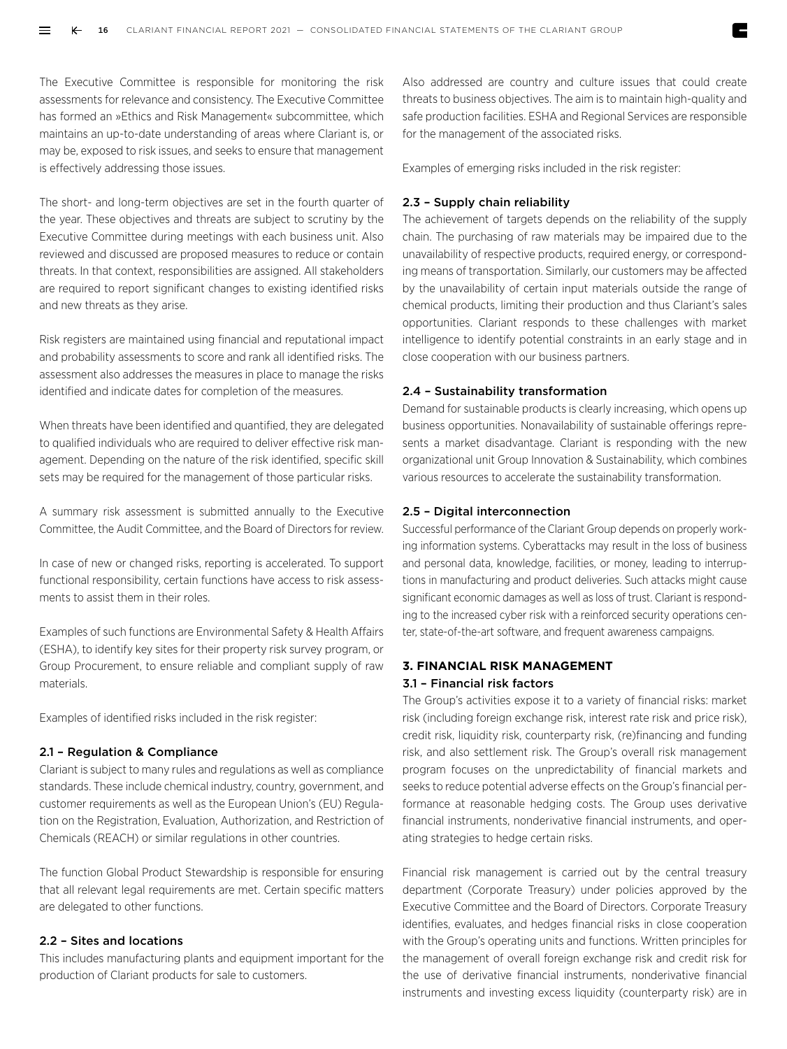The Executive Committee is responsible for monitoring the risk assessments for relevance and consistency. The Executive Committee has formed an »Ethics and Risk Management« subcommittee, which maintains an up-to-date understanding of areas where Clariant is, or may be, exposed to risk issues, and seeks to ensure that management is effectively addressing those issues.

The short- and long-term objectives are set in the fourth quarter of the year. These objectives and threats are subject to scrutiny by the Executive Committee during meetings with each business unit. Also reviewed and discussed are proposed measures to reduce or contain threats. In that context, responsibilities are assigned. All stakeholders are required to report significant changes to existing identified risks and new threats as they arise.

Risk registers are maintained using financial and reputational impact and probability assessments to score and rank all identified risks. The assessment also addresses the measures in place to manage the risks identified and indicate dates for completion of the measures.

When threats have been identified and quantified, they are delegated to qualified individuals who are required to deliver effective risk management. Depending on the nature of the risk identified, specific skill sets may be required for the management of those particular risks.

A summary risk assessment is submitted annually to the Executive Committee, the Audit Committee, and the Board of Directors for review.

In case of new or changed risks, reporting is accelerated. To support functional responsibility, certain functions have access to risk assessments to assist them in their roles.

Examples of such functions are Environmental Safety & Health Affairs (ESHA), to identify key sites for their property risk survey program, or Group Procurement, to ensure reliable and compliant supply of raw materials.

Examples of identified risks included in the risk register:

### 2.1 – Regulation & Compliance

Clariant is subject to many rules and regulations as well as compliance standards. These include chemical industry, country, government, and customer requirements as well as the European Union's (EU) Regulation on the Registration, Evaluation, Authorization, and Restriction of Chemicals (REACH) or similar regulations in other countries.

The function Global Product Stewardship is responsible for ensuring that all relevant legal requirements are met. Certain specific matters are delegated to other functions.

### 2.2 – Sites and locations

This includes manufacturing plants and equipment important for the production of Clariant products for sale to customers.

Also addressed are country and culture issues that could create threats to business objectives. The aim is to maintain high-quality and safe production facilities. ESHA and Regional Services are responsible for the management of the associated risks.

Examples of emerging risks included in the risk register:

### 2.3 – Supply chain reliability

The achievement of targets depends on the reliability of the supply chain. The purchasing of raw materials may be impaired due to the unavailability of respective products, required energy, or corresponding means of transportation. Similarly, our customers may be affected by the unavailability of certain input materials outside the range of chemical products, limiting their production and thus Clariant's sales opportunities. Clariant responds to these challenges with market intelligence to identify potential constraints in an early stage and in close cooperation with our business partners.

### 2.4 – Sustainability transformation

Demand for sustainable products is clearly increasing, which opens up business opportunities. Nonavailability of sustainable offerings represents a market disadvantage. Clariant is responding with the new organizational unit Group Innovation & Sustainability, which combines various resources to accelerate the sustainability transformation.

### 2.5 – Digital interconnection

Successful performance of the Clariant Group depends on properly working information systems. Cyberattacks may result in the loss of business and personal data, knowledge, facilities, or money, leading to interruptions in manufacturing and product deliveries. Such attacks might cause significant economic damages as well as loss of trust. Clariant is responding to the increased cyber risk with a reinforced security operations center, state-of-the-art software, and frequent awareness campaigns.

## 3. FINANCIAL RISK MANAGEMENT

### 3.1 – Financial risk factors

The Group's activities expose it to a variety of financial risks: market risk (including foreign exchange risk, interest rate risk and price risk), credit risk, liquidity risk, counterparty risk, (re)financing and funding risk, and also settlement risk. The Group's overall risk management program focuses on the unpredictability of financial markets and seeks to reduce potential adverse effects on the Group's financial performance at reasonable hedging costs. The Group uses derivative financial instruments, nonderivative financial instruments, and operating strategies to hedge certain risks.

Financial risk management is carried out by the central treasury department (Corporate Treasury) under policies approved by the Executive Committee and the Board of Directors. Corporate Treasury identifies, evaluates, and hedges financial risks in close cooperation with the Group's operating units and functions. Written principles for the management of overall foreign exchange risk and credit risk for the use of derivative financial instruments, nonderivative financial instruments and investing excess liquidity (counterparty risk) are in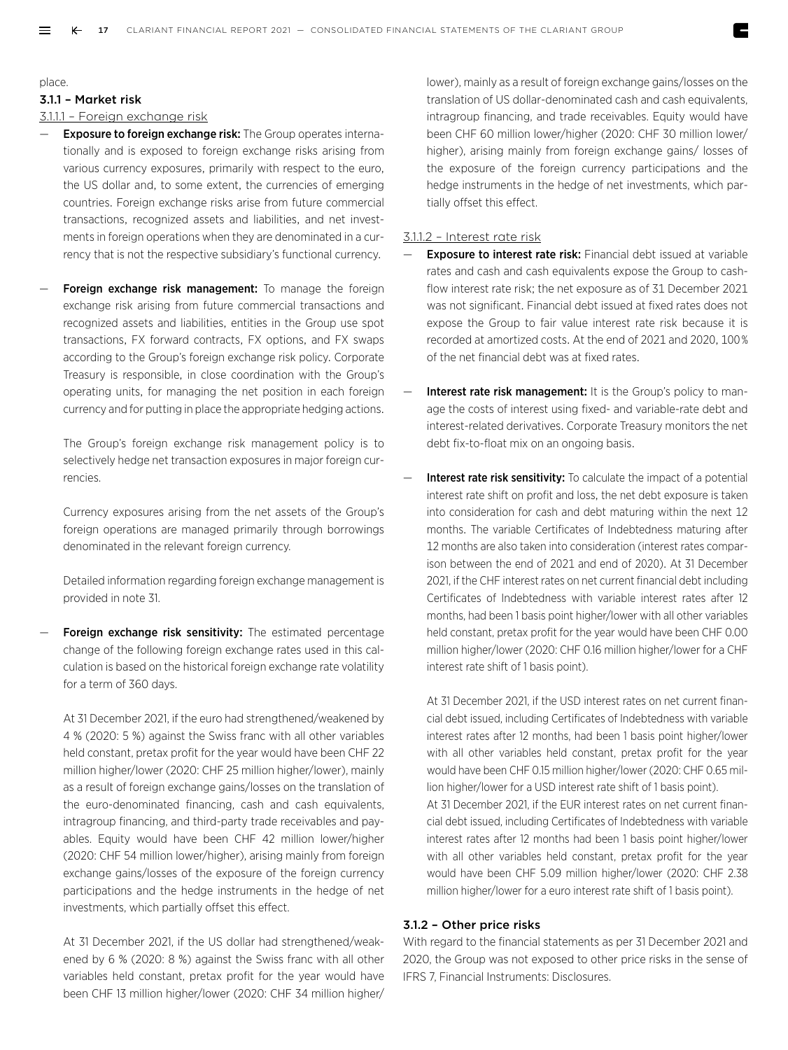place.

### 3.1.1 – Market risk

3.1.1.1 – Foreign exchange risk

— **Exposure to foreign exchange risk:** The Group operates internationally and is exposed to foreign exchange risks arising from various currency exposures, primarily with respect to the euro, the US dollar and, to some extent, the currencies of emerging countries. Foreign exchange risks arise from future commercial transactions, recognized assets and liabilities, and net investments in foreign operations when they are denominated in a currency that is not the respective subsidiary's functional currency.

— **Foreign exchange risk management:** To manage the foreign exchange risk arising from future commercial transactions and recognized assets and liabilities, entities in the Group use spot transactions, FX forward contracts, FX options, and FX swaps according to the Group's foreign exchange risk policy. Corporate Treasury is responsible, in close coordination with the Group's operating units, for managing the net position in each foreign currency and for putting in place the appropriate hedging actions.

  The Group's foreign exchange risk management policy is to selectively hedge net transaction exposures in major foreign currencies.

  Currency exposures arising from the net assets of the Group's foreign operations are managed primarily through borrowings denominated in the relevant foreign currency.

  Detailed information regarding foreign exchange management is provided in note 31.

— **Foreign exchange risk sensitivity:** The estimated percentage change of the following foreign exchange rates used in this calculation is based on the historical foreign exchange rate volatility for a term of 360 days.

  At 31 December 2021, if the euro had strengthened/weakened by 4 % (2020: 5 %) against the Swiss franc with all other variables held constant, pretax profit for the year would have been CHF 22 million higher/lower (2020: CHF 25 million higher/lower), mainly as a result of foreign exchange gains/losses on the translation of the euro-denominated financing, cash and cash equivalents, intragroup financing, and third-party trade receivables and payables. Equity would have been CHF 42 million lower/higher (2020: CHF 54 million lower/higher), arising mainly from foreign exchange gains/losses of the exposure of the foreign currency participations and the hedge instruments in the hedge of net investments, which partially offset this effect.

  At 31 December 2021, if the US dollar had strengthened/weakened by 6 % (2020: 8 %) against the Swiss franc with all other variables held constant, pretax profit for the year would have been CHF 13 million higher/lower (2020: CHF 34 million higher/lower), mainly as a result of foreign exchange gains/losses on the translation of US dollar-denominated cash and cash equivalents, intragroup financing, and trade receivables. Equity would have been CHF 60 million lower/higher (2020: CHF 30 million lower/higher), arising mainly from foreign exchange gains/ losses of the exposure of the foreign currency participations and the hedge instruments in the hedge of net investments, which partially offset this effect.

3.1.1.2 – Interest rate risk

— **Exposure to interest rate risk:** Financial debt issued at variable rates and cash and cash equivalents expose the Group to cash-flow interest rate risk; the net exposure as of 31 December 2021 was not significant. Financial debt issued at fixed rates does not expose the Group to fair value interest rate risk because it is recorded at amortized costs. At the end of 2021 and 2020, 100 % of the net financial debt was at fixed rates.

— **Interest rate risk management:** It is the Group's policy to manage the costs of interest using fixed- and variable-rate debt and interest-related derivatives. Corporate Treasury monitors the net debt fix-to-float mix on an ongoing basis.

— **Interest rate risk sensitivity:** To calculate the impact of a potential interest rate shift on profit and loss, the net debt exposure is taken into consideration for cash and debt maturing within the next 12 months. The variable Certificates of Indebtedness maturing after 12 months are also taken into consideration (interest rates comparison between the end of 2021 and end of 2020). At 31 December 2021, if the CHF interest rates on net current financial debt including Certificates of Indebtedness with variable interest rates after 12 months, had been 1 basis point higher/lower with all other variables held constant, pretax profit for the year would have been CHF 0.00 million higher/lower (2020: CHF 0.16 million higher/lower for a CHF interest rate shift of 1 basis point).

  At 31 December 2021, if the USD interest rates on net current financial debt issued, including Certificates of Indebtedness with variable interest rates after 12 months, had been 1 basis point higher/lower with all other variables held constant, pretax profit for the year would have been CHF 0.15 million higher/lower (2020: CHF 0.65 million higher/lower for a USD interest rate shift of 1 basis point).
  At 31 December 2021, if the EUR interest rates on net current financial debt issued, including Certificates of Indebtedness with variable interest rates after 12 months had been 1 basis point higher/lower with all other variables held constant, pretax profit for the year would have been CHF 5.09 million higher/lower (2020: CHF 2.38 million higher/lower for a euro interest rate shift of 1 basis point).

### 3.1.2 – Other price risks

With regard to the financial statements as per 31 December 2021 and 2020, the Group was not exposed to other price risks in the sense of IFRS 7, Financial Instruments: Disclosures.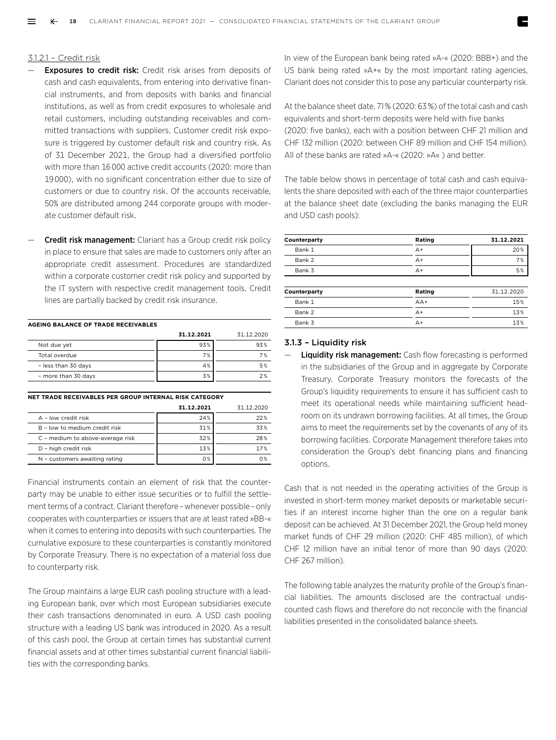#### 3.1.2.1 – Credit risk

- **Exposures to credit risk:** Credit risk arises from deposits of cash and cash equivalents, from entering into derivative financial instruments, and from deposits with banks and financial institutions, as well as from credit exposures to wholesale and retail customers, including outstanding receivables and committed transactions with suppliers. Customer credit risk exposure is triggered by customer default risk and country risk. As of 31 December 2021, the Group had a diversified portfolio with more than 16 000 active credit accounts (2020: more than 19 000), with no significant concentration either due to size of customers or due to country risk. Of the accounts receivable, 50% are distributed among 244 corporate groups with moderate customer default risk.

- **Credit risk management:** Clariant has a Group credit risk policy in place to ensure that sales are made to customers only after an appropriate credit assessment. Procedures are standardized within a corporate customer credit risk policy and supported by the IT system with respective credit management tools. Credit lines are partially backed by credit risk insurance.

**AGEING BALANCE OF TRADE RECEIVABLES**

| | 31.12.2021 | 31.12.2020 |
|---|---|---|
| Not due yet | 93% | 93% |
| Total overdue | 7% | 7% |
| – less than 30 days | 4% | 5% |
| – more than 30 days | 3% | 2% |

**NET TRADE RECEIVABLES PER GROUP INTERNAL RISK CATEGORY**

| | 31.12.2021 | 31.12.2020 |
|---|---|---|
| A – low credit risk | 24% | 22% |
| B – low to medium credit risk | 31% | 33% |
| C – medium to above-average risk | 32% | 28% |
| D – high credit risk | 13% | 17% |
| N – customers awaiting rating | 0% | 0% |

Financial instruments contain an element of risk that the counterparty may be unable to either issue securities or to fulfill the settlement terms of a contract. Clariant therefore – whenever possible – only cooperates with counterparties or issuers that are at least rated »BB-« when it comes to entering into deposits with such counterparties. The cumulative exposure to these counterparties is constantly monitored by Corporate Treasury. There is no expectation of a material loss due to counterparty risk.

The Group maintains a large EUR cash pooling structure with a leading European bank, over which most European subsidiaries execute their cash transactions denominated in euro. A USD cash pooling structure with a leading US bank was introduced in 2020. As a result of this cash pool, the Group at certain times has substantial current financial assets and at other times substantial current financial liabilities with the corresponding banks.

In view of the European bank being rated »A-« (2020: BBB+) and the US bank being rated »A+« by the most important rating agencies, Clariant does not consider this to pose any particular counterparty risk.

At the balance sheet date, 71% (2020: 63%) of the total cash and cash equivalents and short-term deposits were held with five banks (2020: five banks), each with a position between CHF 21 million and CHF 132 million (2020: between CHF 89 million and CHF 154 million). All of these banks are rated »A-« (2020: »A« ) and better.

The table below shows in percentage of total cash and cash equivalents the share deposited with each of the three major counterparties at the balance sheet date (excluding the banks managing the EUR and USD cash pools):

| Counterparty | Rating | 31.12.2021 |
|---|---|---|
| Bank 1 | A+ | 20% |
| Bank 2 | A+ | 7% |
| Bank 3 | A+ | 5% |

| Counterparty | Rating | 31.12.2020 |
|---|---|---|
| Bank 1 | AA+ | 15% |
| Bank 2 | A+ | 13% |
| Bank 3 | A+ | 13% |

### 3.1.3 – Liquidity risk

- **Liquidity risk management:** Cash flow forecasting is performed in the subsidiaries of the Group and in aggregate by Corporate Treasury. Corporate Treasury monitors the forecasts of the Group's liquidity requirements to ensure it has sufficient cash to meet its operational needs while maintaining sufficient headroom on its undrawn borrowing facilities. At all times, the Group aims to meet the requirements set by the covenants of any of its borrowing facilities. Corporate Management therefore takes into consideration the Group's debt financing plans and financing options.

Cash that is not needed in the operating activities of the Group is invested in short-term money market deposits or marketable securities if an interest income higher than the one on a regular bank deposit can be achieved. At 31 December 2021, the Group held money market funds of CHF 29 million (2020: CHF 485 million), of which CHF 12 million have an initial tenor of more than 90 days (2020: CHF 267 million).

The following table analyzes the maturity profile of the Group's financial liabilities. The amounts disclosed are the contractual undiscounted cash flows and therefore do not reconcile with the financial liabilities presented in the consolidated balance sheets.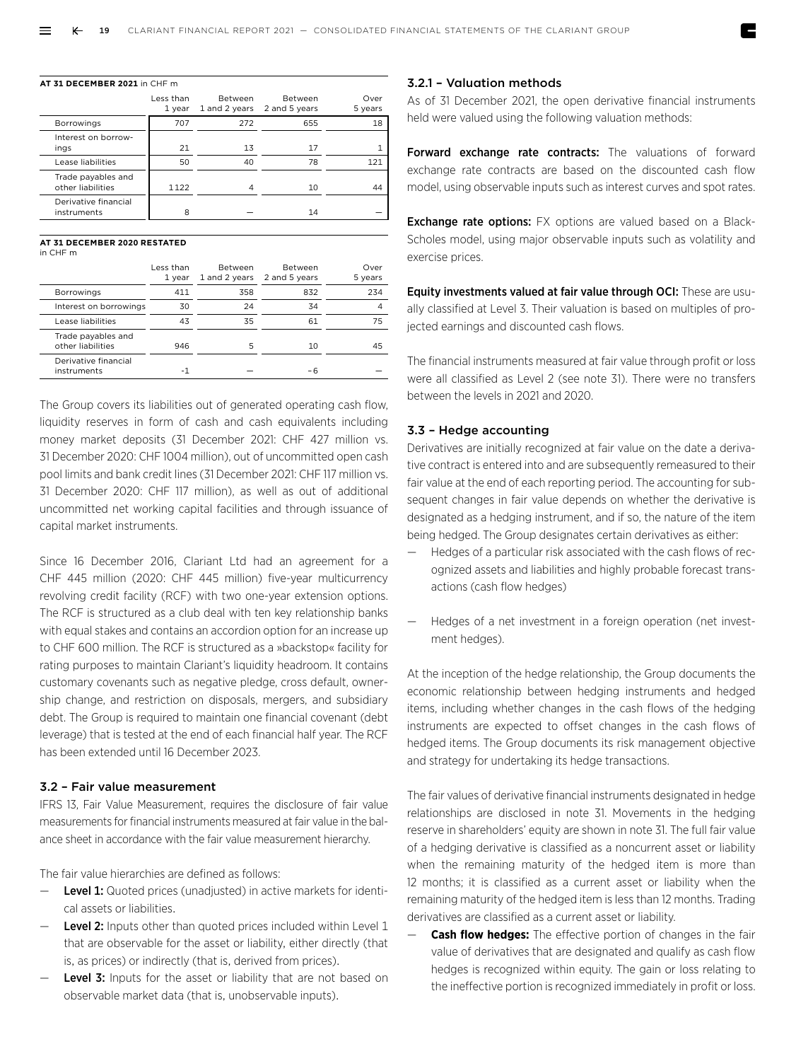**AT 31 DECEMBER 2021** in CHF m

| | Less than 1 year | Between 1 and 2 years | Between 2 and 5 years | Over 5 years |
|---|---|---|---|---|
| Borrowings | 707 | 272 | 655 | 18 |
| Interest on borrowings | 21 | 13 | 17 | 1 |
| Lease liabilities | 50 | 40 | 78 | 121 |
| Trade payables and other liabilities | 1122 | 4 | 10 | 44 |
| Derivative financial instruments | 8 | – | 14 | – |

**AT 31 DECEMBER 2020 RESTATED**
in CHF m

| | Less than 1 year | Between 1 and 2 years | Between 2 and 5 years | Over 5 years |
|---|---|---|---|---|
| Borrowings | 411 | 358 | 832 | 234 |
| Interest on borrowings | 30 | 24 | 34 | 4 |
| Lease liabilities | 43 | 35 | 61 | 75 |
| Trade payables and other liabilities | 946 | 5 | 10 | 45 |
| Derivative financial instruments | -1 | – | -6 | – |

The Group covers its liabilities out of generated operating cash flow, liquidity reserves in form of cash and cash equivalents including money market deposits (31 December 2021: CHF 427 million vs. 31 December 2020: CHF 1004 million), out of uncommitted open cash pool limits and bank credit lines (31 December 2021: CHF 117 million vs. 31 December 2020: CHF 117 million), as well as out of additional uncommitted net working capital facilities and through issuance of capital market instruments.

Since 16 December 2016, Clariant Ltd had an agreement for a CHF 445 million (2020: CHF 445 million) five-year multicurrency revolving credit facility (RCF) with two one-year extension options. The RCF is structured as a club deal with ten key relationship banks with equal stakes and contains an accordion option for an increase up to CHF 600 million. The RCF is structured as a »backstop« facility for rating purposes to maintain Clariant's liquidity headroom. It contains customary covenants such as negative pledge, cross default, ownership change, and restriction on disposals, mergers, and subsidiary debt. The Group is required to maintain one financial covenant (debt leverage) that is tested at the end of each financial half year. The RCF has been extended until 16 December 2023.

### 3.2 – Fair value measurement

IFRS 13, Fair Value Measurement, requires the disclosure of fair value measurements for financial instruments measured at fair value in the balance sheet in accordance with the fair value measurement hierarchy.

The fair value hierarchies are defined as follows:

- **Level 1:** Quoted prices (unadjusted) in active markets for identical assets or liabilities.
- **Level 2:** Inputs other than quoted prices included within Level 1 that are observable for the asset or liability, either directly (that is, as prices) or indirectly (that is, derived from prices).
- **Level 3:** Inputs for the asset or liability that are not based on observable market data (that is, unobservable inputs).

#### 3.2.1 – Valuation methods

As of 31 December 2021, the open derivative financial instruments held were valued using the following valuation methods:

**Forward exchange rate contracts:** The valuations of forward exchange rate contracts are based on the discounted cash flow model, using observable inputs such as interest curves and spot rates.

**Exchange rate options:** FX options are valued based on a Black-Scholes model, using major observable inputs such as volatility and exercise prices.

**Equity investments valued at fair value through OCI:** These are usually classified at Level 3. Their valuation is based on multiples of projected earnings and discounted cash flows.

The financial instruments measured at fair value through profit or loss were all classified as Level 2 (see note 31). There were no transfers between the levels in 2021 and 2020.

### 3.3 – Hedge accounting

Derivatives are initially recognized at fair value on the date a derivative contract is entered into and are subsequently remeasured to their fair value at the end of each reporting period. The accounting for subsequent changes in fair value depends on whether the derivative is designated as a hedging instrument, and if so, the nature of the item being hedged. The Group designates certain derivatives as either:

- Hedges of a particular risk associated with the cash flows of recognized assets and liabilities and highly probable forecast transactions (cash flow hedges)
- Hedges of a net investment in a foreign operation (net investment hedges).

At the inception of the hedge relationship, the Group documents the economic relationship between hedging instruments and hedged items, including whether changes in the cash flows of the hedging instruments are expected to offset changes in the cash flows of hedged items. The Group documents its risk management objective and strategy for undertaking its hedge transactions.

The fair values of derivative financial instruments designated in hedge relationships are disclosed in note 31. Movements in the hedging reserve in shareholders' equity are shown in note 31. The full fair value of a hedging derivative is classified as a noncurrent asset or liability when the remaining maturity of the hedged item is more than 12 months; it is classified as a current asset or liability when the remaining maturity of the hedged item is less than 12 months. Trading derivatives are classified as a current asset or liability.

- **Cash flow hedges:** The effective portion of changes in the fair value of derivatives that are designated and qualify as cash flow hedges is recognized within equity. The gain or loss relating to the ineffective portion is recognized immediately in profit or loss.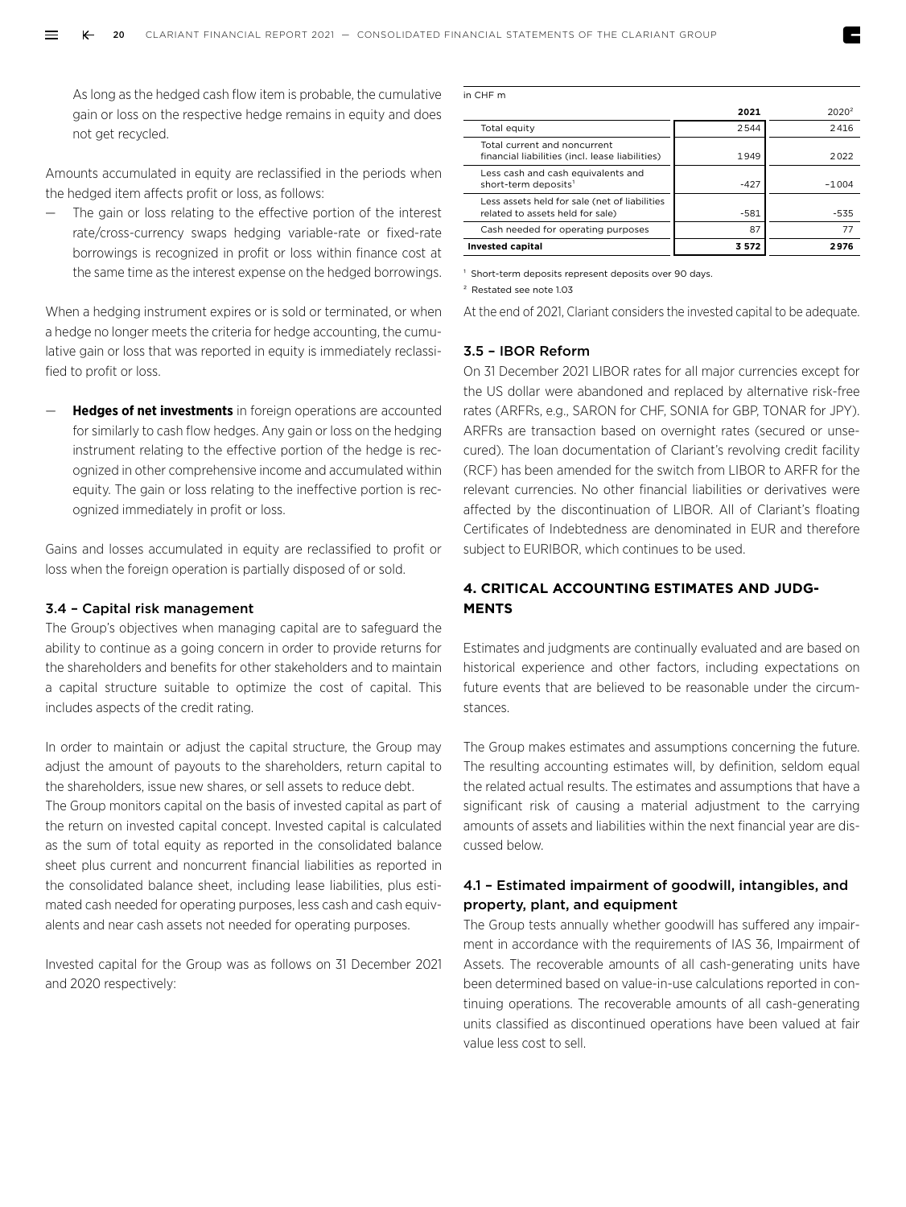As long as the hedged cash flow item is probable, the cumulative gain or loss on the respective hedge remains in equity and does not get recycled.

Amounts accumulated in equity are reclassified in the periods when the hedged item affects profit or loss, as follows:

— The gain or loss relating to the effective portion of the interest rate/cross-currency swaps hedging variable-rate or fixed-rate borrowings is recognized in profit or loss within finance cost at the same time as the interest expense on the hedged borrowings.

When a hedging instrument expires or is sold or terminated, or when a hedge no longer meets the criteria for hedge accounting, the cumulative gain or loss that was reported in equity is immediately reclassified to profit or loss.

— **Hedges of net investments** in foreign operations are accounted for similarly to cash flow hedges. Any gain or loss on the hedging instrument relating to the effective portion of the hedge is recognized in other comprehensive income and accumulated within equity. The gain or loss relating to the ineffective portion is recognized immediately in profit or loss.

Gains and losses accumulated in equity are reclassified to profit or loss when the foreign operation is partially disposed of or sold.

### 3.4 – Capital risk management

The Group's objectives when managing capital are to safeguard the ability to continue as a going concern in order to provide returns for the shareholders and benefits for other stakeholders and to maintain a capital structure suitable to optimize the cost of capital. This includes aspects of the credit rating.

In order to maintain or adjust the capital structure, the Group may adjust the amount of payouts to the shareholders, return capital to the shareholders, issue new shares, or sell assets to reduce debt.

The Group monitors capital on the basis of invested capital as part of the return on invested capital concept. Invested capital is calculated as the sum of total equity as reported in the consolidated balance sheet plus current and noncurrent financial liabilities as reported in the consolidated balance sheet, including lease liabilities, plus estimated cash needed for operating purposes, less cash and cash equivalents and near cash assets not needed for operating purposes.

Invested capital for the Group was as follows on 31 December 2021 and 2020 respectively:

| in CHF m | 2021 | 2020[2] |
|---|---|---|
| Total equity | 2544 | 2416 |
| Total current and noncurrent financial liabilities (incl. lease liabilities) | 1949 | 2022 |
| Less cash and cash equivalents and short-term deposits[1] | -427 | -1004 |
| Less assets held for sale (net of liabilities related to assets held for sale) | -581 | -535 |
| Cash needed for operating purposes | 87 | 77 |
| **Invested capital** | **3572** | **2976** |

[1] Short-term deposits represent deposits over 90 days.

[2] Restated see note 1.03

At the end of 2021, Clariant considers the invested capital to be adequate.

### 3.5 – IBOR Reform

On 31 December 2021 LIBOR rates for all major currencies except for the US dollar were abandoned and replaced by alternative risk-free rates (ARFRs, e.g., SARON for CHF, SONIA for GBP, TONAR for JPY). ARFRs are transaction based on overnight rates (secured or unsecured). The loan documentation of Clariant's revolving credit facility (RCF) has been amended for the switch from LIBOR to ARFR for the relevant currencies. No other financial liabilities or derivatives were affected by the discontinuation of LIBOR. All of Clariant's floating Certificates of Indebtedness are denominated in EUR and therefore subject to EURIBOR, which continues to be used.

## 4. CRITICAL ACCOUNTING ESTIMATES AND JUDGMENTS

Estimates and judgments are continually evaluated and are based on historical experience and other factors, including expectations on future events that are believed to be reasonable under the circumstances.

The Group makes estimates and assumptions concerning the future. The resulting accounting estimates will, by definition, seldom equal the related actual results. The estimates and assumptions that have a significant risk of causing a material adjustment to the carrying amounts of assets and liabilities within the next financial year are discussed below.

### 4.1 – Estimated impairment of goodwill, intangibles, and property, plant, and equipment

The Group tests annually whether goodwill has suffered any impairment in accordance with the requirements of IAS 36, Impairment of Assets. The recoverable amounts of all cash-generating units have been determined based on value-in-use calculations reported in continuing operations. The recoverable amounts of all cash-generating units classified as discontinued operations have been valued at fair value less cost to sell.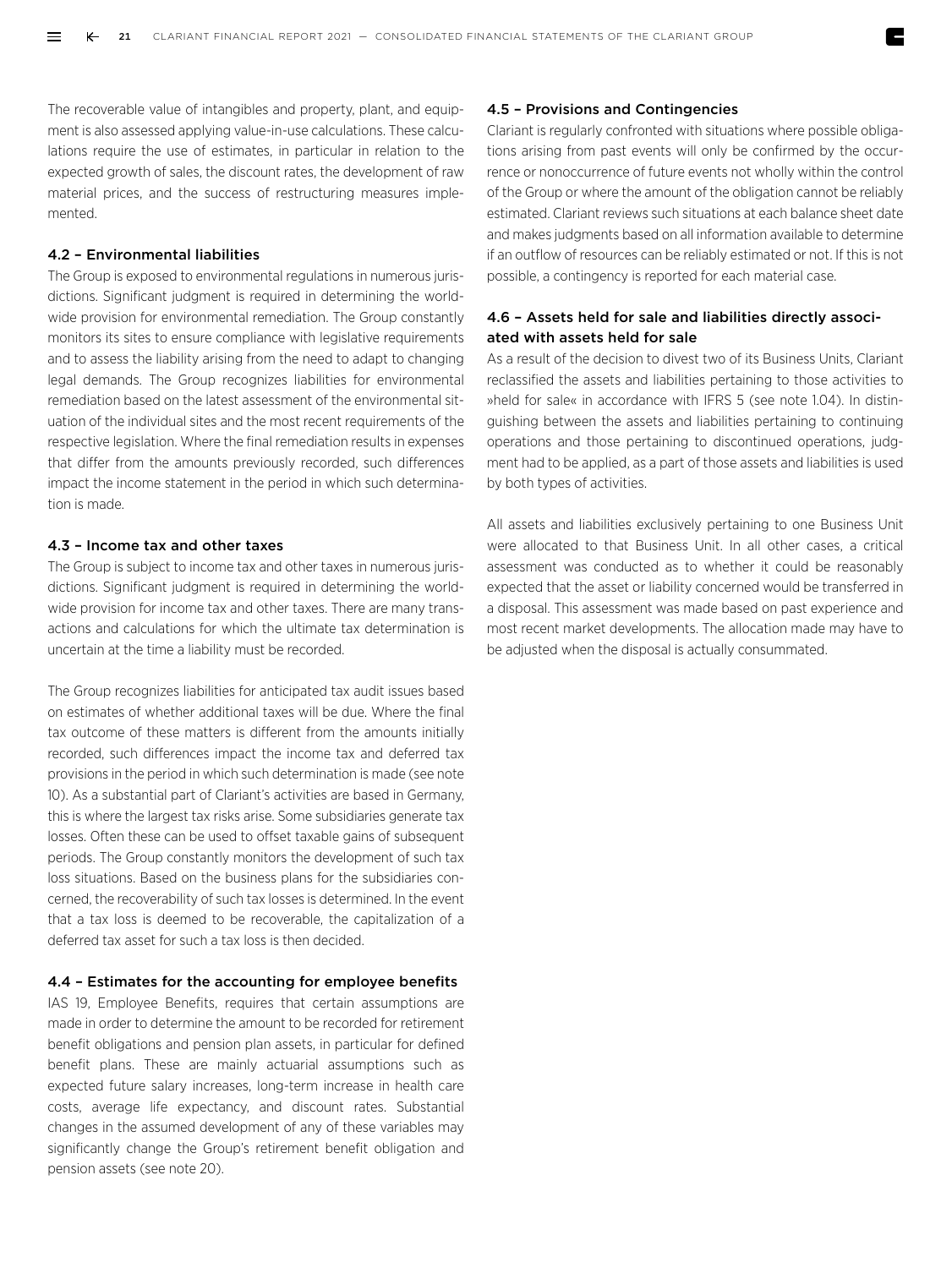The recoverable value of intangibles and property, plant, and equipment is also assessed applying value-in-use calculations. These calculations require the use of estimates, in particular in relation to the expected growth of sales, the discount rates, the development of raw material prices, and the success of restructuring measures implemented.

### 4.2 – Environmental liabilities

The Group is exposed to environmental regulations in numerous jurisdictions. Significant judgment is required in determining the worldwide provision for environmental remediation. The Group constantly monitors its sites to ensure compliance with legislative requirements and to assess the liability arising from the need to adapt to changing legal demands. The Group recognizes liabilities for environmental remediation based on the latest assessment of the environmental situation of the individual sites and the most recent requirements of the respective legislation. Where the final remediation results in expenses that differ from the amounts previously recorded, such differences impact the income statement in the period in which such determination is made.

### 4.3 – Income tax and other taxes

The Group is subject to income tax and other taxes in numerous jurisdictions. Significant judgment is required in determining the worldwide provision for income tax and other taxes. There are many transactions and calculations for which the ultimate tax determination is uncertain at the time a liability must be recorded.

The Group recognizes liabilities for anticipated tax audit issues based on estimates of whether additional taxes will be due. Where the final tax outcome of these matters is different from the amounts initially recorded, such differences impact the income tax and deferred tax provisions in the period in which such determination is made (see note 10). As a substantial part of Clariant's activities are based in Germany, this is where the largest tax risks arise. Some subsidiaries generate tax losses. Often these can be used to offset taxable gains of subsequent periods. The Group constantly monitors the development of such tax loss situations. Based on the business plans for the subsidiaries concerned, the recoverability of such tax losses is determined. In the event that a tax loss is deemed to be recoverable, the capitalization of a deferred tax asset for such a tax loss is then decided.

### 4.4 – Estimates for the accounting for employee benefits

IAS 19, Employee Benefits, requires that certain assumptions are made in order to determine the amount to be recorded for retirement benefit obligations and pension plan assets, in particular for defined benefit plans. These are mainly actuarial assumptions such as expected future salary increases, long-term increase in health care costs, average life expectancy, and discount rates. Substantial changes in the assumed development of any of these variables may significantly change the Group's retirement benefit obligation and pension assets (see note 20).

### 4.5 – Provisions and Contingencies

Clariant is regularly confronted with situations where possible obligations arising from past events will only be confirmed by the occurrence or nonoccurrence of future events not wholly within the control of the Group or where the amount of the obligation cannot be reliably estimated. Clariant reviews such situations at each balance sheet date and makes judgments based on all information available to determine if an outflow of resources can be reliably estimated or not. If this is not possible, a contingency is reported for each material case.

### 4.6 – Assets held for sale and liabilities directly associated with assets held for sale

As a result of the decision to divest two of its Business Units, Clariant reclassified the assets and liabilities pertaining to those activities to »held for sale« in accordance with IFRS 5 (see note 1.04). In distinguishing between the assets and liabilities pertaining to continuing operations and those pertaining to discontinued operations, judgment had to be applied, as a part of those assets and liabilities is used by both types of activities.

All assets and liabilities exclusively pertaining to one Business Unit were allocated to that Business Unit. In all other cases, a critical assessment was conducted as to whether it could be reasonably expected that the asset or liability concerned would be transferred in a disposal. This assessment was made based on past experience and most recent market developments. The allocation made may have to be adjusted when the disposal is actually consummated.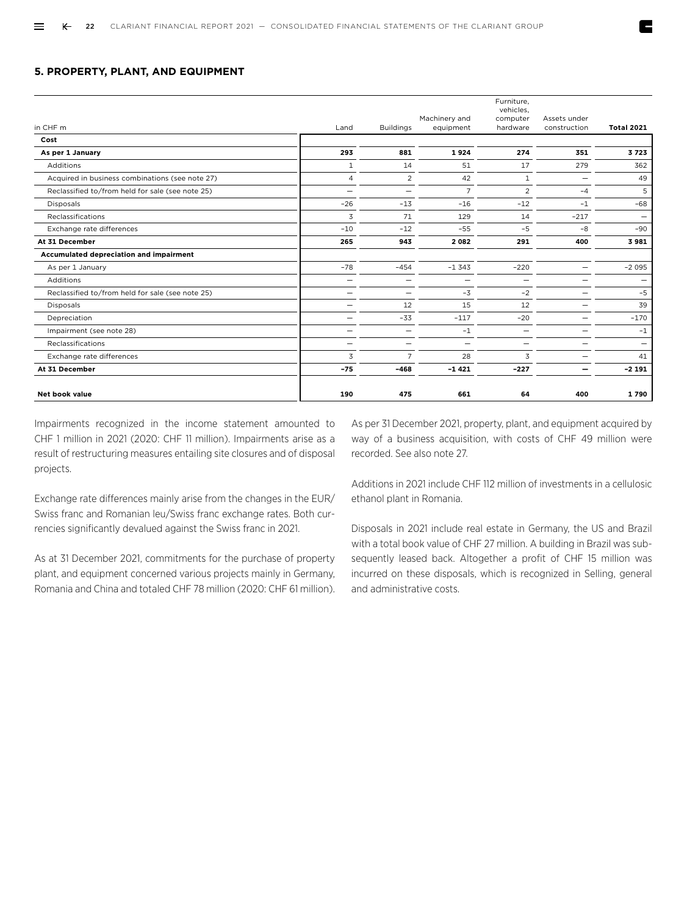## 5. PROPERTY, PLANT, AND EQUIPMENT

| in CHF m | Land | Buildings | Machinery and equipment | Furniture, vehicles, computer hardware | Assets under construction | **Total 2021** |
|---|---|---|---|---|---|---|
| **Cost** | | | | | | |
| **As per 1 January** | **293** | **881** | **1 924** | **274** | **351** | **3 723** |
| Additions | 1 | 14 | 51 | 17 | 279 | 362 |
| Acquired in business combinations (see note 27) | 4 | 2 | 42 | 1 | – | 49 |
| Reclassified to/from held for sale (see note 25) | – | – | 7 | 2 | –4 | 5 |
| Disposals | –26 | –13 | –16 | –12 | –1 | –68 |
| Reclassifications | 3 | 71 | 129 | 14 | –217 | – |
| Exchange rate differences | –10 | –12 | –55 | –5 | –8 | –90 |
| **At 31 December** | **265** | **943** | **2 082** | **291** | **400** | **3 981** |
| **Accumulated depreciation and impairment** | | | | | | |
| As per 1 January | –78 | –454 | –1 343 | –220 | – | –2 095 |
| Additions | – | – | – | – | – | – |
| Reclassified to/from held for sale (see note 25) | – | – | –3 | –2 | – | –5 |
| Disposals | – | 12 | 15 | 12 | – | 39 |
| Depreciation | – | –33 | –117 | –20 | – | –170 |
| Impairment (see note 28) | – | – | –1 | – | – | –1 |
| Reclassifications | – | – | – | – | – | – |
| Exchange rate differences | 3 | 7 | 28 | 3 | – | 41 |
| **At 31 December** | **–75** | **–468** | **–1 421** | **–227** | **–** | **–2 191** |
| **Net book value** | **190** | **475** | **661** | **64** | **400** | **1 790** |

Impairments recognized in the income statement amounted to CHF 1 million in 2021 (2020: CHF 11 million). Impairments arise as a result of restructuring measures entailing site closures and of disposal projects.

Exchange rate differences mainly arise from the changes in the EUR/Swiss franc and Romanian leu/Swiss franc exchange rates. Both currencies significantly devalued against the Swiss franc in 2021.

As at 31 December 2021, commitments for the purchase of property plant, and equipment concerned various projects mainly in Germany, Romania and China and totaled CHF 78 million (2020: CHF 61 million).

As per 31 December 2021, property, plant, and equipment acquired by way of a business acquisition, with costs of CHF 49 million were recorded. See also note 27.

Additions in 2021 include CHF 112 million of investments in a cellulosic ethanol plant in Romania.

Disposals in 2021 include real estate in Germany, the US and Brazil with a total book value of CHF 27 million. A building in Brazil was subsequently leased back. Altogether a profit of CHF 15 million was incurred on these disposals, which is recognized in Selling, general and administrative costs.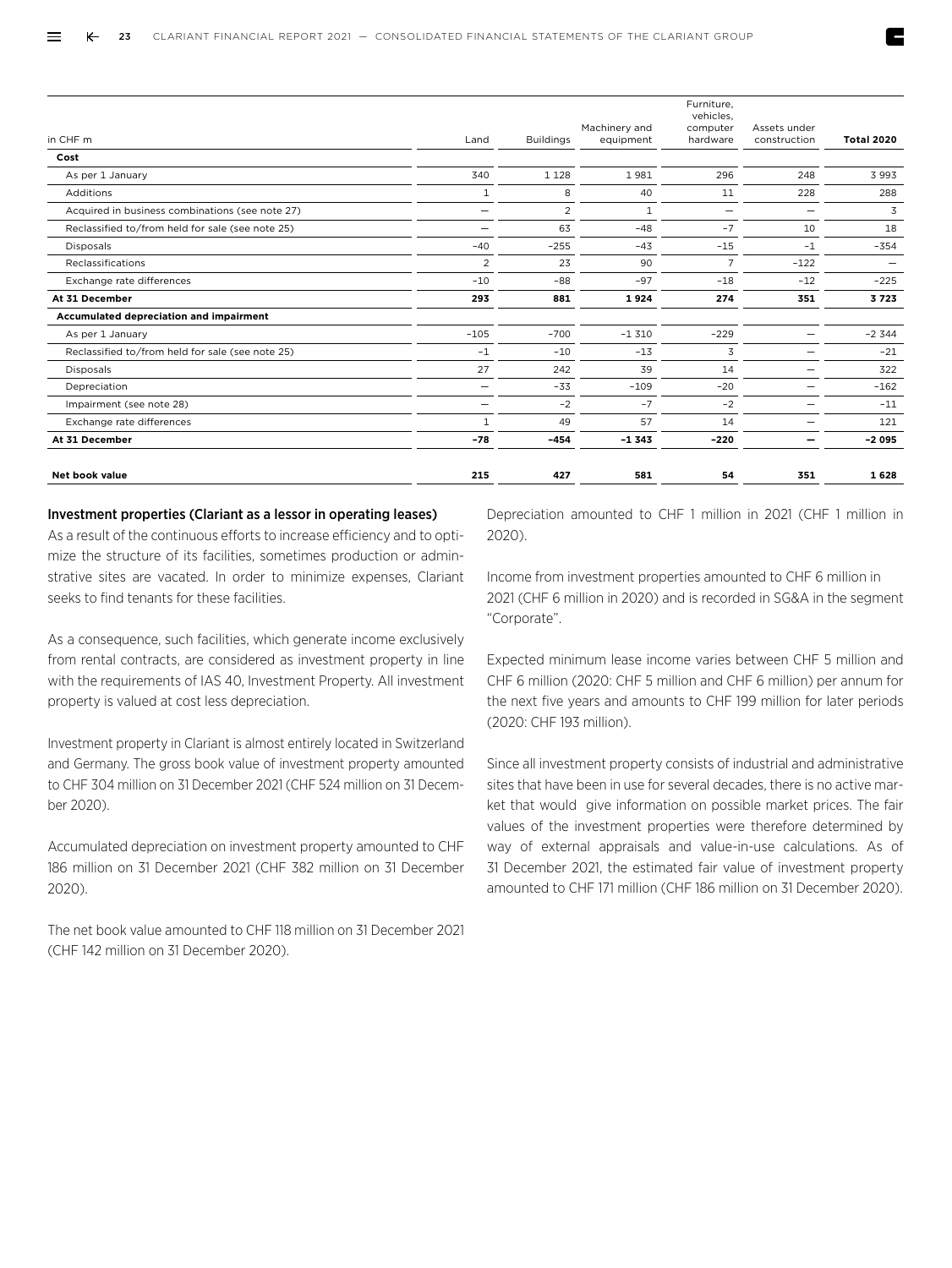| in CHF m | Land | Buildings | Machinery and equipment | Furniture, vehicles, computer hardware | Assets under construction | **Total 2020** |
|---|---|---|---|---|---|---|
| **Cost** | | | | | | |
| As per 1 January | 340 | 1 128 | 1 981 | 296 | 248 | 3 993 |
| Additions | 1 | 8 | 40 | 11 | 228 | 288 |
| Acquired in business combinations (see note 27) | – | 2 | 1 | – | – | 3 |
| Reclassified to/from held for sale (see note 25) | – | 63 | –48 | –7 | 10 | 18 |
| Disposals | –40 | –255 | –43 | –15 | –1 | –354 |
| Reclassifications | 2 | 23 | 90 | 7 | –122 | – |
| Exchange rate differences | –10 | –88 | –97 | –18 | –12 | –225 |
| **At 31 December** | **293** | **881** | **1 924** | **274** | **351** | **3 723** |
| **Accumulated depreciation and impairment** | | | | | | |
| As per 1 January | –105 | –700 | –1 310 | –229 | – | –2 344 |
| Reclassified to/from held for sale (see note 25) | –1 | –10 | –13 | 3 | – | –21 |
| Disposals | 27 | 242 | 39 | 14 | – | 322 |
| Depreciation | – | –33 | –109 | –20 | – | –162 |
| Impairment (see note 28) | – | –2 | –7 | –2 | – | –11 |
| Exchange rate differences | 1 | 49 | 57 | 14 | – | 121 |
| **At 31 December** | **–78** | **–454** | **–1 343** | **–220** | **–** | **–2 095** |
| **Net book value** | **215** | **427** | **581** | **54** | **351** | **1 628** |

### Investment properties (Clariant as a lessor in operating leases)

As a result of the continuous efforts to increase efficiency and to optimize the structure of its facilities, sometimes production or adminstrative sites are vacated. In order to minimize expenses, Clariant seeks to find tenants for these facilities.

As a consequence, such facilities, which generate income exclusively from rental contracts, are considered as investment property in line with the requirements of IAS 40, Investment Property. All investment property is valued at cost less depreciation.

Investment property in Clariant is almost entirely located in Switzerland and Germany. The gross book value of investment property amounted to CHF 304 million on 31 December 2021 (CHF 524 million on 31 December 2020).

Accumulated depreciation on investment property amounted to CHF 186 million on 31 December 2021 (CHF 382 million on 31 December 2020).

The net book value amounted to CHF 118 million on 31 December 2021 (CHF 142 million on 31 December 2020).

Depreciation amounted to CHF 1 million in 2021 (CHF 1 million in 2020).

Income from investment properties amounted to CHF 6 million in 2021 (CHF 6 million in 2020) and is recorded in SG&A in the segment "Corporate".

Expected minimum lease income varies between CHF 5 million and CHF 6 million (2020: CHF 5 million and CHF 6 million) per annum for the next five years and amounts to CHF 199 million for later periods (2020: CHF 193 million).

Since all investment property consists of industrial and administrative sites that have been in use for several decades, there is no active market that would give information on possible market prices. The fair values of the investment properties were therefore determined by way of external appraisals and value-in-use calculations. As of 31 December 2021, the estimated fair value of investment property amounted to CHF 171 million (CHF 186 million on 31 December 2020).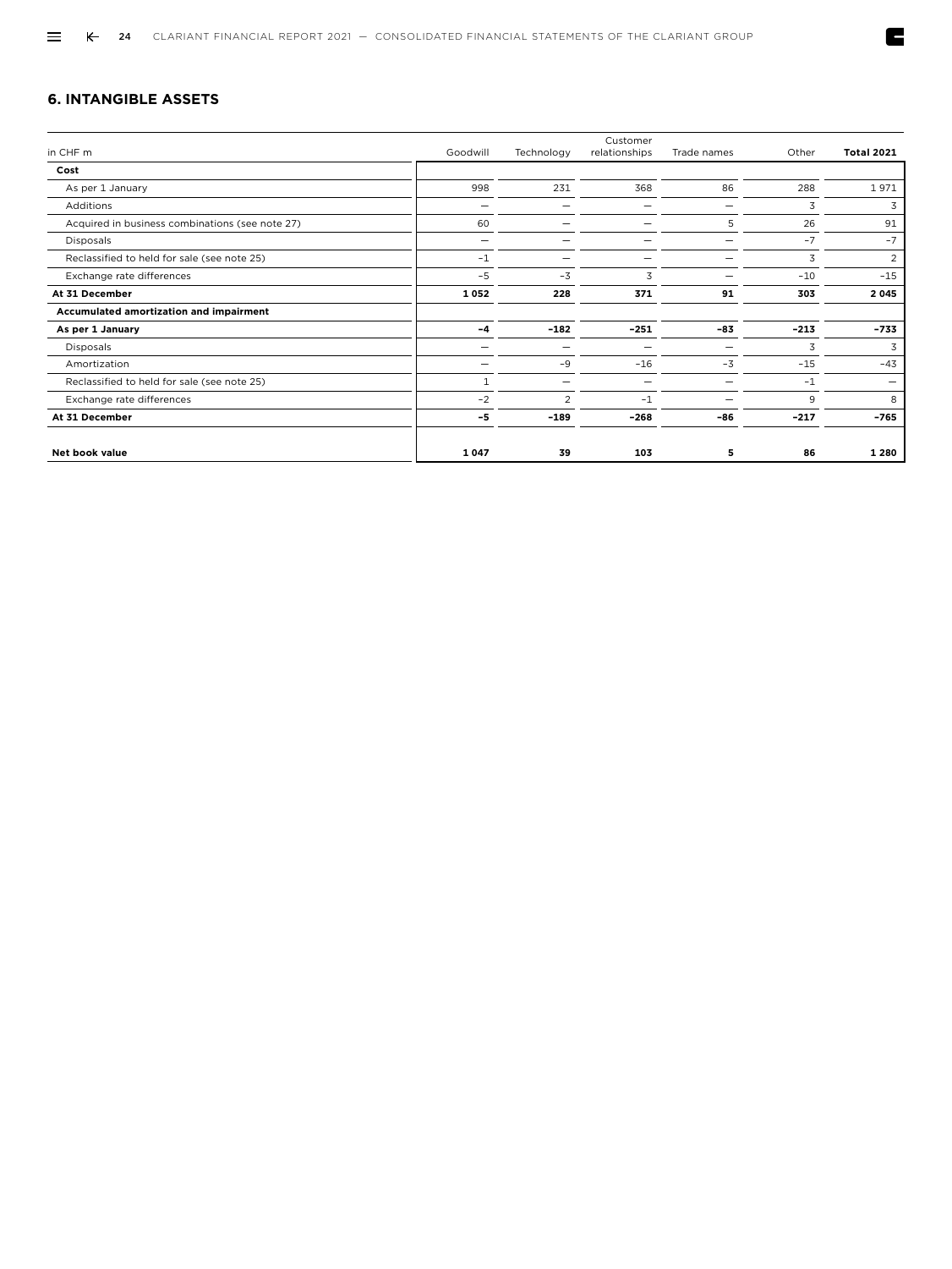## 6. INTANGIBLE ASSETS

| in CHF m | Goodwill | Technology | Customer relationships | Trade names | Other | **Total 2021** |
|---|---|---|---|---|---|---|
| **Cost** | | | | | | |
| As per 1 January | 998 | 231 | 368 | 86 | 288 | 1 971 |
| Additions | – | – | – | – | 3 | 3 |
| Acquired in business combinations (see note 27) | 60 | – | – | 5 | 26 | 91 |
| Disposals | – | – | – | – | –7 | –7 |
| Reclassified to held for sale (see note 25) | –1 | – | – | – | 3 | 2 |
| Exchange rate differences | –5 | –3 | 3 | – | –10 | –15 |
| **At 31 December** | **1 052** | **228** | **371** | **91** | **303** | **2 045** |
| **Accumulated amortization and impairment** | | | | | | |
| **As per 1 January** | **–4** | **–182** | **–251** | **–83** | **–213** | **–733** |
| Disposals | – | – | – | – | 3 | 3 |
| Amortization | – | –9 | –16 | –3 | –15 | –43 |
| Reclassified to held for sale (see note 25) | 1 | – | – | – | –1 | – |
| Exchange rate differences | –2 | 2 | –1 | – | 9 | 8 |
| **At 31 December** | **–5** | **–189** | **–268** | **–86** | **–217** | **–765** |
| | | | | | | |
| **Net book value** | **1 047** | **39** | **103** | **5** | **86** | **1 280** |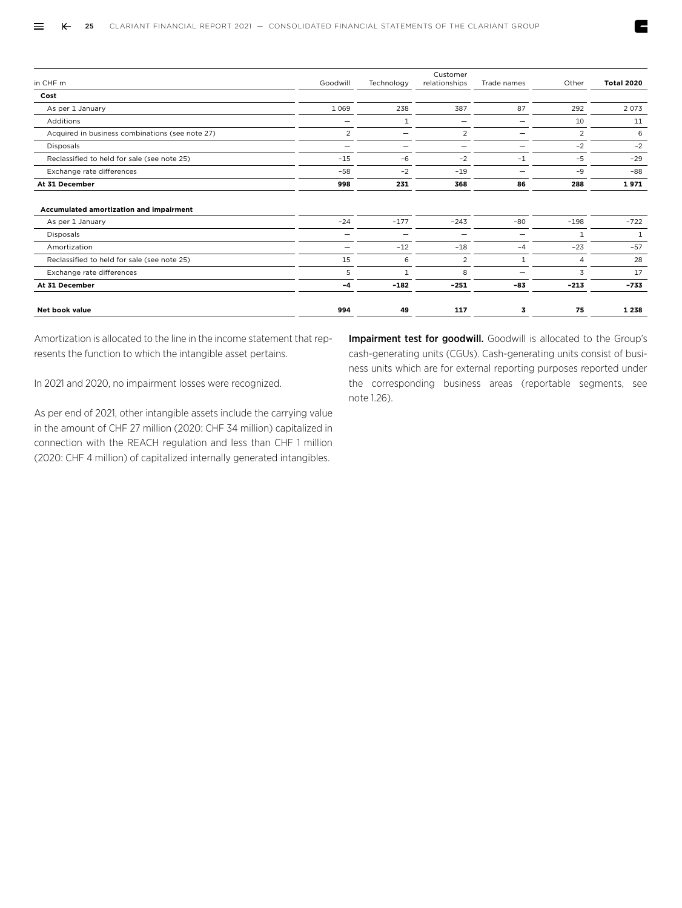| in CHF m | Goodwill | Technology | Customer relationships | Trade names | Other | Total 2020 |
|---|---|---|---|---|---|---|
| **Cost** | | | | | | |
| As per 1 January | 1 069 | 238 | 387 | 87 | 292 | 2 073 |
| Additions | – | 1 | – | – | 10 | 11 |
| Acquired in business combinations (see note 27) | 2 | – | 2 | – | 2 | 6 |
| Disposals | – | – | – | – | –2 | –2 |
| Reclassified to held for sale (see note 25) | –15 | –6 | –2 | –1 | –5 | –29 |
| Exchange rate differences | –58 | –2 | –19 | – | –9 | –88 |
| **At 31 December** | **998** | **231** | **368** | **86** | **288** | **1 971** |
| | | | | | | |
| **Accumulated amortization and impairment** | | | | | | |
| As per 1 January | –24 | –177 | –243 | –80 | –198 | –722 |
| Disposals | – | – | – | – | 1 | 1 |
| Amortization | – | –12 | –18 | –4 | –23 | –57 |
| Reclassified to held for sale (see note 25) | 15 | 6 | 2 | 1 | 4 | 28 |
| Exchange rate differences | 5 | 1 | 8 | – | 3 | 17 |
| **At 31 December** | **–4** | **–182** | **–251** | **–83** | **–213** | **–733** |
| | | | | | | |
| **Net book value** | **994** | **49** | **117** | **3** | **75** | **1 238** |

Amortization is allocated to the line in the income statement that represents the function to which the intangible asset pertains.

In 2021 and 2020, no impairment losses were recognized.

As per end of 2021, other intangible assets include the carrying value in the amount of CHF 27 million (2020: CHF 34 million) capitalized in connection with the REACH regulation and less than CHF 1 million (2020: CHF 4 million) of capitalized internally generated intangibles.

**Impairment test for goodwill.** Goodwill is allocated to the Group's cash-generating units (CGUs). Cash-generating units consist of business units which are for external reporting purposes reported under the corresponding business areas (reportable segments, see note 1.26).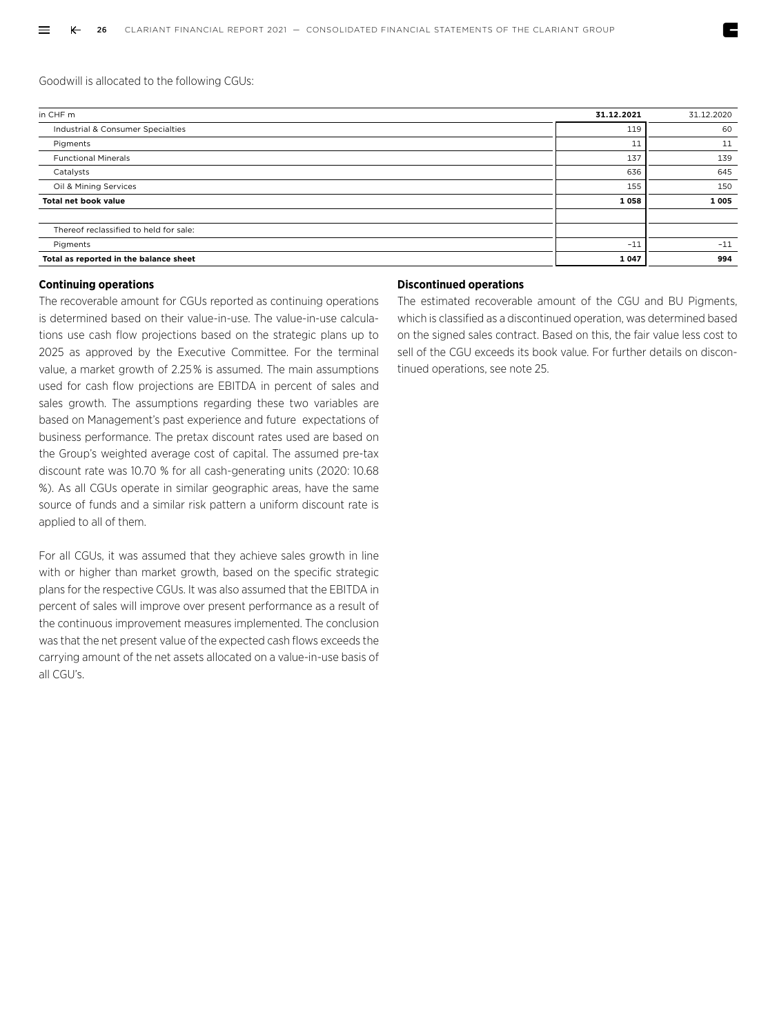Goodwill is allocated to the following CGUs:

| in CHF m | 31.12.2021 | 31.12.2020 |
|---|---|---|
| Industrial & Consumer Specialties | 119 | 60 |
| Pigments | 11 | 11 |
| Functional Minerals | 137 | 139 |
| Catalysts | 636 | 645 |
| Oil & Mining Services | 155 | 150 |
| **Total net book value** | **1 058** | **1 005** |
| | | |
| Thereof reclassified to held for sale: | | |
| Pigments | –11 | –11 |
| **Total as reported in the balance sheet** | **1 047** | **994** |

**Continuing operations**

The recoverable amount for CGUs reported as continuing operations is determined based on their value-in-use. The value-in-use calculations use cash flow projections based on the strategic plans up to 2025 as approved by the Executive Committee. For the terminal value, a market growth of 2.25% is assumed. The main assumptions used for cash flow projections are EBITDA in percent of sales and sales growth. The assumptions regarding these two variables are based on Management's past experience and future expectations of business performance. The pretax discount rates used are based on the Group's weighted average cost of capital. The assumed pre-tax discount rate was 10.70 % for all cash-generating units (2020: 10.68 %). As all CGUs operate in similar geographic areas, have the same source of funds and a similar risk pattern a uniform discount rate is applied to all of them.

For all CGUs, it was assumed that they achieve sales growth in line with or higher than market growth, based on the specific strategic plans for the respective CGUs. It was also assumed that the EBITDA in percent of sales will improve over present performance as a result of the continuous improvement measures implemented. The conclusion was that the net present value of the expected cash flows exceeds the carrying amount of the net assets allocated on a value-in-use basis of all CGU's.

**Discontinued operations**

The estimated recoverable amount of the CGU and BU Pigments, which is classified as a discontinued operation, was determined based on the signed sales contract. Based on this, the fair value less cost to sell of the CGU exceeds its book value. For further details on discontinued operations, see note 25.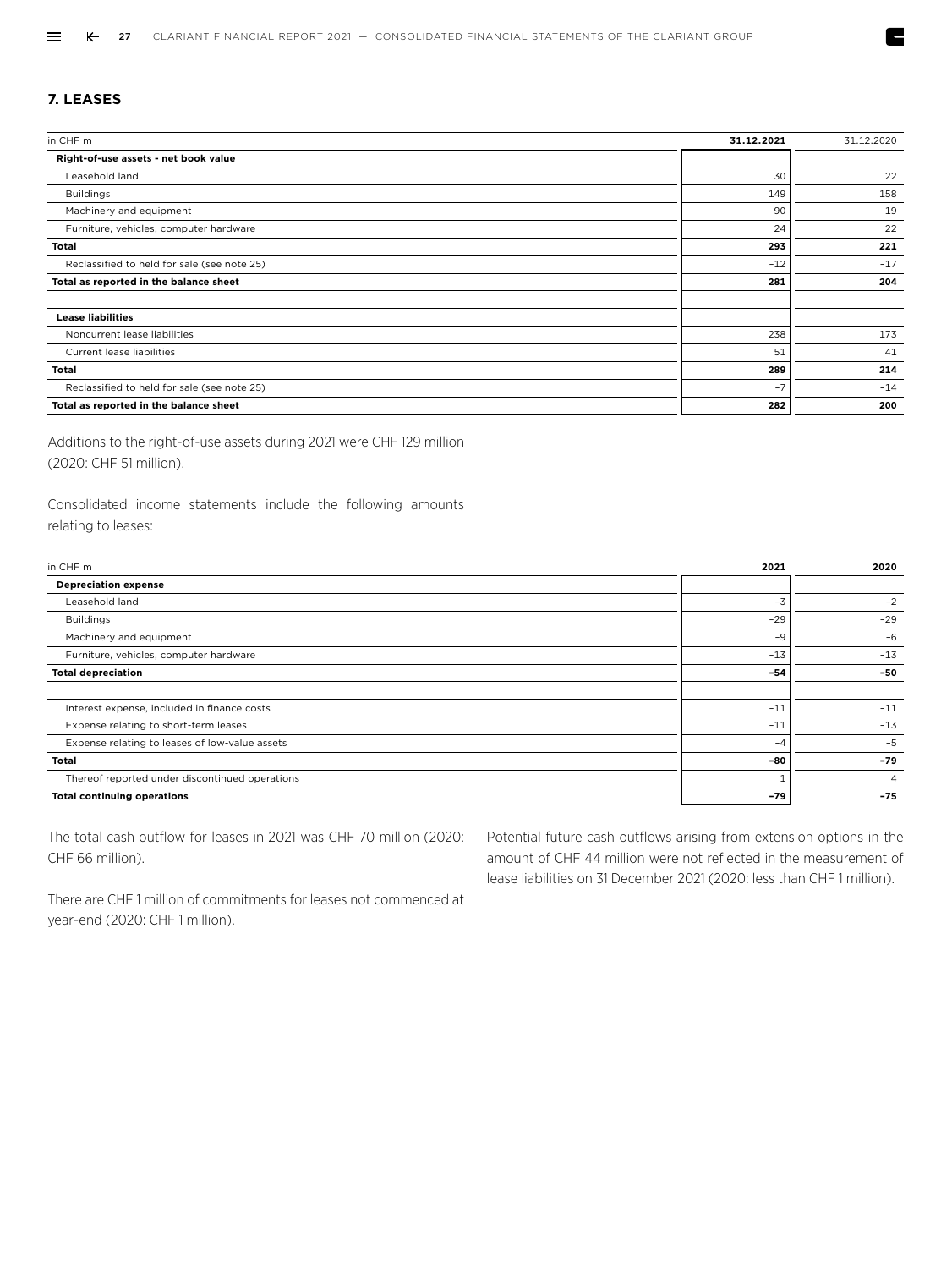## 7. LEASES

| in CHF m | 31.12.2021 | 31.12.2020 |
|---|---|---|
| **Right-of-use assets - net book value** | | |
| Leasehold land | 30 | 22 |
| Buildings | 149 | 158 |
| Machinery and equipment | 90 | 19 |
| Furniture, vehicles, computer hardware | 24 | 22 |
| **Total** | **293** | **221** |
| Reclassified to held for sale (see note 25) | –12 | –17 |
| **Total as reported in the balance sheet** | **281** | **204** |
| | | |
| **Lease liabilities** | | |
| Noncurrent lease liabilities | 238 | 173 |
| Current lease liabilities | 51 | 41 |
| **Total** | **289** | **214** |
| Reclassified to held for sale (see note 25) | –7 | –14 |
| **Total as reported in the balance sheet** | **282** | **200** |

Additions to the right-of-use assets during 2021 were CHF 129 million (2020: CHF 51 million).

Consolidated income statements include the following amounts relating to leases:

| in CHF m | 2021 | 2020 |
|---|---|---|
| **Depreciation expense** | | |
| Leasehold land | –3 | –2 |
| Buildings | –29 | –29 |
| Machinery and equipment | –9 | –6 |
| Furniture, vehicles, computer hardware | –13 | –13 |
| **Total depreciation** | **–54** | **–50** |
| | | |
| Interest expense, included in finance costs | –11 | –11 |
| Expense relating to short-term leases | –11 | –13 |
| Expense relating to leases of low-value assets | –4 | –5 |
| **Total** | **–80** | **–79** |
| Thereof reported under discontinued operations | 1 | 4 |
| **Total continuing operations** | **–79** | **–75** |

The total cash outflow for leases in 2021 was CHF 70 million (2020: CHF 66 million).

There are CHF 1 million of commitments for leases not commenced at year-end (2020: CHF 1 million).

Potential future cash outflows arising from extension options in the amount of CHF 44 million were not reflected in the measurement of lease liabilities on 31 December 2021 (2020: less than CHF 1 million).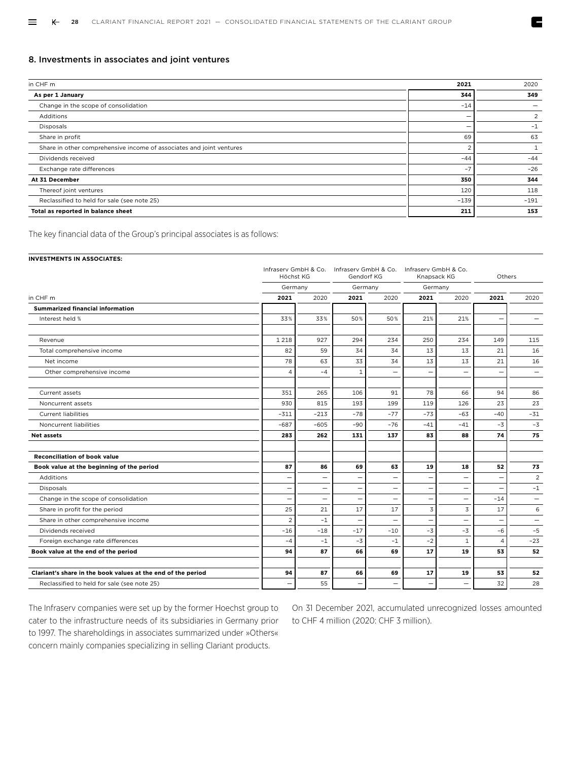## 8. Investments in associates and joint ventures

| in CHF m | 2021 | 2020 |
|---|---|---|
| **As per 1 January** | **344** | **349** |
| Change in the scope of consolidation | –14 | – |
| Additions | – | 2 |
| Disposals | – | –1 |
| Share in profit | 69 | 63 |
| Share in other comprehensive income of associates and joint ventures | 2 | 1 |
| Dividends received | –44 | –44 |
| Exchange rate differences | –7 | –26 |
| **At 31 December** | **350** | **344** |
| Thereof joint ventures | 120 | 118 |
| Reclassified to held for sale (see note 25) | –139 | –191 |
| **Total as reported in balance sheet** | **211** | **153** |

The key financial data of the Group's principal associates is as follows:

**INVESTMENTS IN ASSOCIATES:**

| | Infraserv GmbH & Co. Höchst KG | | Infraserv GmbH & Co. Gendorf KG | | Infraserv GmbH & Co. Knapsack KG | | Others | |
|---|---|---|---|---|---|---|---|---|
| | Germany | | Germany | | Germany | | | |
| in CHF m | 2021 | 2020 | 2021 | 2020 | 2021 | 2020 | 2021 | 2020 |
| **Summarized financial information** | | | | | | | | |
| Interest held % | 33% | 33% | 50% | 50% | 21% | 21% | – | – |
| | | | | | | | | |
| Revenue | 1 218 | 927 | 294 | 234 | 250 | 234 | 149 | 115 |
| Total comprehensive income | 82 | 59 | 34 | 34 | 13 | 13 | 21 | 16 |
| Net income | 78 | 63 | 33 | 34 | 13 | 13 | 21 | 16 |
| Other comprehensive income | 4 | –4 | 1 | – | – | – | – | – |
| | | | | | | | | |
| Current assets | 351 | 265 | 106 | 91 | 78 | 66 | 94 | 86 |
| Noncurrent assets | 930 | 815 | 193 | 199 | 119 | 126 | 23 | 23 |
| Current liabilities | –311 | –213 | –78 | –77 | –73 | –63 | –40 | –31 |
| Noncurrent liabilities | –687 | –605 | –90 | –76 | –41 | –41 | –3 | –3 |
| **Net assets** | **283** | **262** | **131** | **137** | **83** | **88** | **74** | **75** |
| | | | | | | | | |
| **Reconciliation of book value** | | | | | | | | |
| **Book value at the beginning of the period** | **87** | **86** | **69** | **63** | **19** | **18** | **52** | **73** |
| Additions | – | – | – | – | – | – | – | 2 |
| Disposals | – | – | – | – | – | – | – | –1 |
| Change in the scope of consolidation | – | – | – | – | – | – | –14 | – |
| Share in profit for the period | 25 | 21 | 17 | 17 | 3 | 3 | 17 | 6 |
| Share in other comprehensive income | 2 | –1 | – | – | – | – | – | – |
| Dividends received | –16 | –18 | –17 | –10 | –3 | –3 | –6 | –5 |
| Foreign exchange rate differences | –4 | –1 | –3 | –1 | –2 | 1 | 4 | –23 |
| **Book value at the end of the period** | **94** | **87** | **66** | **69** | **17** | **19** | **53** | **52** |
| | | | | | | | | |
| **Clariant's share in the book values at the end of the period** | **94** | **87** | **66** | **69** | **17** | **19** | **53** | **52** |
| Reclassified to held for sale (see note 25) | – | 55 | – | – | – | – | 32 | 28 |

The Infraserv companies were set up by the former Hoechst group to cater to the infrastructure needs of its subsidiaries in Germany prior to 1997. The shareholdings in associates summarized under »Others« concern mainly companies specializing in selling Clariant products.

On 31 December 2021, accumulated unrecognized losses amounted to CHF 4 million (2020: CHF 3 million).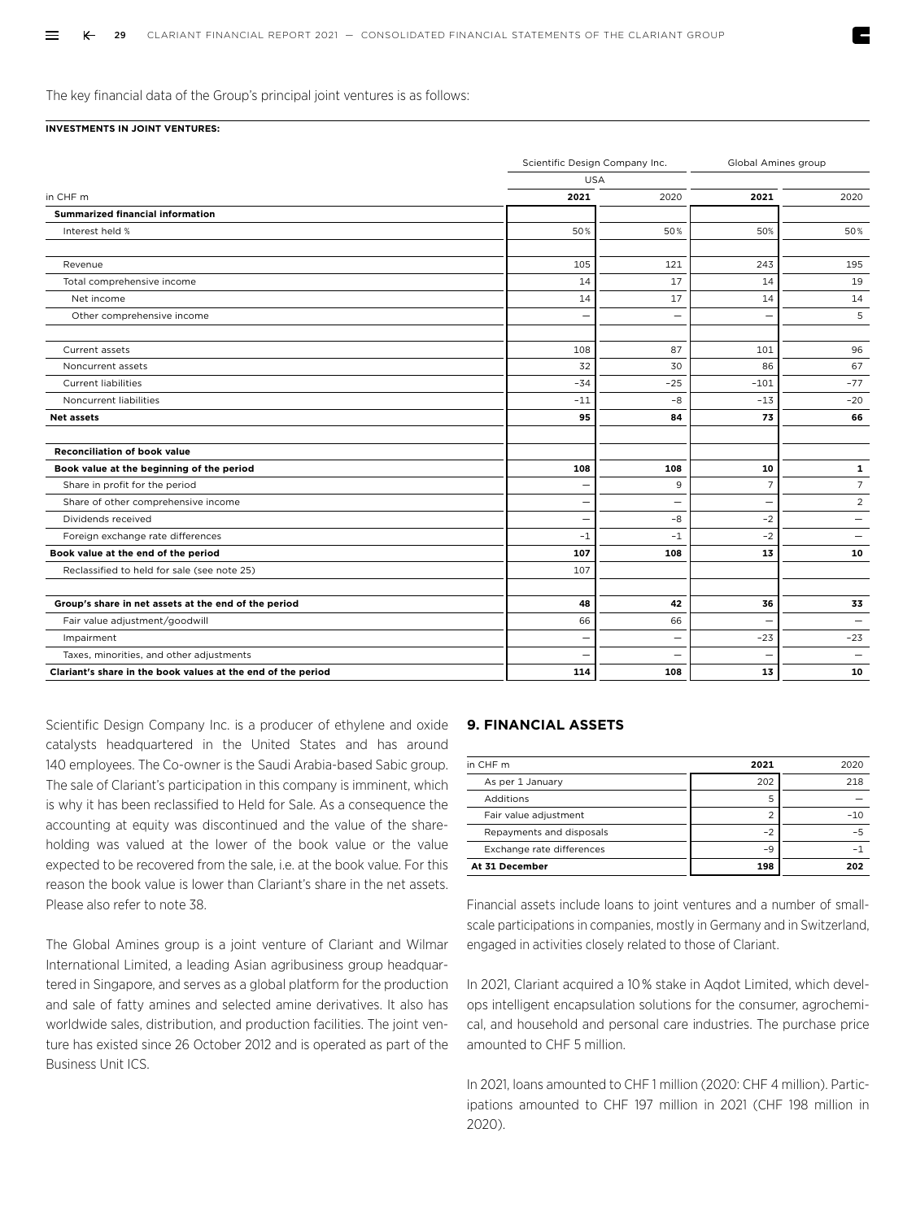The key financial data of the Group's principal joint ventures is as follows:

**INVESTMENTS IN JOINT VENTURES:**

| | Scientific Design Company Inc. | | Global Amines group | |
|---|---|---|---|---|
| | USA | | | |
| in CHF m | **2021** | 2020 | **2021** | 2020 |
| **Summarized financial information** | | | | |
| Interest held % | 50% | 50% | 50% | 50% |
| | | | | |
| Revenue | 105 | 121 | 243 | 195 |
| Total comprehensive income | 14 | 17 | 14 | 19 |
| Net income | 14 | 17 | 14 | 14 |
| Other comprehensive income | – | – | – | 5 |
| | | | | |
| Current assets | 108 | 87 | 101 | 96 |
| Noncurrent assets | 32 | 30 | 86 | 67 |
| Current liabilities | −34 | −25 | −101 | −77 |
| Noncurrent liabilities | −11 | −8 | −13 | −20 |
| **Net assets** | **95** | **84** | **73** | **66** |
| | | | | |
| **Reconciliation of book value** | | | | |
| **Book value at the beginning of the period** | **108** | **108** | **10** | **1** |
| Share in profit for the period | – | 9 | 7 | 7 |
| Share of other comprehensive income | – | – | – | 2 |
| Dividends received | – | −8 | −2 | – |
| Foreign exchange rate differences | −1 | −1 | −2 | – |
| **Book value at the end of the period** | **107** | **108** | **13** | **10** |
| Reclassified to held for sale (see note 25) | 107 | | | |
| | | | | |
| **Group's share in net assets at the end of the period** | **48** | **42** | **36** | **33** |
| Fair value adjustment/goodwill | 66 | 66 | – | – |
| Impairment | – | – | −23 | −23 |
| Taxes, minorities, and other adjustments | – | – | – | – |
| **Clariant's share in the book values at the end of the period** | **114** | **108** | **13** | **10** |

Scientific Design Company Inc. is a producer of ethylene and oxide catalysts headquartered in the United States and has around 140 employees. The Co-owner is the Saudi Arabia-based Sabic group. The sale of Clariant's participation in this company is imminent, which is why it has been reclassified to Held for Sale. As a consequence the accounting at equity was discontinued and the value of the shareholding was valued at the lower of the book value or the value expected to be recovered from the sale, i.e. at the book value. For this reason the book value is lower than Clariant's share in the net assets. Please also refer to note 38.

The Global Amines group is a joint venture of Clariant and Wilmar International Limited, a leading Asian agribusiness group headquartered in Singapore, and serves as a global platform for the production and sale of fatty amines and selected amine derivatives. It also has worldwide sales, distribution, and production facilities. The joint venture has existed since 26 October 2012 and is operated as part of the Business Unit ICS.

## 9. FINANCIAL ASSETS

| in CHF m | **2021** | 2020 |
|---|---|---|
| As per 1 January | 202 | 218 |
| Additions | 5 | – |
| Fair value adjustment | 2 | −10 |
| Repayments and disposals | −2 | −5 |
| Exchange rate differences | −9 | −1 |
| **At 31 December** | **198** | **202** |

Financial assets include loans to joint ventures and a number of small-scale participations in companies, mostly in Germany and in Switzerland, engaged in activities closely related to those of Clariant.

In 2021, Clariant acquired a 10% stake in Aqdot Limited, which develops intelligent encapsulation solutions for the consumer, agrochemical, and household and personal care industries. The purchase price amounted to CHF 5 million.

In 2021, loans amounted to CHF 1 million (2020: CHF 4 million). Participations amounted to CHF 197 million in 2021 (CHF 198 million in 2020).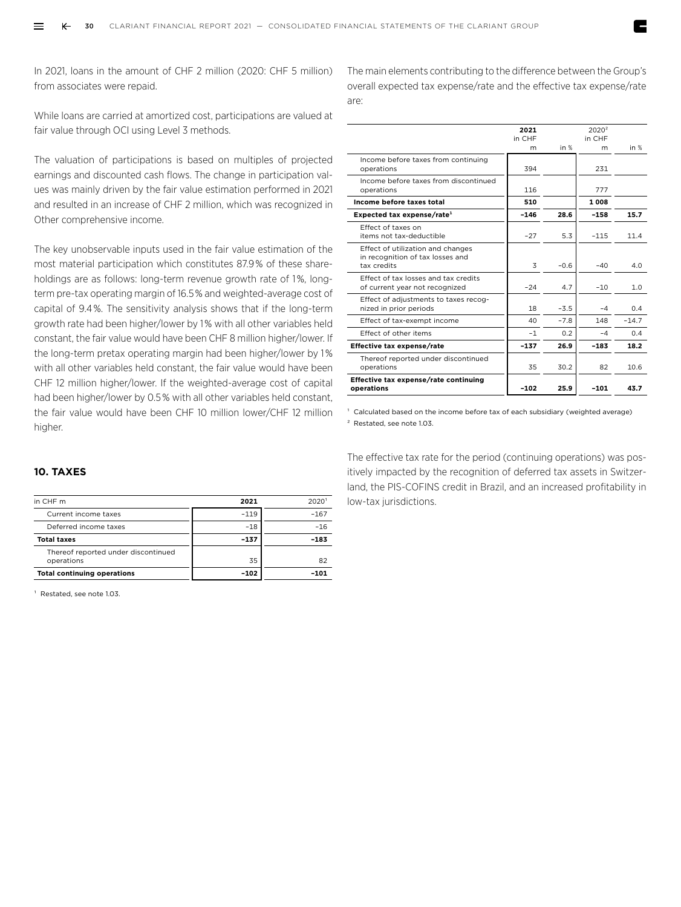In 2021, loans in the amount of CHF 2 million (2020: CHF 5 million) from associates were repaid.

While loans are carried at amortized cost, participations are valued at fair value through OCI using Level 3 methods.

The valuation of participations is based on multiples of projected earnings and discounted cash flows. The change in participation values was mainly driven by the fair value estimation performed in 2021 and resulted in an increase of CHF 2 million, which was recognized in Other comprehensive income.

The key unobservable inputs used in the fair value estimation of the most material participation which constitutes 87.9% of these shareholdings are as follows: long-term revenue growth rate of 1%, long-term pre-tax operating margin of 16.5% and weighted-average cost of capital of 9.4%. The sensitivity analysis shows that if the long-term growth rate had been higher/lower by 1% with all other variables held constant, the fair value would have been CHF 8 million higher/lower. If the long-term pretax operating margin had been higher/lower by 1% with all other variables held constant, the fair value would have been CHF 12 million higher/lower. If the weighted-average cost of capital had been higher/lower by 0.5% with all other variables held constant, the fair value would have been CHF 10 million lower/CHF 12 million higher.

## 10. TAXES

| in CHF m | 2021 | 2020[1] |
|---|---|---|
| Current income taxes | –119 | –167 |
| Deferred income taxes | –18 | –16 |
| **Total taxes** | **–137** | **–183** |
| Thereof reported under discontinued operations | 35 | 82 |
| **Total continuing operations** | **–102** | **–101** |

[1] Restated, see note 1.03.

The main elements contributing to the difference between the Group's overall expected tax expense/rate and the effective tax expense/rate are:

| | 2021 in CHF m | in % | 2020[2] in CHF m | in % |
|---|---|---|---|---|
| Income before taxes from continuing operations | 394 | | 231 | |
| Income before taxes from discontinued operations | 116 | | 777 | |
| **Income before taxes total** | **510** | | **1 008** | |
| **Expected tax expense/rate[1]** | **–146** | **28.6** | **–158** | **15.7** |
| Effect of taxes on items not tax-deductible | –27 | 5.3 | –115 | 11.4 |
| Effect of utilization and changes in recognition of tax losses and tax credits | 3 | –0.6 | –40 | 4.0 |
| Effect of tax losses and tax credits of current year not recognized | –24 | 4.7 | –10 | 1.0 |
| Effect of adjustments to taxes recognized in prior periods | 18 | –3.5 | –4 | 0.4 |
| Effect of tax-exempt income | 40 | –7.8 | 148 | –14.7 |
| Effect of other items | –1 | 0.2 | –4 | 0.4 |
| **Effective tax expense/rate** | **–137** | **26.9** | **–183** | **18.2** |
| Thereof reported under discontinued operations | 35 | 30.2 | 82 | 10.6 |
| **Effective tax expense/rate continuing operations** | **–102** | **25.9** | **–101** | **43.7** |

[1] Calculated based on the income before tax of each subsidiary (weighted average)

[2] Restated, see note 1.03.

The effective tax rate for the period (continuing operations) was positively impacted by the recognition of deferred tax assets in Switzerland, the PIS-COFINS credit in Brazil, and an increased profitability in low-tax jurisdictions.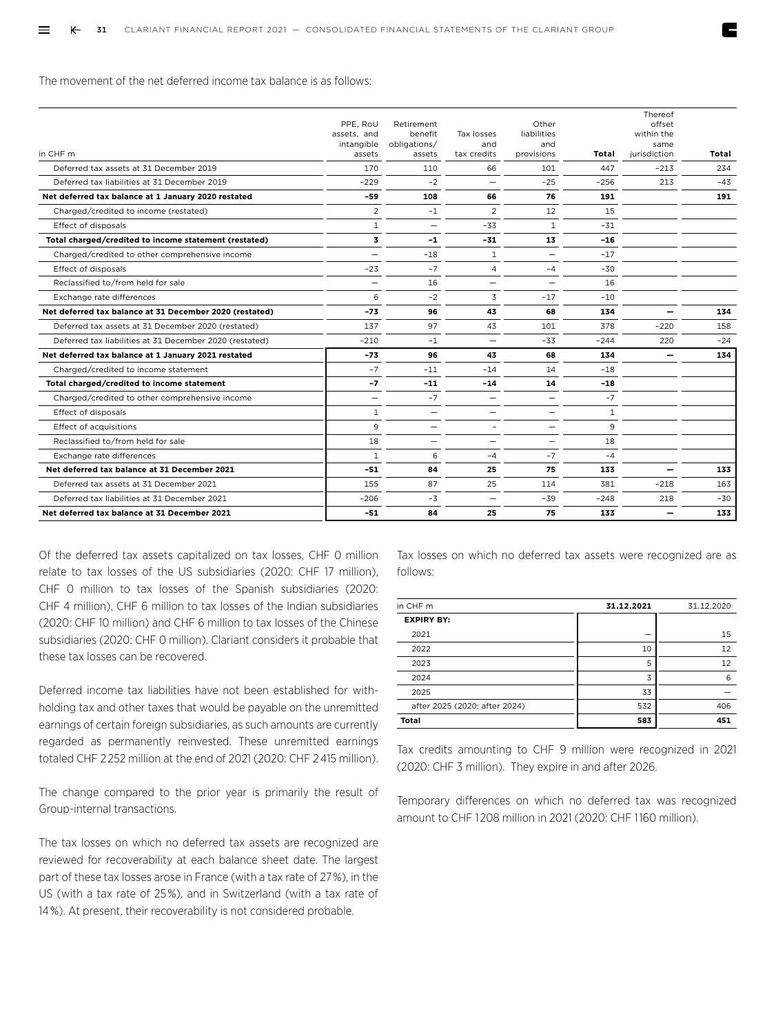The movement of the net deferred income tax balance is as follows:

| in CHF m | PPE, RoU assets, and intangible assets | Retirement benefit obligations/ assets | Tax losses and tax credits | Other liabilities and provisions | Total | Thereof offset within the same jurisdiction | Total |
|---|---|---|---|---|---|---|---|
| Deferred tax assets at 31 December 2019 | 170 | 110 | 66 | 101 | 447 | –213 | 234 |
| Deferred tax liabilities at 31 December 2019 | –229 | –2 | – | –25 | –256 | 213 | –43 |
| **Net deferred tax balance at 1 January 2020 restated** | **–59** | **108** | **66** | **76** | **191** | | **191** |
| Charged/credited to income (restated) | 2 | –1 | 2 | 12 | 15 | | |
| Effect of disposals | 1 | – | –33 | 1 | –31 | | |
| **Total charged/credited to income statement (restated)** | **3** | **–1** | **–31** | **13** | **–16** | | |
| Charged/credited to other comprehensive income | – | –18 | 1 | – | –17 | | |
| Effect of disposals | –23 | –7 | 4 | –4 | –30 | | |
| Reclassified to/from held for sale | – | 16 | – | – | 16 | | |
| Exchange rate differences | 6 | –2 | 3 | –17 | –10 | | |
| **Net deferred tax balance at 31 December 2020 (restated)** | **–73** | **96** | **43** | **68** | **134** | **–** | **134** |
| Deferred tax assets at 31 December 2020 (restated) | 137 | 97 | 43 | 101 | 378 | –220 | 158 |
| Deferred tax liabilities at 31 December 2020 (restated) | –210 | –1 | – | –33 | –244 | 220 | –24 |
| **Net deferred tax balance at 1 January 2021 restated** | **–73** | **96** | **43** | **68** | **134** | **–** | **134** |
| Charged/credited to income statement | –7 | –11 | –14 | 14 | –18 | | |
| **Total charged/credited to income statement** | **–7** | **–11** | **–14** | **14** | **–18** | | |
| Charged/credited to other comprehensive income | – | –7 | – | – | –7 | | |
| Effect of disposals | 1 | – | – | – | 1 | | |
| Effect of acquisitions | 9 | – | - | – | 9 | | |
| Reclassified to/from held for sale | 18 | – | – | – | 18 | | |
| Exchange rate differences | 1 | 6 | –4 | –7 | –4 | | |
| **Net deferred tax balance at 31 December 2021** | **–51** | **84** | **25** | **75** | **133** | **–** | **133** |
| Deferred tax assets at 31 December 2021 | 155 | 87 | 25 | 114 | 381 | –218 | 163 |
| Deferred tax liabilities at 31 December 2021 | –206 | –3 | – | –39 | –248 | 218 | –30 |
| **Net deferred tax balance at 31 December 2021** | **–51** | **84** | **25** | **75** | **133** | **–** | **133** |

Of the deferred tax assets capitalized on tax losses, CHF 0 million relate to tax losses of the US subsidiaries (2020: CHF 17 million), CHF 0 million to tax losses of the Spanish subsidiaries (2020: CHF 4 million), CHF 6 million to tax losses of the Indian subsidiaries (2020: CHF 10 million) and CHF 6 million to tax losses of the Chinese subsidiaries (2020: CHF 0 million). Clariant considers it probable that these tax losses can be recovered.

Deferred income tax liabilities have not been established for withholding tax and other taxes that would be payable on the unremitted earnings of certain foreign subsidiaries, as such amounts are currently regarded as permanently reinvested. These unremitted earnings totaled CHF 2252 million at the end of 2021 (2020: CHF 2415 million).

The change compared to the prior year is primarily the result of Group-internal transactions.

The tax losses on which no deferred tax assets are recognized are reviewed for recoverability at each balance sheet date. The largest part of these tax losses arose in France (with a tax rate of 27%), in the US (with a tax rate of 25%), and in Switzerland (with a tax rate of 14%). At present, their recoverability is not considered probable.

Tax losses on which no deferred tax assets were recognized are as follows:

| in CHF m | 31.12.2021 | 31.12.2020 |
|---|---|---|
| **EXPIRY BY:** | | |
| 2021 | – | 15 |
| 2022 | 10 | 12 |
| 2023 | 5 | 12 |
| 2024 | 3 | 6 |
| 2025 | 33 | – |
| after 2025 (2020: after 2024) | 532 | 406 |
| **Total** | **583** | **451** |

Tax credits amounting to CHF 9 million were recognized in 2021 (2020: CHF 3 million). They expire in and after 2026.

Temporary differences on which no deferred tax was recognized amount to CHF 1208 million in 2021 (2020: CHF 1160 million).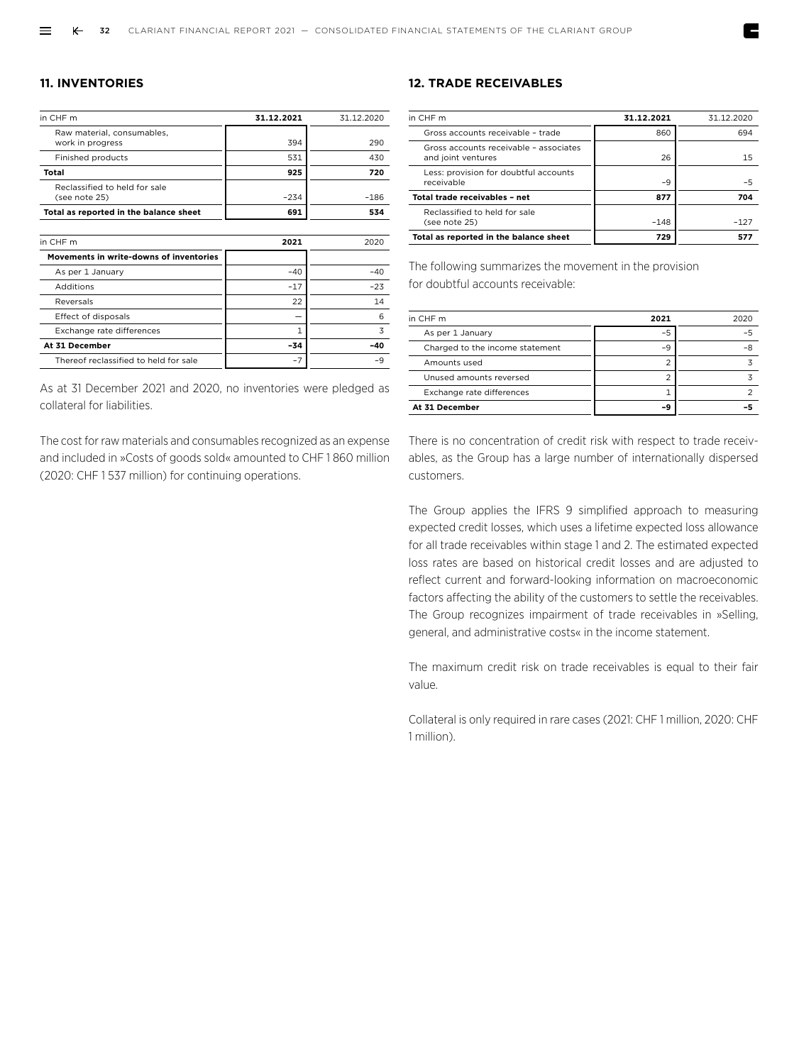## 11. INVENTORIES

| in CHF m | 31.12.2021 | 31.12.2020 |
| --- | --- | --- |
| Raw material, consumables, work in progress | 394 | 290 |
| Finished products | 531 | 430 |
| **Total** | **925** | **720** |
| Reclassified to held for sale (see note 25) | –234 | –186 |
| **Total as reported in the balance sheet** | **691** | **534** |

| in CHF m | 2021 | 2020 |
| --- | --- | --- |
| **Movements in write-downs of inventories** | | |
| As per 1 January | –40 | –40 |
| Additions | –17 | –23 |
| Reversals | 22 | 14 |
| Effect of disposals | – | 6 |
| Exchange rate differences | 1 | 3 |
| **At 31 December** | **–34** | **–40** |
| Thereof reclassified to held for sale | –7 | –9 |

As at 31 December 2021 and 2020, no inventories were pledged as collateral for liabilities.

The cost for raw materials and consumables recognized as an expense and included in »Costs of goods sold« amounted to CHF 1 860 million (2020: CHF 1 537 million) for continuing operations.

## 12. TRADE RECEIVABLES

| in CHF m | 31.12.2021 | 31.12.2020 |
| --- | --- | --- |
| Gross accounts receivable – trade | 860 | 694 |
| Gross accounts receivable – associates and joint ventures | 26 | 15 |
| Less: provision for doubtful accounts receivable | –9 | –5 |
| **Total trade receivables – net** | **877** | **704** |
| Reclassified to held for sale (see note 25) | –148 | –127 |
| **Total as reported in the balance sheet** | **729** | **577** |

The following summarizes the movement in the provision for doubtful accounts receivable:

| in CHF m | 2021 | 2020 |
| --- | --- | --- |
| As per 1 January | –5 | –5 |
| Charged to the income statement | –9 | –8 |
| Amounts used | 2 | 3 |
| Unused amounts reversed | 2 | 3 |
| Exchange rate differences | 1 | 2 |
| **At 31 December** | **–9** | **–5** |

There is no concentration of credit risk with respect to trade receivables, as the Group has a large number of internationally dispersed customers.

The Group applies the IFRS 9 simplified approach to measuring expected credit losses, which uses a lifetime expected loss allowance for all trade receivables within stage 1 and 2. The estimated expected loss rates are based on historical credit losses and are adjusted to reflect current and forward-looking information on macroeconomic factors affecting the ability of the customers to settle the receivables. The Group recognizes impairment of trade receivables in »Selling, general, and administrative costs« in the income statement.

The maximum credit risk on trade receivables is equal to their fair value.

Collateral is only required in rare cases (2021: CHF 1 million, 2020: CHF 1 million).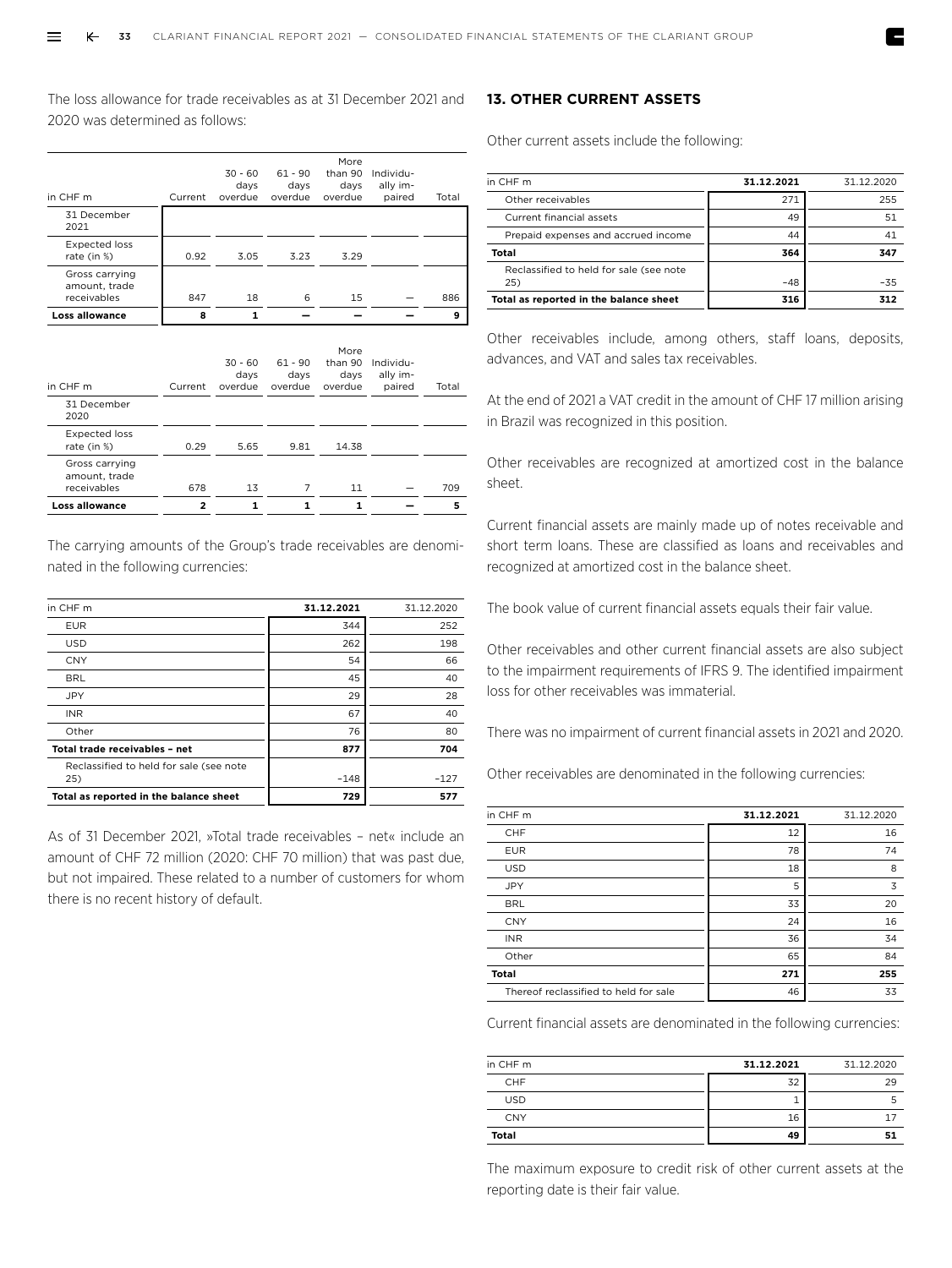The loss allowance for trade receivables as at 31 December 2021 and 2020 was determined as follows:

| in CHF m | Current | 30 - 60 days overdue | 61 - 90 days overdue | More than 90 days overdue | Individually impaired | Total |
|---|---|---|---|---|---|---|
| 31 December 2021 | | | | | | |
| Expected loss rate (in %) | 0.92 | 3.05 | 3.23 | 3.29 | | |
| Gross carrying amount, trade receivables | 847 | 18 | 6 | 15 | – | 886 |
| **Loss allowance** | **8** | **1** | **–** | **–** | **–** | **9** |

| in CHF m | Current | 30 - 60 days overdue | 61 - 90 days overdue | More than 90 days overdue | Individually impaired | Total |
|---|---|---|---|---|---|---|
| 31 December 2020 | | | | | | |
| Expected loss rate (in %) | 0.29 | 5.65 | 9.81 | 14.38 | | |
| Gross carrying amount, trade receivables | 678 | 13 | 7 | 11 | – | 709 |
| **Loss allowance** | **2** | **1** | **1** | **1** | **–** | **5** |

The carrying amounts of the Group's trade receivables are denominated in the following currencies:

| in CHF m | 31.12.2021 | 31.12.2020 |
|---|---|---|
| EUR | 344 | 252 |
| USD | 262 | 198 |
| CNY | 54 | 66 |
| BRL | 45 | 40 |
| JPY | 29 | 28 |
| INR | 67 | 40 |
| Other | 76 | 80 |
| **Total trade receivables – net** | **877** | **704** |
| Reclassified to held for sale (see note 25) | –148 | –127 |
| **Total as reported in the balance sheet** | **729** | **577** |

As of 31 December 2021, »Total trade receivables – net« include an amount of CHF 72 million (2020: CHF 70 million) that was past due, but not impaired. These related to a number of customers for whom there is no recent history of default.

## 13. OTHER CURRENT ASSETS

Other current assets include the following:

| in CHF m | 31.12.2021 | 31.12.2020 |
|---|---|---|
| Other receivables | 271 | 255 |
| Current financial assets | 49 | 51 |
| Prepaid expenses and accrued income | 44 | 41 |
| **Total** | **364** | **347** |
| Reclassified to held for sale (see note 25) | –48 | –35 |
| **Total as reported in the balance sheet** | **316** | **312** |

Other receivables include, among others, staff loans, deposits, advances, and VAT and sales tax receivables.

At the end of 2021 a VAT credit in the amount of CHF 17 million arising in Brazil was recognized in this position.

Other receivables are recognized at amortized cost in the balance sheet.

Current financial assets are mainly made up of notes receivable and short term loans. These are classified as loans and receivables and recognized at amortized cost in the balance sheet.

The book value of current financial assets equals their fair value.

Other receivables and other current financial assets are also subject to the impairment requirements of IFRS 9. The identified impairment loss for other receivables was immaterial.

There was no impairment of current financial assets in 2021 and 2020.

Other receivables are denominated in the following currencies:

| in CHF m | 31.12.2021 | 31.12.2020 |
|---|---|---|
| CHF | 12 | 16 |
| EUR | 78 | 74 |
| USD | 18 | 8 |
| JPY | 5 | 3 |
| BRL | 33 | 20 |
| CNY | 24 | 16 |
| INR | 36 | 34 |
| Other | 65 | 84 |
| **Total** | **271** | **255** |
| Thereof reclassified to held for sale | 46 | 33 |

Current financial assets are denominated in the following currencies:

| in CHF m | 31.12.2021 | 31.12.2020 |
|---|---|---|
| CHF | 32 | 29 |
| USD | 1 | 5 |
| CNY | 16 | 17 |
| **Total** | **49** | **51** |

The maximum exposure to credit risk of other current assets at the reporting date is their fair value.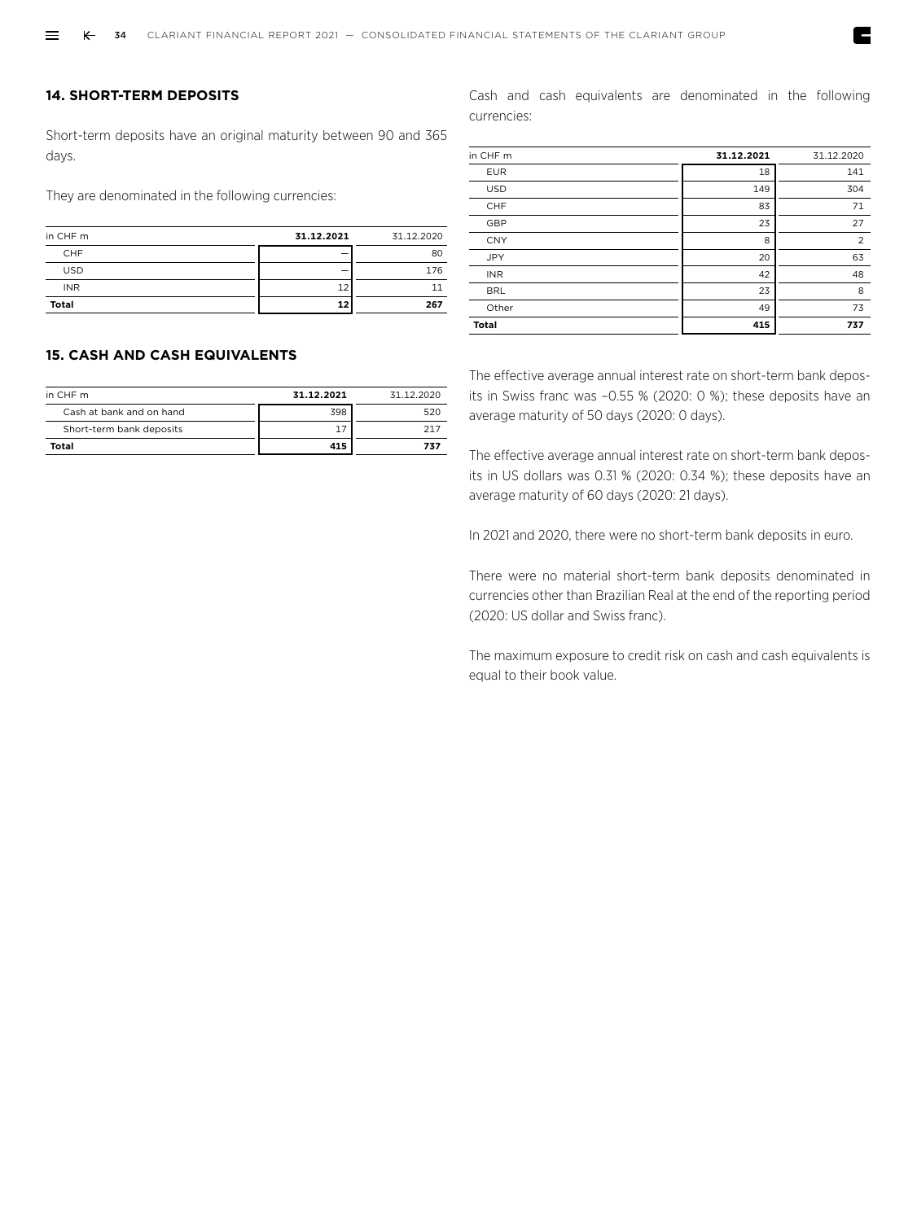## 14. SHORT-TERM DEPOSITS

Short-term deposits have an original maturity between 90 and 365 days.

They are denominated in the following currencies:

| in CHF m | **31.12.2021** | 31.12.2020 |
|---|---|---|
| CHF | – | 80 |
| USD | – | 176 |
| INR | 12 | 11 |
| **Total** | **12** | **267** |

## 15. CASH AND CASH EQUIVALENTS

| in CHF m | **31.12.2021** | 31.12.2020 |
|---|---|---|
| Cash at bank and on hand | 398 | 520 |
| Short-term bank deposits | 17 | 217 |
| **Total** | **415** | **737** |

Cash and cash equivalents are denominated in the following currencies:

| in CHF m | **31.12.2021** | 31.12.2020 |
|---|---|---|
| EUR | 18 | 141 |
| USD | 149 | 304 |
| CHF | 83 | 71 |
| GBP | 23 | 27 |
| CNY | 8 | 2 |
| JPY | 20 | 63 |
| INR | 42 | 48 |
| BRL | 23 | 8 |
| Other | 49 | 73 |
| **Total** | **415** | **737** |

The effective average annual interest rate on short-term bank deposits in Swiss franc was –0.55 % (2020: 0 %); these deposits have an average maturity of 50 days (2020: 0 days).

The effective average annual interest rate on short-term bank deposits in US dollars was 0.31 % (2020: 0.34 %); these deposits have an average maturity of 60 days (2020: 21 days).

In 2021 and 2020, there were no short-term bank deposits in euro.

There were no material short-term bank deposits denominated in currencies other than Brazilian Real at the end of the reporting period (2020: US dollar and Swiss franc).

The maximum exposure to credit risk on cash and cash equivalents is equal to their book value.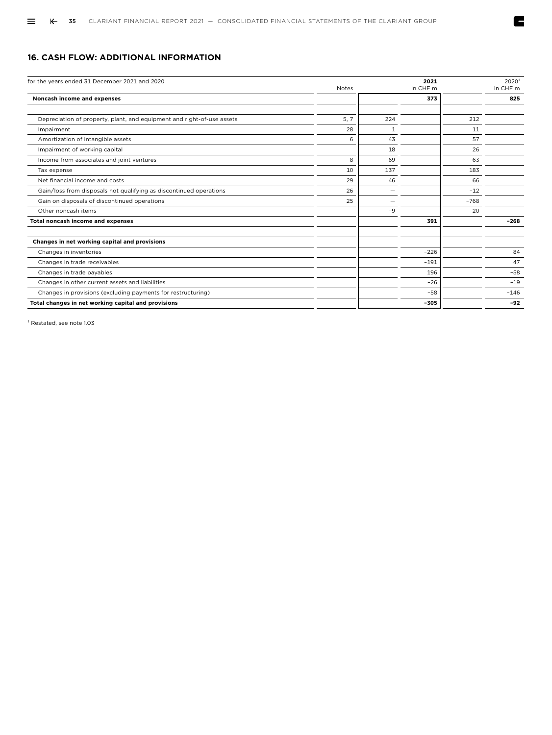## 16. CASH FLOW: ADDITIONAL INFORMATION

| for the years ended 31 December 2021 and 2020 | Notes | 2021 in CHF m | | 2020[1] in CHF m | |
|---|---|---|---|---|---|
| **Noncash income and expenses** | | | **373** | | **825** |
| | | | | | |
| Depreciation of property, plant, and equipment and right-of-use assets | 5, 7 | 224 | | 212 | |
| Impairment | 28 | 1 | | 11 | |
| Amortization of intangible assets | 6 | 43 | | 57 | |
| Impairment of working capital | | 18 | | 26 | |
| Income from associates and joint ventures | 8 | –69 | | –63 | |
| Tax expense | 10 | 137 | | 183 | |
| Net financial income and costs | 29 | 46 | | 66 | |
| Gain/loss from disposals not qualifying as discontinued operations | 26 | — | | –12 | |
| Gain on disposals of discontinued operations | 25 | — | | –768 | |
| Other noncash items | | –9 | | 20 | |
| **Total noncash income and expenses** | | | **391** | | **–268** |
| | | | | | |
| **Changes in net working capital and provisions** | | | | | |
| Changes in inventories | | | –226 | | 84 |
| Changes in trade receivables | | | –191 | | 47 |
| Changes in trade payables | | | 196 | | –58 |
| Changes in other current assets and liabilities | | | –26 | | –19 |
| Changes in provisions (excluding payments for restructuring) | | | –58 | | –146 |
| **Total changes in net working capital and provisions** | | | **–305** | | **–92** |

[1] Restated, see note 1.03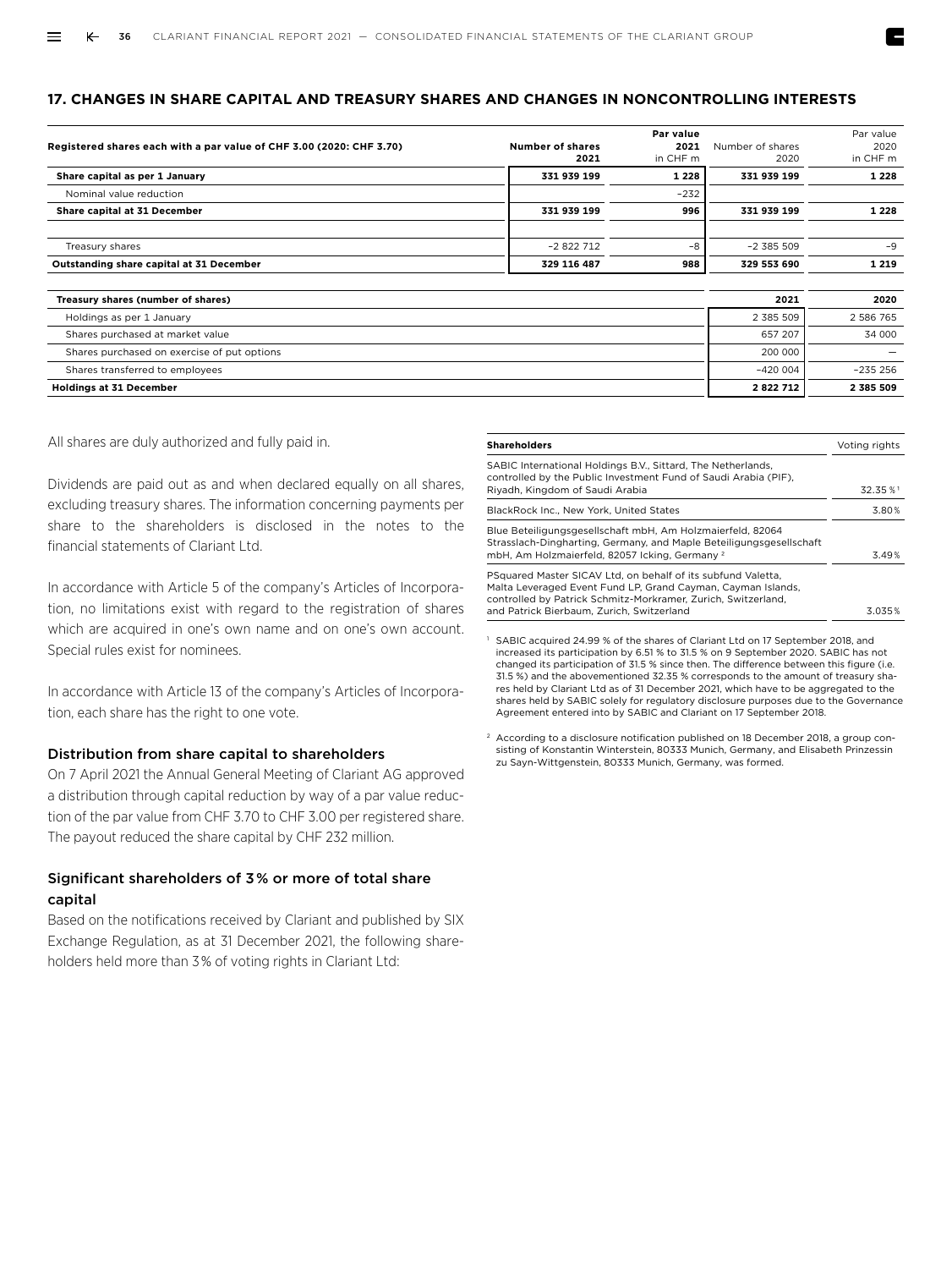## 17. CHANGES IN SHARE CAPITAL AND TREASURY SHARES AND CHANGES IN NONCONTROLLING INTERESTS

| Registered shares each with a par value of CHF 3.00 (2020: CHF 3.70) | Number of shares 2021 | Par value 2021 in CHF m | Number of shares 2020 | Par value 2020 in CHF m |
|---|---|---|---|---|
| **Share capital as per 1 January** | **331 939 199** | **1 228** | **331 939 199** | **1 228** |
| Nominal value reduction | | –232 | | |
| **Share capital at 31 December** | **331 939 199** | **996** | **331 939 199** | **1 228** |
| | | | | |
| Treasury shares | –2 822 712 | –8 | –2 385 509 | –9 |
| **Outstanding share capital at 31 December** | **329 116 487** | **988** | **329 553 690** | **1 219** |

| Treasury shares (number of shares) | 2021 | 2020 |
|---|---|---|
| Holdings as per 1 January | 2 385 509 | 2 586 765 |
| Shares purchased at market value | 657 207 | 34 000 |
| Shares purchased on exercise of put options | 200 000 | – |
| Shares transferred to employees | –420 004 | –235 256 |
| **Holdings at 31 December** | **2 822 712** | **2 385 509** |

All shares are duly authorized and fully paid in.

Dividends are paid out as and when declared equally on all shares, excluding treasury shares. The information concerning payments per share to the shareholders is disclosed in the notes to the financial statements of Clariant Ltd.

In accordance with Article 5 of the company's Articles of Incorporation, no limitations exist with regard to the registration of shares which are acquired in one's own name and on one's own account. Special rules exist for nominees.

In accordance with Article 13 of the company's Articles of Incorporation, each share has the right to one vote.

### Distribution from share capital to shareholders

On 7 April 2021 the Annual General Meeting of Clariant AG approved a distribution through capital reduction by way of a par value reduction of the par value from CHF 3.70 to CHF 3.00 per registered share. The payout reduced the share capital by CHF 232 million.

### Significant shareholders of 3% or more of total share capital

Based on the notifications received by Clariant and published by SIX Exchange Regulation, as at 31 December 2021, the following shareholders held more than 3% of voting rights in Clariant Ltd:

| Shareholders | Voting rights |
|---|---|
| SABIC International Holdings B.V., Sittard, The Netherlands, controlled by the Public Investment Fund of Saudi Arabia (PIF), Riyadh, Kingdom of Saudi Arabia | 32.35%[1] |
| BlackRock Inc., New York, United States | 3.80% |
| Blue Beteiligungsgesellschaft mbH, Am Holzmaierfeld, 82064 Strasslach-Dingharting, Germany, and Maple Beteiligungsgesellschaft mbH, Am Holzmaierfeld, 82057 Icking, Germany[2] | 3.49% |
| PSquared Master SICAV Ltd, on behalf of its subfund Valetta, Malta Leveraged Event Fund LP, Grand Cayman, Cayman Islands, controlled by Patrick Schmitz-Morkramer, Zurich, Switzerland, and Patrick Bierbaum, Zurich, Switzerland | 3.035% |

[1] SABIC acquired 24.99 % of the shares of Clariant Ltd on 17 September 2018, and increased its participation by 6.51 % to 31.5 % on 9 September 2020. SABIC has not changed its participation of 31.5 % since then. The difference between this figure (i.e. 31.5 %) and the abovementioned 32.35 % corresponds to the amount of treasury shares held by Clariant Ltd as of 31 December 2021, which have to be aggregated to the shares held by SABIC solely for regulatory disclosure purposes due to the Governance Agreement entered into by SABIC and Clariant on 17 September 2018.

[2] According to a disclosure notification published on 18 December 2018, a group consisting of Konstantin Winterstein, 80333 Munich, Germany, and Elisabeth Prinzessin zu Sayn-Wittgenstein, 80333 Munich, Germany, was formed.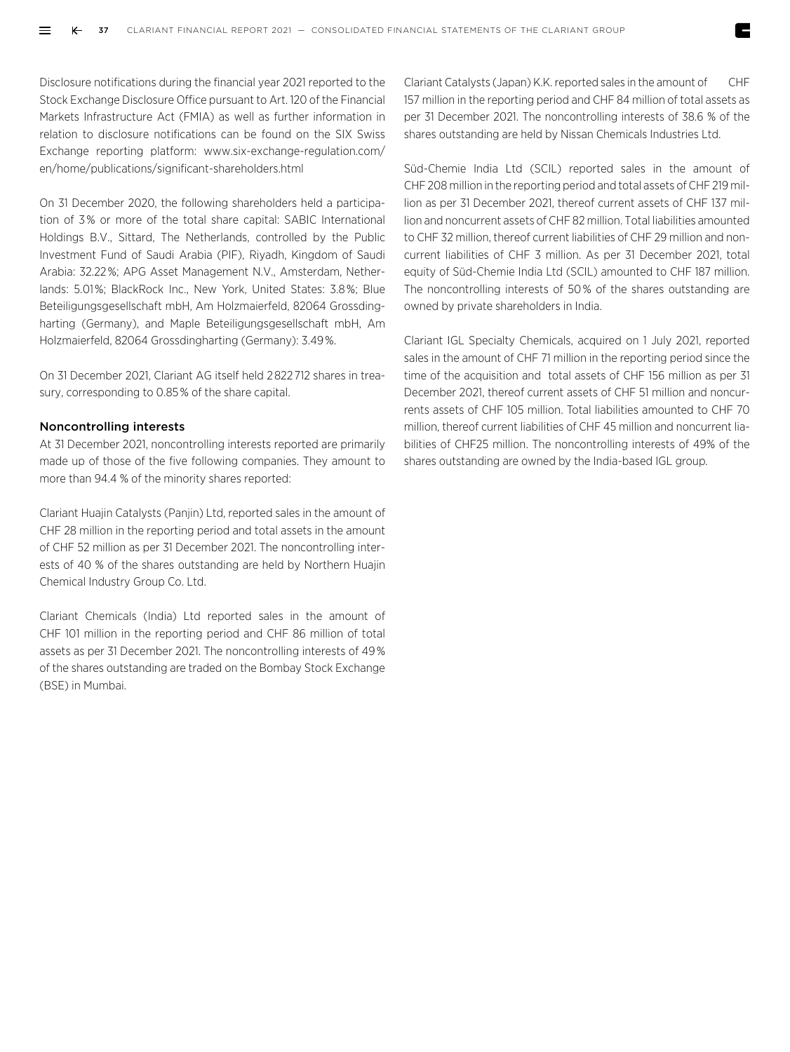Disclosure notifications during the financial year 2021 reported to the Stock Exchange Disclosure Office pursuant to Art. 120 of the Financial Markets Infrastructure Act (FMIA) as well as further information in relation to disclosure notifications can be found on the SIX Swiss Exchange reporting platform: www.six-exchange-regulation.com/en/home/publications/significant-shareholders.html

On 31 December 2020, the following shareholders held a participation of 3% or more of the total share capital: SABIC International Holdings B.V., Sittard, The Netherlands, controlled by the Public Investment Fund of Saudi Arabia (PIF), Riyadh, Kingdom of Saudi Arabia: 32.22%; APG Asset Management N.V., Amsterdam, Netherlands: 5.01%; BlackRock Inc., New York, United States: 3.8%; Blue Beteiligungsgesellschaft mbH, Am Holzmaierfeld, 82064 Grossdingharting (Germany), and Maple Beteiligungsgesellschaft mbH, Am Holzmaierfeld, 82064 Grossdingharting (Germany): 3.49%.

On 31 December 2021, Clariant AG itself held 2822712 shares in treasury, corresponding to 0.85% of the share capital.

### Noncontrolling interests

At 31 December 2021, noncontrolling interests reported are primarily made up of those of the five following companies. They amount to more than 94.4 % of the minority shares reported:

Clariant Huajin Catalysts (Panjin) Ltd, reported sales in the amount of CHF 28 million in the reporting period and total assets in the amount of CHF 52 million as per 31 December 2021. The noncontrolling interests of 40 % of the shares outstanding are held by Northern Huajin Chemical Industry Group Co. Ltd.

Clariant Chemicals (India) Ltd reported sales in the amount of CHF 101 million in the reporting period and CHF 86 million of total assets as per 31 December 2021. The noncontrolling interests of 49% of the shares outstanding are traded on the Bombay Stock Exchange (BSE) in Mumbai.

Clariant Catalysts (Japan) K.K. reported sales in the amount of CHF 157 million in the reporting period and CHF 84 million of total assets as per 31 December 2021. The noncontrolling interests of 38.6 % of the shares outstanding are held by Nissan Chemicals Industries Ltd.

Süd-Chemie India Ltd (SCIL) reported sales in the amount of CHF 208 million in the reporting period and total assets of CHF 219 million as per 31 December 2021, thereof current assets of CHF 137 million and noncurrent assets of CHF 82 million. Total liabilities amounted to CHF 32 million, thereof current liabilities of CHF 29 million and noncurrent liabilities of CHF 3 million. As per 31 December 2021, total equity of Süd-Chemie India Ltd (SCIL) amounted to CHF 187 million. The noncontrolling interests of 50% of the shares outstanding are owned by private shareholders in India.

Clariant IGL Specialty Chemicals, acquired on 1 July 2021, reported sales in the amount of CHF 71 million in the reporting period since the time of the acquisition and total assets of CHF 156 million as per 31 December 2021, thereof current assets of CHF 51 million and noncurrents assets of CHF 105 million. Total liabilities amounted to CHF 70 million, thereof current liabilities of CHF 45 million and noncurrent liabilities of CHF25 million. The noncontrolling interests of 49% of the shares outstanding are owned by the India-based IGL group.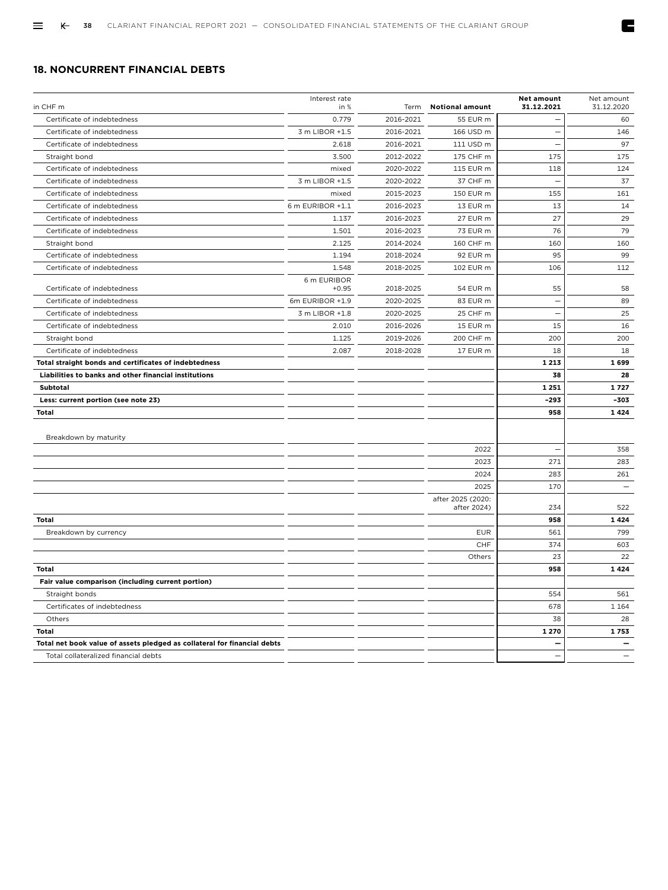## 18. NONCURRENT FINANCIAL DEBTS

| in CHF m | Interest rate in % | Term | **Notional amount** | **Net amount 31.12.2021** | Net amount 31.12.2020 |
|---|---|---|---|---|---|
| Certificate of indebtedness | 0.779 | 2016-2021 | 55 EUR m | – | 60 |
| Certificate of indebtedness | 3 m LIBOR +1.5 | 2016-2021 | 166 USD m | – | 146 |
| Certificate of indebtedness | 2.618 | 2016-2021 | 111 USD m | – | 97 |
| Straight bond | 3.500 | 2012-2022 | 175 CHF m | 175 | 175 |
| Certificate of indebtedness | mixed | 2020-2022 | 115 EUR m | 118 | 124 |
| Certificate of indebtedness | 3 m LIBOR +1.5 | 2020-2022 | 37 CHF m | – | 37 |
| Certificate of indebtedness | mixed | 2015-2023 | 150 EUR m | 155 | 161 |
| Certificate of indebtedness | 6 m EURIBOR +1.1 | 2016-2023 | 13 EUR m | 13 | 14 |
| Certificate of indebtedness | 1.137 | 2016-2023 | 27 EUR m | 27 | 29 |
| Certificate of indebtedness | 1.501 | 2016-2023 | 73 EUR m | 76 | 79 |
| Straight bond | 2.125 | 2014-2024 | 160 CHF m | 160 | 160 |
| Certificate of indebtedness | 1.194 | 2018-2024 | 92 EUR m | 95 | 99 |
| Certificate of indebtedness | 1.548 | 2018-2025 | 102 EUR m | 106 | 112 |
| Certificate of indebtedness | 6 m EURIBOR +0.95 | 2018-2025 | 54 EUR m | 55 | 58 |
| Certificate of indebtedness | 6m EURIBOR +1.9 | 2020-2025 | 83 EUR m | – | 89 |
| Certificate of indebtedness | 3 m LIBOR +1.8 | 2020-2025 | 25 CHF m | – | 25 |
| Certificate of indebtedness | 2.010 | 2016-2026 | 15 EUR m | 15 | 16 |
| Straight bond | 1.125 | 2019-2026 | 200 CHF m | 200 | 200 |
| Certificate of indebtedness | 2.087 | 2018-2028 | 17 EUR m | 18 | 18 |
| **Total straight bonds and certificates of indebtedness** | | | | **1 213** | **1 699** |
| **Liabilities to banks and other financial institutions** | | | | **38** | **28** |
| **Subtotal** | | | | **1 251** | **1 727** |
| **Less: current portion (see note 23)** | | | | **–293** | **–303** |
| **Total** | | | | **958** | **1 424** |
| Breakdown by maturity | | | | | |
| | | | 2022 | – | 358 |
| | | | 2023 | 271 | 283 |
| | | | 2024 | 283 | 261 |
| | | | 2025 | 170 | – |
| | | | after 2025 (2020: after 2024) | 234 | 522 |
| **Total** | | | | **958** | **1 424** |
| Breakdown by currency | | | EUR | 561 | 799 |
| | | | CHF | 374 | 603 |
| | | | Others | 23 | 22 |
| **Total** | | | | **958** | **1 424** |
| **Fair value comparison (including current portion)** | | | | | |
| Straight bonds | | | | 554 | 561 |
| Certificates of indebtedness | | | | 678 | 1 164 |
| Others | | | | 38 | 28 |
| **Total** | | | | **1 270** | **1 753** |
| **Total net book value of assets pledged as collateral for financial debts** | | | | **–** | **–** |
| Total collateralized financial debts | | | | – | – |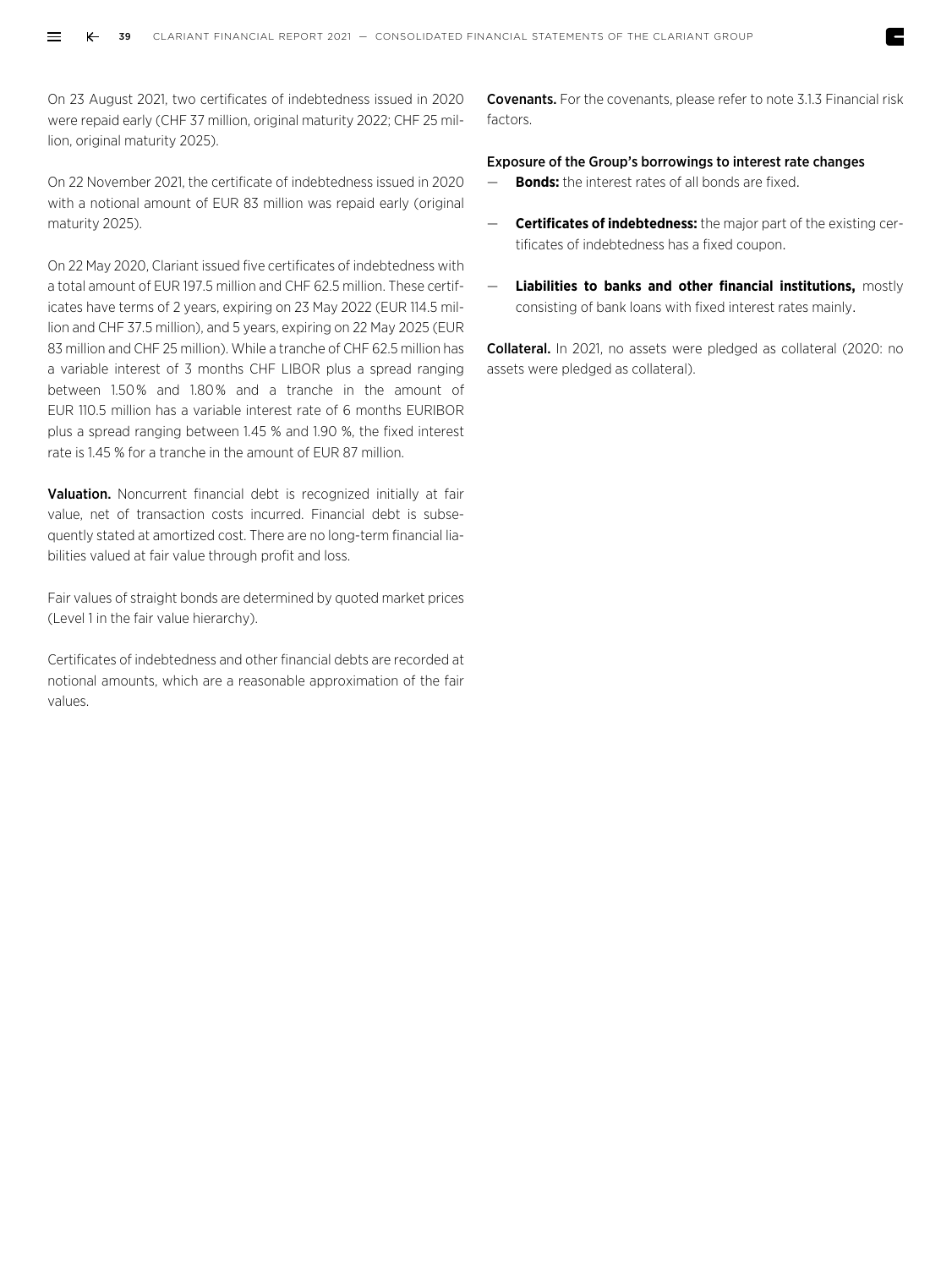On 23 August 2021, two certificates of indebtedness issued in 2020 were repaid early (CHF 37 million, original maturity 2022; CHF 25 million, original maturity 2025).

On 22 November 2021, the certificate of indebtedness issued in 2020 with a notional amount of EUR 83 million was repaid early (original maturity 2025).

On 22 May 2020, Clariant issued five certificates of indebtedness with a total amount of EUR 197.5 million and CHF 62.5 million. These certificates have terms of 2 years, expiring on 23 May 2022 (EUR 114.5 million and CHF 37.5 million), and 5 years, expiring on 22 May 2025 (EUR 83 million and CHF 25 million). While a tranche of CHF 62.5 million has a variable interest of 3 months CHF LIBOR plus a spread ranging between 1.50% and 1.80% and a tranche in the amount of EUR 110.5 million has a variable interest rate of 6 months EURIBOR plus a spread ranging between 1.45 % and 1.90 %, the fixed interest rate is 1.45 % for a tranche in the amount of EUR 87 million.

**Valuation.** Noncurrent financial debt is recognized initially at fair value, net of transaction costs incurred. Financial debt is subsequently stated at amortized cost. There are no long-term financial liabilities valued at fair value through profit and loss.

Fair values of straight bonds are determined by quoted market prices (Level 1 in the fair value hierarchy).

Certificates of indebtedness and other financial debts are recorded at notional amounts, which are a reasonable approximation of the fair values.

**Covenants.** For the covenants, please refer to note 3.1.3 Financial risk factors.

**Exposure of the Group's borrowings to interest rate changes**

- **Bonds:** the interest rates of all bonds are fixed.
- **Certificates of indebtedness:** the major part of the existing certificates of indebtedness has a fixed coupon.
- **Liabilities to banks and other financial institutions,** mostly consisting of bank loans with fixed interest rates mainly.

**Collateral.** In 2021, no assets were pledged as collateral (2020: no assets were pledged as collateral).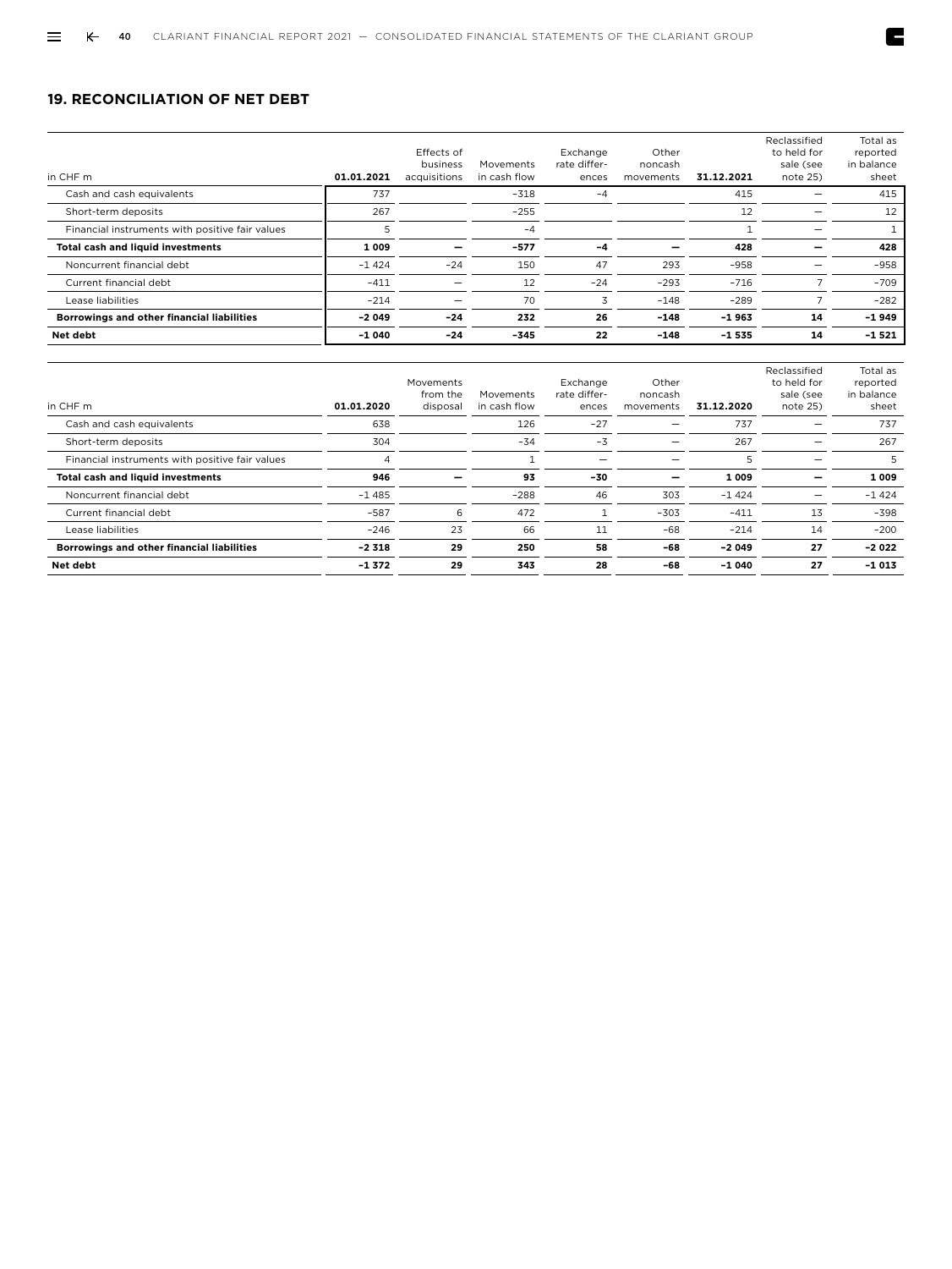## 19. RECONCILIATION OF NET DEBT

| in CHF m | 01.01.2021 | Effects of business acquisitions | Movements in cash flow | Exchange rate differ-ences | Other noncash movements | 31.12.2021 | Reclassified to held for sale (see note 25) | Total as reported in balance sheet |
|---|---|---|---|---|---|---|---|---|
| Cash and cash equivalents | 737 | | –318 | –4 | | 415 | – | 415 |
| Short-term deposits | 267 | | –255 | | | 12 | – | 12 |
| Financial instruments with positive fair values | 5 | | –4 | | | 1 | – | 1 |
| **Total cash and liquid investments** | **1 009** | **–** | **–577** | **–4** | **–** | **428** | **–** | **428** |
| Noncurrent financial debt | –1 424 | –24 | 150 | 47 | 293 | –958 | – | –958 |
| Current financial debt | –411 | – | 12 | –24 | –293 | –716 | 7 | –709 |
| Lease liabilities | –214 | – | 70 | 3 | –148 | –289 | 7 | –282 |
| **Borrowings and other financial liabilities** | **–2 049** | **–24** | **232** | **26** | **–148** | **–1 963** | **14** | **–1 949** |
| **Net debt** | **–1 040** | **–24** | **–345** | **22** | **–148** | **–1 535** | **14** | **–1 521** |

| in CHF m | 01.01.2020 | Movements from the disposal | Movements in cash flow | Exchange rate differ-ences | Other noncash movements | 31.12.2020 | Reclassified to held for sale (see note 25) | Total as reported in balance sheet |
|---|---|---|---|---|---|---|---|---|
| Cash and cash equivalents | 638 | | 126 | –27 | – | 737 | – | 737 |
| Short-term deposits | 304 | | –34 | –3 | – | 267 | – | 267 |
| Financial instruments with positive fair values | 4 | | 1 | – | – | 5 | – | 5 |
| **Total cash and liquid investments** | **946** | **–** | **93** | **–30** | **–** | **1 009** | **–** | **1 009** |
| Noncurrent financial debt | –1 485 | | –288 | 46 | 303 | –1 424 | – | –1 424 |
| Current financial debt | –587 | 6 | 472 | 1 | –303 | –411 | 13 | –398 |
| Lease liabilities | –246 | 23 | 66 | 11 | –68 | –214 | 14 | –200 |
| **Borrowings and other financial liabilities** | **–2 318** | **29** | **250** | **58** | **–68** | **–2 049** | **27** | **–2 022** |
| **Net debt** | **–1 372** | **29** | **343** | **28** | **–68** | **–1 040** | **27** | **–1 013** |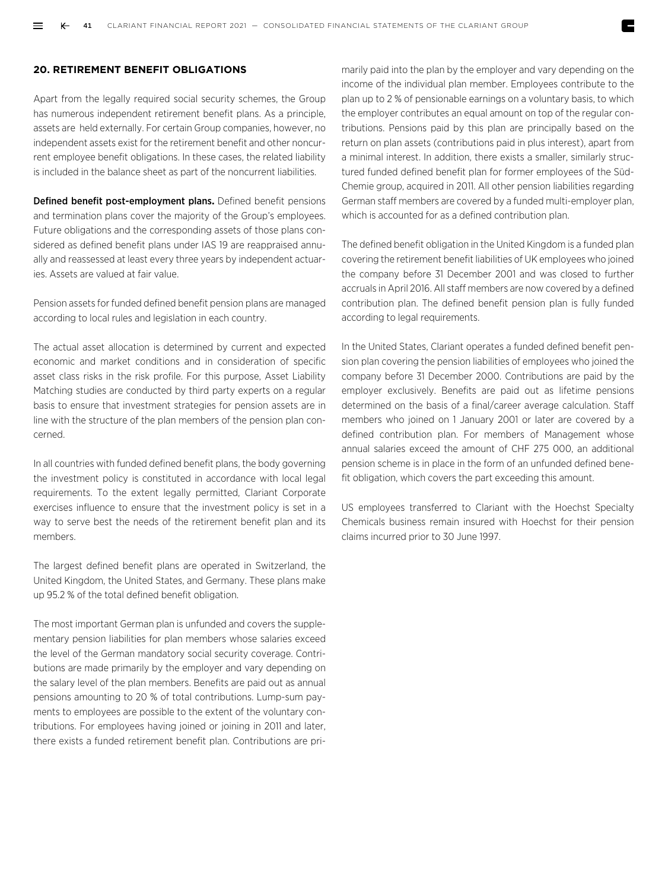## 20. RETIREMENT BENEFIT OBLIGATIONS

Apart from the legally required social security schemes, the Group has numerous independent retirement benefit plans. As a principle, assets are held externally. For certain Group companies, however, no independent assets exist for the retirement benefit and other noncurrent employee benefit obligations. In these cases, the related liability is included in the balance sheet as part of the noncurrent liabilities.

**Defined benefit post-employment plans.** Defined benefit pensions and termination plans cover the majority of the Group's employees. Future obligations and the corresponding assets of those plans considered as defined benefit plans under IAS 19 are reappraised annually and reassessed at least every three years by independent actuaries. Assets are valued at fair value.

Pension assets for funded defined benefit pension plans are managed according to local rules and legislation in each country.

The actual asset allocation is determined by current and expected economic and market conditions and in consideration of specific asset class risks in the risk profile. For this purpose, Asset Liability Matching studies are conducted by third party experts on a regular basis to ensure that investment strategies for pension assets are in line with the structure of the plan members of the pension plan concerned.

In all countries with funded defined benefit plans, the body governing the investment policy is constituted in accordance with local legal requirements. To the extent legally permitted, Clariant Corporate exercises influence to ensure that the investment policy is set in a way to serve best the needs of the retirement benefit plan and its members.

The largest defined benefit plans are operated in Switzerland, the United Kingdom, the United States, and Germany. These plans make up 95.2 % of the total defined benefit obligation.

The most important German plan is unfunded and covers the supplementary pension liabilities for plan members whose salaries exceed the level of the German mandatory social security coverage. Contributions are made primarily by the employer and vary depending on the salary level of the plan members. Benefits are paid out as annual pensions amounting to 20 % of total contributions. Lump-sum payments to employees are possible to the extent of the voluntary contributions. For employees having joined or joining in 2011 and later, there exists a funded retirement benefit plan. Contributions are primarily paid into the plan by the employer and vary depending on the income of the individual plan member. Employees contribute to the plan up to 2 % of pensionable earnings on a voluntary basis, to which the employer contributes an equal amount on top of the regular contributions. Pensions paid by this plan are principally based on the return on plan assets (contributions paid in plus interest), apart from a minimal interest. In addition, there exists a smaller, similarly structured funded defined benefit plan for former employees of the Süd-Chemie group, acquired in 2011. All other pension liabilities regarding German staff members are covered by a funded multi-employer plan, which is accounted for as a defined contribution plan.

The defined benefit obligation in the United Kingdom is a funded plan covering the retirement benefit liabilities of UK employees who joined the company before 31 December 2001 and was closed to further accruals in April 2016. All staff members are now covered by a defined contribution plan. The defined benefit pension plan is fully funded according to legal requirements.

In the United States, Clariant operates a funded defined benefit pension plan covering the pension liabilities of employees who joined the company before 31 December 2000. Contributions are paid by the employer exclusively. Benefits are paid out as lifetime pensions determined on the basis of a final/career average calculation. Staff members who joined on 1 January 2001 or later are covered by a defined contribution plan. For members of Management whose annual salaries exceed the amount of CHF 275 000, an additional pension scheme is in place in the form of an unfunded defined benefit obligation, which covers the part exceeding this amount.

US employees transferred to Clariant with the Hoechst Specialty Chemicals business remain insured with Hoechst for their pension claims incurred prior to 30 June 1997.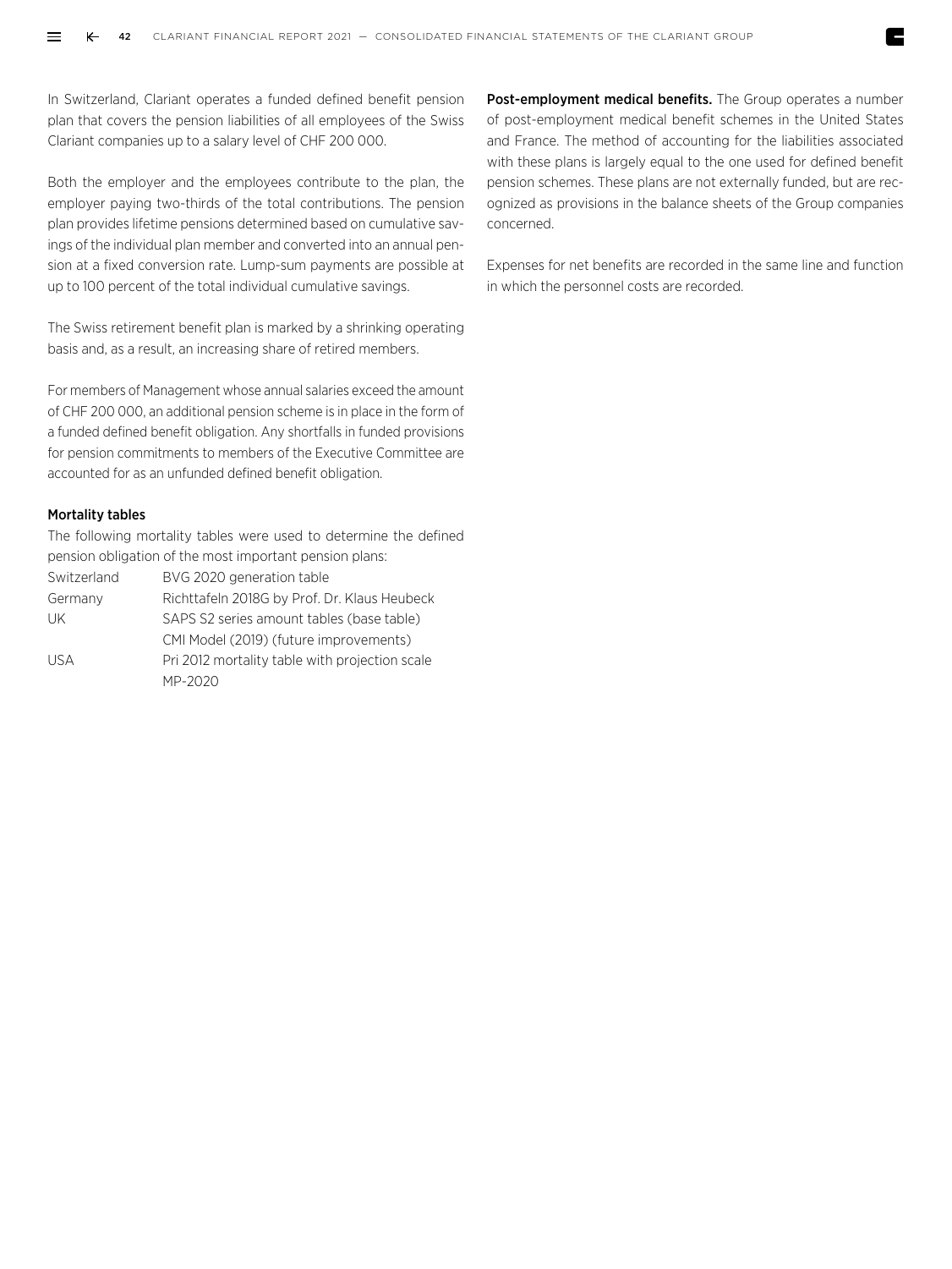In Switzerland, Clariant operates a funded defined benefit pension plan that covers the pension liabilities of all employees of the Swiss Clariant companies up to a salary level of CHF 200 000.

Both the employer and the employees contribute to the plan, the employer paying two-thirds of the total contributions. The pension plan provides lifetime pensions determined based on cumulative savings of the individual plan member and converted into an annual pension at a fixed conversion rate. Lump-sum payments are possible at up to 100 percent of the total individual cumulative savings.

The Swiss retirement benefit plan is marked by a shrinking operating basis and, as a result, an increasing share of retired members.

For members of Management whose annual salaries exceed the amount of CHF 200 000, an additional pension scheme is in place in the form of a funded defined benefit obligation. Any shortfalls in funded provisions for pension commitments to members of the Executive Committee are accounted for as an unfunded defined benefit obligation.

**Mortality tables**

The following mortality tables were used to determine the defined pension obligation of the most important pension plans:

| | |
|---|---|
| Switzerland | BVG 2020 generation table |
| Germany | Richttafeln 2018G by Prof. Dr. Klaus Heubeck |
| UK | SAPS S2 series amount tables (base table) CMI Model (2019) (future improvements) |
| USA | Pri 2012 mortality table with projection scale MP-2020 |

**Post-employment medical benefits.** The Group operates a number of post-employment medical benefit schemes in the United States and France. The method of accounting for the liabilities associated with these plans is largely equal to the one used for defined benefit pension schemes. These plans are not externally funded, but are recognized as provisions in the balance sheets of the Group companies concerned.

Expenses for net benefits are recorded in the same line and function in which the personnel costs are recorded.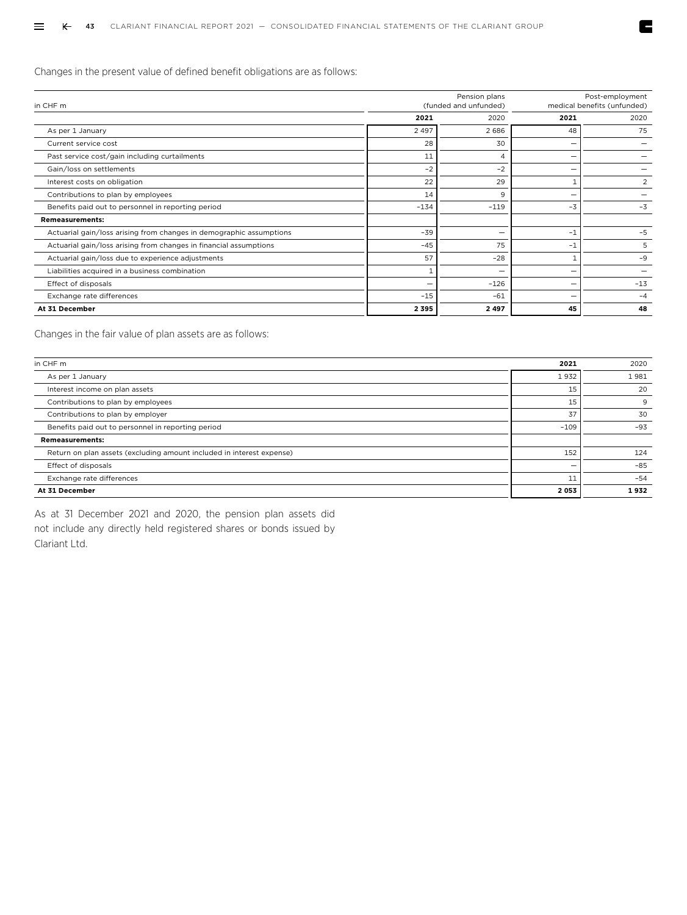Changes in the present value of defined benefit obligations are as follows:

| in CHF m | Pension plans (funded and unfunded) | | Post-employment medical benefits (unfunded) | |
|---|---|---|---|---|
| | **2021** | 2020 | **2021** | 2020 |
| As per 1 January | 2 497 | 2 686 | 48 | 75 |
| Current service cost | 28 | 30 | – | – |
| Past service cost/gain including curtailments | 11 | 4 | – | – |
| Gain/loss on settlements | –2 | –2 | – | – |
| Interest costs on obligation | 22 | 29 | 1 | 2 |
| Contributions to plan by employees | 14 | 9 | – | – |
| Benefits paid out to personnel in reporting period | –134 | –119 | –3 | –3 |
| **Remeasurements:** | | | | |
| Actuarial gain/loss arising from changes in demographic assumptions | –39 | – | –1 | –5 |
| Actuarial gain/loss arising from changes in financial assumptions | –45 | 75 | –1 | 5 |
| Actuarial gain/loss due to experience adjustments | 57 | –28 | 1 | –9 |
| Liabilities acquired in a business combination | 1 | – | – | – |
| Effect of disposals | – | –126 | – | –13 |
| Exchange rate differences | –15 | –61 | – | –4 |
| **At 31 December** | **2 395** | **2 497** | **45** | **48** |

Changes in the fair value of plan assets are as follows:

| in CHF m | **2021** | 2020 |
|---|---|---|
| As per 1 January | 1 932 | 1 981 |
| Interest income on plan assets | 15 | 20 |
| Contributions to plan by employees | 15 | 9 |
| Contributions to plan by employer | 37 | 30 |
| Benefits paid out to personnel in reporting period | –109 | –93 |
| **Remeasurements:** | | |
| Return on plan assets (excluding amount included in interest expense) | 152 | 124 |
| Effect of disposals | – | –85 |
| Exchange rate differences | 11 | –54 |
| **At 31 December** | **2 053** | **1 932** |

As at 31 December 2021 and 2020, the pension plan assets did not include any directly held registered shares or bonds issued by Clariant Ltd.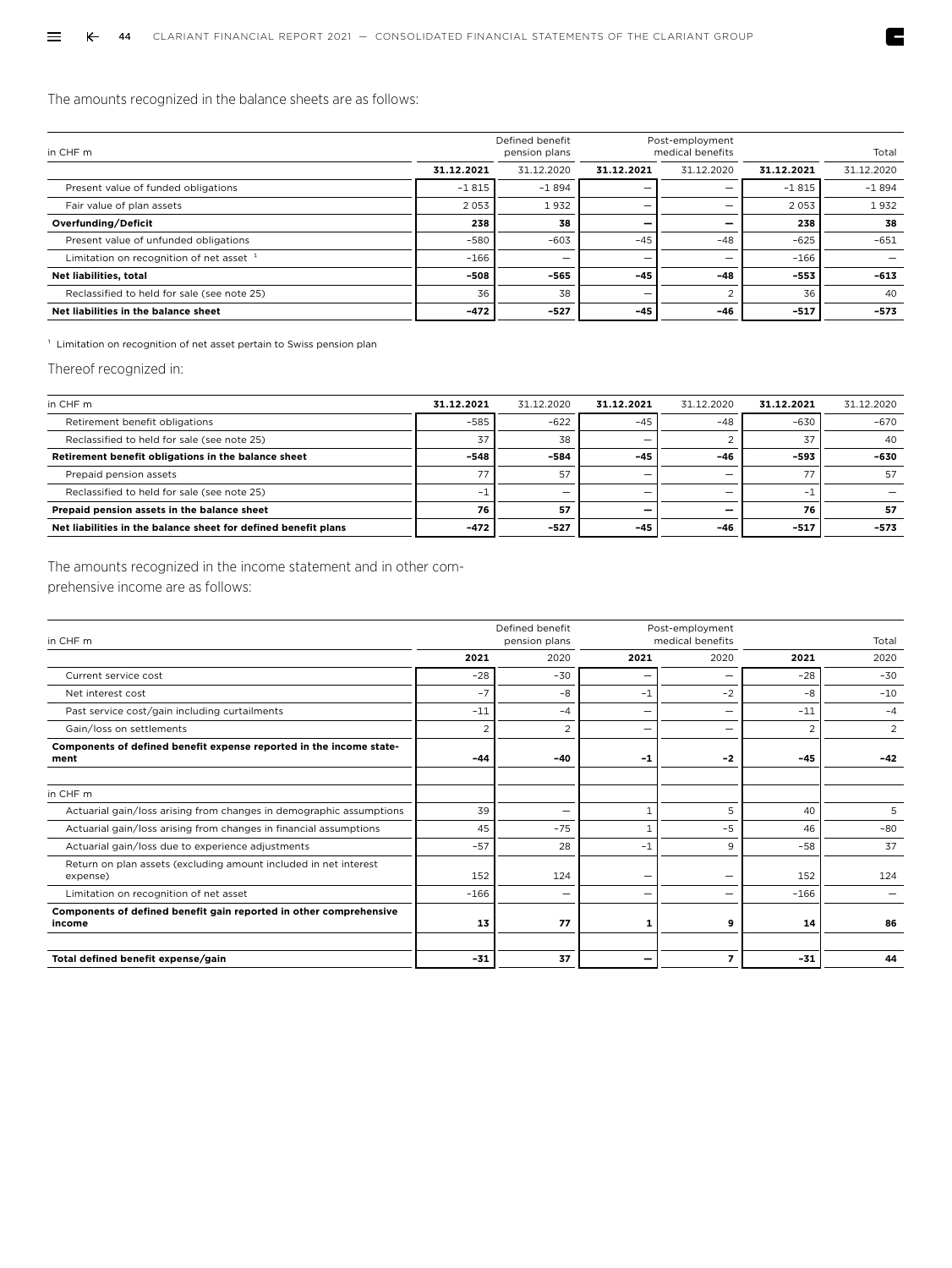The amounts recognized in the balance sheets are as follows:

| in CHF m | Defined benefit pension plans | | Post-employment medical benefits | | Total | |
|---|---|---|---|---|---|---|
| | **31.12.2021** | 31.12.2020 | **31.12.2021** | 31.12.2020 | **31.12.2021** | 31.12.2020 |
| Present value of funded obligations | –1 815 | –1 894 | – | – | –1 815 | –1 894 |
| Fair value of plan assets | 2 053 | 1 932 | – | – | 2 053 | 1 932 |
| **Overfunding/Deficit** | **238** | **38** | **–** | **–** | **238** | **38** |
| Present value of unfunded obligations | –580 | –603 | –45 | –48 | –625 | –651 |
| Limitation on recognition of net asset [1] | –166 | – | – | – | –166 | – |
| **Net liabilities, total** | **–508** | **–565** | **–45** | **–48** | **–553** | **–613** |
| Reclassified to held for sale (see note 25) | 36 | 38 | – | 2 | 36 | 40 |
| **Net liabilities in the balance sheet** | **–472** | **–527** | **–45** | **–46** | **–517** | **–573** |

[1] Limitation on recognition of net asset pertain to Swiss pension plan

Thereof recognized in:

| in CHF m | **31.12.2021** | 31.12.2020 | **31.12.2021** | 31.12.2020 | **31.12.2021** | 31.12.2020 |
|---|---|---|---|---|---|---|
| Retirement benefit obligations | –585 | –622 | –45 | –48 | –630 | –670 |
| Reclassified to held for sale (see note 25) | 37 | 38 | – | 2 | 37 | 40 |
| **Retirement benefit obligations in the balance sheet** | **–548** | **–584** | **–45** | **–46** | **–593** | **–630** |
| Prepaid pension assets | 77 | 57 | – | – | 77 | 57 |
| Reclassified to held for sale (see note 25) | –1 | – | – | – | –1 | – |
| **Prepaid pension assets in the balance sheet** | **76** | **57** | **–** | **–** | **76** | **57** |
| **Net liabilities in the balance sheet for defined benefit plans** | **–472** | **–527** | **–45** | **–46** | **–517** | **–573** |

The amounts recognized in the income statement and in other comprehensive income are as follows:

| in CHF m | Defined benefit pension plans | | Post-employment medical benefits | | Total | |
|---|---|---|---|---|---|---|
| | **2021** | 2020 | **2021** | 2020 | **2021** | 2020 |
| Current service cost | –28 | –30 | – | – | –28 | –30 |
| Net interest cost | –7 | –8 | –1 | –2 | –8 | –10 |
| Past service cost/gain including curtailments | –11 | –4 | – | – | –11 | –4 |
| Gain/loss on settlements | 2 | 2 | – | – | 2 | 2 |
| **Components of defined benefit expense reported in the income statement** | **–44** | **–40** | **–1** | **–2** | **–45** | **–42** |
| | | | | | | |
| in CHF m | | | | | | |
| Actuarial gain/loss arising from changes in demographic assumptions | 39 | – | 1 | 5 | 40 | 5 |
| Actuarial gain/loss arising from changes in financial assumptions | 45 | –75 | 1 | –5 | 46 | –80 |
| Actuarial gain/loss due to experience adjustments | –57 | 28 | –1 | 9 | –58 | 37 |
| Return on plan assets (excluding amount included in net interest expense) | 152 | 124 | – | – | 152 | 124 |
| Limitation on recognition of net asset | –166 | – | – | – | –166 | – |
| **Components of defined benefit gain reported in other comprehensive income** | **13** | **77** | **1** | **9** | **14** | **86** |
| | | | | | | |
| **Total defined benefit expense/gain** | **–31** | **37** | **–** | **7** | **–31** | **44** |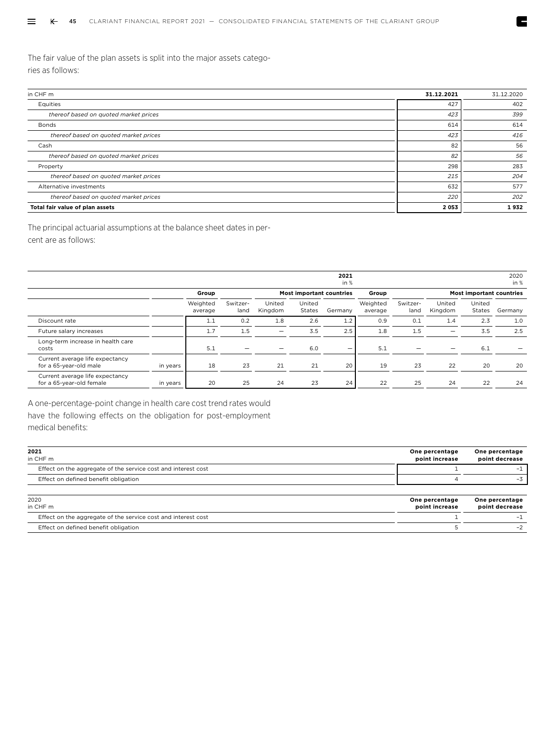The fair value of the plan assets is split into the major assets categories as follows:

| in CHF m | 31.12.2021 | 31.12.2020 |
| --- | --- | --- |
| Equities | 427 | 402 |
| *thereof based on quoted market prices* | *423* | *399* |
| Bonds | 614 | 614 |
| *thereof based on quoted market prices* | *423* | *416* |
| Cash | 82 | 56 |
| *thereof based on quoted market prices* | *82* | *56* |
| Property | 298 | 283 |
| *thereof based on quoted market prices* | *215* | *204* |
| Alternative investments | 632 | 577 |
| *thereof based on quoted market prices* | *220* | *202* |
| **Total fair value of plan assets** | **2 053** | **1 932** |

The principal actuarial assumptions at the balance sheet dates in percent are as follows:

| | | **2021 in %** | | | | | 2020 in % | | | | |
| --- | --- | --- | --- | --- | --- | --- | --- | --- | --- | --- | --- |
| | | **Group** | **Most important countries** | | | | **Group** | **Most important countries** | | | |
| | | Weighted average | Switzerland | United Kingdom | United States | Germany | Weighted average | Switzerland | United Kingdom | United States | Germany |
| Discount rate | | 1.1 | 0.2 | 1.8 | 2.6 | 1.2 | 0.9 | 0.1 | 1.4 | 2.3 | 1.0 |
| Future salary increases | | 1.7 | 1.5 | – | 3.5 | 2.5 | 1.8 | 1.5 | – | 3.5 | 2.5 |
| Long-term increase in health care costs | | 5.1 | – | – | 6.0 | – | 5.1 | – | – | 6.1 | – |
| Current average life expectancy for a 65-year-old male | in years | 18 | 23 | 21 | 21 | 20 | 19 | 23 | 22 | 20 | 20 |
| Current average life expectancy for a 65-year-old female | in years | 20 | 25 | 24 | 23 | 24 | 22 | 25 | 24 | 22 | 24 |

A one-percentage-point change in health care cost trend rates would have the following effects on the obligation for post-employment medical benefits:

| **2021** in CHF m | **One percentage point increase** | **One percentage point decrease** |
| --- | --- | --- |
| Effect on the aggregate of the service cost and interest cost | 1 | –1 |
| Effect on defined benefit obligation | 4 | –3 |

| 2020 in CHF m | **One percentage point increase** | **One percentage point decrease** |
| --- | --- | --- |
| Effect on the aggregate of the service cost and interest cost | 1 | –1 |
| Effect on defined benefit obligation | 5 | –2 |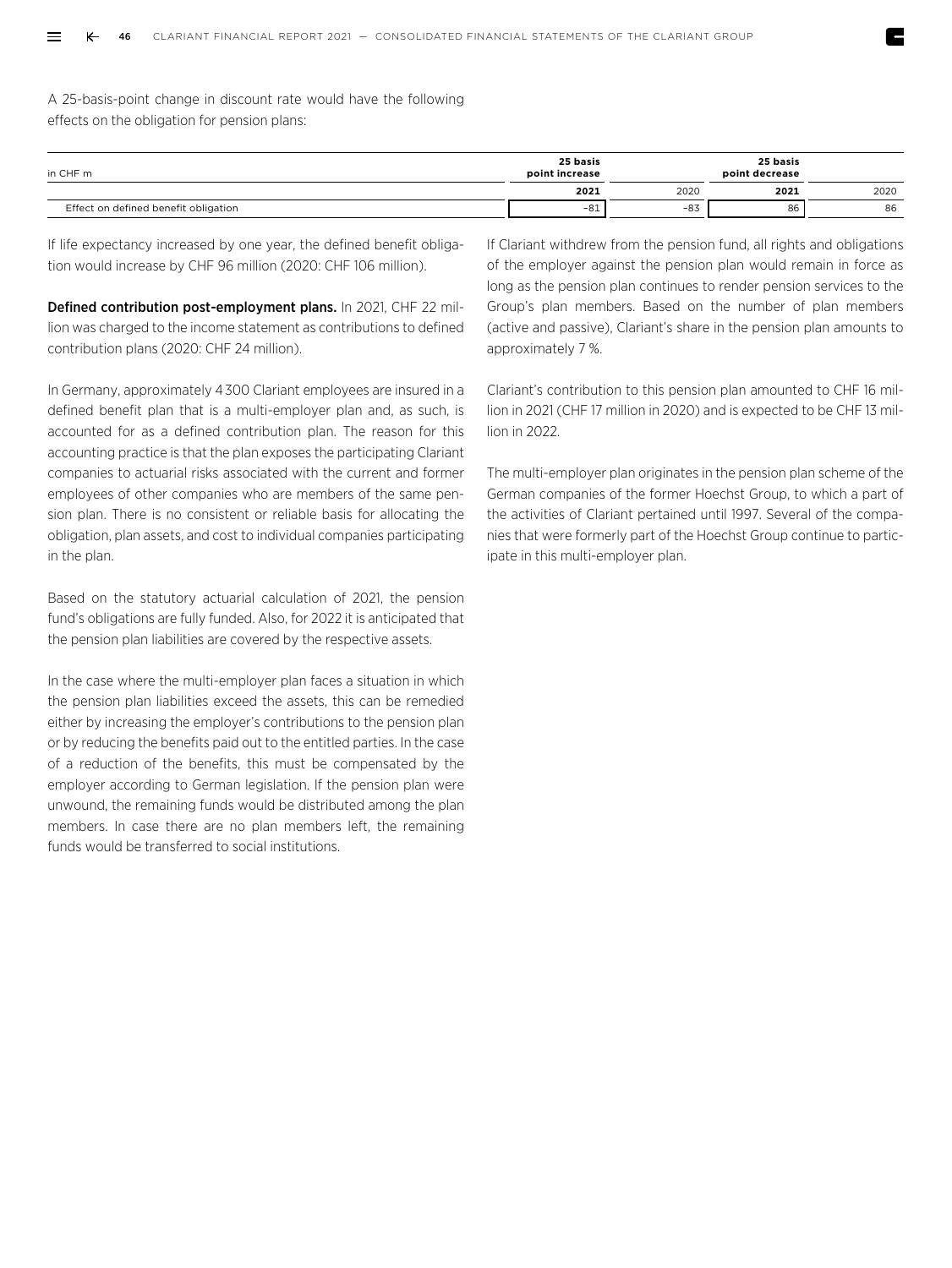A 25-basis-point change in discount rate would have the following effects on the obligation for pension plans:

| in CHF m | 25 basis point increase | | 25 basis point decrease | |
|---|---|---|---|---|
| | **2021** | 2020 | **2021** | 2020 |
| Effect on defined benefit obligation | –81 | –83 | 86 | 86 |

If life expectancy increased by one year, the defined benefit obligation would increase by CHF 96 million (2020: CHF 106 million).

**Defined contribution post-employment plans.** In 2021, CHF 22 million was charged to the income statement as contributions to defined contribution plans (2020: CHF 24 million).

In Germany, approximately 4 300 Clariant employees are insured in a defined benefit plan that is a multi-employer plan and, as such, is accounted for as a defined contribution plan. The reason for this accounting practice is that the plan exposes the participating Clariant companies to actuarial risks associated with the current and former employees of other companies who are members of the same pension plan. There is no consistent or reliable basis for allocating the obligation, plan assets, and cost to individual companies participating in the plan.

Based on the statutory actuarial calculation of 2021, the pension fund's obligations are fully funded. Also, for 2022 it is anticipated that the pension plan liabilities are covered by the respective assets.

In the case where the multi-employer plan faces a situation in which the pension plan liabilities exceed the assets, this can be remedied either by increasing the employer's contributions to the pension plan or by reducing the benefits paid out to the entitled parties. In the case of a reduction of the benefits, this must be compensated by the employer according to German legislation. If the pension plan were unwound, the remaining funds would be distributed among the plan members. In case there are no plan members left, the remaining funds would be transferred to social institutions.

If Clariant withdrew from the pension fund, all rights and obligations of the employer against the pension plan would remain in force as long as the pension plan continues to render pension services to the Group's plan members. Based on the number of plan members (active and passive), Clariant's share in the pension plan amounts to approximately 7 %.

Clariant's contribution to this pension plan amounted to CHF 16 million in 2021 (CHF 17 million in 2020) and is expected to be CHF 13 million in 2022.

The multi-employer plan originates in the pension plan scheme of the German companies of the former Hoechst Group, to which a part of the activities of Clariant pertained until 1997. Several of the companies that were formerly part of the Hoechst Group continue to participate in this multi-employer plan.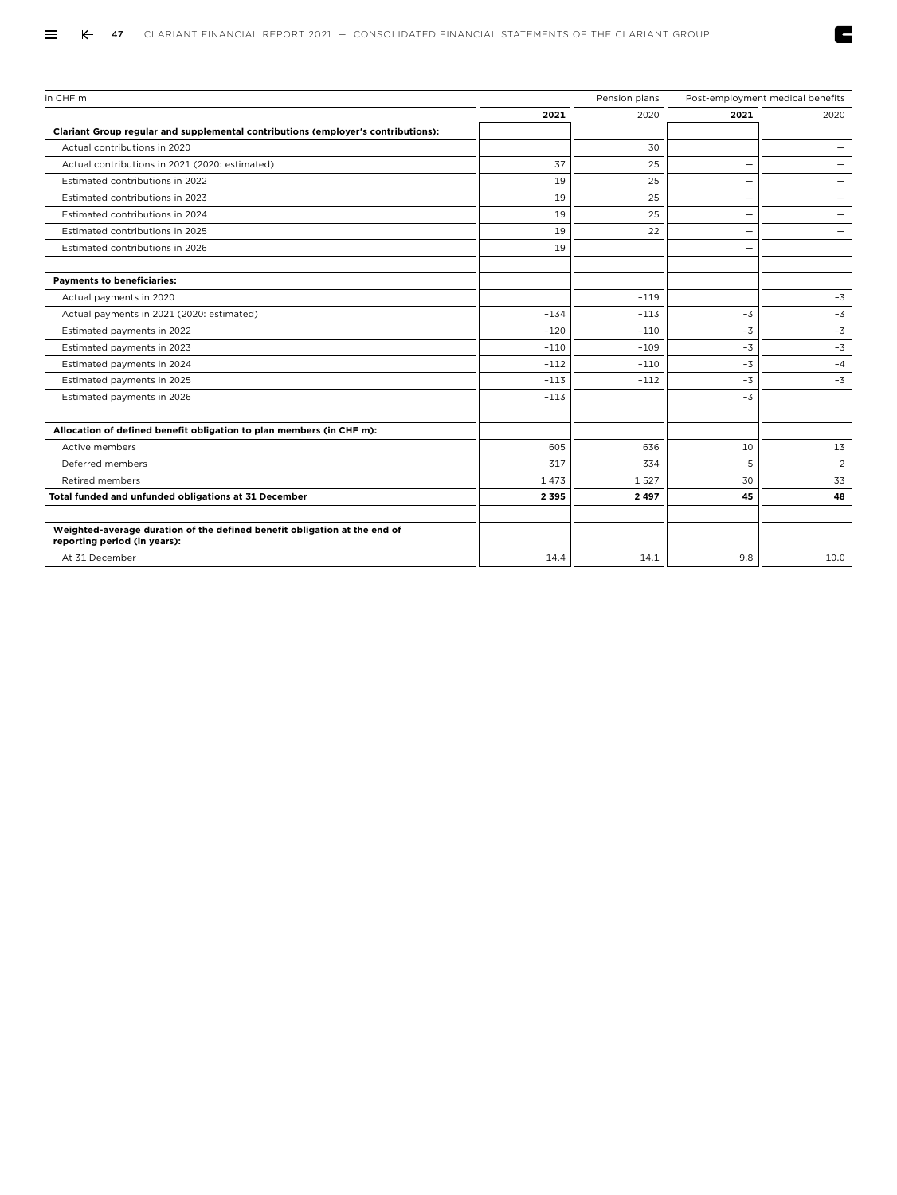| in CHF m | Pension plans | | Post-employment medical benefits | |
|---|---|---|---|---|
| | **2021** | 2020 | **2021** | 2020 |
| **Clariant Group regular and supplemental contributions (employer's contributions):** | | | | |
| Actual contributions in 2020 | | 30 | | – |
| Actual contributions in 2021 (2020: estimated) | 37 | 25 | – | – |
| Estimated contributions in 2022 | 19 | 25 | – | – |
| Estimated contributions in 2023 | 19 | 25 | – | – |
| Estimated contributions in 2024 | 19 | 25 | – | – |
| Estimated contributions in 2025 | 19 | 22 | – | – |
| Estimated contributions in 2026 | 19 | | – | |
| | | | | |
| **Payments to beneficiaries:** | | | | |
| Actual payments in 2020 | | –119 | | –3 |
| Actual payments in 2021 (2020: estimated) | –134 | –113 | –3 | –3 |
| Estimated payments in 2022 | –120 | –110 | –3 | –3 |
| Estimated payments in 2023 | –110 | –109 | –3 | –3 |
| Estimated payments in 2024 | –112 | –110 | –3 | –4 |
| Estimated payments in 2025 | –113 | –112 | –3 | –3 |
| Estimated payments in 2026 | –113 | | –3 | |
| | | | | |
| **Allocation of defined benefit obligation to plan members (in CHF m):** | | | | |
| Active members | 605 | 636 | 10 | 13 |
| Deferred members | 317 | 334 | 5 | 2 |
| Retired members | 1 473 | 1 527 | 30 | 33 |
| **Total funded and unfunded obligations at 31 December** | **2 395** | **2 497** | **45** | **48** |
| | | | | |
| **Weighted-average duration of the defined benefit obligation at the end of reporting period (in years):** | | | | |
| At 31 December | 14.4 | 14.1 | 9.8 | 10.0 |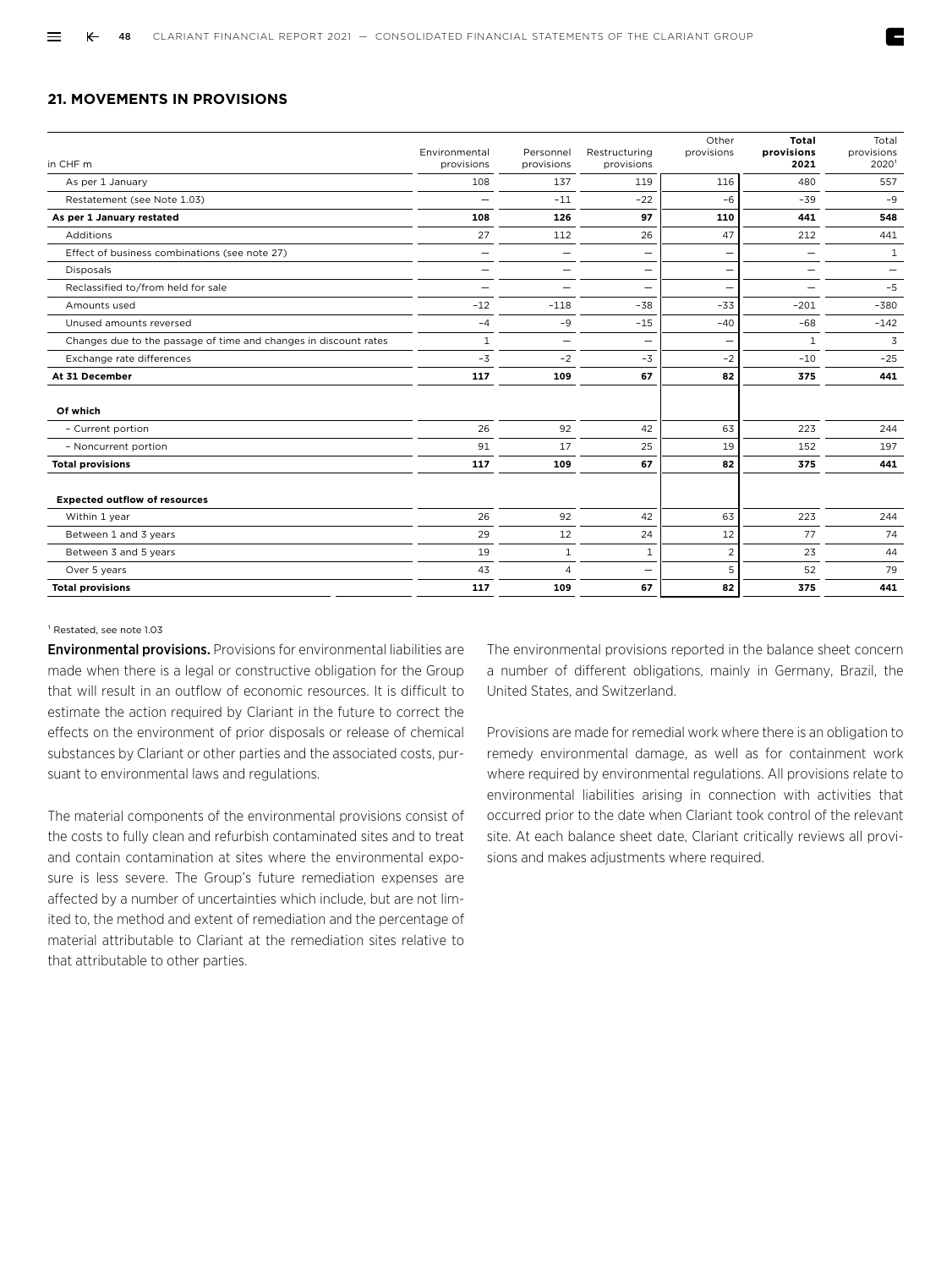## 21. MOVEMENTS IN PROVISIONS

| in CHF m | Environmental provisions | Personnel provisions | Restructuring provisions | Other provisions | **Total provisions 2021** | Total provisions 2020[1] |
|---|---|---|---|---|---|---|
| As per 1 January | 108 | 137 | 119 | 116 | 480 | 557 |
| Restatement (see Note 1.03) | – | –11 | –22 | –6 | –39 | –9 |
| **As per 1 January restated** | **108** | **126** | **97** | **110** | **441** | **548** |
| Additions | 27 | 112 | 26 | 47 | 212 | 441 |
| Effect of business combinations (see note 27) | – | – | – | – | – | 1 |
| Disposals | – | – | – | – | – | – |
| Reclassified to/from held for sale | – | – | – | – | – | –5 |
| Amounts used | –12 | –118 | –38 | –33 | –201 | –380 |
| Unused amounts reversed | –4 | –9 | –15 | –40 | –68 | –142 |
| Changes due to the passage of time and changes in discount rates | 1 | – | – | – | 1 | 3 |
| Exchange rate differences | –3 | –2 | –3 | –2 | –10 | –25 |
| **At 31 December** | **117** | **109** | **67** | **82** | **375** | **441** |
| | | | | | | |
| **Of which** | | | | | | |
| – Current portion | 26 | 92 | 42 | 63 | 223 | 244 |
| – Noncurrent portion | 91 | 17 | 25 | 19 | 152 | 197 |
| **Total provisions** | **117** | **109** | **67** | **82** | **375** | **441** |
| | | | | | | |
| **Expected outflow of resources** | | | | | | |
| Within 1 year | 26 | 92 | 42 | 63 | 223 | 244 |
| Between 1 and 3 years | 29 | 12 | 24 | 12 | 77 | 74 |
| Between 3 and 5 years | 19 | 1 | 1 | 2 | 23 | 44 |
| Over 5 years | 43 | 4 | – | 5 | 52 | 79 |
| **Total provisions** | **117** | **109** | **67** | **82** | **375** | **441** |

[1] Restated, see note 1.03

**Environmental provisions.** Provisions for environmental liabilities are made when there is a legal or constructive obligation for the Group that will result in an outflow of economic resources. It is difficult to estimate the action required by Clariant in the future to correct the effects on the environment of prior disposals or release of chemical substances by Clariant or other parties and the associated costs, pursuant to environmental laws and regulations.

The material components of the environmental provisions consist of the costs to fully clean and refurbish contaminated sites and to treat and contain contamination at sites where the environmental exposure is less severe. The Group's future remediation expenses are affected by a number of uncertainties which include, but are not limited to, the method and extent of remediation and the percentage of material attributable to Clariant at the remediation sites relative to that attributable to other parties.

The environmental provisions reported in the balance sheet concern a number of different obligations, mainly in Germany, Brazil, the United States, and Switzerland.

Provisions are made for remedial work where there is an obligation to remedy environmental damage, as well as for containment work where required by environmental regulations. All provisions relate to environmental liabilities arising in connection with activities that occurred prior to the date when Clariant took control of the relevant site. At each balance sheet date, Clariant critically reviews all provisions and makes adjustments where required.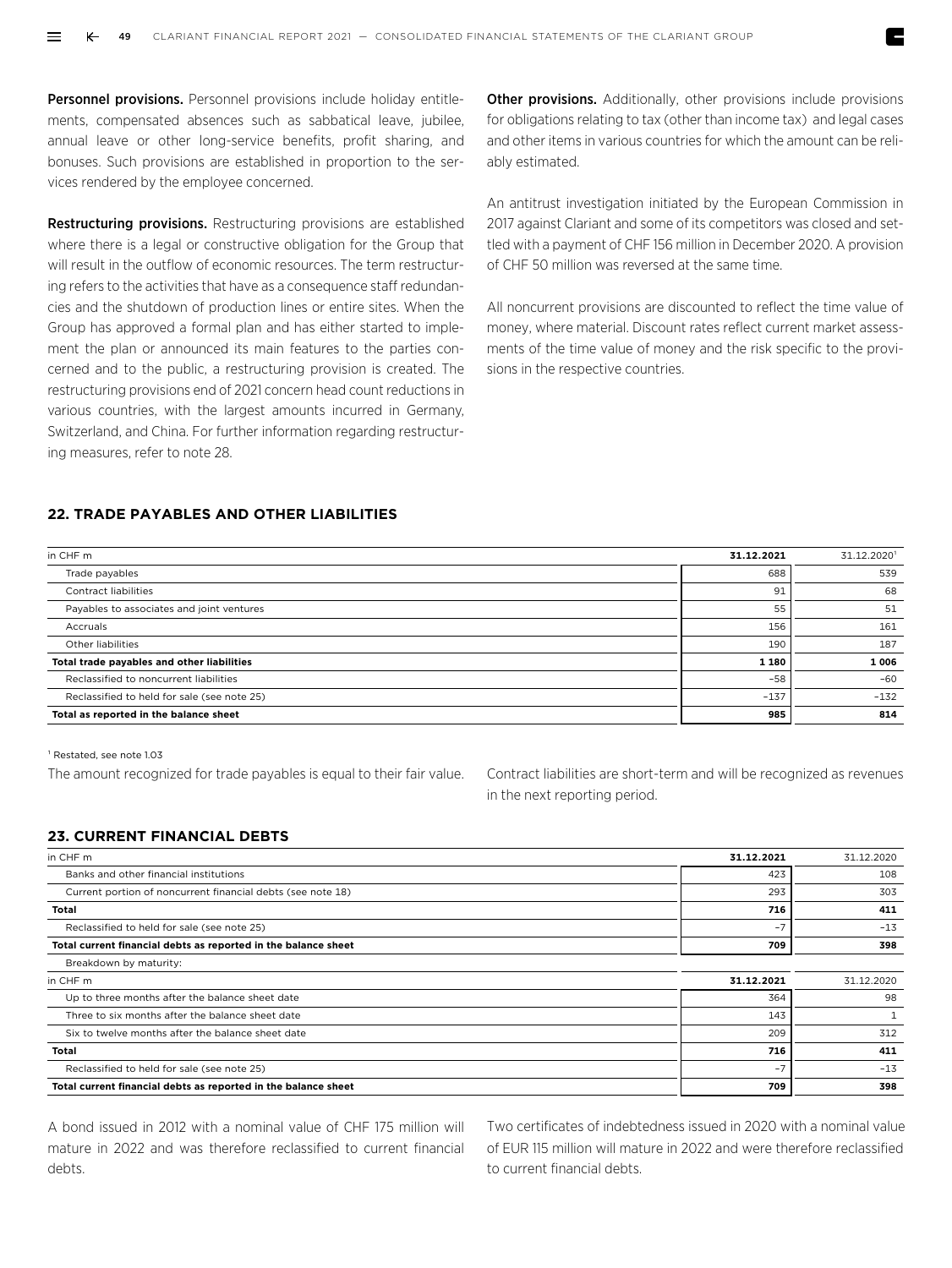**Personnel provisions.** Personnel provisions include holiday entitlements, compensated absences such as sabbatical leave, jubilee, annual leave or other long-service benefits, profit sharing, and bonuses. Such provisions are established in proportion to the services rendered by the employee concerned.

**Restructuring provisions.** Restructuring provisions are established where there is a legal or constructive obligation for the Group that will result in the outflow of economic resources. The term restructuring refers to the activities that have as a consequence staff redundancies and the shutdown of production lines or entire sites. When the Group has approved a formal plan and has either started to implement the plan or announced its main features to the parties concerned and to the public, a restructuring provision is created. The restructuring provisions end of 2021 concern head count reductions in various countries, with the largest amounts incurred in Germany, Switzerland, and China. For further information regarding restructuring measures, refer to note 28.

**Other provisions.** Additionally, other provisions include provisions for obligations relating to tax (other than income tax) and legal cases and other items in various countries for which the amount can be reliably estimated.

An antitrust investigation initiated by the European Commission in 2017 against Clariant and some of its competitors was closed and settled with a payment of CHF 156 million in December 2020. A provision of CHF 50 million was reversed at the same time.

All noncurrent provisions are discounted to reflect the time value of money, where material. Discount rates reflect current market assessments of the time value of money and the risk specific to the provisions in the respective countries.

## 22. TRADE PAYABLES AND OTHER LIABILITIES

| in CHF m | 31.12.2021 | 31.12.2020[1] |
|---|---|---|
| Trade payables | 688 | 539 |
| Contract liabilities | 91 | 68 |
| Payables to associates and joint ventures | 55 | 51 |
| Accruals | 156 | 161 |
| Other liabilities | 190 | 187 |
| **Total trade payables and other liabilities** | **1 180** | **1 006** |
| Reclassified to noncurrent liabilities | –58 | –60 |
| Reclassified to held for sale (see note 25) | –137 | –132 |
| **Total as reported in the balance sheet** | **985** | **814** |

[1] Restated, see note 1.03

The amount recognized for trade payables is equal to their fair value.

Contract liabilities are short-term and will be recognized as revenues in the next reporting period.

## 23. CURRENT FINANCIAL DEBTS

| in CHF m | 31.12.2021 | 31.12.2020 |
|---|---|---|
| Banks and other financial institutions | 423 | 108 |
| Current portion of noncurrent financial debts (see note 18) | 293 | 303 |
| **Total** | **716** | **411** |
| Reclassified to held for sale (see note 25) | –7 | –13 |
| **Total current financial debts as reported in the balance sheet** | **709** | **398** |
| Breakdown by maturity: | | |
| in CHF m | 31.12.2021 | 31.12.2020 |
| Up to three months after the balance sheet date | 364 | 98 |
| Three to six months after the balance sheet date | 143 | 1 |
| Six to twelve months after the balance sheet date | 209 | 312 |
| **Total** | **716** | **411** |
| Reclassified to held for sale (see note 25) | –7 | –13 |
| **Total current financial debts as reported in the balance sheet** | **709** | **398** |

A bond issued in 2012 with a nominal value of CHF 175 million will mature in 2022 and was therefore reclassified to current financial debts.

Two certificates of indebtedness issued in 2020 with a nominal value of EUR 115 million will mature in 2022 and were therefore reclassified to current financial debts.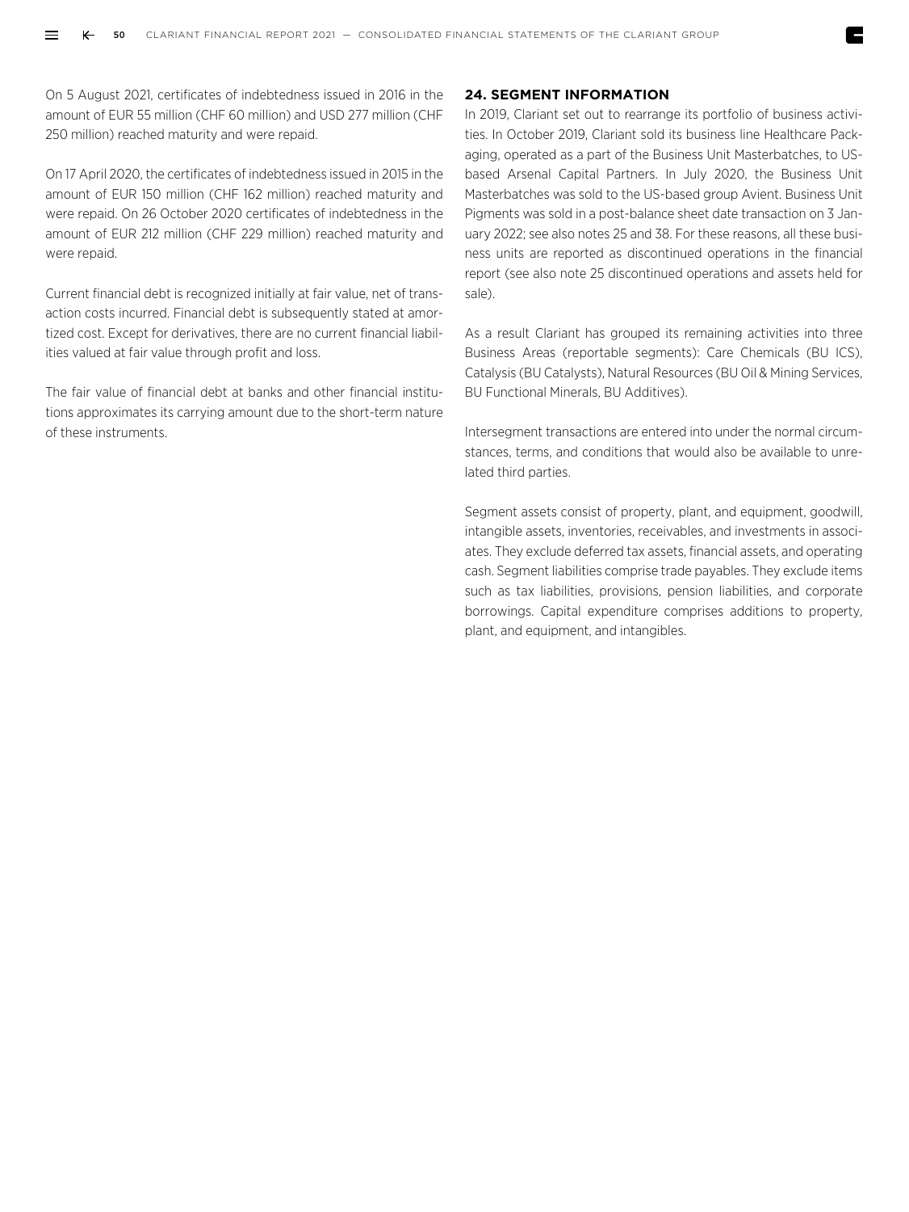On 5 August 2021, certificates of indebtedness issued in 2016 in the amount of EUR 55 million (CHF 60 million) and USD 277 million (CHF 250 million) reached maturity and were repaid.

On 17 April 2020, the certificates of indebtedness issued in 2015 in the amount of EUR 150 million (CHF 162 million) reached maturity and were repaid. On 26 October 2020 certificates of indebtedness in the amount of EUR 212 million (CHF 229 million) reached maturity and were repaid.

Current financial debt is recognized initially at fair value, net of transaction costs incurred. Financial debt is subsequently stated at amortized cost. Except for derivatives, there are no current financial liabilities valued at fair value through profit and loss.

The fair value of financial debt at banks and other financial institutions approximates its carrying amount due to the short-term nature of these instruments.

## 24. SEGMENT INFORMATION

In 2019, Clariant set out to rearrange its portfolio of business activities. In October 2019, Clariant sold its business line Healthcare Packaging, operated as a part of the Business Unit Masterbatches, to US-based Arsenal Capital Partners. In July 2020, the Business Unit Masterbatches was sold to the US-based group Avient. Business Unit Pigments was sold in a post-balance sheet date transaction on 3 January 2022; see also notes 25 and 38. For these reasons, all these business units are reported as discontinued operations in the financial report (see also note 25 discontinued operations and assets held for sale).

As a result Clariant has grouped its remaining activities into three Business Areas (reportable segments): Care Chemicals (BU ICS), Catalysis (BU Catalysts), Natural Resources (BU Oil & Mining Services, BU Functional Minerals, BU Additives).

Intersegment transactions are entered into under the normal circumstances, terms, and conditions that would also be available to unrelated third parties.

Segment assets consist of property, plant, and equipment, goodwill, intangible assets, inventories, receivables, and investments in associates. They exclude deferred tax assets, financial assets, and operating cash. Segment liabilities comprise trade payables. They exclude items such as tax liabilities, provisions, pension liabilities, and corporate borrowings. Capital expenditure comprises additions to property, plant, and equipment, and intangibles.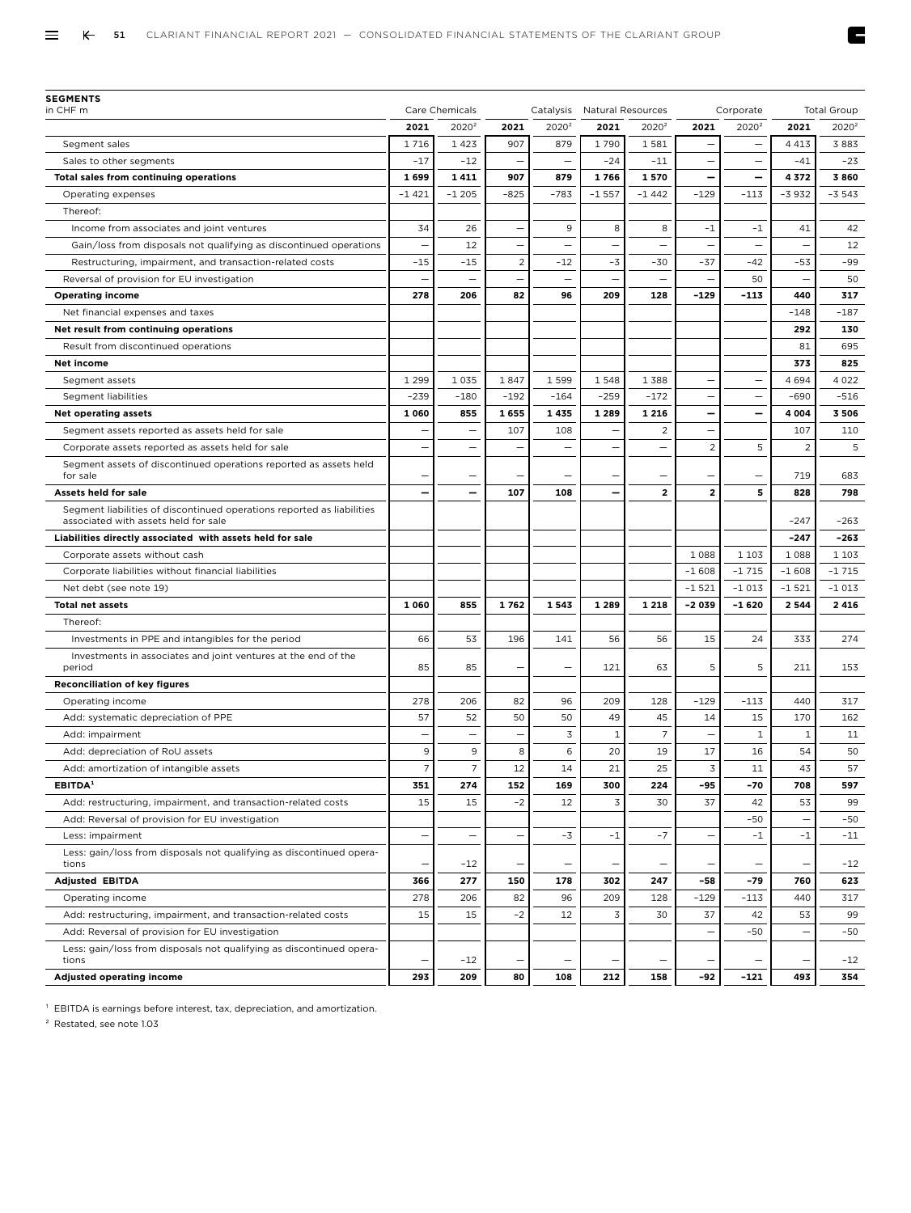**SEGMENTS**

| in CHF m | Care Chemicals | | Catalysis | | Natural Resources | | Corporate | | Total Group | |
|---|---|---|---|---|---|---|---|---|---|---|
| | **2021** | 2020[2] | **2021** | 2020[2] | **2021** | 2020[2] | **2021** | 2020[2] | **2021** | 2020[2] |
| Segment sales | 1 716 | 1 423 | 907 | 879 | 1 790 | 1 581 | – | – | 4 413 | 3 883 |
| Sales to other segments | –17 | –12 | – | – | –24 | –11 | – | – | –41 | –23 |
| **Total sales from continuing operations** | **1 699** | **1 411** | **907** | **879** | **1 766** | **1 570** | **–** | **–** | **4 372** | **3 860** |
| Operating expenses | –1 421 | –1 205 | –825 | –783 | –1 557 | –1 442 | –129 | –113 | –3 932 | –3 543 |
| Thereof: | | | | | | | | | | |
| Income from associates and joint ventures | 34 | 26 | – | 9 | 8 | 8 | –1 | –1 | 41 | 42 |
| Gain/loss from disposals not qualifying as discontinued operations | – | 12 | – | – | – | – | – | – | – | 12 |
| Restructuring, impairment, and transaction-related costs | –15 | –15 | 2 | –12 | –3 | –30 | –37 | –42 | –53 | –99 |
| Reversal of provision for EU investigation | – | – | – | – | – | – | – | 50 | – | 50 |
| **Operating income** | **278** | **206** | **82** | **96** | **209** | **128** | **–129** | **–113** | **440** | **317** |
| Net financial expenses and taxes | | | | | | | | | –148 | –187 |
| **Net result from continuing operations** | | | | | | | | | **292** | **130** |
| Result from discontinued operations | | | | | | | | | 81 | 695 |
| **Net income** | | | | | | | | | **373** | **825** |
| Segment assets | 1 299 | 1 035 | 1 847 | 1 599 | 1 548 | 1 388 | – | – | 4 694 | 4 022 |
| Segment liabilities | –239 | –180 | –192 | –164 | –259 | –172 | – | – | –690 | –516 |
| **Net operating assets** | **1 060** | **855** | **1 655** | **1 435** | **1 289** | **1 216** | **–** | **–** | **4 004** | **3 506** |
| Segment assets reported as assets held for sale | – | – | 107 | 108 | – | 2 | – | | 107 | 110 |
| Corporate assets reported as assets held for sale | – | – | – | – | – | – | 2 | 5 | 2 | 5 |
| Segment assets of discontinued operations reported as assets held for sale | – | – | – | – | – | – | – | – | 719 | 683 |
| **Assets held for sale** | **–** | **–** | **107** | **108** | **–** | **2** | **2** | **5** | **828** | **798** |
| Segment liabilities of discontinued operations reported as liabilities associated with assets held for sale | | | | | | | | | –247 | –263 |
| **Liabilities directly associated with assets held for sale** | | | | | | | | | **–247** | **–263** |
| Corporate assets without cash | | | | | | | 1 088 | 1 103 | 1 088 | 1 103 |
| Corporate liabilities without financial liabilities | | | | | | | –1 608 | –1 715 | –1 608 | –1 715 |
| Net debt (see note 19) | | | | | | | –1 521 | –1 013 | –1 521 | –1 013 |
| **Total net assets** | **1 060** | **855** | **1 762** | **1 543** | **1 289** | **1 218** | **–2 039** | **–1 620** | **2 544** | **2 416** |
| Thereof: | | | | | | | | | | |
| Investments in PPE and intangibles for the period | 66 | 53 | 196 | 141 | 56 | 56 | 15 | 24 | 333 | 274 |
| Investments in associates and joint ventures at the end of the period | 85 | 85 | – | – | 121 | 63 | 5 | 5 | 211 | 153 |
| **Reconciliation of key figures** | | | | | | | | | | |
| Operating income | 278 | 206 | 82 | 96 | 209 | 128 | –129 | –113 | 440 | 317 |
| Add: systematic depreciation of PPE | 57 | 52 | 50 | 50 | 49 | 45 | 14 | 15 | 170 | 162 |
| Add: impairment | – | – | – | 3 | 1 | 7 | – | 1 | 1 | 11 |
| Add: depreciation of RoU assets | 9 | 9 | 8 | 6 | 20 | 19 | 17 | 16 | 54 | 50 |
| Add: amortization of intangible assets | 7 | 7 | 12 | 14 | 21 | 25 | 3 | 11 | 43 | 57 |
| **EBITDA**[1] | **351** | **274** | **152** | **169** | **300** | **224** | **–95** | **–70** | **708** | **597** |
| Add: restructuring, impairment, and transaction-related costs | 15 | 15 | –2 | 12 | 3 | 30 | 37 | 42 | 53 | 99 |
| Add: Reversal of provision for EU investigation | | | | | | | | –50 | – | –50 |
| Less: impairment | – | – | – | –3 | –1 | –7 | – | –1 | –1 | –11 |
| Less: gain/loss from disposals not qualifying as discontinued operations | – | –12 | – | – | – | – | – | – | – | –12 |
| **Adjusted EBITDA** | **366** | **277** | **150** | **178** | **302** | **247** | **–58** | **–79** | **760** | **623** |
| Operating income | 278 | 206 | 82 | 96 | 209 | 128 | –129 | –113 | 440 | 317 |
| Add: restructuring, impairment, and transaction-related costs | 15 | 15 | –2 | 12 | 3 | 30 | 37 | 42 | 53 | 99 |
| Add: Reversal of provision for EU investigation | | | | | | | – | –50 | – | –50 |
| Less: gain/loss from disposals not qualifying as discontinued operations | – | –12 | – | – | – | – | – | – | – | –12 |
| **Adjusted operating income** | **293** | **209** | **80** | **108** | **212** | **158** | **–92** | **–121** | **493** | **354** |

[1] EBITDA is earnings before interest, tax, depreciation, and amortization.

[2] Restated, see note 1.03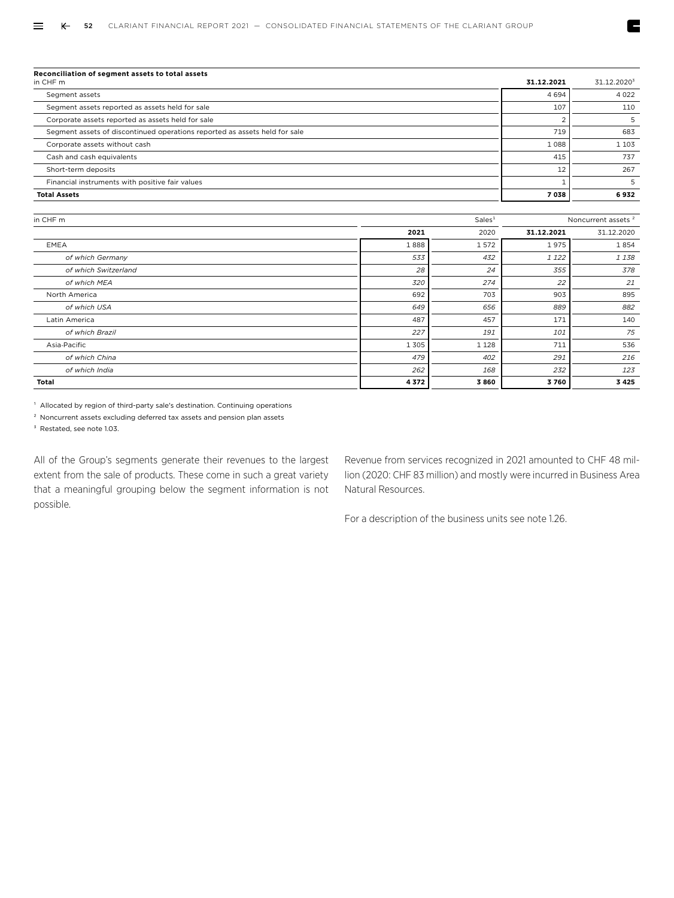**Reconciliation of segment assets to total assets**

| in CHF m | 31.12.2021 | 31.12.2020[3] |
|---|---|---|
| Segment assets | 4 694 | 4 022 |
| Segment assets reported as assets held for sale | 107 | 110 |
| Corporate assets reported as assets held for sale | 2 | 5 |
| Segment assets of discontinued operations reported as assets held for sale | 719 | 683 |
| Corporate assets without cash | 1 088 | 1 103 |
| Cash and cash equivalents | 415 | 737 |
| Short-term deposits | 12 | 267 |
| Financial instruments with positive fair values | 1 | 5 |
| **Total Assets** | **7 038** | **6 932** |

| in CHF m | Sales[1] | | Noncurrent assets[2] | |
|---|---|---|---|---|
| | 2021 | 2020 | 31.12.2021 | 31.12.2020 |
| EMEA | 1 888 | 1 572 | 1 975 | 1 854 |
| *of which Germany* | *533* | *432* | *1 122* | *1 138* |
| *of which Switzerland* | *28* | *24* | *355* | *378* |
| *of which MEA* | *320* | *274* | *22* | *21* |
| North America | 692 | 703 | 903 | 895 |
| *of which USA* | *649* | *656* | *889* | *882* |
| Latin America | 487 | 457 | 171 | 140 |
| *of which Brazil* | *227* | *191* | *101* | *75* |
| Asia-Pacific | 1 305 | 1 128 | 711 | 536 |
| *of which China* | *479* | *402* | *291* | *216* |
| *of which India* | *262* | *168* | *232* | *123* |
| **Total** | **4 372** | **3 860** | **3 760** | **3 425** |

[1] Allocated by region of third-party sale's destination. Continuing operations

[2] Noncurrent assets excluding deferred tax assets and pension plan assets

[3] Restated, see note 1.03.

All of the Group's segments generate their revenues to the largest extent from the sale of products. These come in such a great variety that a meaningful grouping below the segment information is not possible.

Revenue from services recognized in 2021 amounted to CHF 48 million (2020: CHF 83 million) and mostly were incurred in Business Area Natural Resources.

For a description of the business units see note 1.26.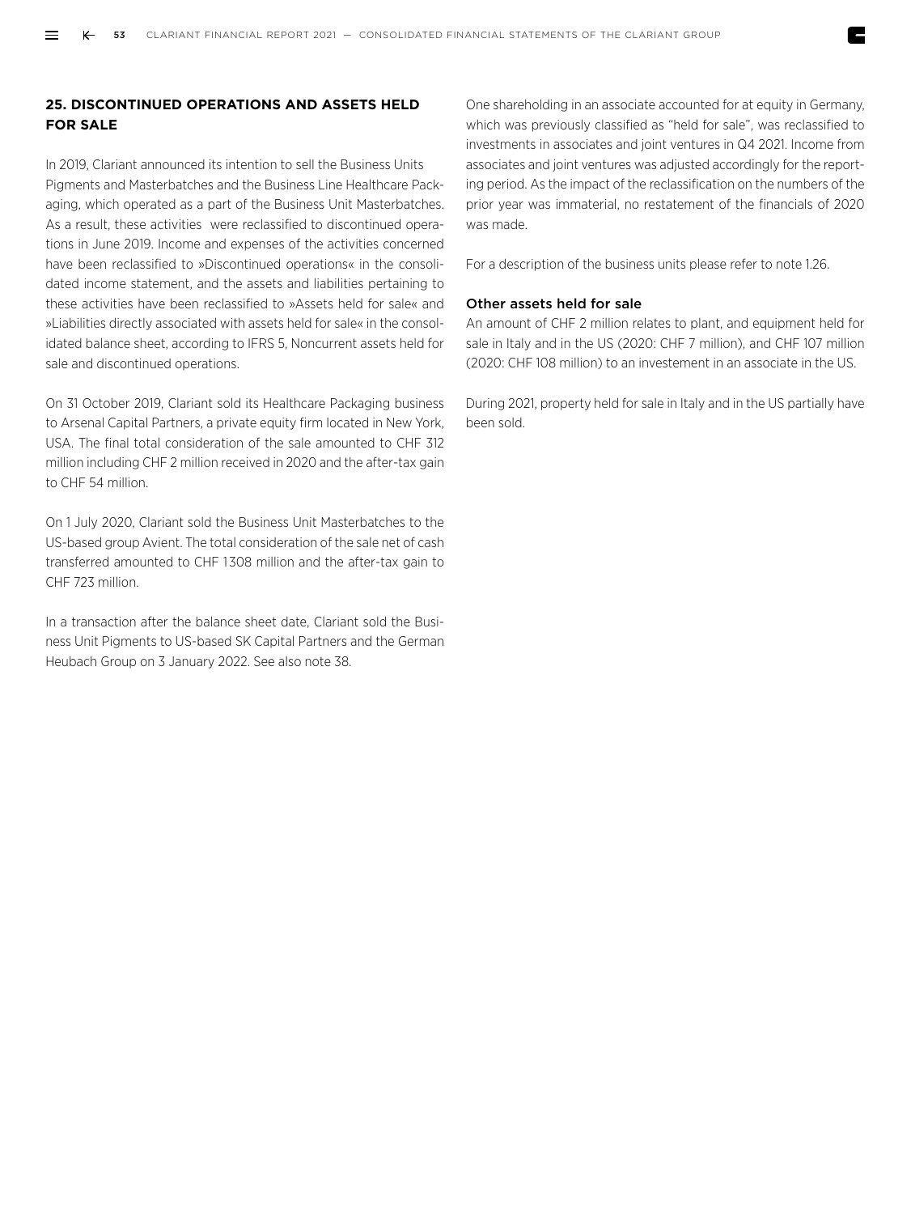## 25. DISCONTINUED OPERATIONS AND ASSETS HELD FOR SALE

In 2019, Clariant announced its intention to sell the Business Units Pigments and Masterbatches and the Business Line Healthcare Packaging, which operated as a part of the Business Unit Masterbatches. As a result, these activities were reclassified to discontinued operations in June 2019. Income and expenses of the activities concerned have been reclassified to »Discontinued operations« in the consolidated income statement, and the assets and liabilities pertaining to these activities have been reclassified to »Assets held for sale« and »Liabilities directly associated with assets held for sale« in the consolidated balance sheet, according to IFRS 5, Noncurrent assets held for sale and discontinued operations.

On 31 October 2019, Clariant sold its Healthcare Packaging business to Arsenal Capital Partners, a private equity firm located in New York, USA. The final total consideration of the sale amounted to CHF 312 million including CHF 2 million received in 2020 and the after-tax gain to CHF 54 million.

On 1 July 2020, Clariant sold the Business Unit Masterbatches to the US-based group Avient. The total consideration of the sale net of cash transferred amounted to CHF 1308 million and the after-tax gain to CHF 723 million.

In a transaction after the balance sheet date, Clariant sold the Business Unit Pigments to US-based SK Capital Partners and the German Heubach Group on 3 January 2022. See also note 38.

One shareholding in an associate accounted for at equity in Germany, which was previously classified as "held for sale", was reclassified to investments in associates and joint ventures in Q4 2021. Income from associates and joint ventures was adjusted accordingly for the reporting period. As the impact of the reclassification on the numbers of the prior year was immaterial, no restatement of the financials of 2020 was made.

For a description of the business units please refer to note 1.26.

### Other assets held for sale

An amount of CHF 2 million relates to plant, and equipment held for sale in Italy and in the US (2020: CHF 7 million), and CHF 107 million (2020: CHF 108 million) to an investement in an associate in the US.

During 2021, property held for sale in Italy and in the US partially have been sold.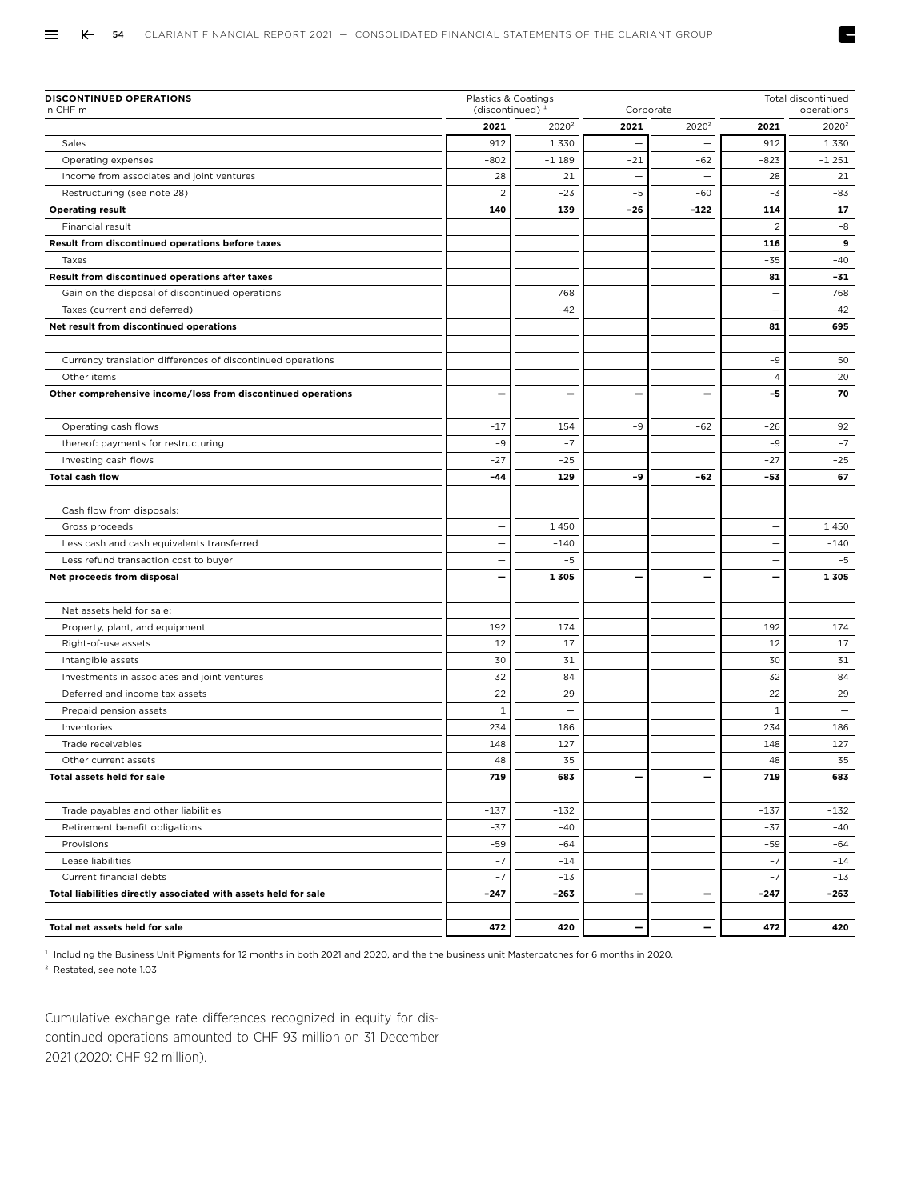| DISCONTINUED OPERATIONS in CHF m | Plastics & Coatings (discontinued) [1] | | Corporate | | Total discontinued operations | |
|---|---|---|---|---|---|---|
| | 2021 | 2020[2] | 2021 | 2020[2] | 2021 | 2020[2] |
| Sales | 912 | 1 330 | – | – | 912 | 1 330 |
| Operating expenses | –802 | –1 189 | –21 | –62 | –823 | –1 251 |
| Income from associates and joint ventures | 28 | 21 | – | – | 28 | 21 |
| Restructuring (see note 28) | 2 | –23 | –5 | –60 | –3 | –83 |
| **Operating result** | **140** | **139** | **–26** | **–122** | **114** | **17** |
| Financial result | | | | | 2 | –8 |
| **Result from discontinued operations before taxes** | | | | | **116** | **9** |
| Taxes | | | | | –35 | –40 |
| **Result from discontinued operations after taxes** | | | | | **81** | **–31** |
| Gain on the disposal of discontinued operations | | 768 | | | – | 768 |
| Taxes (current and deferred) | | –42 | | | – | –42 |
| **Net result from discontinued operations** | | | | | **81** | **695** |
| | | | | | | |
| Currency translation differences of discontinued operations | | | | | –9 | 50 |
| Other items | | | | | 4 | 20 |
| **Other comprehensive income/loss from discontinued operations** | **–** | **–** | **–** | **–** | **–5** | **70** |
| | | | | | | |
| Operating cash flows | –17 | 154 | –9 | –62 | –26 | 92 |
| thereof: payments for restructuring | –9 | –7 | | | –9 | –7 |
| Investing cash flows | –27 | –25 | | | –27 | –25 |
| **Total cash flow** | **–44** | **129** | **–9** | **–62** | **–53** | **67** |
| | | | | | | |
| Cash flow from disposals: | | | | | | |
| Gross proceeds | – | 1 450 | | | – | 1 450 |
| Less cash and cash equivalents transferred | – | –140 | | | – | –140 |
| Less refund transaction cost to buyer | – | –5 | | | – | –5 |
| **Net proceeds from disposal** | **–** | **1 305** | **–** | **–** | **–** | **1 305** |
| | | | | | | |
| Net assets held for sale: | | | | | | |
| Property, plant, and equipment | 192 | 174 | | | 192 | 174 |
| Right-of-use assets | 12 | 17 | | | 12 | 17 |
| Intangible assets | 30 | 31 | | | 30 | 31 |
| Investments in associates and joint ventures | 32 | 84 | | | 32 | 84 |
| Deferred and income tax assets | 22 | 29 | | | 22 | 29 |
| Prepaid pension assets | 1 | – | | | 1 | – |
| Inventories | 234 | 186 | | | 234 | 186 |
| Trade receivables | 148 | 127 | | | 148 | 127 |
| Other current assets | 48 | 35 | | | 48 | 35 |
| **Total assets held for sale** | **719** | **683** | **–** | **–** | **719** | **683** |
| | | | | | | |
| Trade payables and other liabilities | –137 | –132 | | | –137 | –132 |
| Retirement benefit obligations | –37 | –40 | | | –37 | –40 |
| Provisions | –59 | –64 | | | –59 | –64 |
| Lease liabilities | –7 | –14 | | | –7 | –14 |
| Current financial debts | –7 | –13 | | | –7 | –13 |
| **Total liabilities directly associated with assets held for sale** | **–247** | **–263** | **–** | **–** | **–247** | **–263** |
| | | | | | | |
| **Total net assets held for sale** | **472** | **420** | **–** | **–** | **472** | **420** |

[1] Including the Business Unit Pigments for 12 months in both 2021 and 2020, and the the business unit Masterbatches for 6 months in 2020.

[2] Restated, see note 1.03

Cumulative exchange rate differences recognized in equity for discontinued operations amounted to CHF 93 million on 31 December 2021 (2020: CHF 92 million).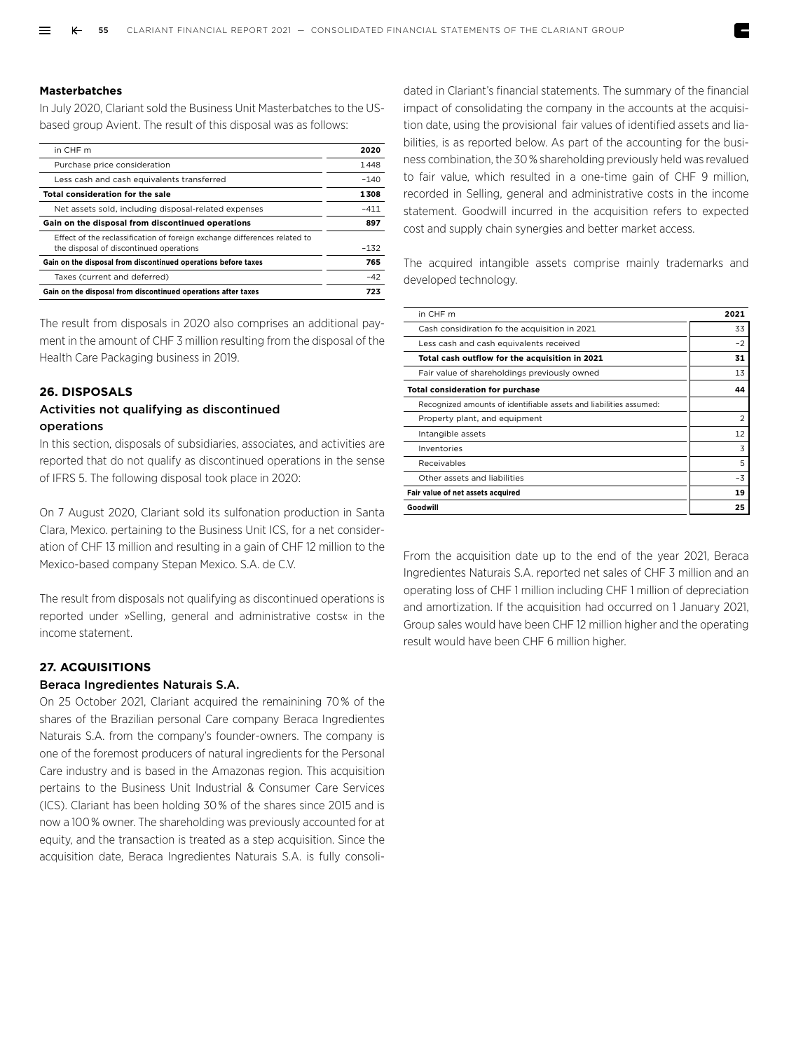**Masterbatches**

In July 2020, Clariant sold the Business Unit Masterbatches to the US-based group Avient. The result of this disposal was as follows:

| in CHF m | 2020 |
| --- | --- |
| Purchase price consideration | 1448 |
| Less cash and cash equivalents transferred | –140 |
| **Total consideration for the sale** | **1308** |
| Net assets sold, including disposal-related expenses | –411 |
| **Gain on the disposal from discontinued operations** | **897** |
| Effect of the reclassification of foreign exchange differences related to the disposal of discontinued operations | –132 |
| **Gain on the disposal from discontinued operations before taxes** | **765** |
| Taxes (current and deferred) | –42 |
| **Gain on the disposal from discontinued operations after taxes** | **723** |

The result from disposals in 2020 also comprises an additional payment in the amount of CHF 3 million resulting from the disposal of the Health Care Packaging business in 2019.

### 26. DISPOSALS

#### Activities not qualifying as discontinued operations

In this section, disposals of subsidiaries, associates, and activities are reported that do not qualify as discontinued operations in the sense of IFRS 5. The following disposal took place in 2020:

On 7 August 2020, Clariant sold its sulfonation production in Santa Clara, Mexico. pertaining to the Business Unit ICS, for a net consideration of CHF 13 million and resulting in a gain of CHF 12 million to the Mexico-based company Stepan Mexico. S.A. de C.V.

The result from disposals not qualifying as discontinued operations is reported under »Selling, general and administrative costs« in the income statement.

### 27. ACQUISITIONS

#### Beraca Ingredientes Naturais S.A.

On 25 October 2021, Clariant acquired the remainining 70% of the shares of the Brazilian personal Care company Beraca Ingredientes Naturais S.A. from the company's founder-owners. The company is one of the foremost producers of natural ingredients for the Personal Care industry and is based in the Amazonas region. This acquisition pertains to the Business Unit Industrial & Consumer Care Services (ICS). Clariant has been holding 30% of the shares since 2015 and is now a 100% owner. The shareholding was previously accounted for at equity, and the transaction is treated as a step acquisition. Since the acquisition date, Beraca Ingredientes Naturais S.A. is fully consolidated in Clariant's financial statements. The summary of the financial impact of consolidating the company in the accounts at the acquisition date, using the provisional fair values of identified assets and liabilities, is as reported below. As part of the accounting for the business combination, the 30% shareholding previously held was revalued to fair value, which resulted in a one-time gain of CHF 9 million, recorded in Selling, general and administrative costs in the income statement. Goodwill incurred in the acquisition refers to expected cost and supply chain synergies and better market access.

The acquired intangible assets comprise mainly trademarks and developed technology.

| in CHF m | 2021 |
| --- | --- |
| Cash considiration fo the acquisition in 2021 | 33 |
| Less cash and cash equivalents received | –2 |
| **Total cash outflow for the acquisition in 2021** | **31** |
| Fair value of shareholdings previously owned | 13 |
| **Total consideration for purchase** | **44** |
| Recognized amounts of identifiable assets and liabilities assumed: | |
| Property plant, and equipment | 2 |
| Intangible assets | 12 |
| Inventories | 3 |
| Receivables | 5 |
| Other assets and liabilities | –3 |
| **Fair value of net assets acquired** | **19** |
| **Goodwill** | **25** |

From the acquisition date up to the end of the year 2021, Beraca Ingredientes Naturais S.A. reported net sales of CHF 3 million and an operating loss of CHF 1 million including CHF 1 million of depreciation and amortization. If the acquisition had occurred on 1 January 2021, Group sales would have been CHF 12 million higher and the operating result would have been CHF 6 million higher.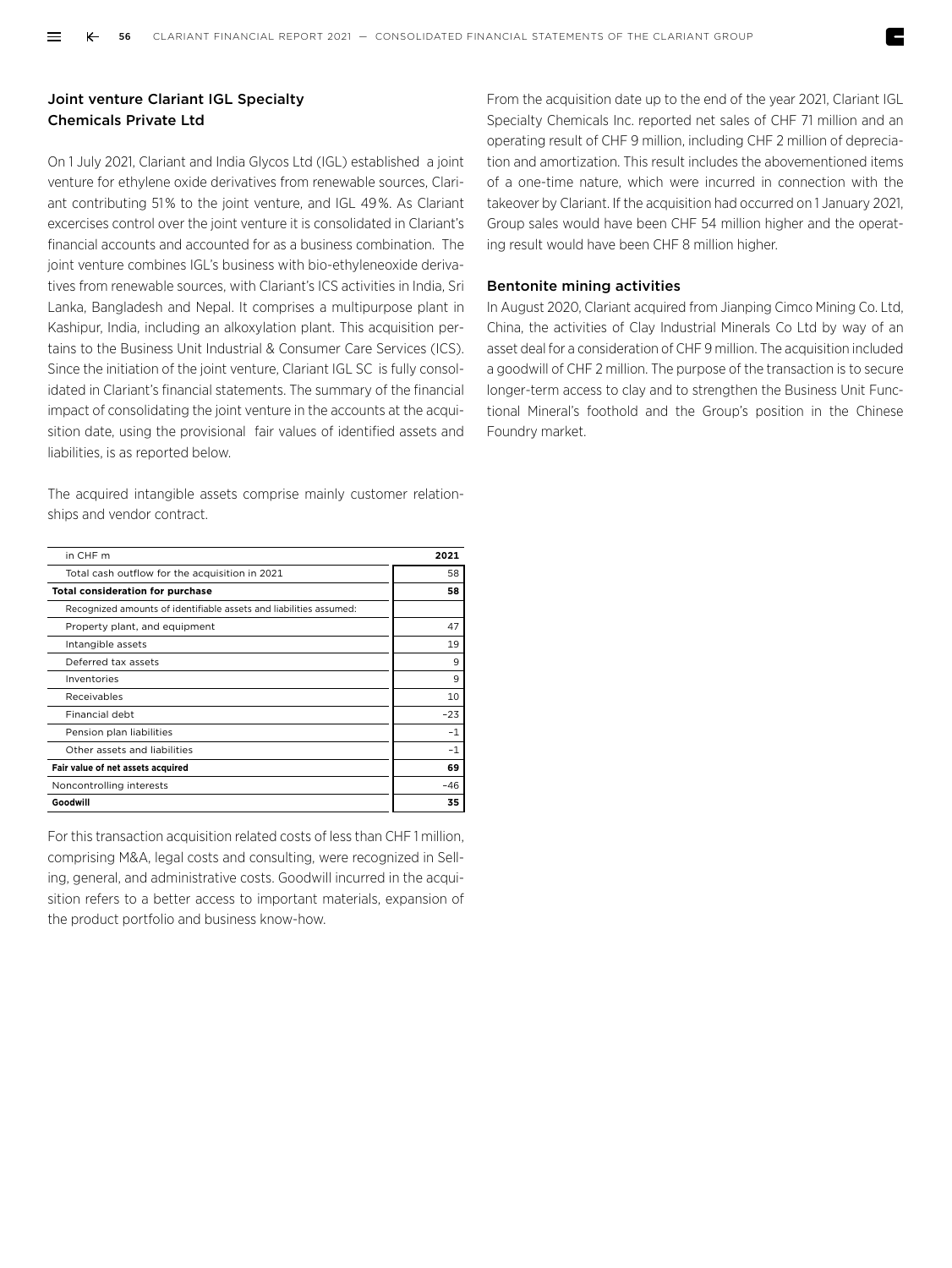## Joint venture Clariant IGL Specialty Chemicals Private Ltd

On 1 July 2021, Clariant and India Glycos Ltd (IGL) established a joint venture for ethylene oxide derivatives from renewable sources, Clariant contributing 51% to the joint venture, and IGL 49%. As Clariant excercises control over the joint venture it is consolidated in Clariant's financial accounts and accounted for as a business combination. The joint venture combines IGL's business with bio-ethyleneoxide derivatives from renewable sources, with Clariant's ICS activities in India, Sri Lanka, Bangladesh and Nepal. It comprises a multipurpose plant in Kashipur, India, including an alkoxylation plant. This acquisition pertains to the Business Unit Industrial & Consumer Care Services (ICS). Since the initiation of the joint venture, Clariant IGL SC is fully consolidated in Clariant's financial statements. The summary of the financial impact of consolidating the joint venture in the accounts at the acquisition date, using the provisional fair values of identified assets and liabilities, is as reported below.

The acquired intangible assets comprise mainly customer relationships and vendor contract.

| in CHF m | 2021 |
|---|---|
| Total cash outflow for the acquisition in 2021 | 58 |
| **Total consideration for purchase** | **58** |
| Recognized amounts of identifiable assets and liabilities assumed: | |
| Property plant, and equipment | 47 |
| Intangible assets | 19 |
| Deferred tax assets | 9 |
| Inventories | 9 |
| Receivables | 10 |
| Financial debt | –23 |
| Pension plan liabilities | –1 |
| Other assets and liabilities | –1 |
| **Fair value of net assets acquired** | **69** |
| Noncontrolling interests | –46 |
| **Goodwill** | **35** |

For this transaction acquisition related costs of less than CHF 1 million, comprising M&A, legal costs and consulting, were recognized in Selling, general, and administrative costs. Goodwill incurred in the acquisition refers to a better access to important materials, expansion of the product portfolio and business know-how.

From the acquisition date up to the end of the year 2021, Clariant IGL Specialty Chemicals Inc. reported net sales of CHF 71 million and an operating result of CHF 9 million, including CHF 2 million of depreciation and amortization. This result includes the abovementioned items of a one-time nature, which were incurred in connection with the takeover by Clariant. If the acquisition had occurred on 1 January 2021, Group sales would have been CHF 54 million higher and the operating result would have been CHF 8 million higher.

## Bentonite mining activities

In August 2020, Clariant acquired from Jianping Cimco Mining Co. Ltd, China, the activities of Clay Industrial Minerals Co Ltd by way of an asset deal for a consideration of CHF 9 million. The acquisition included a goodwill of CHF 2 million. The purpose of the transaction is to secure longer-term access to clay and to strengthen the Business Unit Functional Mineral's foothold and the Group's position in the Chinese Foundry market.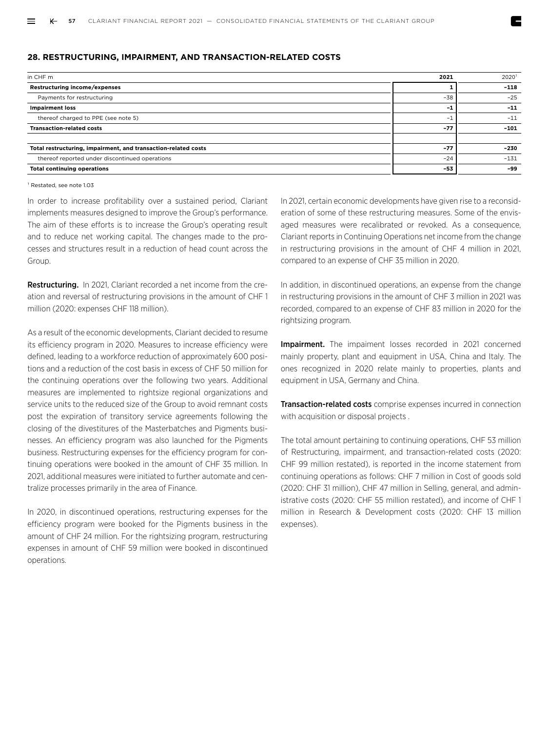## 28. RESTRUCTURING, IMPAIRMENT, AND TRANSACTION-RELATED COSTS

| in CHF m | 2021 | 2020[1] |
|---|---|---|
| **Restructuring income/expenses** | **1** | **–118** |
| Payments for restructuring | –38 | –25 |
| **Impairment loss** | **–1** | **–11** |
| thereof charged to PPE (see note 5) | –1 | –11 |
| **Transaction-related costs** | **–77** | **–101** |
| | | |
| **Total restructuring, impairment, and transaction-related costs** | **–77** | **–230** |
| thereof reported under discontinued operations | –24 | –131 |
| **Total continuing operations** | **–53** | **–99** |

[1] Restated, see note 1.03

In order to increase profitability over a sustained period, Clariant implements measures designed to improve the Group's performance. The aim of these efforts is to increase the Group's operating result and to reduce net working capital. The changes made to the processes and structures result in a reduction of head count across the Group.

**Restructuring.** In 2021, Clariant recorded a net income from the creation and reversal of restructuring provisions in the amount of CHF 1 million (2020: expenses CHF 118 million).

As a result of the economic developments, Clariant decided to resume its efficiency program in 2020. Measures to increase efficiency were defined, leading to a workforce reduction of approximately 600 positions and a reduction of the cost basis in excess of CHF 50 million for the continuing operations over the following two years. Additional measures are implemented to rightsize regional organizations and service units to the reduced size of the Group to avoid remnant costs post the expiration of transitory service agreements following the closing of the divestitures of the Masterbatches and Pigments businesses. An efficiency program was also launched for the Pigments business. Restructuring expenses for the efficiency program for continuing operations were booked in the amount of CHF 35 million. In 2021, additional measures were initiated to further automate and centralize processes primarily in the area of Finance.

In 2020, in discontinued operations, restructuring expenses for the efficiency program were booked for the Pigments business in the amount of CHF 24 million. For the rightsizing program, restructuring expenses in amount of CHF 59 million were booked in discontinued operations.

In 2021, certain economic developments have given rise to a reconsideration of some of these restructuring measures. Some of the envisaged measures were recalibrated or revoked. As a consequence, Clariant reports in Continuing Operations net income from the change in restructuring provisions in the amount of CHF 4 million in 2021, compared to an expense of CHF 35 million in 2020.

In addition, in discontinued operations, an expense from the change in restructuring provisions in the amount of CHF 3 million in 2021 was recorded, compared to an expense of CHF 83 million in 2020 for the rightsizing program.

**Impairment.** The impaiment losses recorded in 2021 concerned mainly property, plant and equipment in USA, China and Italy. The ones recognized in 2020 relate mainly to properties, plants and equipment in USA, Germany and China.

**Transaction-related costs** comprise expenses incurred in connection with acquisition or disposal projects .

The total amount pertaining to continuing operations, CHF 53 million of Restructuring, impairment, and transaction-related costs (2020: CHF 99 million restated), is reported in the income statement from continuing operations as follows: CHF 7 million in Cost of goods sold (2020: CHF 31 million), CHF 47 million in Selling, general, and administrative costs (2020: CHF 55 million restated), and income of CHF 1 million in Research & Development costs (2020: CHF 13 million expenses).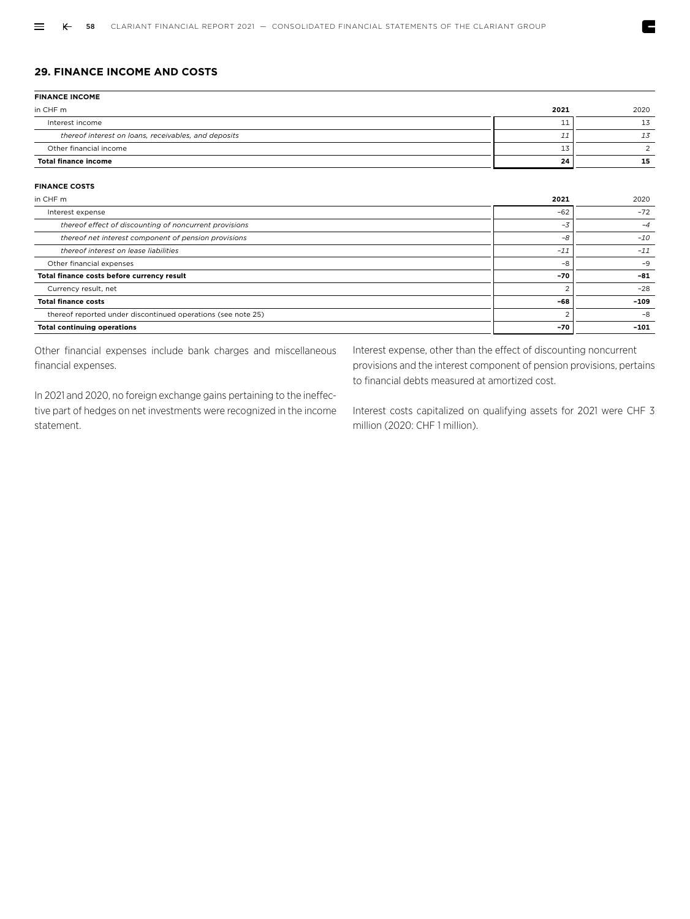## 29. FINANCE INCOME AND COSTS

**FINANCE INCOME**

| in CHF m | **2021** | 2020 |
|---|---|---|
| Interest income | 11 | 13 |
| *thereof interest on loans, receivables, and deposits* | *11* | *13* |
| Other financial income | 13 | 2 |
| **Total finance income** | **24** | **15** |

**FINANCE COSTS**

| in CHF m | **2021** | 2020 |
|---|---|---|
| Interest expense | –62 | –72 |
| *thereof effect of discounting of noncurrent provisions* | *–3* | *–4* |
| *thereof net interest component of pension provisions* | *–8* | *–10* |
| *thereof interest on lease liabilities* | *–11* | *–11* |
| Other financial expenses | –8 | –9 |
| **Total finance costs before currency result** | **–70** | **–81** |
| Currency result, net | 2 | –28 |
| **Total finance costs** | **–68** | **–109** |
| thereof reported under discontinued operations (see note 25) | 2 | –8 |
| **Total continuing operations** | **–70** | **–101** |

Other financial expenses include bank charges and miscellaneous financial expenses.

In 2021 and 2020, no foreign exchange gains pertaining to the ineffective part of hedges on net investments were recognized in the income statement.

Interest expense, other than the effect of discounting noncurrent provisions and the interest component of pension provisions, pertains to financial debts measured at amortized cost.

Interest costs capitalized on qualifying assets for 2021 were CHF 3 million (2020: CHF 1 million).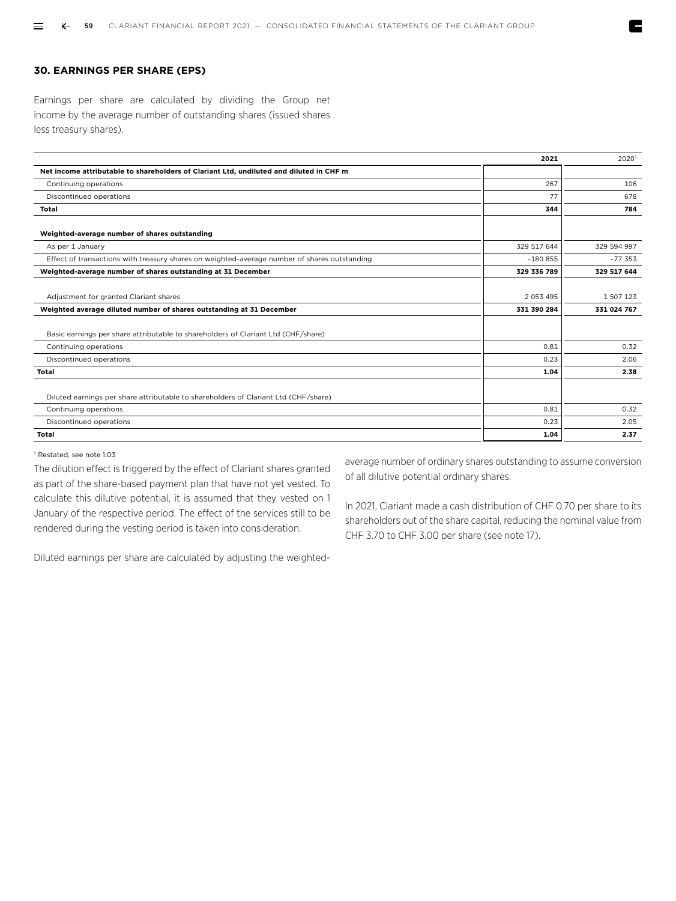## 30. EARNINGS PER SHARE (EPS)

Earnings per share are calculated by dividing the Group net income by the average number of outstanding shares (issued shares less treasury shares).

| | 2021 | 2020[1] |
|---|---|---|
| **Net income attributable to shareholders of Clariant Ltd, undiluted and diluted in CHF m** | | |
| Continuing operations | 267 | 106 |
| Discontinued operations | 77 | 678 |
| **Total** | **344** | **784** |
| | | |
| **Weighted-average number of shares outstanding** | | |
| As per 1 January | 329 517 644 | 329 594 997 |
| Effect of transactions with treasury shares on weighted-average number of shares outstanding | –180 855 | –77 353 |
| **Weighted-average number of shares outstanding at 31 December** | **329 336 789** | **329 517 644** |
| | | |
| Adjustment for granted Clariant shares | 2 053 495 | 1 507 123 |
| **Weighted average diluted number of shares outstanding at 31 December** | **331 390 284** | **331 024 767** |
| | | |
| Basic earnings per share attributable to shareholders of Clariant Ltd (CHF/share) | | |
| Continuing operations | 0.81 | 0.32 |
| Discontinued operations | 0.23 | 2.06 |
| **Total** | **1.04** | **2.38** |
| | | |
| Diluted earnings per share attributable to shareholders of Clariant Ltd (CHF/share) | | |
| Continuing operations | 0.81 | 0.32 |
| Discontinued operations | 0.23 | 2.05 |
| **Total** | **1.04** | **2.37** |

[1] Restated, see note 1.03

The dilution effect is triggered by the effect of Clariant shares granted as part of the share-based payment plan that have not yet vested. To calculate this dilutive potential, it is assumed that they vested on 1 January of the respective period. The effect of the services still to be rendered during the vesting period is taken into consideration.

Diluted earnings per share are calculated by adjusting the weighted-average number of ordinary shares outstanding to assume conversion of all dilutive potential ordinary shares.

In 2021, Clariant made a cash distribution of CHF 0.70 per share to its shareholders out of the share capital, reducing the nominal value from CHF 3.70 to CHF 3.00 per share (see note 17).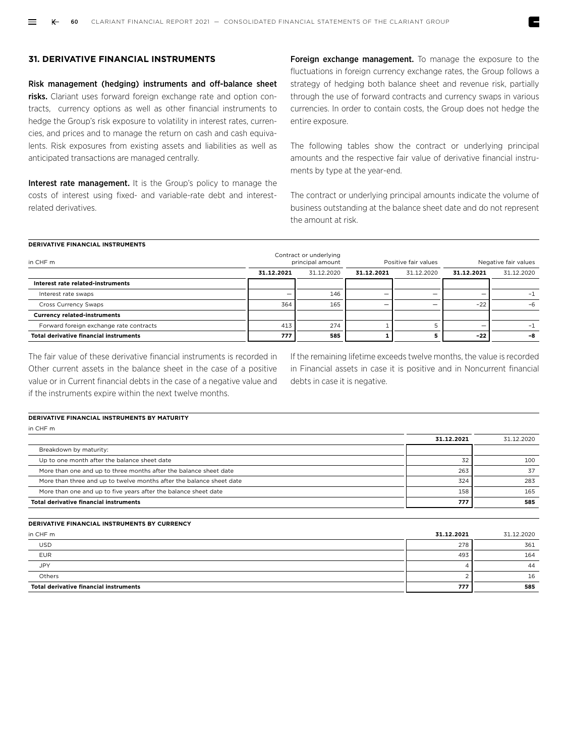## 31. DERIVATIVE FINANCIAL INSTRUMENTS

**Risk management (hedging) instruments and off-balance sheet risks.** Clariant uses forward foreign exchange rate and option contracts, currency options as well as other financial instruments to hedge the Group's risk exposure to volatility in interest rates, currencies, and prices and to manage the return on cash and cash equivalents. Risk exposures from existing assets and liabilities as well as anticipated transactions are managed centrally.

**Interest rate management.** It is the Group's policy to manage the costs of interest using fixed- and variable-rate debt and interest-related derivatives.

**Foreign exchange management.** To manage the exposure to the fluctuations in foreign currency exchange rates, the Group follows a strategy of hedging both balance sheet and revenue risk, partially through the use of forward contracts and currency swaps in various currencies. In order to contain costs, the Group does not hedge the entire exposure.

The following tables show the contract or underlying principal amounts and the respective fair value of derivative financial instruments by type at the year-end.

The contract or underlying principal amounts indicate the volume of business outstanding at the balance sheet date and do not represent the amount at risk.

**DERIVATIVE FINANCIAL INSTRUMENTS**

| in CHF m | Contract or underlying principal amount | | Positive fair values | | Negative fair values | |
|---|---|---|---|---|---|---|
| | **31.12.2021** | 31.12.2020 | **31.12.2021** | 31.12.2020 | **31.12.2021** | 31.12.2020 |
| **Interest rate related-instruments** | | | | | | |
| Interest rate swaps | – | 146 | – | – | – | –1 |
| Cross Currency Swaps | 364 | 165 | – | – | –22 | –6 |
| **Currency related-instruments** | | | | | | |
| Forward foreign exchange rate contracts | 413 | 274 | 1 | 5 | – | –1 |
| **Total derivative financial instruments** | **777** | **585** | **1** | **5** | **–22** | **–8** |

The fair value of these derivative financial instruments is recorded in Other current assets in the balance sheet in the case of a positive value or in Current financial debts in the case of a negative value and if the instruments expire within the next twelve months.

If the remaining lifetime exceeds twelve months, the value is recorded in Financial assets in case it is positive and in Noncurrent financial debts in case it is negative.

**DERIVATIVE FINANCIAL INSTRUMENTS BY MATURITY**

| in CHF m | **31.12.2021** | 31.12.2020 |
|---|---|---|
| Breakdown by maturity: | | |
| Up to one month after the balance sheet date | 32 | 100 |
| More than one and up to three months after the balance sheet date | 263 | 37 |
| More than three and up to twelve months after the balance sheet date | 324 | 283 |
| More than one and up to five years after the balance sheet date | 158 | 165 |
| **Total derivative financial instruments** | **777** | **585** |

**DERIVATIVE FINANCIAL INSTRUMENTS BY CURRENCY**

| in CHF m | **31.12.2021** | 31.12.2020 |
|---|---|---|
| USD | 278 | 361 |
| EUR | 493 | 164 |
| JPY | 4 | 44 |
| Others | 2 | 16 |
| **Total derivative financial instruments** | **777** | **585** |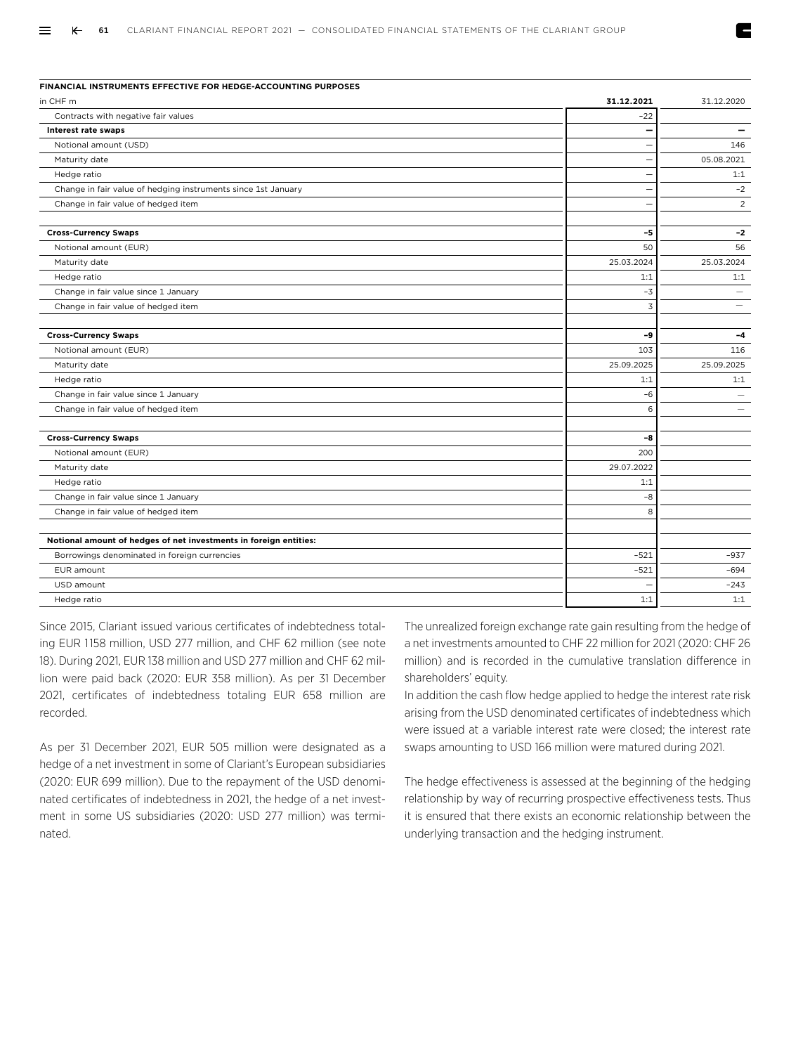**FINANCIAL INSTRUMENTS EFFECTIVE FOR HEDGE-ACCOUNTING PURPOSES**

| in CHF m | **31.12.2021** | 31.12.2020 |
|---|---|---|
| Contracts with negative fair values | –22 | |
| **Interest rate swaps** | **–** | **–** |
| Notional amount (USD) | – | 146 |
| Maturity date | – | 05.08.2021 |
| Hedge ratio | – | 1:1 |
| Change in fair value of hedging instruments since 1st January | – | –2 |
| Change in fair value of hedged item | – | 2 |
| | | |
| **Cross-Currency Swaps** | **–5** | **–2** |
| Notional amount (EUR) | 50 | 56 |
| Maturity date | 25.03.2024 | 25.03.2024 |
| Hedge ratio | 1:1 | 1:1 |
| Change in fair value since 1 January | –3 | – |
| Change in fair value of hedged item | 3 | – |
| | | |
| **Cross-Currency Swaps** | **–9** | **–4** |
| Notional amount (EUR) | 103 | 116 |
| Maturity date | 25.09.2025 | 25.09.2025 |
| Hedge ratio | 1:1 | 1:1 |
| Change in fair value since 1 January | –6 | – |
| Change in fair value of hedged item | 6 | – |
| | | |
| **Cross-Currency Swaps** | **–8** | |
| Notional amount (EUR) | 200 | |
| Maturity date | 29.07.2022 | |
| Hedge ratio | 1:1 | |
| Change in fair value since 1 January | –8 | |
| Change in fair value of hedged item | 8 | |
| | | |
| **Notional amount of hedges of net investments in foreign entities:** | | |
| Borrowings denominated in foreign currencies | –521 | –937 |
| EUR amount | –521 | –694 |
| USD amount | – | –243 |
| Hedge ratio | 1:1 | 1:1 |

Since 2015, Clariant issued various certificates of indebtedness totaling EUR 1158 million, USD 277 million, and CHF 62 million (see note 18). During 2021, EUR 138 million and USD 277 million and CHF 62 million were paid back (2020: EUR 358 million). As per 31 December 2021, certificates of indebtedness totaling EUR 658 million are recorded.

As per 31 December 2021, EUR 505 million were designated as a hedge of a net investment in some of Clariant's European subsidiaries (2020: EUR 699 million). Due to the repayment of the USD denominated certificates of indebtedness in 2021, the hedge of a net investment in some US subsidiaries (2020: USD 277 million) was terminated.

The unrealized foreign exchange rate gain resulting from the hedge of a net investments amounted to CHF 22 million for 2021 (2020: CHF 26 million) and is recorded in the cumulative translation difference in shareholders' equity.

In addition the cash flow hedge applied to hedge the interest rate risk arising from the USD denominated certificates of indebtedness which were issued at a variable interest rate were closed; the interest rate swaps amounting to USD 166 million were matured during 2021.

The hedge effectiveness is assessed at the beginning of the hedging relationship by way of recurring prospective effectiveness tests. Thus it is ensured that there exists an economic relationship between the underlying transaction and the hedging instrument.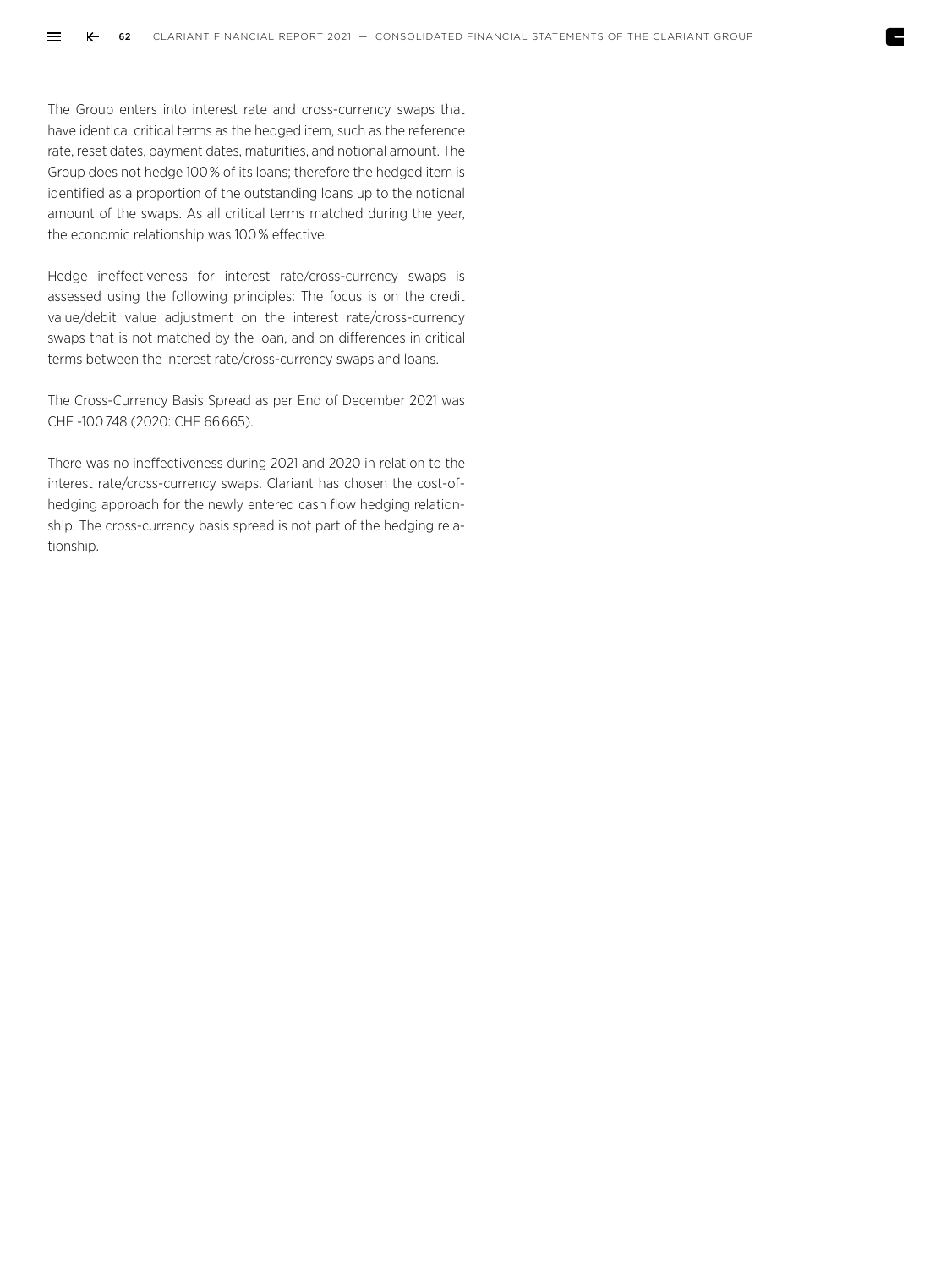The Group enters into interest rate and cross-currency swaps that have identical critical terms as the hedged item, such as the reference rate, reset dates, payment dates, maturities, and notional amount. The Group does not hedge 100 % of its loans; therefore the hedged item is identified as a proportion of the outstanding loans up to the notional amount of the swaps. As all critical terms matched during the year, the economic relationship was 100 % effective.

Hedge ineffectiveness for interest rate/cross-currency swaps is assessed using the following principles: The focus is on the credit value/debit value adjustment on the interest rate/cross-currency swaps that is not matched by the loan, and on differences in critical terms between the interest rate/cross-currency swaps and loans.

The Cross-Currency Basis Spread as per End of December 2021 was CHF -100 748 (2020: CHF 66 665).

There was no ineffectiveness during 2021 and 2020 in relation to the interest rate/cross-currency swaps. Clariant has chosen the cost-of-hedging approach for the newly entered cash flow hedging relationship. The cross-currency basis spread is not part of the hedging relationship.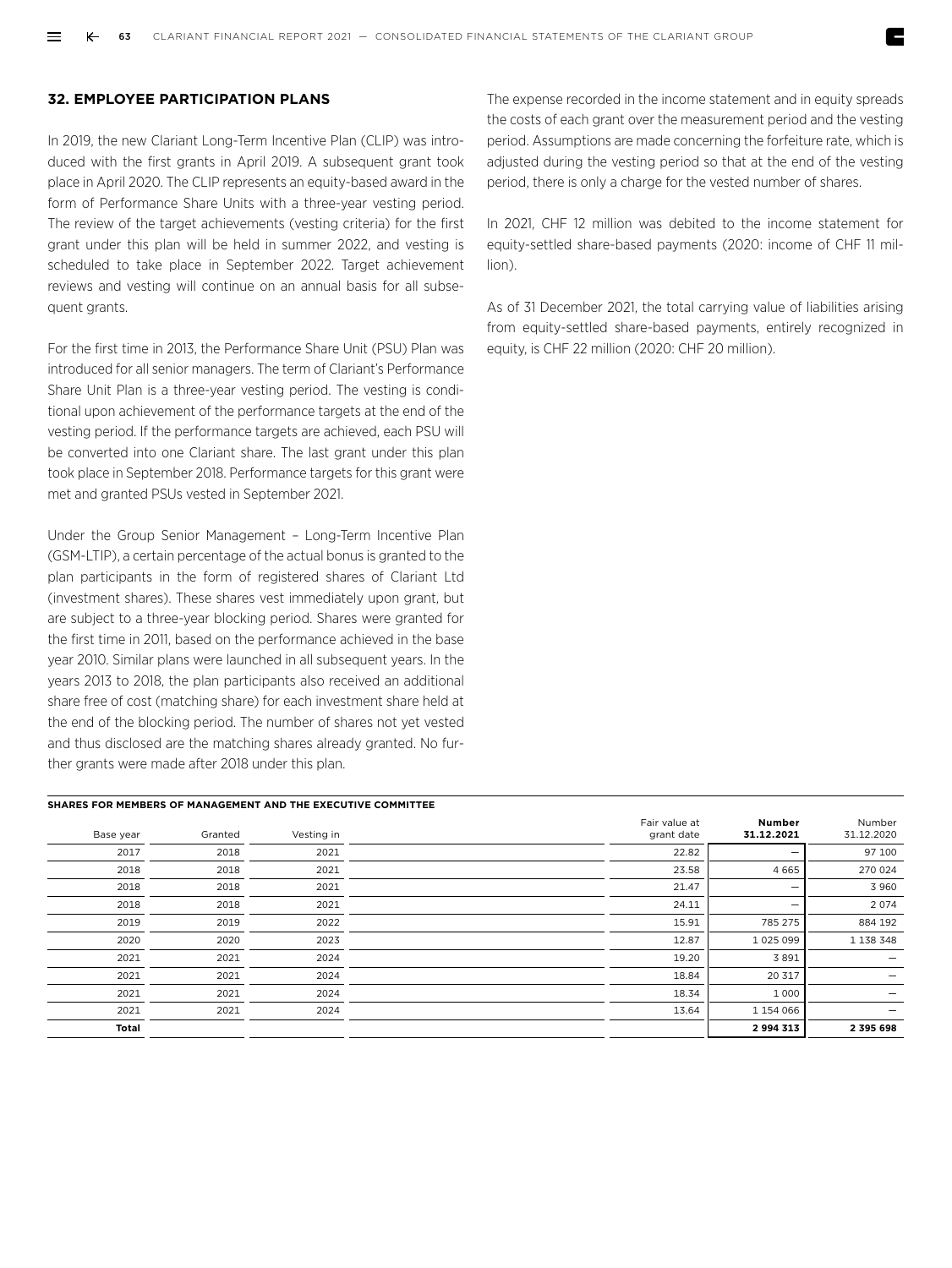## 32. EMPLOYEE PARTICIPATION PLANS

In 2019, the new Clariant Long-Term Incentive Plan (CLIP) was introduced with the first grants in April 2019. A subsequent grant took place in April 2020. The CLIP represents an equity-based award in the form of Performance Share Units with a three-year vesting period. The review of the target achievements (vesting criteria) for the first grant under this plan will be held in summer 2022, and vesting is scheduled to take place in September 2022. Target achievement reviews and vesting will continue on an annual basis for all subsequent grants.

For the first time in 2013, the Performance Share Unit (PSU) Plan was introduced for all senior managers. The term of Clariant's Performance Share Unit Plan is a three-year vesting period. The vesting is conditional upon achievement of the performance targets at the end of the vesting period. If the performance targets are achieved, each PSU will be converted into one Clariant share. The last grant under this plan took place in September 2018. Performance targets for this grant were met and granted PSUs vested in September 2021.

Under the Group Senior Management – Long-Term Incentive Plan (GSM-LTIP), a certain percentage of the actual bonus is granted to the plan participants in the form of registered shares of Clariant Ltd (investment shares). These shares vest immediately upon grant, but are subject to a three-year blocking period. Shares were granted for the first time in 2011, based on the performance achieved in the base year 2010. Similar plans were launched in all subsequent years. In the years 2013 to 2018, the plan participants also received an additional share free of cost (matching share) for each investment share held at the end of the blocking period. The number of shares not yet vested and thus disclosed are the matching shares already granted. No further grants were made after 2018 under this plan.

The expense recorded in the income statement and in equity spreads the costs of each grant over the measurement period and the vesting period. Assumptions are made concerning the forfeiture rate, which is adjusted during the vesting period so that at the end of the vesting period, there is only a charge for the vested number of shares.

In 2021, CHF 12 million was debited to the income statement for equity-settled share-based payments (2020: income of CHF 11 million).

As of 31 December 2021, the total carrying value of liabilities arising from equity-settled share-based payments, entirely recognized in equity, is CHF 22 million (2020: CHF 20 million).

**SHARES FOR MEMBERS OF MANAGEMENT AND THE EXECUTIVE COMMITTEE**

| Base year | Granted | Vesting in | | Fair value at grant date | **Number 31.12.2021** | Number 31.12.2020 |
|---|---|---|---|---|---|---|
| 2017 | 2018 | 2021 | | 22.82 | – | 97 100 |
| 2018 | 2018 | 2021 | | 23.58 | 4 665 | 270 024 |
| 2018 | 2018 | 2021 | | 21.47 | – | 3 960 |
| 2018 | 2018 | 2021 | | 24.11 | – | 2 074 |
| 2019 | 2019 | 2022 | | 15.91 | 785 275 | 884 192 |
| 2020 | 2020 | 2023 | | 12.87 | 1 025 099 | 1 138 348 |
| 2021 | 2021 | 2024 | | 19.20 | 3 891 | – |
| 2021 | 2021 | 2024 | | 18.84 | 20 317 | – |
| 2021 | 2021 | 2024 | | 18.34 | 1 000 | – |
| 2021 | 2021 | 2024 | | 13.64 | 1 154 066 | – |
| **Total** | | | | | **2 994 313** | **2 395 698** |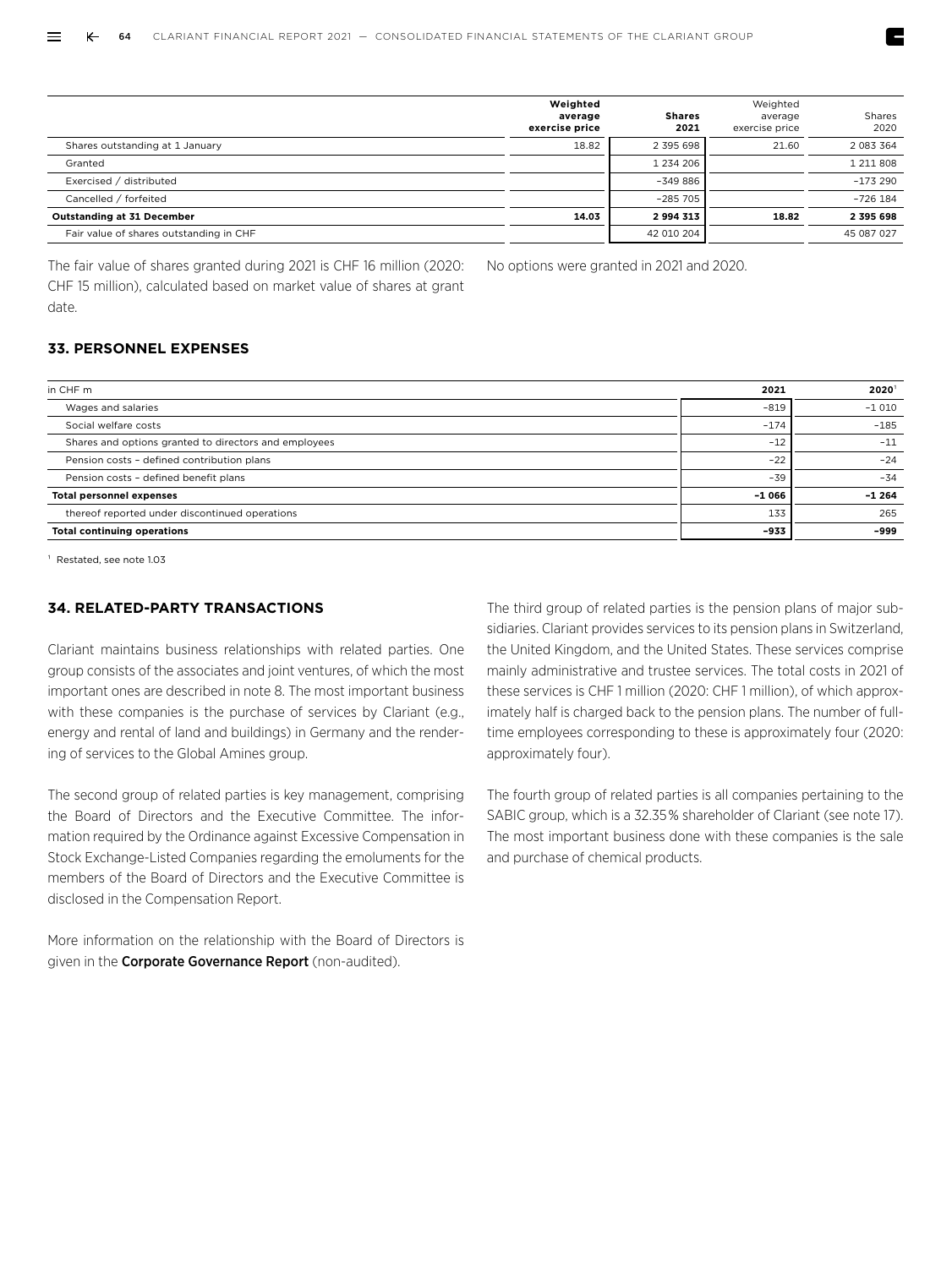| | Weighted average exercise price | Shares 2021 | Weighted average exercise price | Shares 2020 |
|---|---|---|---|---|
| Shares outstanding at 1 January | 18.82 | 2 395 698 | 21.60 | 2 083 364 |
| Granted | | 1 234 206 | | 1 211 808 |
| Exercised / distributed | | –349 886 | | –173 290 |
| Cancelled / forfeited | | –285 705 | | –726 184 |
| **Outstanding at 31 December** | **14.03** | **2 994 313** | **18.82** | **2 395 698** |
| Fair value of shares outstanding in CHF | | 42 010 204 | | 45 087 027 |

The fair value of shares granted during 2021 is CHF 16 million (2020: CHF 15 million), calculated based on market value of shares at grant date.

No options were granted in 2021 and 2020.

## 33. PERSONNEL EXPENSES

| in CHF m | 2021 | 2020[1] |
|---|---|---|
| Wages and salaries | –819 | –1 010 |
| Social welfare costs | –174 | –185 |
| Shares and options granted to directors and employees | –12 | –11 |
| Pension costs – defined contribution plans | –22 | –24 |
| Pension costs – defined benefit plans | –39 | –34 |
| **Total personnel expenses** | **–1 066** | **–1 264** |
| thereof reported under discontinued operations | 133 | 265 |
| **Total continuing operations** | **–933** | **–999** |

[1] Restated, see note 1.03

## 34. RELATED-PARTY TRANSACTIONS

Clariant maintains business relationships with related parties. One group consists of the associates and joint ventures, of which the most important ones are described in note 8. The most important business with these companies is the purchase of services by Clariant (e.g., energy and rental of land and buildings) in Germany and the rendering of services to the Global Amines group.

The second group of related parties is key management, comprising the Board of Directors and the Executive Committee. The information required by the Ordinance against Excessive Compensation in Stock Exchange-Listed Companies regarding the emoluments for the members of the Board of Directors and the Executive Committee is disclosed in the Compensation Report.

More information on the relationship with the Board of Directors is given in the **Corporate Governance Report** (non-audited).

The third group of related parties is the pension plans of major subsidiaries. Clariant provides services to its pension plans in Switzerland, the United Kingdom, and the United States. These services comprise mainly administrative and trustee services. The total costs in 2021 of these services is CHF 1 million (2020: CHF 1 million), of which approximately half is charged back to the pension plans. The number of full-time employees corresponding to these is approximately four (2020: approximately four).

The fourth group of related parties is all companies pertaining to the SABIC group, which is a 32.35% shareholder of Clariant (see note 17). The most important business done with these companies is the sale and purchase of chemical products.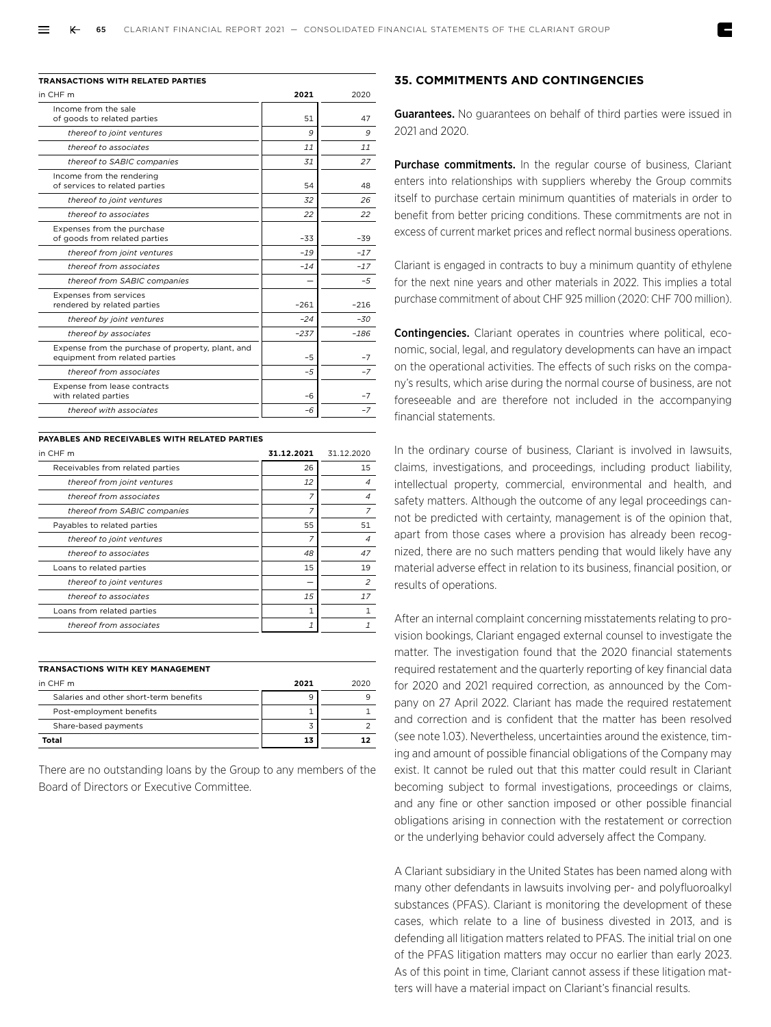**TRANSACTIONS WITH RELATED PARTIES**

| in CHF m | 2021 | 2020 |
|---|---|---|
| Income from the sale of goods to related parties | 51 | 47 |
| *thereof to joint ventures* | *9* | *9* |
| *thereof to associates* | *11* | *11* |
| *thereof to SABIC companies* | *31* | *27* |
| Income from the rendering of services to related parties | 54 | 48 |
| *thereof to joint ventures* | *32* | *26* |
| *thereof to associates* | *22* | *22* |
| Expenses from the purchase of goods from related parties | –33 | –39 |
| *thereof from joint ventures* | *–19* | *–17* |
| *thereof from associates* | *–14* | *–17* |
| *thereof from SABIC companies* | *–* | *–5* |
| Expenses from services rendered by related parties | –261 | –216 |
| *thereof by joint ventures* | *–24* | *–30* |
| *thereof by associates* | *–237* | *–186* |
| Expense from the purchase of property, plant, and equipment from related parties | –5 | –7 |
| *thereof from associates* | *–5* | *–7* |
| Expense from lease contracts with related parties | –6 | –7 |
| *thereof with associates* | *–6* | *–7* |

**PAYABLES AND RECEIVABLES WITH RELATED PARTIES**

| in CHF m | 31.12.2021 | 31.12.2020 |
|---|---|---|
| Receivables from related parties | 26 | 15 |
| *thereof from joint ventures* | *12* | *4* |
| *thereof from associates* | *7* | *4* |
| *thereof from SABIC companies* | *7* | *7* |
| Payables to related parties | 55 | 51 |
| *thereof to joint ventures* | *7* | *4* |
| *thereof to associates* | *48* | *47* |
| Loans to related parties | 15 | 19 |
| *thereof to joint ventures* | *–* | *2* |
| *thereof to associates* | *15* | *17* |
| Loans from related parties | 1 | 1 |
| *thereof from associates* | *1* | *1* |

**TRANSACTIONS WITH KEY MANAGEMENT**

| in CHF m | 2021 | 2020 |
|---|---|---|
| Salaries and other short-term benefits | 9 | 9 |
| Post-employment benefits | 1 | 1 |
| Share-based payments | 3 | 2 |
| **Total** | **13** | **12** |

There are no outstanding loans by the Group to any members of the Board of Directors or Executive Committee.

## 35. COMMITMENTS AND CONTINGENCIES

**Guarantees.** No guarantees on behalf of third parties were issued in 2021 and 2020.

**Purchase commitments.** In the regular course of business, Clariant enters into relationships with suppliers whereby the Group commits itself to purchase certain minimum quantities of materials in order to benefit from better pricing conditions. These commitments are not in excess of current market prices and reflect normal business operations.

Clariant is engaged in contracts to buy a minimum quantity of ethylene for the next nine years and other materials in 2022. This implies a total purchase commitment of about CHF 925 million (2020: CHF 700 million).

**Contingencies.** Clariant operates in countries where political, economic, social, legal, and regulatory developments can have an impact on the operational activities. The effects of such risks on the company's results, which arise during the normal course of business, are not foreseeable and are therefore not included in the accompanying financial statements.

In the ordinary course of business, Clariant is involved in lawsuits, claims, investigations, and proceedings, including product liability, intellectual property, commercial, environmental and health, and safety matters. Although the outcome of any legal proceedings cannot be predicted with certainty, management is of the opinion that, apart from those cases where a provision has already been recognized, there are no such matters pending that would likely have any material adverse effect in relation to its business, financial position, or results of operations.

After an internal complaint concerning misstatements relating to provision bookings, Clariant engaged external counsel to investigate the matter. The investigation found that the 2020 financial statements required restatement and the quarterly reporting of key financial data for 2020 and 2021 required correction, as announced by the Company on 27 April 2022. Clariant has made the required restatement and correction and is confident that the matter has been resolved (see note 1.03). Nevertheless, uncertainties around the existence, timing and amount of possible financial obligations of the Company may exist. It cannot be ruled out that this matter could result in Clariant becoming subject to formal investigations, proceedings or claims, and any fine or other sanction imposed or other possible financial obligations arising in connection with the restatement or correction or the underlying behavior could adversely affect the Company.

A Clariant subsidiary in the United States has been named along with many other defendants in lawsuits involving per- and polyfluoroalkyl substances (PFAS). Clariant is monitoring the development of these cases, which relate to a line of business divested in 2013, and is defending all litigation matters related to PFAS. The initial trial on one of the PFAS litigation matters may occur no earlier than early 2023. As of this point in time, Clariant cannot assess if these litigation matters will have a material impact on Clariant's financial results.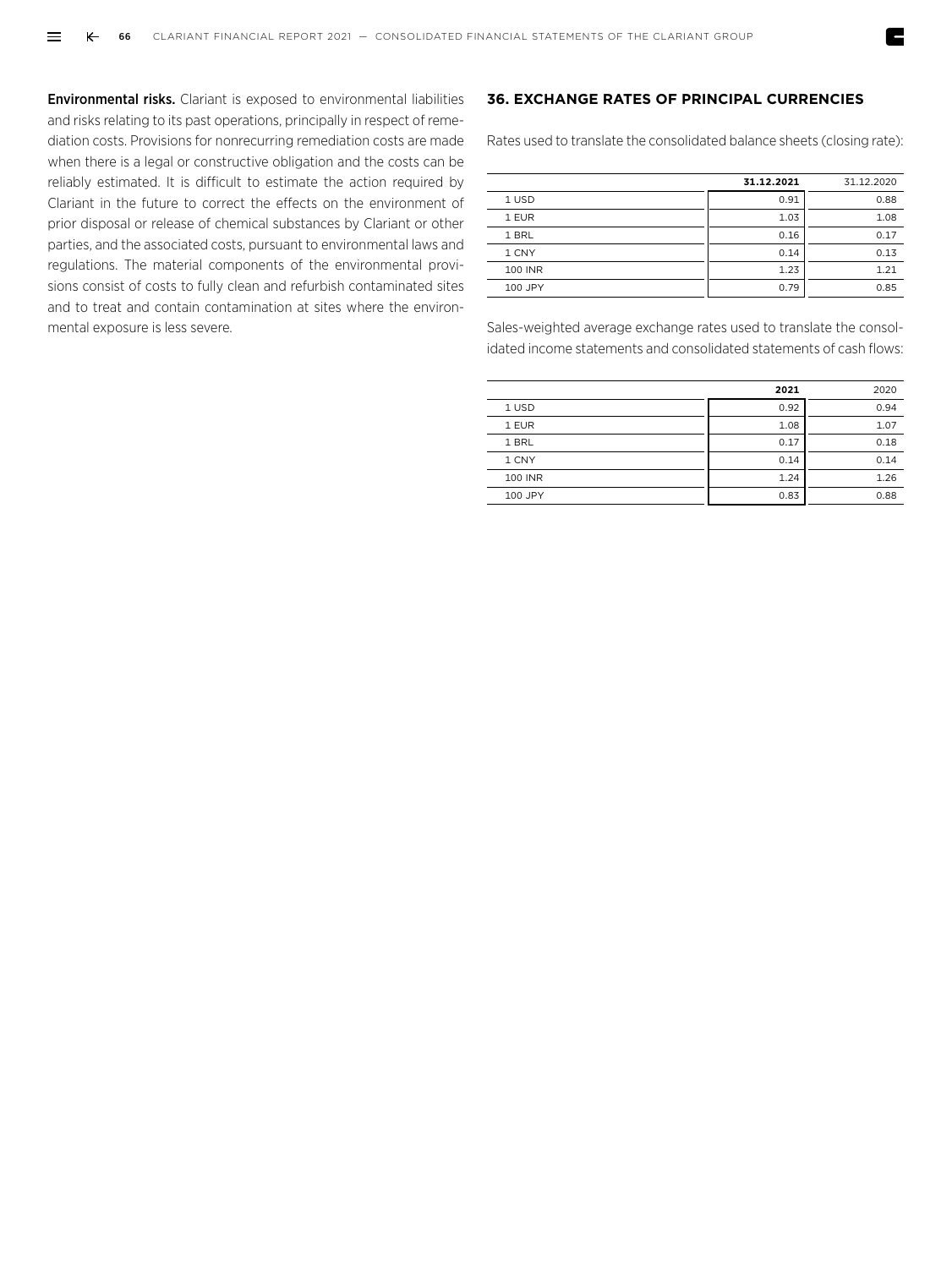**Environmental risks.** Clariant is exposed to environmental liabilities and risks relating to its past operations, principally in respect of remediation costs. Provisions for nonrecurring remediation costs are made when there is a legal or constructive obligation and the costs can be reliably estimated. It is difficult to estimate the action required by Clariant in the future to correct the effects on the environment of prior disposal or release of chemical substances by Clariant or other parties, and the associated costs, pursuant to environmental laws and regulations. The material components of the environmental provisions consist of costs to fully clean and refurbish contaminated sites and to treat and contain contamination at sites where the environmental exposure is less severe.

## 36. EXCHANGE RATES OF PRINCIPAL CURRENCIES

Rates used to translate the consolidated balance sheets (closing rate):

| | **31.12.2021** | 31.12.2020 |
|---|---|---|
| 1 USD | 0.91 | 0.88 |
| 1 EUR | 1.03 | 1.08 |
| 1 BRL | 0.16 | 0.17 |
| 1 CNY | 0.14 | 0.13 |
| 100 INR | 1.23 | 1.21 |
| 100 JPY | 0.79 | 0.85 |

Sales-weighted average exchange rates used to translate the consolidated income statements and consolidated statements of cash flows:

| | **2021** | 2020 |
|---|---|---|
| 1 USD | 0.92 | 0.94 |
| 1 EUR | 1.08 | 1.07 |
| 1 BRL | 0.17 | 0.18 |
| 1 CNY | 0.14 | 0.14 |
| 100 INR | 1.24 | 1.26 |
| 100 JPY | 0.83 | 0.88 |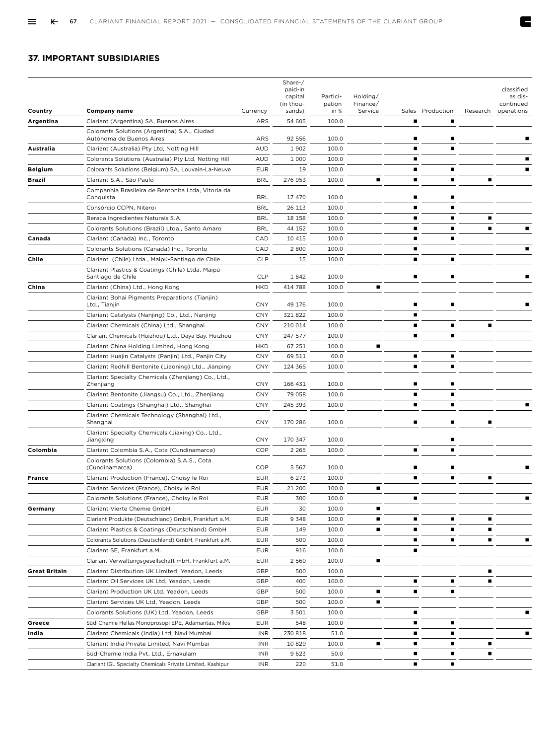## 37. IMPORTANT SUBSIDIARIES

| Country | Company name | Currency | Share-/ paid-in capital (in thousands) | Participation in % | Holding/ Finance/ Service | Sales | Production | Research | classified as discontinued operations |
|---|---|---|---|---|---|---|---|---|---|
| **Argentina** | Clariant (Argentina) SA, Buenos Aires | ARS | 54 605 | 100.0 | | ■ | ■ | | |
| | Colorants Solutions (Argentina) S.A., Ciudad Autónoma de Buenos Aires | ARS | 92 556 | 100.0 | | ■ | ■ | | ■ |
| **Australia** | Clariant (Australia) Pty Ltd, Notting Hill | AUD | 1 902 | 100.0 | | ■ | ■ | | |
| | Colorants Solutions (Australia) Pty Ltd, Notting Hill | AUD | 1 000 | 100.0 | | ■ | | | ■ |
| **Belgium** | Colorants Solutions (Belgium) SA, Louvain-La-Neuve | EUR | 19 | 100.0 | | ■ | ■ | | ■ |
| **Brazil** | Clariant S.A., São Paulo | BRL | 276 953 | 100.0 | ■ | ■ | ■ | ■ | |
| | Companhia Brasileira de Bentonita Ltda, Vitoria da Conquista | BRL | 17 470 | 100.0 | | ■ | ■ | | |
| | Consórcio CCPN, Niteroi | BRL | 26 113 | 100.0 | | ■ | ■ | | |
| | Beraca Ingredientes Naturais S.A. | BRL | 18 158 | 100.0 | | ■ | ■ | ■ | |
| | Colorants Solutions (Brazil) Ltda., Santo Amaro | BRL | 44 152 | 100.0 | | ■ | ■ | ■ | ■ |
| **Canada** | Clariant (Canada) Inc., Toronto | CAD | 10 415 | 100.0 | | ■ | ■ | | |
| | Colorants Solutions (Canada) Inc., Toronto | CAD | 2 800 | 100.0 | | ■ | | | ■ |
| **Chile** | Clariant (Chile) Ltda., Maipú-Santiago de Chile | CLP | 15 | 100.0 | | ■ | ■ | | |
| | Clariant Plastics & Coatings (Chile) Ltda. Maipú-Santiago de Chile | CLP | 1 842 | 100.0 | | ■ | ■ | | ■ |
| **China** | Clariant (China) Ltd., Hong Kong | HKD | 414 788 | 100.0 | ■ | | | | |
| | Clariant Bohai Pigments Preparations (Tianjin) Ltd., Tianjin | CNY | 49 176 | 100.0 | | ■ | ■ | | ■ |
| | Clariant Catalysts (Nanjing) Co., Ltd., Nanjing | CNY | 321 822 | 100.0 | | ■ | | | |
| | Clariant Chemicals (China) Ltd., Shanghai | CNY | 210 014 | 100.0 | | ■ | ■ | ■ | |
| | Clariant Chemicals (Huizhou) Ltd., Daya Bay, Huizhou | CNY | 247 577 | 100.0 | | ■ | ■ | | |
| | Clariant China Holding Limited, Hong Kong | HKD | 67 251 | 100.0 | ■ | | | | |
| | Clariant Huajin Catalysts (Panjin) Ltd., Panjin City | CNY | 69 511 | 60.0 | | ■ | ■ | | |
| | Clariant Redhill Bentonite (Liaoning) Ltd., Jianping | CNY | 124 365 | 100.0 | | ■ | ■ | | |
| | Clariant Specialty Chemicals (Zhenjiang) Co., Ltd., Zhenjiang | CNY | 166 431 | 100.0 | | ■ | ■ | | |
| | Clariant Bentonite (Jiangsu) Co., Ltd., Zhenjiang | CNY | 79 058 | 100.0 | | ■ | ■ | | |
| | Clariant Coatings (Shanghai) Ltd., Shanghai | CNY | 245 393 | 100.0 | | ■ | ■ | | ■ |
| | Clariant Chemicals Technology (Shanghai) Ltd., Shanghai | CNY | 170 286 | 100.0 | | ■ | ■ | ■ | |
| | Clariant Specialty Chemicals (Jiaxing) Co., Ltd., Jiangxing | CNY | 170 347 | 100.0 | | | ■ | | |
| **Colombia** | Clariant Colombia S.A., Cota (Cundinamarca) | COP | 2 265 | 100.0 | | ■ | ■ | | |
| | Colorants Solutions (Colombia) S.A.S., Cota (Cundinamarca) | COP | 5 567 | 100.0 | | ■ | ■ | | ■ |
| **France** | Clariant Production (France), Choisy le Roi | EUR | 6 273 | 100.0 | | ■ | ■ | ■ | |
| | Clariant Services (France), Choisy le Roi | EUR | 21 200 | 100.0 | ■ | | | | |
| | Colorants Solutions (France), Choisy le Roi | EUR | 300 | 100.0 | | ■ | | | ■ |
| **Germany** | Clariant Vierte Chemie GmbH | EUR | 30 | 100.0 | ■ | | | | |
| | Clariant Produkte (Deutschland) GmbH, Frankfurt a.M. | EUR | 9 348 | 100.0 | ■ | ■ | ■ | ■ | |
| | Clariant Plastics & Coatings (Deutschland) GmbH | EUR | 149 | 100.0 | ■ | ■ | ■ | ■ | |
| | Colorants Solutions (Deutschland) GmbH, Frankfurt a.M. | EUR | 500 | 100.0 | | ■ | ■ | ■ | ■ |
| | Clariant SE, Frankfurt a.M. | EUR | 916 | 100.0 | | ■ | | | |
| | Clariant Verwaltungsgesellschaft mbH, Frankfurt a.M. | EUR | 2 560 | 100.0 | ■ | | | | |
| **Great Britain** | Clariant Distribution UK Limited, Yeadon, Leeds | GBP | 500 | 100.0 | | | | ■ | |
| | Clariant Oil Services UK Ltd, Yeadon, Leeds | GBP | 400 | 100.0 | | ■ | ■ | ■ | |
| | Clariant Production UK Ltd, Yeadon, Leeds | GBP | 500 | 100.0 | ■ | ■ | ■ | | |
| | Clariant Services UK Ltd, Yeadon, Leeds | GBP | 500 | 100.0 | ■ | | | | |
| | Colorants Solutions (UK) Ltd, Yeadon, Leeds | GBP | 3 501 | 100.0 | | ■ | | | ■ |
| **Greece** | Süd-Chemie Hellas Monoprosopi EPE, Adamantas, Milos | EUR | 548 | 100.0 | | ■ | ■ | | |
| **India** | Clariant Chemicals (India) Ltd, Navi Mumbai | INR | 230 818 | 51.0 | | ■ | ■ | | ■ |
| | Clariant India Private Limited, Navi Mumbai | INR | 10 829 | 100.0 | ■ | ■ | ■ | ■ | |
| | Süd-Chemie India Pvt. Ltd., Ernakulam | INR | 9 623 | 50.0 | | ■ | ■ | ■ | |
| | Clariant IGL Specialty Chemicals Private Limited, Kashipur | INR | 220 | 51.0 | | ■ | ■ | | |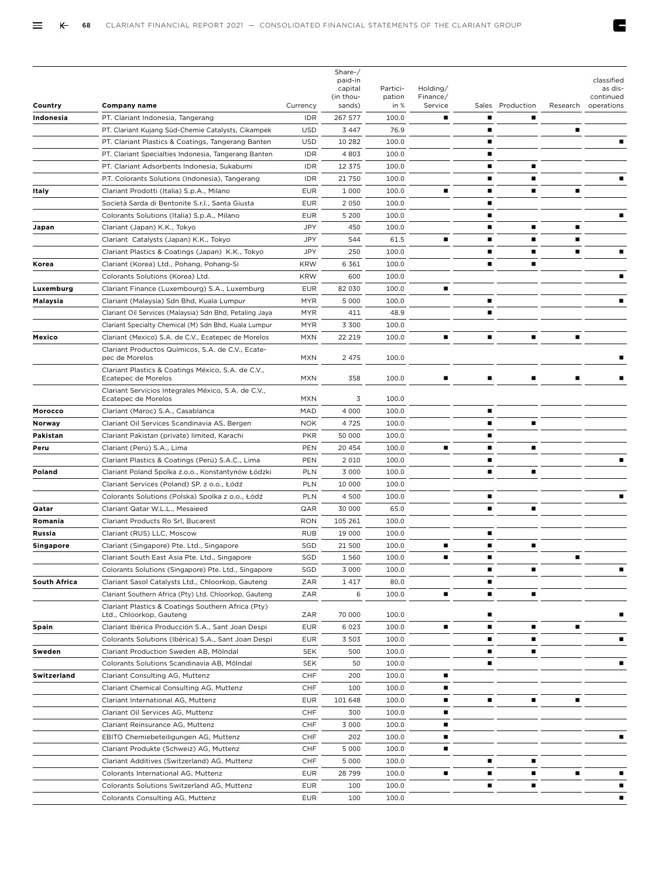| Country | Company name | Currency | Share-/paid-in capital (in thousands) | Participation in % | Holding/Finance/Service | Sales | Production | Research | classified as discontinued operations |
|---|---|---|---|---|---|---|---|---|---|
| Indonesia | PT. Clariant Indonesia, Tangerang | IDR | 267 577 | 100.0 | ■ | ■ | ■ | | |
| | PT. Clariant Kujang Süd-Chemie Catalysts, Cikampek | USD | 3 447 | 76.9 | | ■ | | ■ | |
| | PT. Clariant Plastics & Coatings, Tangerang Banten | USD | 10 282 | 100.0 | | ■ | | | ■ |
| | PT. Clariant Specialties Indonesia, Tangerang Banten | IDR | 4 803 | 100.0 | | ■ | | | |
| | PT. Clariant Adsorbents Indonesia, Sukabumi | IDR | 12 375 | 100.0 | | ■ | ■ | | |
| | P.T. Colorants Solutions (Indonesia), Tangerang | IDR | 21 750 | 100.0 | | ■ | ■ | | ■ |
| Italy | Clariant Prodotti (Italia) S.p.A., Milano | EUR | 1 000 | 100.0 | ■ | ■ | ■ | ■ | |
| | Società Sarda di Bentonite S.r.l., Santa Giusta | EUR | 2 050 | 100.0 | | ■ | | | |
| | Colorants Solutions (Italia) S.p.A., Milano | EUR | 5 200 | 100.0 | | ■ | | | ■ |
| Japan | Clariant (Japan) K.K., Tokyo | JPY | 450 | 100.0 | | ■ | ■ | ■ | |
| | Clariant Catalysts (Japan) K.K., Tokyo | JPY | 544 | 61.5 | ■ | ■ | ■ | ■ | |
| | Clariant Plastics & Coatings (Japan) K.K., Tokyo | JPY | 250 | 100.0 | | ■ | ■ | ■ | ■ |
| Korea | Clariant (Korea) Ltd., Pohang, Pohang-Si | KRW | 6 361 | 100.0 | | ■ | ■ | | |
| | Colorants Solutions (Korea) Ltd. | KRW | 600 | 100.0 | | | | | ■ |
| Luxemburg | Clariant Finance (Luxembourg) S.A., Luxemburg | EUR | 82 030 | 100.0 | ■ | | | | |
| Malaysia | Clariant (Malaysia) Sdn Bhd, Kuala Lumpur | MYR | 5 000 | 100.0 | | ■ | | | ■ |
| | Clariant Oil Services (Malaysia) Sdn Bhd, Petaling Jaya | MYR | 411 | 48.9 | | ■ | | | |
| | Clariant Specialty Chemical (M) Sdn Bhd, Kuala Lumpur | MYR | 3 300 | 100.0 | | | | | |
| Mexico | Clariant (Mexico) S.A. de C.V., Ecatepec de Morelos | MXN | 22 219 | 100.0 | ■ | ■ | ■ | ■ | |
| | Clariant Productos Químicos, S.A. de C.V., Ecatepec de Morelos | MXN | 2 475 | 100.0 | | | | | ■ |
| | Clariant Plastics & Coatings México, S.A. de C.V., Ecatepec de Morelos | MXN | 358 | 100.0 | ■ | ■ | ■ | ■ | ■ |
| | Clariant Servicios Integrales México, S.A. de C.V., Ecatepec de Morelos | MXN | 3 | 100.0 | | | | | |
| Morocco | Clariant (Maroc) S.A., Casablanca | MAD | 4 000 | 100.0 | | ■ | | | |
| Norway | Clariant Oil Services Scandinavia AS, Bergen | NOK | 4 725 | 100.0 | | ■ | ■ | | |
| Pakistan | Clariant Pakistan (private) limited, Karachi | PKR | 50 000 | 100.0 | | ■ | | | |
| Peru | Clariant (Perú) S.A., Lima | PEN | 20 454 | 100.0 | ■ | ■ | ■ | | |
| | Clariant Plastics & Coatings (Perú) S.A.C., Lima | PEN | 2 010 | 100.0 | | ■ | | | ■ |
| Poland | Clariant Poland Spolka z.o.o., Konstantynów Łódzki | PLN | 3 000 | 100.0 | | ■ | ■ | | |
| | Clariant Services (Poland) SP. z o.o., Łódź | PLN | 10 000 | 100.0 | | | | | |
| | Colorants Solutions (Polska) Spolka z o.o., Łódź | PLN | 4 500 | 100.0 | | ■ | | | ■ |
| Qatar | Clariant Qatar W.L.L., Mesaieed | QAR | 30 000 | 65.0 | | ■ | ■ | | |
| Romania | Clariant Products Ro Srl, Bucarest | RON | 105 261 | 100.0 | | | | | |
| Russia | Clariant (RUS) LLC, Moscow | RUB | 19 000 | 100.0 | | ■ | | | |
| Singapore | Clariant (Singapore) Pte. Ltd., Singapore | SGD | 21 500 | 100.0 | ■ | ■ | ■ | | |
| | Clariant South East Asia Pte. Ltd., Singapore | SGD | 1 560 | 100.0 | ■ | ■ | | ■ | |
| | Colorants Solutions (Singapore) Pte. Ltd., Singapore | SGD | 3 000 | 100.0 | | ■ | ■ | | ■ |
| South Africa | Clariant Sasol Catalysts Ltd., Chloorkop, Gauteng | ZAR | 1 417 | 80.0 | | ■ | | | |
| | Clariant Southern Africa (Pty) Ltd. Chloorkop, Gauteng | ZAR | 6 | 100.0 | ■ | ■ | ■ | | |
| | Clariant Plastics & Coatings Southern Africa (Pty) Ltd., Chloorkop, Gauteng | ZAR | 70 000 | 100.0 | | ■ | | | ■ |
| Spain | Clariant Ibérica Producción S.A., Sant Joan Despi | EUR | 6 023 | 100.0 | ■ | ■ | ■ | ■ | |
| | Colorants Solutions (Ibérica) S.A., Sant Joan Despi | EUR | 3 503 | 100.0 | | ■ | ■ | | ■ |
| Sweden | Clariant Production Sweden AB, Mölndal | SEK | 500 | 100.0 | | ■ | ■ | | |
| | Colorants Solutions Scandinavia AB, Mölndal | SEK | 50 | 100.0 | | ■ | | | ■ |
| Switzerland | Clariant Consulting AG, Muttenz | CHF | 200 | 100.0 | ■ | | | | |
| | Clariant Chemical Consulting AG, Muttenz | CHF | 100 | 100.0 | ■ | | | | |
| | Clariant International AG, Muttenz | EUR | 101 648 | 100.0 | ■ | ■ | ■ | ■ | |
| | Clariant Oil Services AG, Muttenz | CHF | 300 | 100.0 | ■ | | | | |
| | Clariant Reinsurance AG, Muttenz | CHF | 3 000 | 100.0 | ■ | | | | |
| | EBITO Chemiebeteiligungen AG, Muttenz | CHF | 202 | 100.0 | ■ | | | | ■ |
| | Clariant Produkte (Schweiz) AG, Muttenz | CHF | 5 000 | 100.0 | ■ | | | | |
| | Clariant Additives (Switzerland) AG, Muttenz | CHF | 5 000 | 100.0 | | ■ | ■ | | |
| | Colorants International AG, Muttenz | EUR | 28 799 | 100.0 | ■ | ■ | ■ | ■ | ■ |
| | Colorants Solutions Switzerland AG, Muttenz | EUR | 100 | 100.0 | | ■ | ■ | | ■ |
| | Colorants Consulting AG, Muttenz | EUR | 100 | 100.0 | | | | | ■ |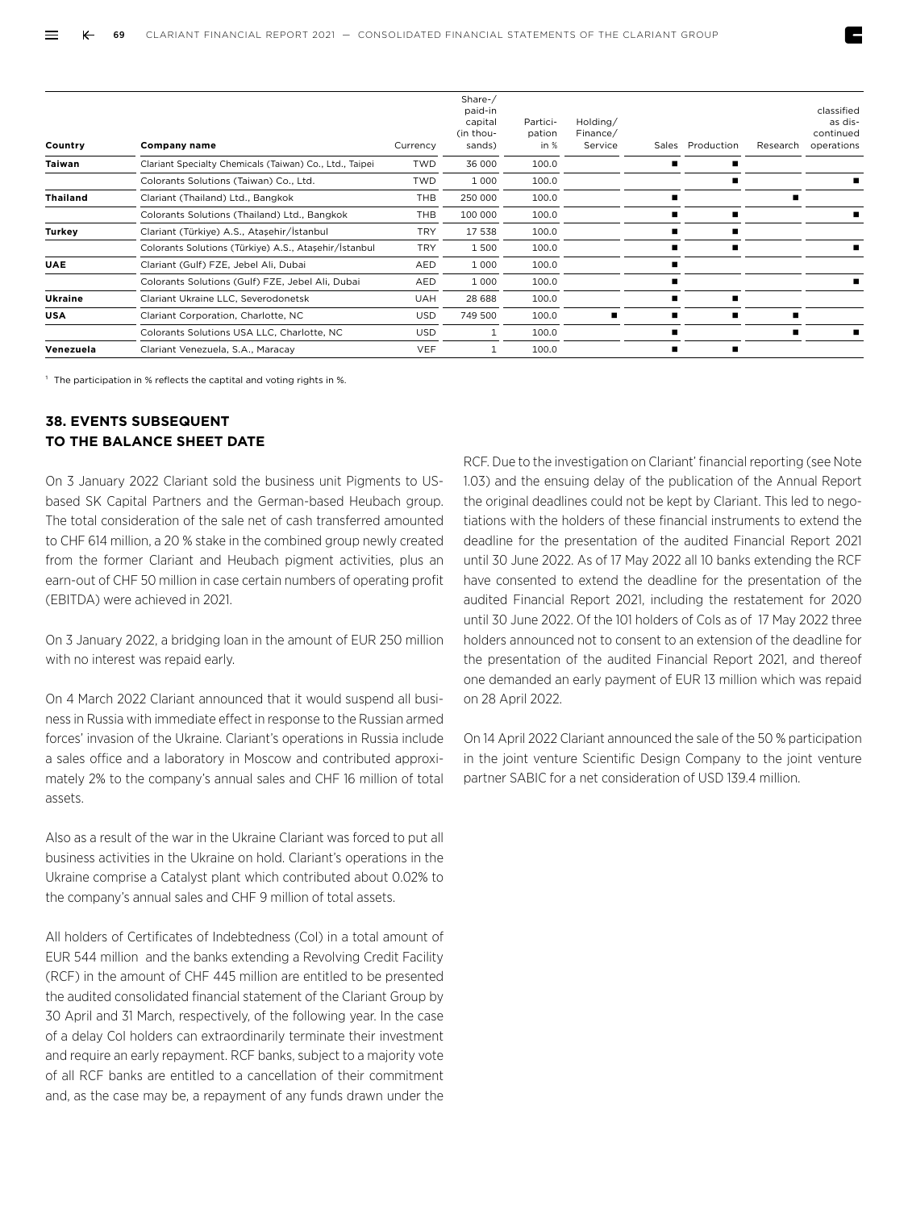| Country | Company name | Currency | Share-/ paid-in capital (in thousands) | Participation in % | Holding/ Finance/ Service | Sales | Production | Research | classified as discontinued operations |
|---|---|---|---|---|---|---|---|---|---|
| **Taiwan** | Clariant Specialty Chemicals (Taiwan) Co., Ltd., Taipei | TWD | 36 000 | 100.0 | | ■ | ■ | | |
| | Colorants Solutions (Taiwan) Co., Ltd. | TWD | 1 000 | 100.0 | | | ■ | | ■ |
| **Thailand** | Clariant (Thailand) Ltd., Bangkok | THB | 250 000 | 100.0 | | ■ | | ■ | |
| | Colorants Solutions (Thailand) Ltd., Bangkok | THB | 100 000 | 100.0 | | ■ | ■ | | ■ |
| **Turkey** | Clariant (Türkiye) A.S., Ataşehir/İstanbul | TRY | 17 538 | 100.0 | | ■ | ■ | | |
| | Colorants Solutions (Türkiye) A.S., Ataşehir/İstanbul | TRY | 1 500 | 100.0 | | ■ | ■ | | ■ |
| **UAE** | Clariant (Gulf) FZE, Jebel Ali, Dubai | AED | 1 000 | 100.0 | | ■ | | | |
| | Colorants Solutions (Gulf) FZE, Jebel Ali, Dubai | AED | 1 000 | 100.0 | | ■ | | | ■ |
| **Ukraine** | Clariant Ukraine LLC, Severodonetsk | UAH | 28 688 | 100.0 | | ■ | ■ | | |
| **USA** | Clariant Corporation, Charlotte, NC | USD | 749 500 | 100.0 | ■ | ■ | ■ | ■ | |
| | Colorants Solutions USA LLC, Charlotte, NC | USD | 1 | 100.0 | | ■ | | ■ | ■ |
| **Venezuela** | Clariant Venezuela, S.A., Maracay | VEF | 1 | 100.0 | | ■ | ■ | | |

[1] The participation in % reflects the captital and voting rights in %.

## 38. EVENTS SUBSEQUENT TO THE BALANCE SHEET DATE

On 3 January 2022 Clariant sold the business unit Pigments to US-based SK Capital Partners and the German-based Heubach group. The total consideration of the sale net of cash transferred amounted to CHF 614 million, a 20 % stake in the combined group newly created from the former Clariant and Heubach pigment activities, plus an earn-out of CHF 50 million in case certain numbers of operating profit (EBITDA) were achieved in 2021.

On 3 January 2022, a bridging loan in the amount of EUR 250 million with no interest was repaid early.

On 4 March 2022 Clariant announced that it would suspend all business in Russia with immediate effect in response to the Russian armed forces' invasion of the Ukraine. Clariant's operations in Russia include a sales office and a laboratory in Moscow and contributed approximately 2% to the company's annual sales and CHF 16 million of total assets.

Also as a result of the war in the Ukraine Clariant was forced to put all business activities in the Ukraine on hold. Clariant's operations in the Ukraine comprise a Catalyst plant which contributed about 0.02% to the company's annual sales and CHF 9 million of total assets.

All holders of Certificates of Indebtedness (CoI) in a total amount of EUR 544 million and the banks extending a Revolving Credit Facility (RCF) in the amount of CHF 445 million are entitled to be presented the audited consolidated financial statement of the Clariant Group by 30 April and 31 March, respectively, of the following year. In the case of a delay CoI holders can extraordinarily terminate their investment and require an early repayment. RCF banks, subject to a majority vote of all RCF banks are entitled to a cancellation of their commitment and, as the case may be, a repayment of any funds drawn under the RCF. Due to the investigation on Clariant' financial reporting (see Note 1.03) and the ensuing delay of the publication of the Annual Report the original deadlines could not be kept by Clariant. This led to negotiations with the holders of these financial instruments to extend the deadline for the presentation of the audited Financial Report 2021 until 30 June 2022. As of 17 May 2022 all 10 banks extending the RCF have consented to extend the deadline for the presentation of the audited Financial Report 2021, including the restatement for 2020 until 30 June 2022. Of the 101 holders of CoIs as of 17 May 2022 three holders announced not to consent to an extension of the deadline for the presentation of the audited Financial Report 2021, and thereof one demanded an early payment of EUR 13 million which was repaid on 28 April 2022.

On 14 April 2022 Clariant announced the sale of the 50 % participation in the joint venture Scientific Design Company to the joint venture partner SABIC for a net consideration of USD 139.4 million.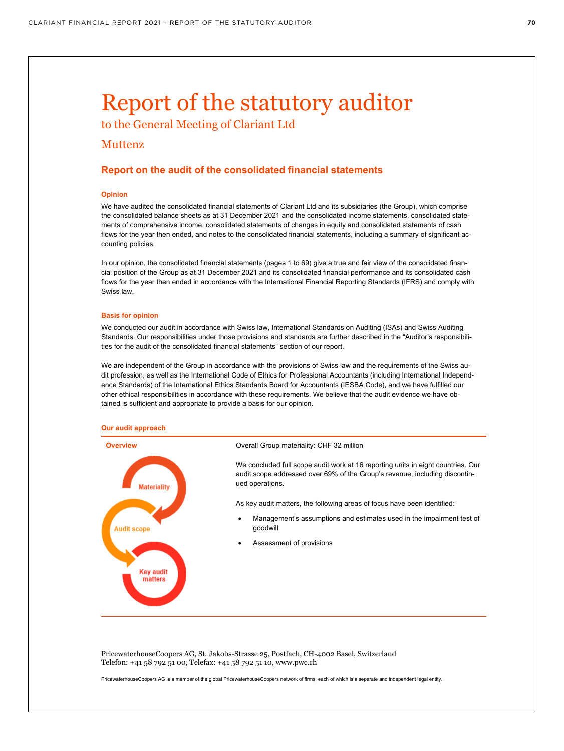# Report of the statutory auditor

to the General Meeting of Clariant Ltd

Muttenz

## Report on the audit of the consolidated financial statements

### Opinion

We have audited the consolidated financial statements of Clariant Ltd and its subsidiaries (the Group), which comprise the consolidated balance sheets as at 31 December 2021 and the consolidated income statements, consolidated statements of comprehensive income, consolidated statements of changes in equity and consolidated statements of cash flows for the year then ended, and notes to the consolidated financial statements, including a summary of significant accounting policies.

In our opinion, the consolidated financial statements (pages 1 to 69) give a true and fair view of the consolidated financial position of the Group as at 31 December 2021 and its consolidated financial performance and its consolidated cash flows for the year then ended in accordance with the International Financial Reporting Standards (IFRS) and comply with Swiss law.

### Basis for opinion

We conducted our audit in accordance with Swiss law, International Standards on Auditing (ISAs) and Swiss Auditing Standards. Our responsibilities under those provisions and standards are further described in the "Auditor's responsibilities for the audit of the consolidated financial statements" section of our report.

We are independent of the Group in accordance with the provisions of Swiss law and the requirements of the Swiss audit profession, as well as the International Code of Ethics for Professional Accountants (including International Independence Standards) of the International Ethics Standards Board for Accountants (IESBA Code), and we have fulfilled our other ethical responsibilities in accordance with these requirements. We believe that the audit evidence we have obtained is sufficient and appropriate to provide a basis for our opinion.

### Our audit approach

**Overview**

Materiality

Audit scope

Key audit matters

Overall Group materiality: CHF 32 million

We concluded full scope audit work at 16 reporting units in eight countries. Our audit scope addressed over 69% of the Group's revenue, including discontinued operations.

As key audit matters, the following areas of focus have been identified:

- Management's assumptions and estimates used in the impairment test of goodwill
- Assessment of provisions

PricewaterhouseCoopers AG, St. Jakobs-Strasse 25, Postfach, CH-4002 Basel, Switzerland
Telefon: +41 58 792 51 00, Telefax: +41 58 792 51 10, www.pwc.ch

PricewaterhouseCoopers AG is a member of the global PricewaterhouseCoopers network of firms, each of which is a separate and independent legal entity.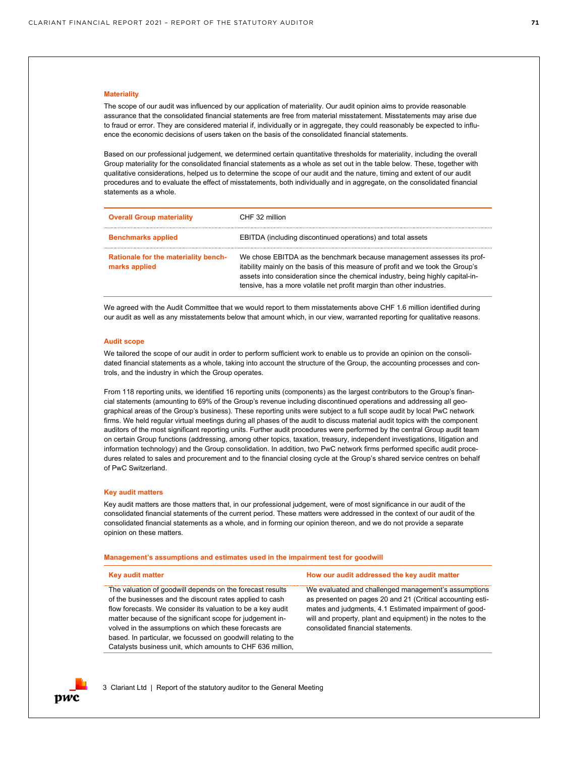### Materiality

The scope of our audit was influenced by our application of materiality. Our audit opinion aims to provide reasonable assurance that the consolidated financial statements are free from material misstatement. Misstatements may arise due to fraud or error. They are considered material if, individually or in aggregate, they could reasonably be expected to influence the economic decisions of users taken on the basis of the consolidated financial statements.

Based on our professional judgement, we determined certain quantitative thresholds for materiality, including the overall Group materiality for the consolidated financial statements as a whole as set out in the table below. These, together with qualitative considerations, helped us to determine the scope of our audit and the nature, timing and extent of our audit procedures and to evaluate the effect of misstatements, both individually and in aggregate, on the consolidated financial statements as a whole.

| | |
|---|---|
| **Overall Group materiality** | CHF 32 million |
| **Benchmarks applied** | EBITDA (including discontinued operations) and total assets |
| **Rationale for the materiality benchmarks applied** | We chose EBITDA as the benchmark because management assesses its profitability mainly on the basis of this measure of profit and we took the Group's assets into consideration since the chemical industry, being highly capital-intensive, has a more volatile net profit margin than other industries. |

We agreed with the Audit Committee that we would report to them misstatements above CHF 1.6 million identified during our audit as well as any misstatements below that amount which, in our view, warranted reporting for qualitative reasons.

### Audit scope

We tailored the scope of our audit in order to perform sufficient work to enable us to provide an opinion on the consolidated financial statements as a whole, taking into account the structure of the Group, the accounting processes and controls, and the industry in which the Group operates.

From 118 reporting units, we identified 16 reporting units (components) as the largest contributors to the Group's financial statements (amounting to 69% of the Group's revenue including discontinued operations and addressing all geographical areas of the Group's business). These reporting units were subject to a full scope audit by local PwC network firms. We held regular virtual meetings during all phases of the audit to discuss material audit topics with the component auditors of the most significant reporting units. Further audit procedures were performed by the central Group audit team on certain Group functions (addressing, among other topics, taxation, treasury, independent investigations, litigation and information technology) and the Group consolidation. In addition, two PwC network firms performed specific audit procedures related to sales and procurement and to the financial closing cycle at the Group's shared service centres on behalf of PwC Switzerland.

### Key audit matters

Key audit matters are those matters that, in our professional judgement, were of most significance in our audit of the consolidated financial statements of the current period. These matters were addressed in the context of our audit of the consolidated financial statements as a whole, and in forming our opinion thereon, and we do not provide a separate opinion on these matters.

#### Management's assumptions and estimates used in the impairment test for goodwill

| Key audit matter | How our audit addressed the key audit matter |
|---|---|
| The valuation of goodwill depends on the forecast results of the businesses and the discount rates applied to cash flow forecasts. We consider its valuation to be a key audit matter because of the significant scope for judgement involved in the assumptions on which these forecasts are based. In particular, we focussed on goodwill relating to the Catalysts business unit, which amounts to CHF 636 million, | We evaluated and challenged management's assumptions as presented on pages 20 and 21 (Critical accounting estimates and judgments, 4.1 Estimated impairment of goodwill and property, plant and equipment) in the notes to the consolidated financial statements. |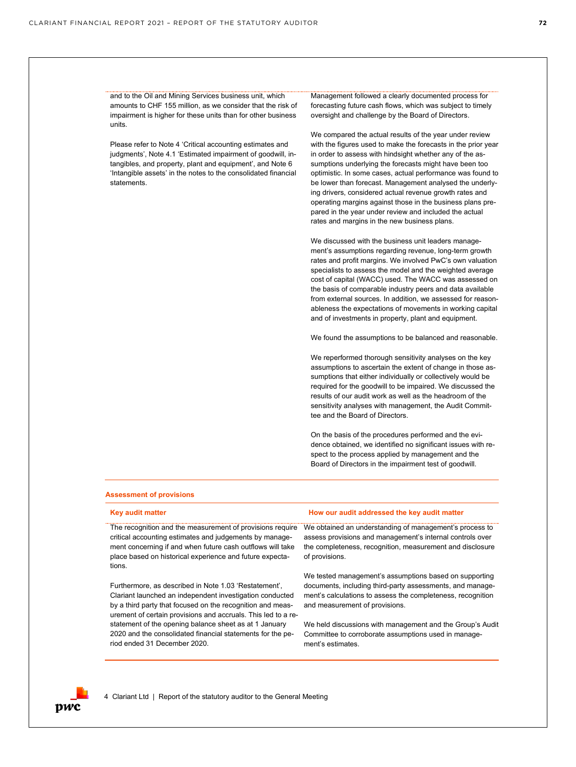| | |
|---|---|
| and to the Oil and Mining Services business unit, which amounts to CHF 155 million, as we consider that the risk of impairment is higher for these units than for other business units.<br><br>Please refer to Note 4 'Critical accounting estimates and judgments', Note 4.1 'Estimated impairment of goodwill, intangibles, and property, plant and equipment', and Note 6 'Intangible assets' in the notes to the consolidated financial statements. | Management followed a clearly documented process for forecasting future cash flows, which was subject to timely oversight and challenge by the Board of Directors.<br><br>We compared the actual results of the year under review with the figures used to make the forecasts in the prior year in order to assess with hindsight whether any of the assumptions underlying the forecasts might have been too optimistic. In some cases, actual performance was found to be lower than forecast. Management analysed the underlying drivers, considered actual revenue growth rates and operating margins against those in the business plans prepared in the year under review and included the actual rates and margins in the new business plans.<br><br>We discussed with the business unit leaders management's assumptions regarding revenue, long-term growth rates and profit margins. We involved PwC's own valuation specialists to assess the model and the weighted average cost of capital (WACC) used. The WACC was assessed on the basis of comparable industry peers and data available from external sources. In addition, we assessed for reasonableness the expectations of movements in working capital and of investments in property, plant and equipment.<br><br>We found the assumptions to be balanced and reasonable.<br><br>We reperformed thorough sensitivity analyses on the key assumptions to ascertain the extent of change in those assumptions that either individually or collectively would be required for the goodwill to be impaired. We discussed the results of our audit work as well as the headroom of the sensitivity analyses with management, the Audit Committee and the Board of Directors.<br><br>On the basis of the procedures performed and the evidence obtained, we identified no significant issues with respect to the process applied by management and the Board of Directors in the impairment test of goodwill. |

**Assessment of provisions**

| Key audit matter | How our audit addressed the key audit matter |
|---|---|
| The recognition and the measurement of provisions require critical accounting estimates and judgements by management concerning if and when future cash outflows will take place based on historical experience and future expectations.<br><br>Furthermore, as described in Note 1.03 'Restatement', Clariant launched an independent investigation conducted by a third party that focused on the recognition and measurement of certain provisions and accruals. This led to a restatement of the opening balance sheet as at 1 January 2020 and the consolidated financial statements for the period ended 31 December 2020. | We obtained an understanding of management's process to assess provisions and management's internal controls over the completeness, recognition, measurement and disclosure of provisions.<br><br>We tested management's assumptions based on supporting documents, including third-party assessments, and management's calculations to assess the completeness, recognition and measurement of provisions.<br><br>We held discussions with management and the Group's Audit Committee to corroborate assumptions used in management's estimates. |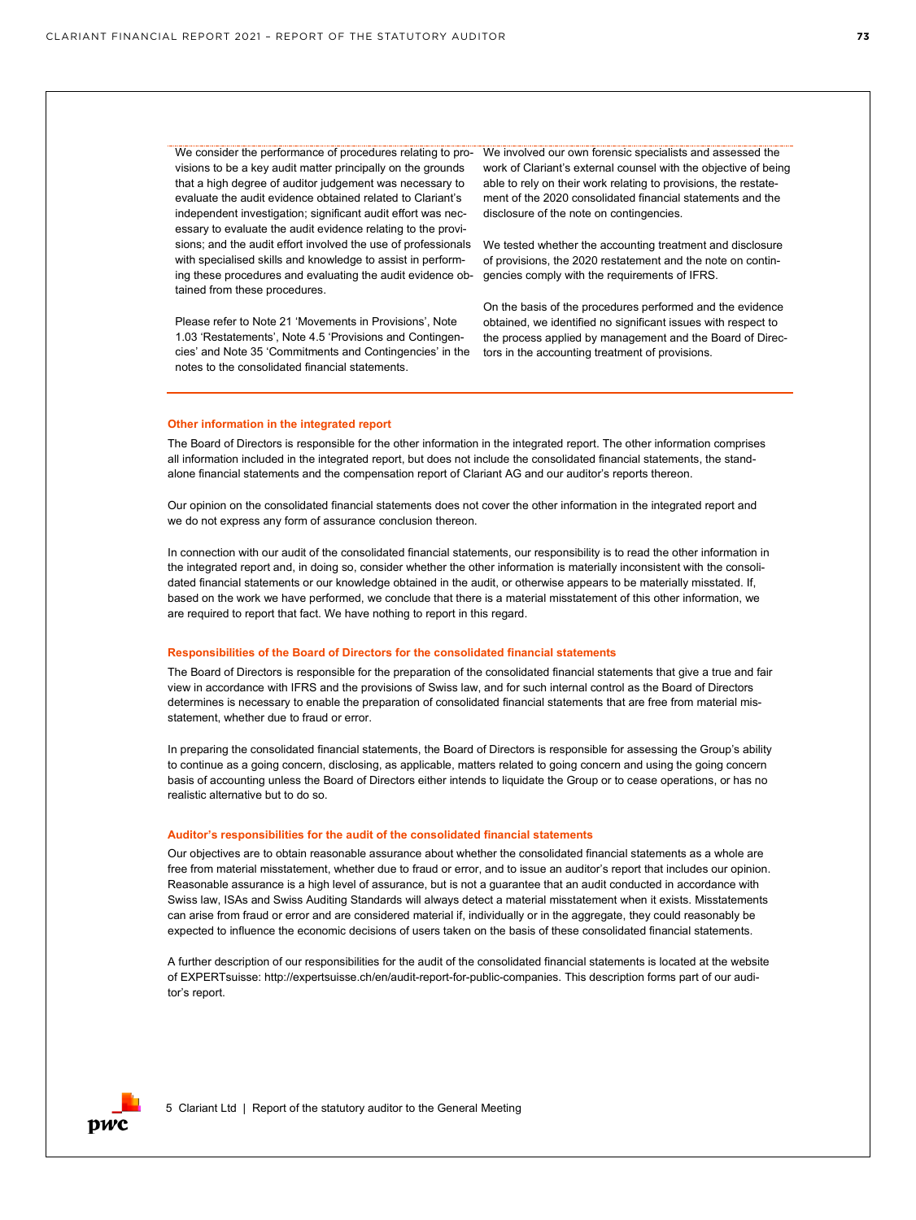We consider the performance of procedures relating to provisions to be a key audit matter principally on the grounds that a high degree of auditor judgement was necessary to evaluate the audit evidence obtained related to Clariant's independent investigation; significant audit effort was necessary to evaluate the audit evidence relating to the provisions; and the audit effort involved the use of professionals with specialised skills and knowledge to assist in performing these procedures and evaluating the audit evidence obtained from these procedures.

Please refer to Note 21 'Movements in Provisions', Note 1.03 'Restatements', Note 4.5 'Provisions and Contingencies' and Note 35 'Commitments and Contingencies' in the notes to the consolidated financial statements.

We involved our own forensic specialists and assessed the work of Clariant's external counsel with the objective of being able to rely on their work relating to provisions, the restatement of the 2020 consolidated financial statements and the disclosure of the note on contingencies.

We tested whether the accounting treatment and disclosure of provisions, the 2020 restatement and the note on contingencies comply with the requirements of IFRS.

On the basis of the procedures performed and the evidence obtained, we identified no significant issues with respect to the process applied by management and the Board of Directors in the accounting treatment of provisions.

#### Other information in the integrated report

The Board of Directors is responsible for the other information in the integrated report. The other information comprises all information included in the integrated report, but does not include the consolidated financial statements, the standalone financial statements and the compensation report of Clariant AG and our auditor's reports thereon.

Our opinion on the consolidated financial statements does not cover the other information in the integrated report and we do not express any form of assurance conclusion thereon.

In connection with our audit of the consolidated financial statements, our responsibility is to read the other information in the integrated report and, in doing so, consider whether the other information is materially inconsistent with the consolidated financial statements or our knowledge obtained in the audit, or otherwise appears to be materially misstated. If, based on the work we have performed, we conclude that there is a material misstatement of this other information, we are required to report that fact. We have nothing to report in this regard.

#### Responsibilities of the Board of Directors for the consolidated financial statements

The Board of Directors is responsible for the preparation of the consolidated financial statements that give a true and fair view in accordance with IFRS and the provisions of Swiss law, and for such internal control as the Board of Directors determines is necessary to enable the preparation of consolidated financial statements that are free from material misstatement, whether due to fraud or error.

In preparing the consolidated financial statements, the Board of Directors is responsible for assessing the Group's ability to continue as a going concern, disclosing, as applicable, matters related to going concern and using the going concern basis of accounting unless the Board of Directors either intends to liquidate the Group or to cease operations, or has no realistic alternative but to do so.

#### Auditor's responsibilities for the audit of the consolidated financial statements

Our objectives are to obtain reasonable assurance about whether the consolidated financial statements as a whole are free from material misstatement, whether due to fraud or error, and to issue an auditor's report that includes our opinion. Reasonable assurance is a high level of assurance, but is not a guarantee that an audit conducted in accordance with Swiss law, ISAs and Swiss Auditing Standards will always detect a material misstatement when it exists. Misstatements can arise from fraud or error and are considered material if, individually or in the aggregate, they could reasonably be expected to influence the economic decisions of users taken on the basis of these consolidated financial statements.

A further description of our responsibilities for the audit of the consolidated financial statements is located at the website of EXPERTsuisse: http://expertsuisse.ch/en/audit-report-for-public-companies. This description forms part of our auditor's report.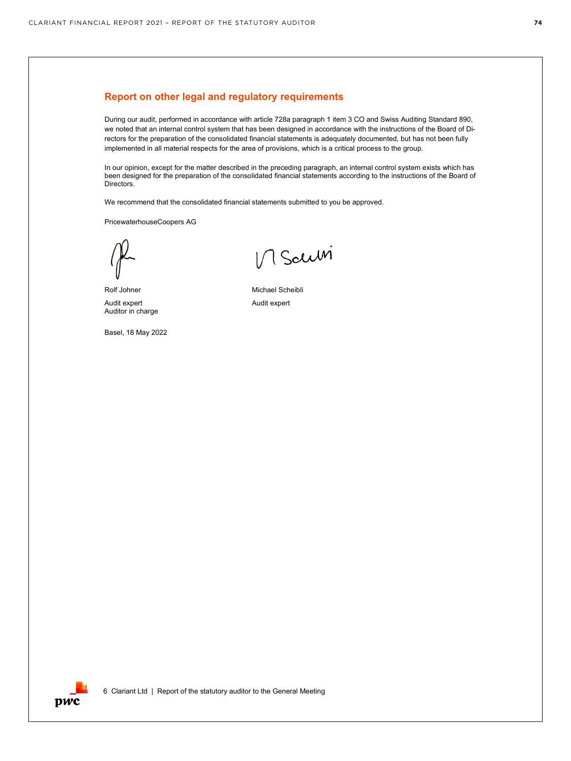## Report on other legal and regulatory requirements

During our audit, performed in accordance with article 728a paragraph 1 item 3 CO and Swiss Auditing Standard 890, we noted that an internal control system that has been designed in accordance with the instructions of the Board of Directors for the preparation of the consolidated financial statements is adequately documented, but has not been fully implemented in all material respects for the area of provisions, which is a critical process to the group.

In our opinion, except for the matter described in the preceding paragraph, an internal control system exists which has been designed for the preparation of the consolidated financial statements according to the instructions of the Board of Directors.

We recommend that the consolidated financial statements submitted to you be approved.

PricewaterhouseCoopers AG

Rolf Johner
Audit expert
Auditor in charge

Michael Scheibli
Audit expert

Basel, 18 May 2022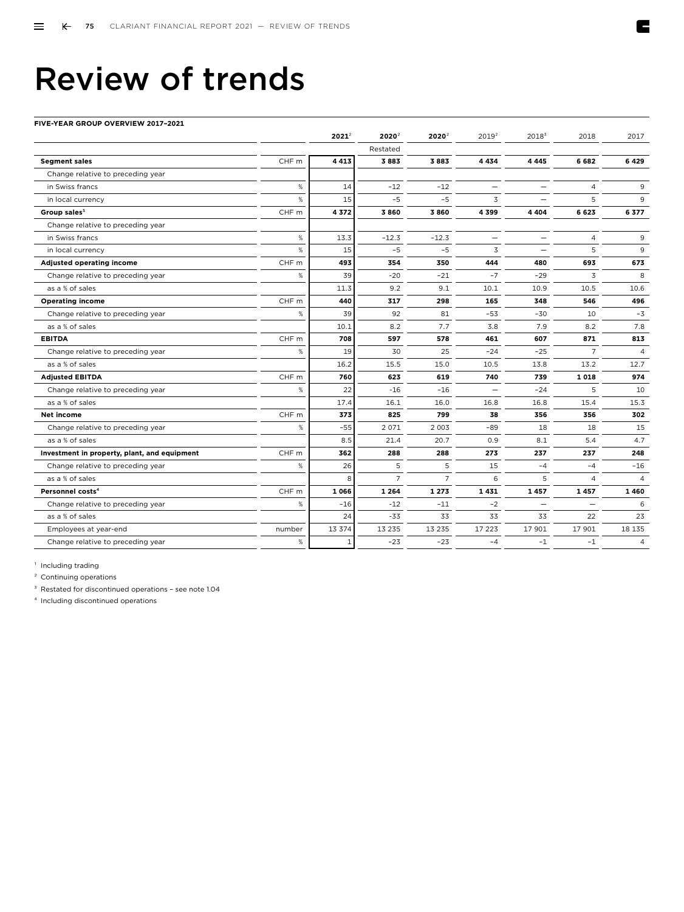# Review of trends

**FIVE-YEAR GROUP OVERVIEW 2017–2021**

| | | **2021**[2] | **2020**[2] | **2020**[2] | 2019[2] | 2018[3] | 2018 | 2017 |
|---|---|---|---|---|---|---|---|---|
| | | | Restated | | | | | |
| **Segment sales** | CHF m | **4 413** | **3 883** | **3 883** | **4 434** | **4 445** | **6 682** | **6 429** |
| Change relative to preceding year | | | | | | | | |
| in Swiss francs | % | 14 | –12 | –12 | – | – | 4 | 9 |
| in local currency | % | 15 | –5 | –5 | 3 | – | 5 | 9 |
| **Group sales**[1] | CHF m | **4 372** | **3 860** | **3 860** | **4 399** | **4 404** | **6 623** | **6 377** |
| Change relative to preceding year | | | | | | | | |
| in Swiss francs | % | 13.3 | –12.3 | –12.3 | – | – | 4 | 9 |
| in local currency | % | 15 | –5 | –5 | 3 | – | 5 | 9 |
| **Adjusted operating income** | CHF m | **493** | **354** | **350** | **444** | **480** | **693** | **673** |
| Change relative to preceding year | % | 39 | -20 | –21 | –7 | –29 | 3 | 8 |
| as a % of sales | | 11.3 | 9.2 | 9.1 | 10.1 | 10.9 | 10.5 | 10.6 |
| **Operating income** | CHF m | **440** | **317** | **298** | **165** | **348** | **546** | **496** |
| Change relative to preceding year | % | 39 | 92 | 81 | –53 | –30 | 10 | –3 |
| as a % of sales | | 10.1 | 8.2 | 7.7 | 3.8 | 7.9 | 8.2 | 7.8 |
| **EBITDA** | CHF m | **708** | **597** | **578** | **461** | **607** | **871** | **813** |
| Change relative to preceding year | % | 19 | 30 | 25 | –24 | –25 | 7 | 4 |
| as a % of sales | | 16.2 | 15.5 | 15.0 | 10.5 | 13.8 | 13.2 | 12.7 |
| **Adjusted EBITDA** | CHF m | **760** | **623** | **619** | **740** | **739** | **1 018** | **974** |
| Change relative to preceding year | % | 22 | -16 | –16 | – | –24 | 5 | 10 |
| as a % of sales | | 17.4 | 16.1 | 16.0 | 16.8 | 16.8 | 15.4 | 15.3 |
| **Net income** | CHF m | **373** | **825** | **799** | **38** | **356** | **356** | **302** |
| Change relative to preceding year | % | –55 | 2 071 | 2 003 | –89 | 18 | 18 | 15 |
| as a % of sales | | 8.5 | 21.4 | 20.7 | 0.9 | 8.1 | 5.4 | 4.7 |
| **Investment in property, plant, and equipment** | CHF m | **362** | **288** | **288** | **273** | **237** | **237** | **248** |
| Change relative to preceding year | % | 26 | 5 | 5 | 15 | –4 | –4 | –16 |
| as a % of sales | | 8 | 7 | 7 | 6 | 5 | 4 | 4 |
| **Personnel costs**[4] | CHF m | **1 066** | **1 264** | **1 273** | **1 431** | **1 457** | **1 457** | **1 460** |
| Change relative to preceding year | % | –16 | -12 | –11 | –2 | – | – | 6 |
| as a % of sales | | 24 | -33 | 33 | 33 | 33 | 22 | 23 |
| Employees at year-end | number | 13 374 | 13 235 | 13 235 | 17 223 | 17 901 | 17 901 | 18 135 |
| Change relative to preceding year | % | 1 | –23 | –23 | –4 | –1 | –1 | 4 |

[1] Including trading

[2] Continuing operations

[3] Restated for discontinued operations – see note 1.04

[4] Including discontinued operations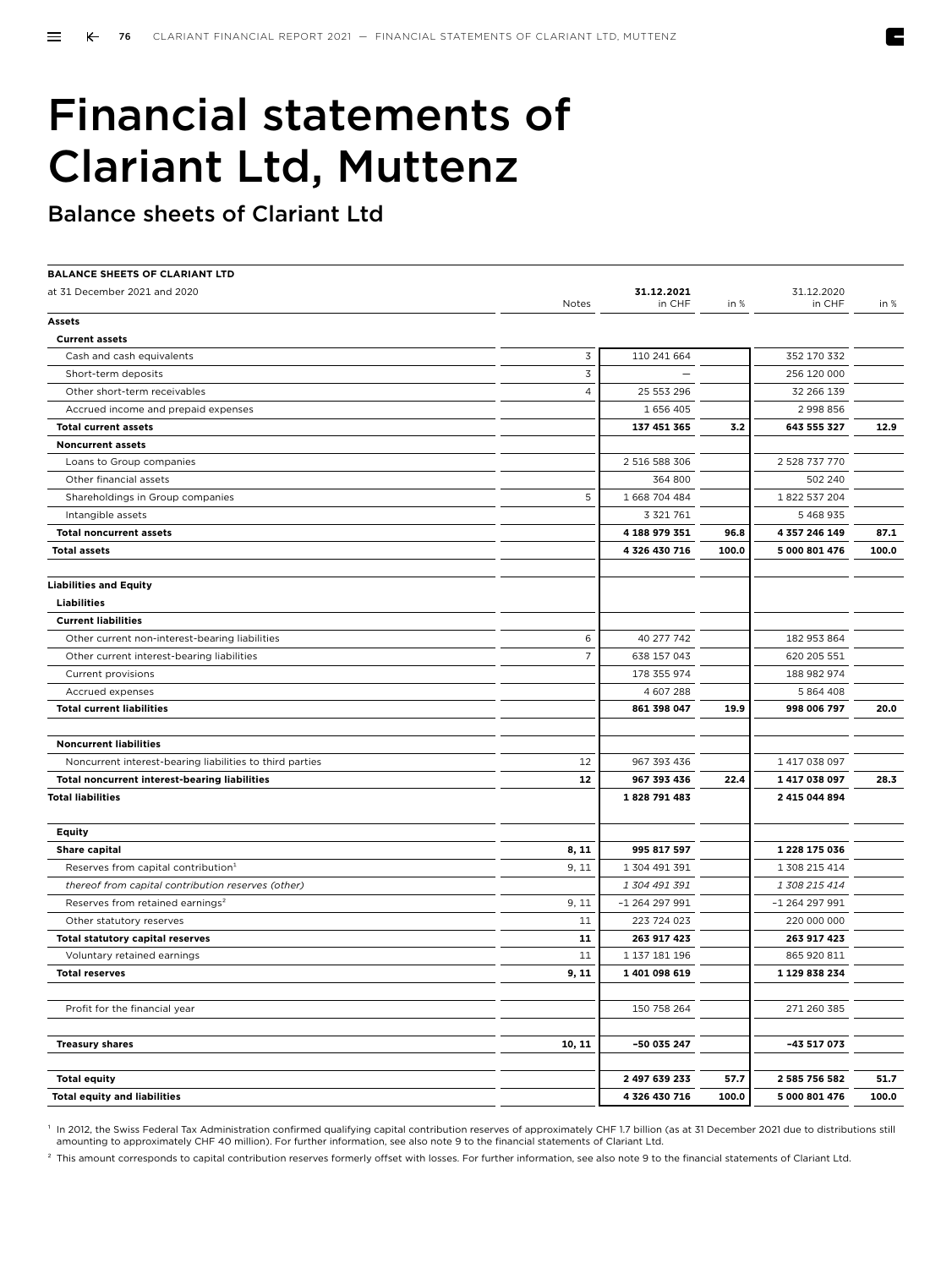# Financial statements of Clariant Ltd, Muttenz

## Balance sheets of Clariant Ltd

**BALANCE SHEETS OF CLARIANT LTD**

| at 31 December 2021 and 2020 | Notes | **31.12.2021 in CHF** | in % | 31.12.2020 in CHF | in % |
|---|---|---|---|---|---|
| **Assets** | | | | | |
| **Current assets** | | | | | |
| Cash and cash equivalents | 3 | 110 241 664 | | 352 170 332 | |
| Short-term deposits | 3 | – | | 256 120 000 | |
| Other short-term receivables | 4 | 25 553 296 | | 32 266 139 | |
| Accrued income and prepaid expenses | | 1 656 405 | | 2 998 856 | |
| **Total current assets** | | **137 451 365** | **3.2** | **643 555 327** | **12.9** |
| **Noncurrent assets** | | | | | |
| Loans to Group companies | | 2 516 588 306 | | 2 528 737 770 | |
| Other financial assets | | 364 800 | | 502 240 | |
| Shareholdings in Group companies | 5 | 1 668 704 484 | | 1 822 537 204 | |
| Intangible assets | | 3 321 761 | | 5 468 935 | |
| **Total noncurrent assets** | | **4 188 979 351** | **96.8** | **4 357 246 149** | **87.1** |
| **Total assets** | | **4 326 430 716** | **100.0** | **5 000 801 476** | **100.0** |
| | | | | | |
| **Liabilities and Equity** | | | | | |
| **Liabilities** | | | | | |
| **Current liabilities** | | | | | |
| Other current non-interest-bearing liabilities | 6 | 40 277 742 | | 182 953 864 | |
| Other current interest-bearing liabilities | 7 | 638 157 043 | | 620 205 551 | |
| Current provisions | | 178 355 974 | | 188 982 974 | |
| Accrued expenses | | 4 607 288 | | 5 864 408 | |
| **Total current liabilities** | | **861 398 047** | **19.9** | **998 006 797** | **20.0** |
| | | | | | |
| **Noncurrent liabilities** | | | | | |
| Noncurrent interest-bearing liabilities to third parties | 12 | 967 393 436 | | 1 417 038 097 | |
| **Total noncurrent interest-bearing liabilities** | **12** | **967 393 436** | **22.4** | **1 417 038 097** | **28.3** |
| **Total liabilities** | | **1 828 791 483** | | **2 415 044 894** | |
| | | | | | |
| **Equity** | | | | | |
| **Share capital** | **8, 11** | **995 817 597** | | **1 228 175 036** | |
| Reserves from capital contribution[1] | 9, 11 | 1 304 491 391 | | 1 308 215 414 | |
| *thereof from capital contribution reserves (other)* | | *1 304 491 391* | | *1 308 215 414* | |
| Reserves from retained earnings[2] | 9, 11 | –1 264 297 991 | | –1 264 297 991 | |
| Other statutory reserves | 11 | 223 724 023 | | 220 000 000 | |
| **Total statutory capital reserves** | **11** | **263 917 423** | | **263 917 423** | |
| Voluntary retained earnings | 11 | 1 137 181 196 | | 865 920 811 | |
| **Total reserves** | **9, 11** | **1 401 098 619** | | **1 129 838 234** | |
| | | | | | |
| Profit for the financial year | | 150 758 264 | | 271 260 385 | |
| | | | | | |
| **Treasury shares** | **10, 11** | **–50 035 247** | | **–43 517 073** | |
| | | | | | |
| **Total equity** | | **2 497 639 233** | **57.7** | **2 585 756 582** | **51.7** |
| **Total equity and liabilities** | | **4 326 430 716** | **100.0** | **5 000 801 476** | **100.0** |

[1] In 2012, the Swiss Federal Tax Administration confirmed qualifying capital contribution reserves of approximately CHF 1.7 billion (as at 31 December 2021 due to distributions still amounting to approximately CHF 40 million). For further information, see also note 9 to the financial statements of Clariant Ltd.

[2] This amount corresponds to capital contribution reserves formerly offset with losses. For further information, see also note 9 to the financial statements of Clariant Ltd.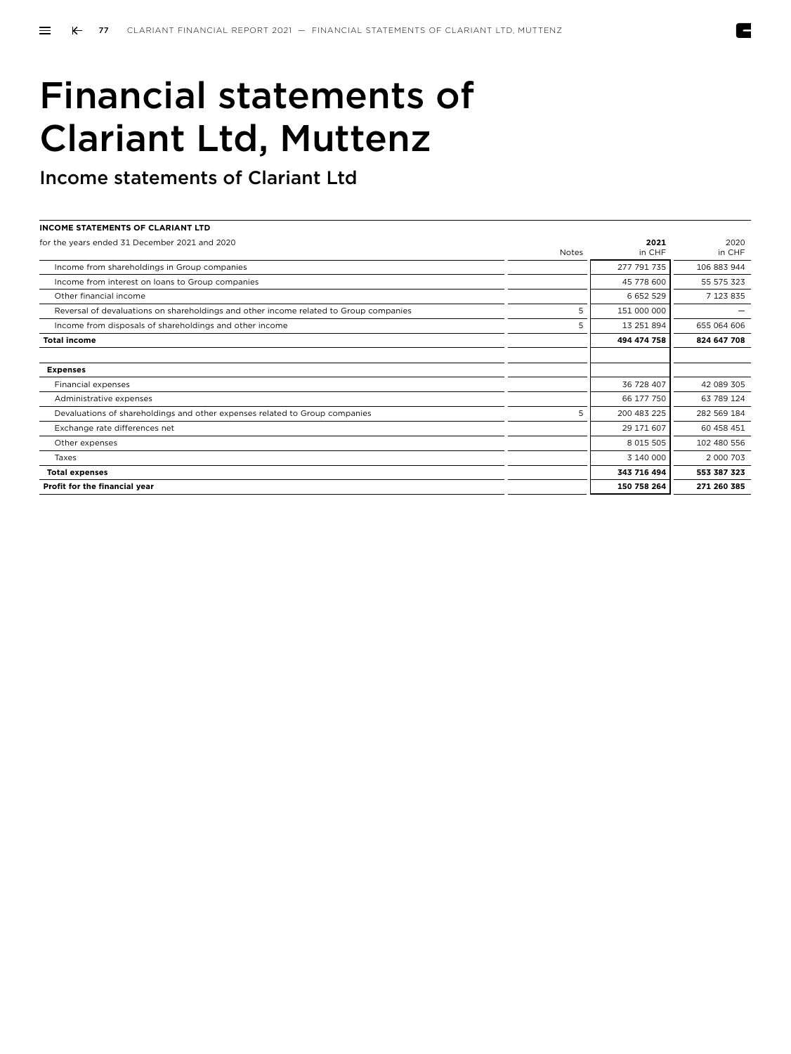# Financial statements of Clariant Ltd, Muttenz

## Income statements of Clariant Ltd

**INCOME STATEMENTS OF CLARIANT LTD**

| for the years ended 31 December 2021 and 2020 | Notes | **2021** in CHF | 2020 in CHF |
|---|---|---|---|
| Income from shareholdings in Group companies | | 277 791 735 | 106 883 944 |
| Income from interest on loans to Group companies | | 45 778 600 | 55 575 323 |
| Other financial income | | 6 652 529 | 7 123 835 |
| Reversal of devaluations on shareholdings and other income related to Group companies | 5 | 151 000 000 | — |
| Income from disposals of shareholdings and other income | 5 | 13 251 894 | 655 064 606 |
| **Total income** | | **494 474 758** | **824 647 708** |
| | | | |
| **Expenses** | | | |
| Financial expenses | | 36 728 407 | 42 089 305 |
| Administrative expenses | | 66 177 750 | 63 789 124 |
| Devaluations of shareholdings and other expenses related to Group companies | 5 | 200 483 225 | 282 569 184 |
| Exchange rate differences net | | 29 171 607 | 60 458 451 |
| Other expenses | | 8 015 505 | 102 480 556 |
| Taxes | | 3 140 000 | 2 000 703 |
| **Total expenses** | | **343 716 494** | **553 387 323** |
| **Profit for the financial year** | | **150 758 264** | **271 260 385** |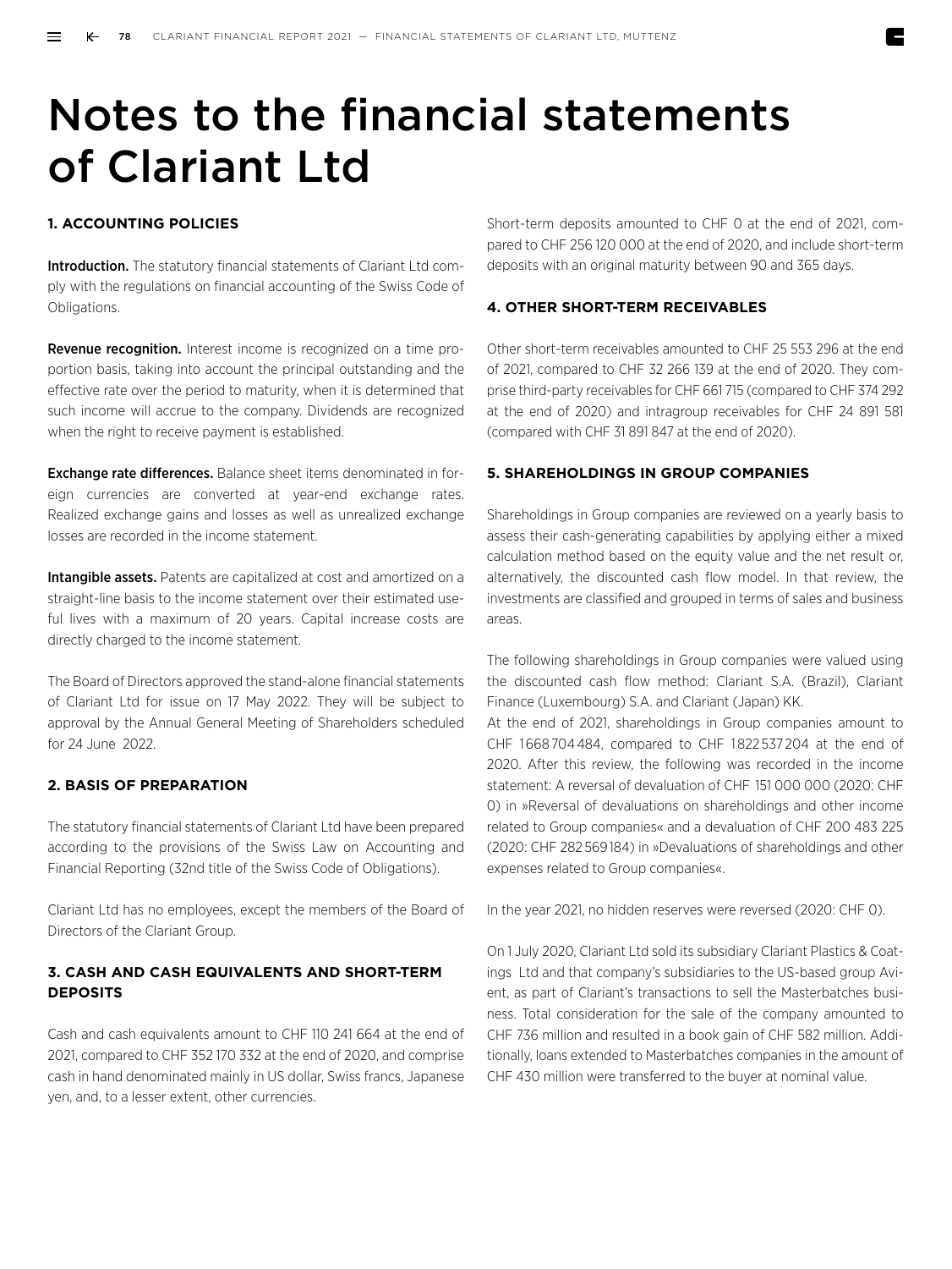# Notes to the financial statements of Clariant Ltd

## 1. ACCOUNTING POLICIES

**Introduction.** The statutory financial statements of Clariant Ltd comply with the regulations on financial accounting of the Swiss Code of Obligations.

**Revenue recognition.** Interest income is recognized on a time proportion basis, taking into account the principal outstanding and the effective rate over the period to maturity, when it is determined that such income will accrue to the company. Dividends are recognized when the right to receive payment is established.

**Exchange rate differences.** Balance sheet items denominated in foreign currencies are converted at year-end exchange rates. Realized exchange gains and losses as well as unrealized exchange losses are recorded in the income statement.

**Intangible assets.** Patents are capitalized at cost and amortized on a straight-line basis to the income statement over their estimated useful lives with a maximum of 20 years. Capital increase costs are directly charged to the income statement.

The Board of Directors approved the stand-alone financial statements of Clariant Ltd for issue on 17 May 2022. They will be subject to approval by the Annual General Meeting of Shareholders scheduled for 24 June 2022.

## 2. BASIS OF PREPARATION

The statutory financial statements of Clariant Ltd have been prepared according to the provisions of the Swiss Law on Accounting and Financial Reporting (32nd title of the Swiss Code of Obligations).

Clariant Ltd has no employees, except the members of the Board of Directors of the Clariant Group.

## 3. CASH AND CASH EQUIVALENTS AND SHORT-TERM DEPOSITS

Cash and cash equivalents amount to CHF 110 241 664 at the end of 2021, compared to CHF 352 170 332 at the end of 2020, and comprise cash in hand denominated mainly in US dollar, Swiss francs, Japanese yen, and, to a lesser extent, other currencies.

Short-term deposits amounted to CHF 0 at the end of 2021, compared to CHF 256 120 000 at the end of 2020, and include short-term deposits with an original maturity between 90 and 365 days.

## 4. OTHER SHORT-TERM RECEIVABLES

Other short-term receivables amounted to CHF 25 553 296 at the end of 2021, compared to CHF 32 266 139 at the end of 2020. They comprise third-party receivables for CHF 661 715 (compared to CHF 374 292 at the end of 2020) and intragroup receivables for CHF 24 891 581 (compared with CHF 31 891 847 at the end of 2020).

## 5. SHAREHOLDINGS IN GROUP COMPANIES

Shareholdings in Group companies are reviewed on a yearly basis to assess their cash-generating capabilities by applying either a mixed calculation method based on the equity value and the net result or, alternatively, the discounted cash flow model. In that review, the investments are classified and grouped in terms of sales and business areas.

The following shareholdings in Group companies were valued using the discounted cash flow method: Clariant S.A. (Brazil), Clariant Finance (Luxembourg) S.A. and Clariant (Japan) KK.

At the end of 2021, shareholdings in Group companies amount to CHF 1 668 704 484, compared to CHF 1 822 537 204 at the end of 2020. After this review, the following was recorded in the income statement: A reversal of devaluation of CHF 151 000 000 (2020: CHF 0) in »Reversal of devaluations on shareholdings and other income related to Group companies« and a devaluation of CHF 200 483 225 (2020: CHF 282 569 184) in »Devaluations of shareholdings and other expenses related to Group companies«.

In the year 2021, no hidden reserves were reversed (2020: CHF 0).

On 1 July 2020, Clariant Ltd sold its subsidiary Clariant Plastics & Coatings Ltd and that company's subsidiaries to the US-based group Avient, as part of Clariant's transactions to sell the Masterbatches business. Total consideration for the sale of the company amounted to CHF 736 million and resulted in a book gain of CHF 582 million. Additionally, loans extended to Masterbatches companies in the amount of CHF 430 million were transferred to the buyer at nominal value.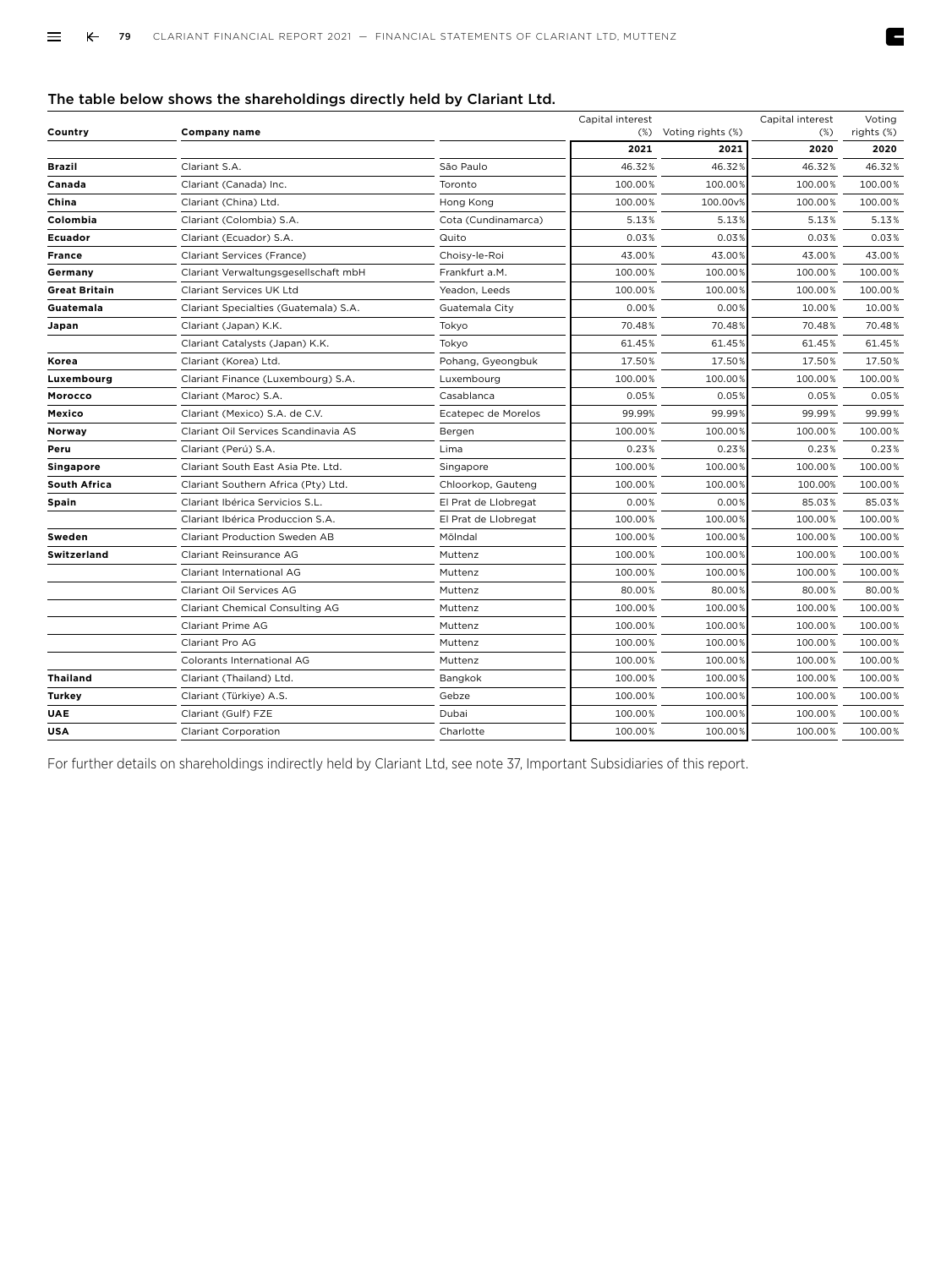## The table below shows the shareholdings directly held by Clariant Ltd.

| Country | Company name | | Capital interest (%) | Voting rights (%) | Capital interest (%) | Voting rights (%) |
|---|---|---|---|---|---|---|
| | | | 2021 | 2021 | 2020 | 2020 |
| **Brazil** | Clariant S.A. | São Paulo | 46.32% | 46.32% | 46.32% | 46.32% |
| **Canada** | Clariant (Canada) Inc. | Toronto | 100.00% | 100.00% | 100.00% | 100.00% |
| **China** | Clariant (China) Ltd. | Hong Kong | 100.00% | 100.00v% | 100.00% | 100.00% |
| **Colombia** | Clariant (Colombia) S.A. | Cota (Cundinamarca) | 5.13% | 5.13% | 5.13% | 5.13% |
| **Ecuador** | Clariant (Ecuador) S.A. | Quito | 0.03% | 0.03% | 0.03% | 0.03% |
| **France** | Clariant Services (France) | Choisy-le-Roi | 43.00% | 43.00% | 43.00% | 43.00% |
| **Germany** | Clariant Verwaltungsgesellschaft mbH | Frankfurt a.M. | 100.00% | 100.00% | 100.00% | 100.00% |
| **Great Britain** | Clariant Services UK Ltd | Yeadon, Leeds | 100.00% | 100.00% | 100.00% | 100.00% |
| **Guatemala** | Clariant Specialties (Guatemala) S.A. | Guatemala City | 0.00% | 0.00% | 10.00% | 10.00% |
| **Japan** | Clariant (Japan) K.K. | Tokyo | 70.48% | 70.48% | 70.48% | 70.48% |
| | Clariant Catalysts (Japan) K.K. | Tokyo | 61.45% | 61.45% | 61.45% | 61.45% |
| **Korea** | Clariant (Korea) Ltd. | Pohang, Gyeongbuk | 17.50% | 17.50% | 17.50% | 17.50% |
| **Luxembourg** | Clariant Finance (Luxembourg) S.A. | Luxembourg | 100.00% | 100.00% | 100.00% | 100.00% |
| **Morocco** | Clariant (Maroc) S.A. | Casablanca | 0.05% | 0.05% | 0.05% | 0.05% |
| **Mexico** | Clariant (Mexico) S.A. de C.V. | Ecatepec de Morelos | 99.99% | 99.99% | 99.99% | 99.99% |
| **Norway** | Clariant Oil Services Scandinavia AS | Bergen | 100.00% | 100.00% | 100.00% | 100.00% |
| **Peru** | Clariant (Perú) S.A. | Lima | 0.23% | 0.23% | 0.23% | 0.23% |
| **Singapore** | Clariant South East Asia Pte. Ltd. | Singapore | 100.00% | 100.00% | 100.00% | 100.00% |
| **South Africa** | Clariant Southern Africa (Pty) Ltd. | Chloorkop, Gauteng | 100.00% | 100.00% | 100.00% | 100.00% |
| **Spain** | Clariant Ibérica Servicios S.L. | El Prat de Llobregat | 0.00% | 0.00% | 85.03% | 85.03% |
| | Clariant Ibérica Produccion S.A. | El Prat de Llobregat | 100.00% | 100.00% | 100.00% | 100.00% |
| **Sweden** | Clariant Production Sweden AB | Mölndal | 100.00% | 100.00% | 100.00% | 100.00% |
| **Switzerland** | Clariant Reinsurance AG | Muttenz | 100.00% | 100.00% | 100.00% | 100.00% |
| | Clariant International AG | Muttenz | 100.00% | 100.00% | 100.00% | 100.00% |
| | Clariant Oil Services AG | Muttenz | 80.00% | 80.00% | 80.00% | 80.00% |
| | Clariant Chemical Consulting AG | Muttenz | 100.00% | 100.00% | 100.00% | 100.00% |
| | Clariant Prime AG | Muttenz | 100.00% | 100.00% | 100.00% | 100.00% |
| | Clariant Pro AG | Muttenz | 100.00% | 100.00% | 100.00% | 100.00% |
| | Colorants International AG | Muttenz | 100.00% | 100.00% | 100.00% | 100.00% |
| **Thailand** | Clariant (Thailand) Ltd. | Bangkok | 100.00% | 100.00% | 100.00% | 100.00% |
| **Turkey** | Clariant (Türkiye) A.S. | Gebze | 100.00% | 100.00% | 100.00% | 100.00% |
| **UAE** | Clariant (Gulf) FZE | Dubai | 100.00% | 100.00% | 100.00% | 100.00% |
| **USA** | Clariant Corporation | Charlotte | 100.00% | 100.00% | 100.00% | 100.00% |

For further details on shareholdings indirectly held by Clariant Ltd, see note 37, Important Subsidiaries of this report.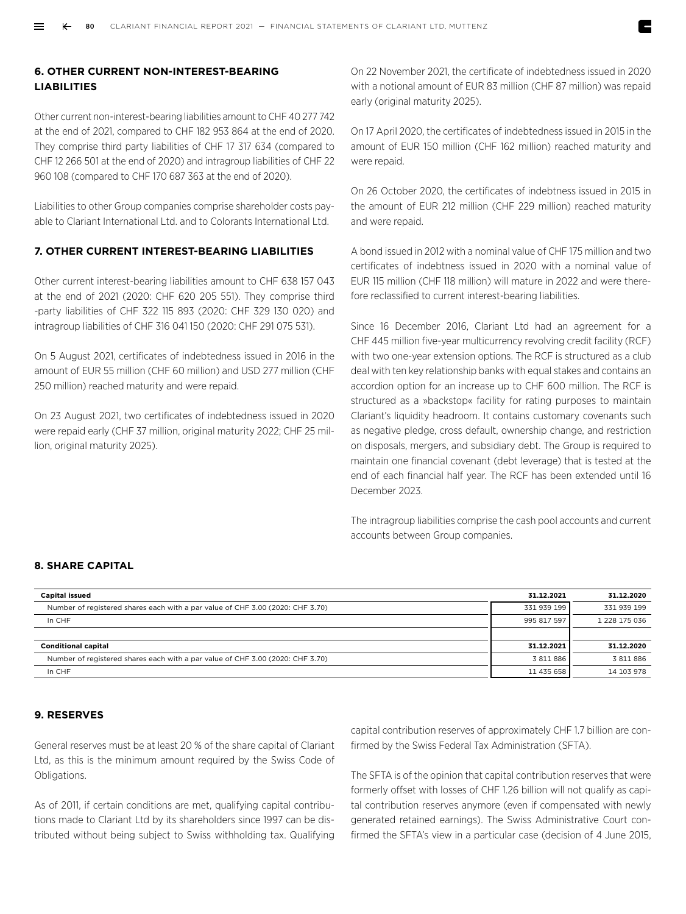## 6. OTHER CURRENT NON-INTEREST-BEARING LIABILITIES

Other current non-interest-bearing liabilities amount to CHF 40 277 742 at the end of 2021, compared to CHF 182 953 864 at the end of 2020. They comprise third party liabilities of CHF 17 317 634 (compared to CHF 12 266 501 at the end of 2020) and intragroup liabilities of CHF 22 960 108 (compared to CHF 170 687 363 at the end of 2020).

Liabilities to other Group companies comprise shareholder costs payable to Clariant International Ltd. and to Colorants International Ltd.

## 7. OTHER CURRENT INTEREST-BEARING LIABILITIES

Other current interest-bearing liabilities amount to CHF 638 157 043 at the end of 2021 (2020: CHF 620 205 551). They comprise third -party liabilities of CHF 322 115 893 (2020: CHF 329 130 020) and intragroup liabilities of CHF 316 041 150 (2020: CHF 291 075 531).

On 5 August 2021, certificates of indebtedness issued in 2016 in the amount of EUR 55 million (CHF 60 million) and USD 277 million (CHF 250 million) reached maturity and were repaid.

On 23 August 2021, two certificates of indebtedness issued in 2020 were repaid early (CHF 37 million, original maturity 2022; CHF 25 million, original maturity 2025).

On 22 November 2021, the certificate of indebtedness issued in 2020 with a notional amount of EUR 83 million (CHF 87 million) was repaid early (original maturity 2025).

On 17 April 2020, the certificates of indebtedness issued in 2015 in the amount of EUR 150 million (CHF 162 million) reached maturity and were repaid.

On 26 October 2020, the certificates of indebtness issued in 2015 in the amount of EUR 212 million (CHF 229 million) reached maturity and were repaid.

A bond issued in 2012 with a nominal value of CHF 175 million and two certificates of indebtness issued in 2020 with a nominal value of EUR 115 million (CHF 118 million) will mature in 2022 and were therefore reclassified to current interest-bearing liabilities.

Since 16 December 2016, Clariant Ltd had an agreement for a CHF 445 million five-year multicurrency revolving credit facility (RCF) with two one-year extension options. The RCF is structured as a club deal with ten key relationship banks with equal stakes and contains an accordion option for an increase up to CHF 600 million. The RCF is structured as a »backstop« facility for rating purposes to maintain Clariant's liquidity headroom. It contains customary covenants such as negative pledge, cross default, ownership change, and restriction on disposals, mergers, and subsidiary debt. The Group is required to maintain one financial covenant (debt leverage) that is tested at the end of each financial half year. The RCF has been extended until 16 December 2023.

The intragroup liabilities comprise the cash pool accounts and current accounts between Group companies.

## 8. SHARE CAPITAL

| Capital issued | 31.12.2021 | 31.12.2020 |
|---|---|---|
| Number of registered shares each with a par value of CHF 3.00 (2020: CHF 3.70) | 331 939 199 | 331 939 199 |
| In CHF | 995 817 597 | 1 228 175 036 |
| | | |
| **Conditional capital** | **31.12.2021** | **31.12.2020** |
| Number of registered shares each with a par value of CHF 3.00 (2020: CHF 3.70) | 3 811 886 | 3 811 886 |
| In CHF | 11 435 658 | 14 103 978 |

## 9. RESERVES

General reserves must be at least 20 % of the share capital of Clariant Ltd, as this is the minimum amount required by the Swiss Code of Obligations.

As of 2011, if certain conditions are met, qualifying capital contributions made to Clariant Ltd by its shareholders since 1997 can be distributed without being subject to Swiss withholding tax. Qualifying capital contribution reserves of approximately CHF 1.7 billion are confirmed by the Swiss Federal Tax Administration (SFTA).

The SFTA is of the opinion that capital contribution reserves that were formerly offset with losses of CHF 1.26 billion will not qualify as capital contribution reserves anymore (even if compensated with newly generated retained earnings). The Swiss Administrative Court confirmed the SFTA's view in a particular case (decision of 4 June 2015,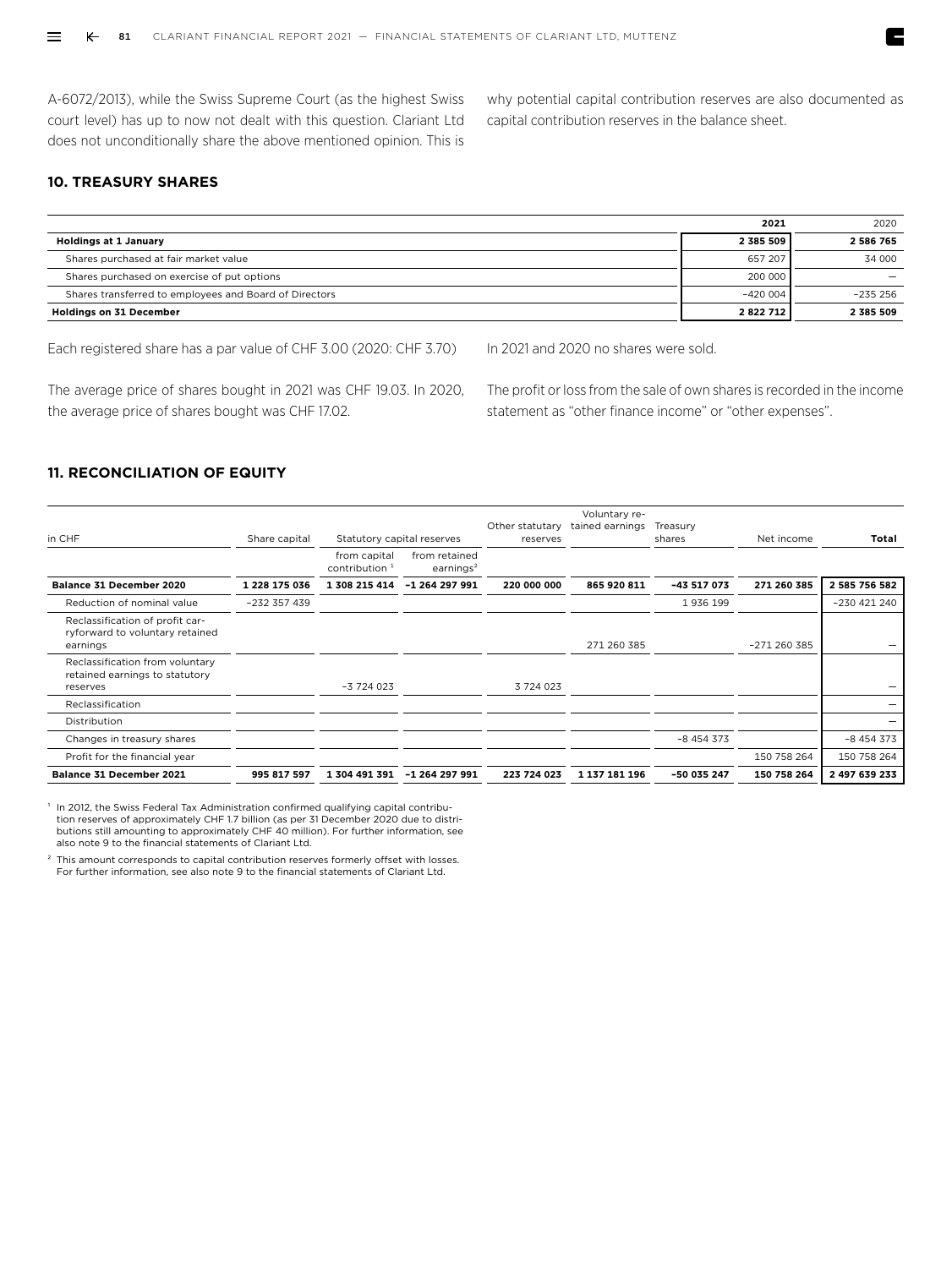A-6072/2013), while the Swiss Supreme Court (as the highest Swiss court level) has up to now not dealt with this question. Clariant Ltd does not unconditionally share the above mentioned opinion. This is why potential capital contribution reserves are also documented as capital contribution reserves in the balance sheet.

## 10. TREASURY SHARES

| | 2021 | 2020 |
|---|---|---|
| **Holdings at 1 January** | **2 385 509** | **2 586 765** |
| Shares purchased at fair market value | 657 207 | 34 000 |
| Shares purchased on exercise of put options | 200 000 | – |
| Shares transferred to employees and Board of Directors | –420 004 | –235 256 |
| **Holdings on 31 December** | **2 822 712** | **2 385 509** |

Each registered share has a par value of CHF 3.00 (2020: CHF 3.70)

The average price of shares bought in 2021 was CHF 19.03. In 2020, the average price of shares bought was CHF 17.02.

In 2021 and 2020 no shares were sold.

The profit or loss from the sale of own shares is recorded in the income statement as “other finance income” or “other expenses”.

## 11. RECONCILIATION OF EQUITY

| in CHF | Share capital | Statutory capital reserves | | Other statutary reserves | Voluntary retained earnings | Treasury shares | Net income | Total |
|---|---|---|---|---|---|---|---|---|
| | | from capital contribution [1] | from retained earnings[2] | | | | | |
| **Balance 31 December 2020** | **1 228 175 036** | **1 308 215 414** | **–1 264 297 991** | **220 000 000** | **865 920 811** | **–43 517 073** | **271 260 385** | **2 585 756 582** |
| Reduction of nominal value | –232 357 439 | | | | | 1 936 199 | | –230 421 240 |
| Reclassification of profit carryforward to voluntary retained earnings | | | | | 271 260 385 | | –271 260 385 | – |
| Reclassification from voluntary retained earnings to statutory reserves | | –3 724 023 | | 3 724 023 | | | | – |
| Reclassification | | | | | | | | – |
| Distribution | | | | | | | | – |
| Changes in treasury shares | | | | | | –8 454 373 | | –8 454 373 |
| Profit for the financial year | | | | | | | 150 758 264 | 150 758 264 |
| **Balance 31 December 2021** | **995 817 597** | **1 304 491 391** | **–1 264 297 991** | **223 724 023** | **1 137 181 196** | **–50 035 247** | **150 758 264** | **2 497 639 233** |

[1] In 2012, the Swiss Federal Tax Administration confirmed qualifying capital contribution reserves of approximately CHF 1.7 billion (as per 31 December 2020 due to distributions still amounting to approximately CHF 40 million). For further information, see also note 9 to the financial statements of Clariant Ltd.

[2] This amount corresponds to capital contribution reserves formerly offset with losses. For further information, see also note 9 to the financial statements of Clariant Ltd.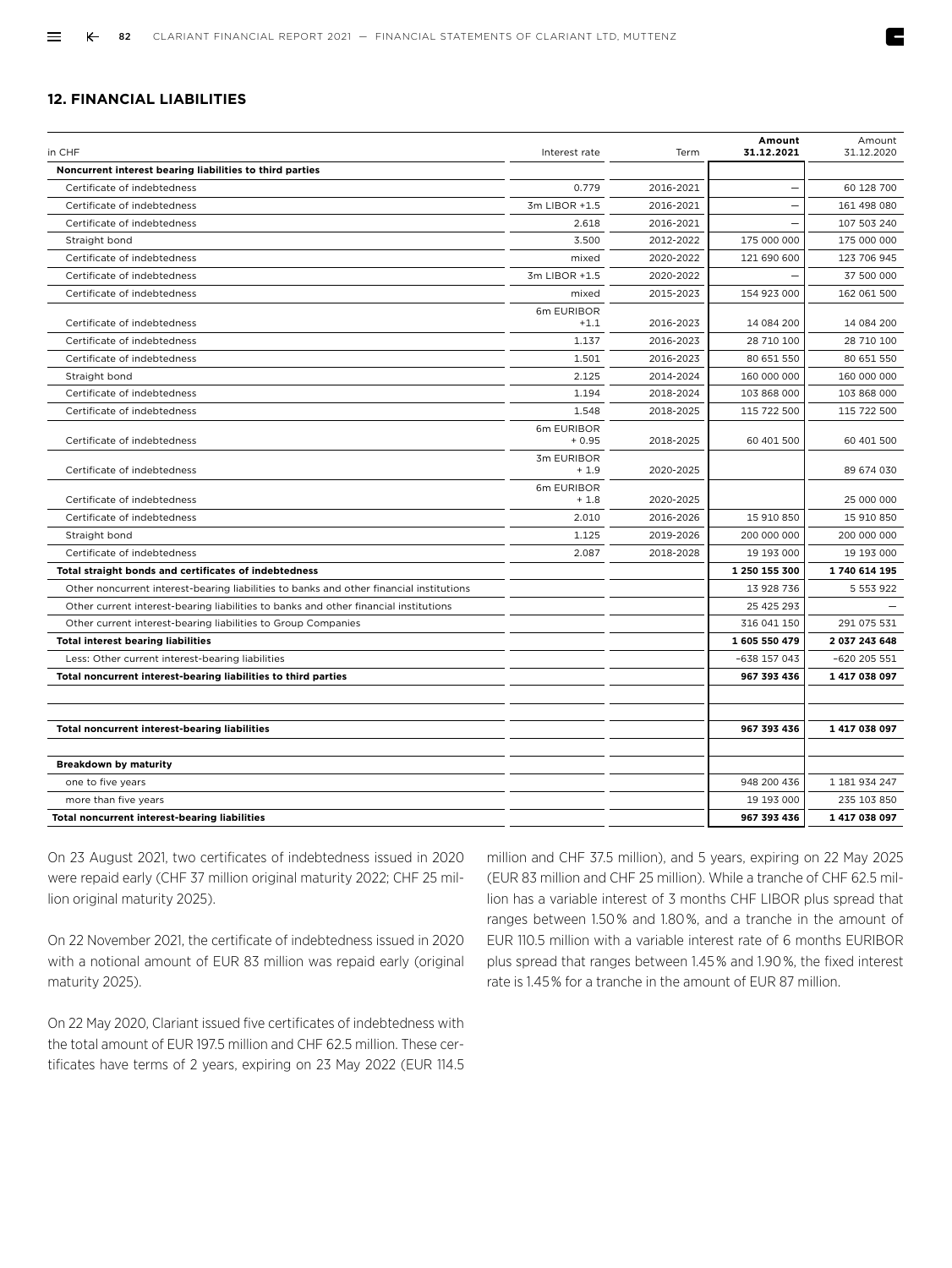## 12. FINANCIAL LIABILITIES

| in CHF | Interest rate | Term | **Amount 31.12.2021** | Amount 31.12.2020 |
|---|---|---|---|---|
| **Noncurrent interest bearing liabilities to third parties** | | | | |
| Certificate of indebtedness | 0.779 | 2016-2021 | – | 60 128 700 |
| Certificate of indebtedness | 3m LIBOR +1.5 | 2016-2021 | – | 161 498 080 |
| Certificate of indebtedness | 2.618 | 2016-2021 | – | 107 503 240 |
| Straight bond | 3.500 | 2012-2022 | 175 000 000 | 175 000 000 |
| Certificate of indebtedness | mixed | 2020-2022 | 121 690 600 | 123 706 945 |
| Certificate of indebtedness | 3m LIBOR +1.5 | 2020-2022 | – | 37 500 000 |
| Certificate of indebtedness | mixed | 2015-2023 | 154 923 000 | 162 061 500 |
| Certificate of indebtedness | 6m EURIBOR +1.1 | 2016-2023 | 14 084 200 | 14 084 200 |
| Certificate of indebtedness | 1.137 | 2016-2023 | 28 710 100 | 28 710 100 |
| Certificate of indebtedness | 1.501 | 2016-2023 | 80 651 550 | 80 651 550 |
| Straight bond | 2.125 | 2014-2024 | 160 000 000 | 160 000 000 |
| Certificate of indebtedness | 1.194 | 2018-2024 | 103 868 000 | 103 868 000 |
| Certificate of indebtedness | 1.548 | 2018-2025 | 115 722 500 | 115 722 500 |
| Certificate of indebtedness | 6m EURIBOR + 0.95 | 2018-2025 | 60 401 500 | 60 401 500 |
| Certificate of indebtedness | 3m EURIBOR + 1.9 | 2020-2025 | | 89 674 030 |
| Certificate of indebtedness | 6m EURIBOR + 1.8 | 2020-2025 | | 25 000 000 |
| Certificate of indebtedness | 2.010 | 2016-2026 | 15 910 850 | 15 910 850 |
| Straight bond | 1.125 | 2019-2026 | 200 000 000 | 200 000 000 |
| Certificate of indebtedness | 2.087 | 2018-2028 | 19 193 000 | 19 193 000 |
| **Total straight bonds and certificates of indebtedness** | | | **1 250 155 300** | **1 740 614 195** |
| Other noncurrent interest-bearing liabilities to banks and other financial institutions | | | 13 928 736 | 5 553 922 |
| Other current interest-bearing liabilities to banks and other financial institutions | | | 25 425 293 | – |
| Other current interest-bearing liabilities to Group Companies | | | 316 041 150 | 291 075 531 |
| **Total interest bearing liabilities** | | | **1 605 550 479** | **2 037 243 648** |
| Less: Other current interest-bearing liabilities | | | –638 157 043 | –620 205 551 |
| **Total noncurrent interest-bearing liabilities to third parties** | | | **967 393 436** | **1 417 038 097** |
| | | | | |
| | | | | |
| **Total noncurrent interest-bearing liabilities** | | | **967 393 436** | **1 417 038 097** |
| | | | | |
| **Breakdown by maturity** | | | | |
| one to five years | | | 948 200 436 | 1 181 934 247 |
| more than five years | | | 19 193 000 | 235 103 850 |
| **Total noncurrent interest-bearing liabilities** | | | **967 393 436** | **1 417 038 097** |

On 23 August 2021, two certificates of indebtedness issued in 2020 were repaid early (CHF 37 million original maturity 2022; CHF 25 million original maturity 2025).

On 22 November 2021, the certificate of indebtedness issued in 2020 with a notional amount of EUR 83 million was repaid early (original maturity 2025).

On 22 May 2020, Clariant issued five certificates of indebtedness with the total amount of EUR 197.5 million and CHF 62.5 million. These certificates have terms of 2 years, expiring on 23 May 2022 (EUR 114.5 million and CHF 37.5 million), and 5 years, expiring on 22 May 2025 (EUR 83 million and CHF 25 million). While a tranche of CHF 62.5 million has a variable interest of 3 months CHF LIBOR plus spread that ranges between 1.50% and 1.80%, and a tranche in the amount of EUR 110.5 million with a variable interest rate of 6 months EURIBOR plus spread that ranges between 1.45% and 1.90%, the fixed interest rate is 1.45% for a tranche in the amount of EUR 87 million.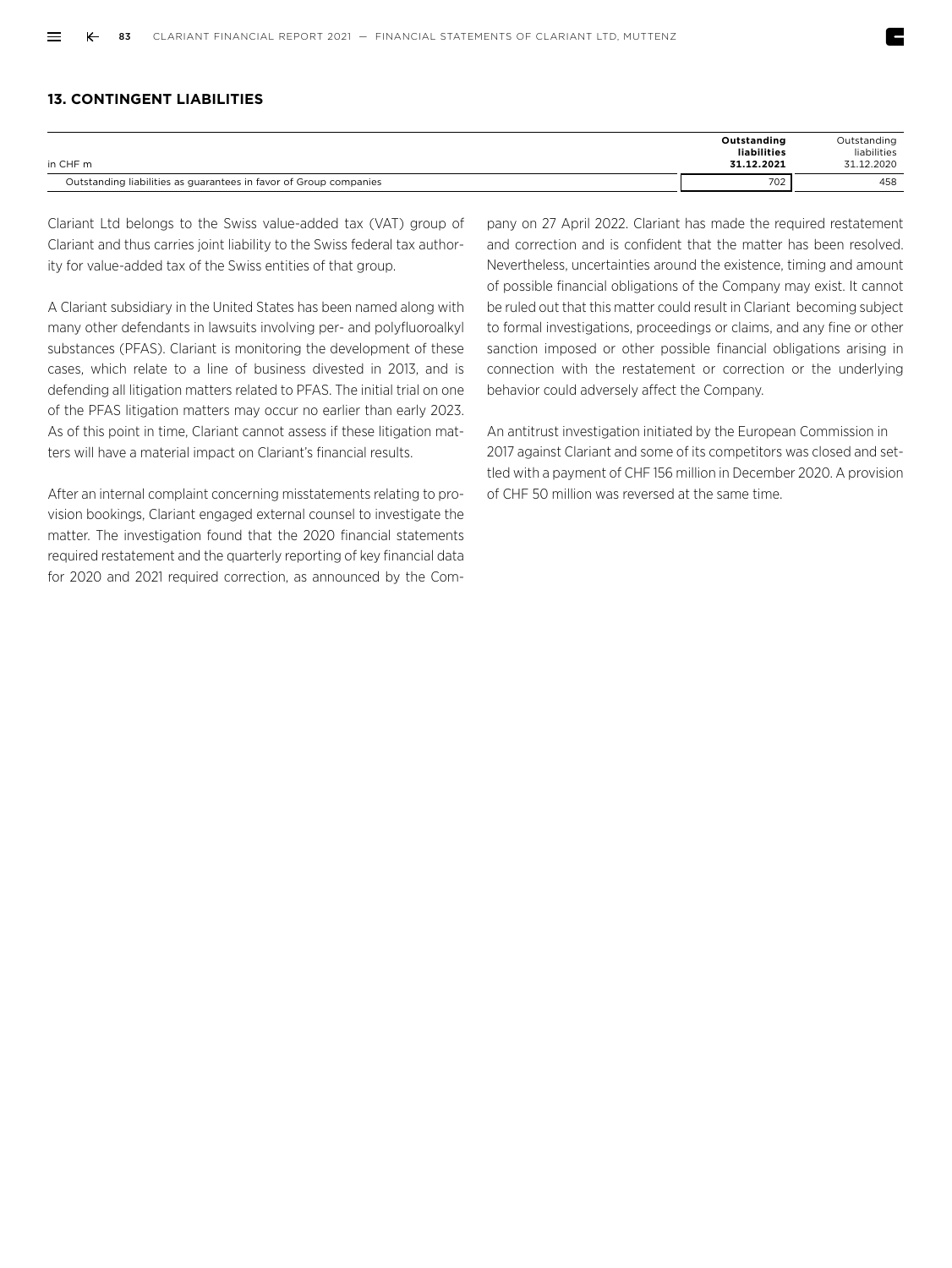## 13. CONTINGENT LIABILITIES

| in CHF m | **Outstanding liabilities 31.12.2021** | Outstanding liabilities 31.12.2020 |
|---|---|---|
| Outstanding liabilities as guarantees in favor of Group companies | 702 | 458 |

Clariant Ltd belongs to the Swiss value-added tax (VAT) group of Clariant and thus carries joint liability to the Swiss federal tax authority for value-added tax of the Swiss entities of that group.

A Clariant subsidiary in the United States has been named along with many other defendants in lawsuits involving per- and polyfluoroalkyl substances (PFAS). Clariant is monitoring the development of these cases, which relate to a line of business divested in 2013, and is defending all litigation matters related to PFAS. The initial trial on one of the PFAS litigation matters may occur no earlier than early 2023. As of this point in time, Clariant cannot assess if these litigation matters will have a material impact on Clariant's financial results.

After an internal complaint concerning misstatements relating to provision bookings, Clariant engaged external counsel to investigate the matter. The investigation found that the 2020 financial statements required restatement and the quarterly reporting of key financial data for 2020 and 2021 required correction, as announced by the Company on 27 April 2022. Clariant has made the required restatement and correction and is confident that the matter has been resolved. Nevertheless, uncertainties around the existence, timing and amount of possible financial obligations of the Company may exist. It cannot be ruled out that this matter could result in Clariant becoming subject to formal investigations, proceedings or claims, and any fine or other sanction imposed or other possible financial obligations arising in connection with the restatement or correction or the underlying behavior could adversely affect the Company.

An antitrust investigation initiated by the European Commission in 2017 against Clariant and some of its competitors was closed and settled with a payment of CHF 156 million in December 2020. A provision of CHF 50 million was reversed at the same time.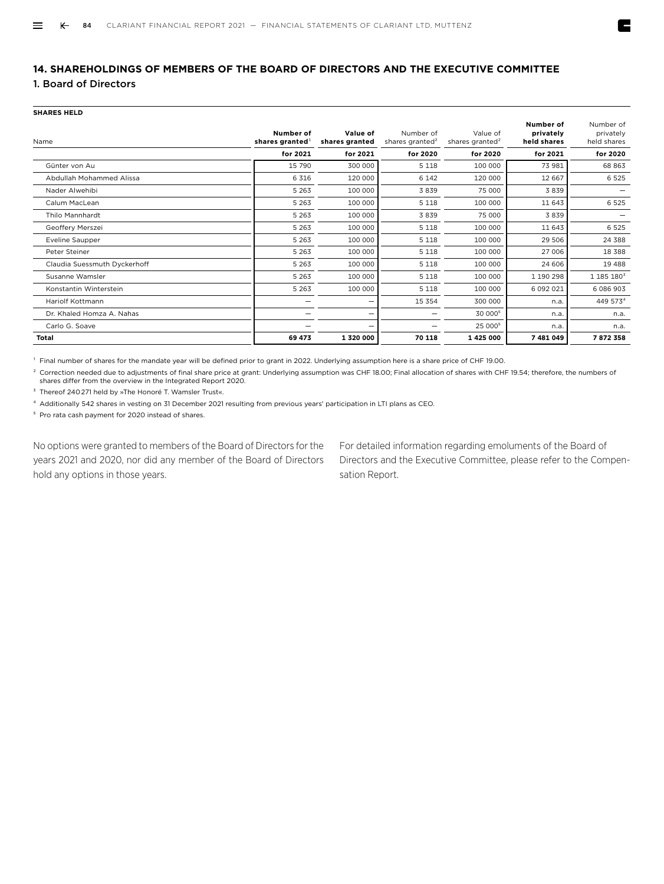## 14. SHAREHOLDINGS OF MEMBERS OF THE BOARD OF DIRECTORS AND THE EXECUTIVE COMMITTEE

### 1. Board of Directors

**SHARES HELD**

| Name | **Number of shares granted**[1] | **Value of shares granted** | Number of shares granted[2] | Value of shares granted[2] | **Number of privately held shares** | Number of privately held shares |
|---|---|---|---|---|---|---|
| | **for 2021** | **for 2021** | **for 2020** | **for 2020** | **for 2021** | **for 2020** |
| Günter von Au | 15 790 | 300 000 | 5 118 | 100 000 | 73 981 | 68 863 |
| Abdullah Mohammed Alissa | 6 316 | 120 000 | 6 142 | 120 000 | 12 667 | 6 525 |
| Nader Alwehibi | 5 263 | 100 000 | 3 839 | 75 000 | 3 839 | – |
| Calum MacLean | 5 263 | 100 000 | 5 118 | 100 000 | 11 643 | 6 525 |
| Thilo Mannhardt | 5 263 | 100 000 | 3 839 | 75 000 | 3 839 | – |
| Geoffery Merszei | 5 263 | 100 000 | 5 118 | 100 000 | 11 643 | 6 525 |
| Eveline Saupper | 5 263 | 100 000 | 5 118 | 100 000 | 29 506 | 24 388 |
| Peter Steiner | 5 263 | 100 000 | 5 118 | 100 000 | 27 006 | 18 388 |
| Claudia Suessmuth Dyckerhoff | 5 263 | 100 000 | 5 118 | 100 000 | 24 606 | 19 488 |
| Susanne Wamsler | 5 263 | 100 000 | 5 118 | 100 000 | 1 190 298 | 1 185 180[3] |
| Konstantin Winterstein | 5 263 | 100 000 | 5 118 | 100 000 | 6 092 021 | 6 086 903 |
| Hariolf Kottmann | – | – | 15 354 | 300 000 | n.a. | 449 573[4] |
| Dr. Khaled Homza A. Nahas | – | – | – | 30 000[5] | n.a. | n.a. |
| Carlo G. Soave | – | – | – | 25 000[5] | n.a. | n.a. |
| **Total** | **69 473** | **1 320 000** | **70 118** | **1 425 000** | **7 481 049** | **7 872 358** |

[1] Final number of shares for the mandate year will be defined prior to grant in 2022. Underlying assumption here is a share price of CHF 19.00.

[2] Correction needed due to adjustments of final share price at grant: Underlying assumption was CHF 18.00; Final allocation of shares with CHF 19.54; therefore, the numbers of shares differ from the overview in the Integrated Report 2020.

[3] Thereof 240 271 held by »The Honoré T. Wamsler Trust«.

[4] Additionally 542 shares in vesting on 31 December 2021 resulting from previous years' participation in LTI plans as CEO.

[5] Pro rata cash payment for 2020 instead of shares.

No options were granted to members of the Board of Directors for the years 2021 and 2020, nor did any member of the Board of Directors hold any options in those years.

For detailed information regarding emoluments of the Board of Directors and the Executive Committee, please refer to the Compensation Report.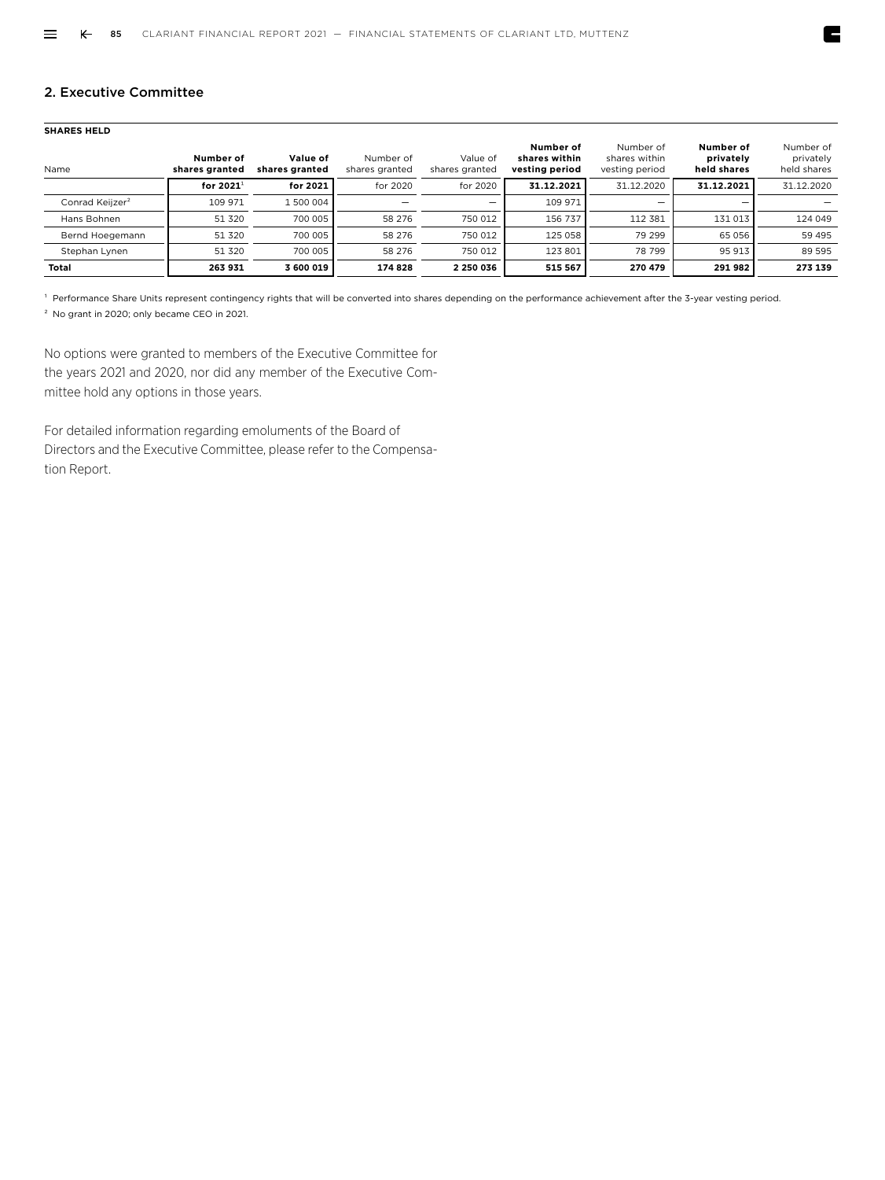## 2. Executive Committee

**SHARES HELD**

| Name | **Number of shares granted** | **Value of shares granted** | Number of shares granted | Value of shares granted | **Number of shares within vesting period** | Number of shares within vesting period | **Number of privately held shares** | Number of privately held shares |
|---|---|---|---|---|---|---|---|---|
| | **for 2021**[1] | **for 2021** | for 2020 | for 2020 | **31.12.2021** | 31.12.2020 | **31.12.2021** | 31.12.2020 |
| Conrad Keijzer[2] | 109 971 | 1 500 004 | – | – | 109 971 | – | – | – |
| Hans Bohnen | 51 320 | 700 005 | 58 276 | 750 012 | 156 737 | 112 381 | 131 013 | 124 049 |
| Bernd Hoegemann | 51 320 | 700 005 | 58 276 | 750 012 | 125 058 | 79 299 | 65 056 | 59 495 |
| Stephan Lynen | 51 320 | 700 005 | 58 276 | 750 012 | 123 801 | 78 799 | 95 913 | 89 595 |
| **Total** | **263 931** | **3 600 019** | **174 828** | **2 250 036** | **515 567** | **270 479** | **291 982** | **273 139** |

[1] Performance Share Units represent contingency rights that will be converted into shares depending on the performance achievement after the 3-year vesting period.

[2] No grant in 2020; only became CEO in 2021.

No options were granted to members of the Executive Committee for the years 2021 and 2020, nor did any member of the Executive Committee hold any options in those years.

For detailed information regarding emoluments of the Board of Directors and the Executive Committee, please refer to the Compensation Report.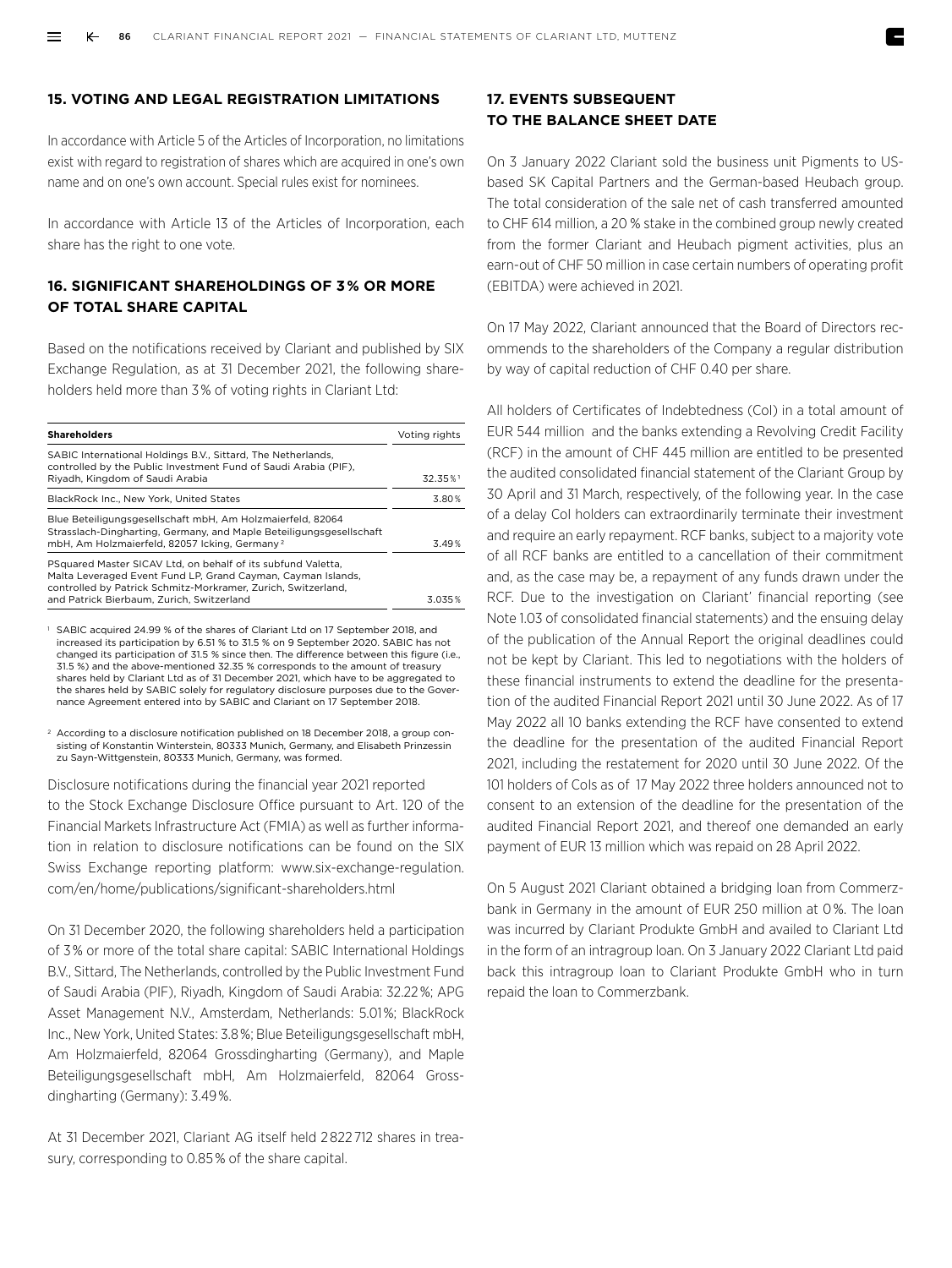## 15. VOTING AND LEGAL REGISTRATION LIMITATIONS

In accordance with Article 5 of the Articles of Incorporation, no limitations exist with regard to registration of shares which are acquired in one's own name and on one's own account. Special rules exist for nominees.

In accordance with Article 13 of the Articles of Incorporation, each share has the right to one vote.

## 16. SIGNIFICANT SHAREHOLDINGS OF 3% OR MORE OF TOTAL SHARE CAPITAL

Based on the notifications received by Clariant and published by SIX Exchange Regulation, as at 31 December 2021, the following shareholders held more than 3% of voting rights in Clariant Ltd:

| Shareholders | Voting rights |
|---|---|
| SABIC International Holdings B.V., Sittard, The Netherlands, controlled by the Public Investment Fund of Saudi Arabia (PIF), Riyadh, Kingdom of Saudi Arabia | 32.35%[1] |
| BlackRock Inc., New York, United States | 3.80% |
| Blue Beteiligungsgesellschaft mbH, Am Holzmaierfeld, 82064 Strasslach-Dingharting, Germany, and Maple Beteiligungsgesellschaft mbH, Am Holzmaierfeld, 82057 Icking, Germany[2] | 3.49% |
| PSquared Master SICAV Ltd, on behalf of its subfund Valetta, Malta Leveraged Event Fund LP, Grand Cayman, Cayman Islands, controlled by Patrick Schmitz-Morkramer, Zurich, Switzerland, and Patrick Bierbaum, Zurich, Switzerland | 3.035% |

[1] SABIC acquired 24.99 % of the shares of Clariant Ltd on 17 September 2018, and increased its participation by 6.51 % to 31.5 % on 9 September 2020. SABIC has not changed its participation of 31.5 % since then. The difference between this figure (i.e., 31.5 %) and the above-mentioned 32.35 % corresponds to the amount of treasury shares held by Clariant Ltd as of 31 December 2021, which have to be aggregated to the shares held by SABIC solely for regulatory disclosure purposes due to the Governance Agreement entered into by SABIC and Clariant on 17 September 2018.

[2] According to a disclosure notification published on 18 December 2018, a group consisting of Konstantin Winterstein, 80333 Munich, Germany, and Elisabeth Prinzessin zu Sayn-Wittgenstein, 80333 Munich, Germany, was formed.

Disclosure notifications during the financial year 2021 reported to the Stock Exchange Disclosure Office pursuant to Art. 120 of the Financial Markets Infrastructure Act (FMIA) as well as further information in relation to disclosure notifications can be found on the SIX Swiss Exchange reporting platform: www.six-exchange-regulation.com/en/home/publications/significant-shareholders.html

On 31 December 2020, the following shareholders held a participation of 3% or more of the total share capital: SABIC International Holdings B.V., Sittard, The Netherlands, controlled by the Public Investment Fund of Saudi Arabia (PIF), Riyadh, Kingdom of Saudi Arabia: 32.22%; APG Asset Management N.V., Amsterdam, Netherlands: 5.01%; BlackRock Inc., New York, United States: 3.8%; Blue Beteiligungsgesellschaft mbH, Am Holzmaierfeld, 82064 Grossdingharting (Germany), and Maple Beteiligungsgesellschaft mbH, Am Holzmaierfeld, 82064 Grossdingharting (Germany): 3.49%.

At 31 December 2021, Clariant AG itself held 2822712 shares in treasury, corresponding to 0.85% of the share capital.

## 17. EVENTS SUBSEQUENT TO THE BALANCE SHEET DATE

On 3 January 2022 Clariant sold the business unit Pigments to US-based SK Capital Partners and the German-based Heubach group. The total consideration of the sale net of cash transferred amounted to CHF 614 million, a 20 % stake in the combined group newly created from the former Clariant and Heubach pigment activities, plus an earn-out of CHF 50 million in case certain numbers of operating profit (EBITDA) were achieved in 2021.

On 17 May 2022, Clariant announced that the Board of Directors recommends to the shareholders of the Company a regular distribution by way of capital reduction of CHF 0.40 per share.

All holders of Certificates of Indebtedness (CoI) in a total amount of EUR 544 million and the banks extending a Revolving Credit Facility (RCF) in the amount of CHF 445 million are entitled to be presented the audited consolidated financial statement of the Clariant Group by 30 April and 31 March, respectively, of the following year. In the case of a delay CoI holders can extraordinarily terminate their investment and require an early repayment. RCF banks, subject to a majority vote of all RCF banks are entitled to a cancellation of their commitment and, as the case may be, a repayment of any funds drawn under the RCF. Due to the investigation on Clariant' financial reporting (see Note 1.03 of consolidated financial statements) and the ensuing delay of the publication of the Annual Report the original deadlines could not be kept by Clariant. This led to negotiations with the holders of these financial instruments to extend the deadline for the presentation of the audited Financial Report 2021 until 30 June 2022. As of 17 May 2022 all 10 banks extending the RCF have consented to extend the deadline for the presentation of the audited Financial Report 2021, including the restatement for 2020 until 30 June 2022. Of the 101 holders of CoIs as of 17 May 2022 three holders announced not to consent to an extension of the deadline for the presentation of the audited Financial Report 2021, and thereof one demanded an early payment of EUR 13 million which was repaid on 28 April 2022.

On 5 August 2021 Clariant obtained a bridging loan from Commerzbank in Germany in the amount of EUR 250 million at 0%. The loan was incurred by Clariant Produkte GmbH and availed to Clariant Ltd in the form of an intragroup loan. On 3 January 2022 Clariant Ltd paid back this intragroup loan to Clariant Produkte GmbH who in turn repaid the loan to Commerzbank.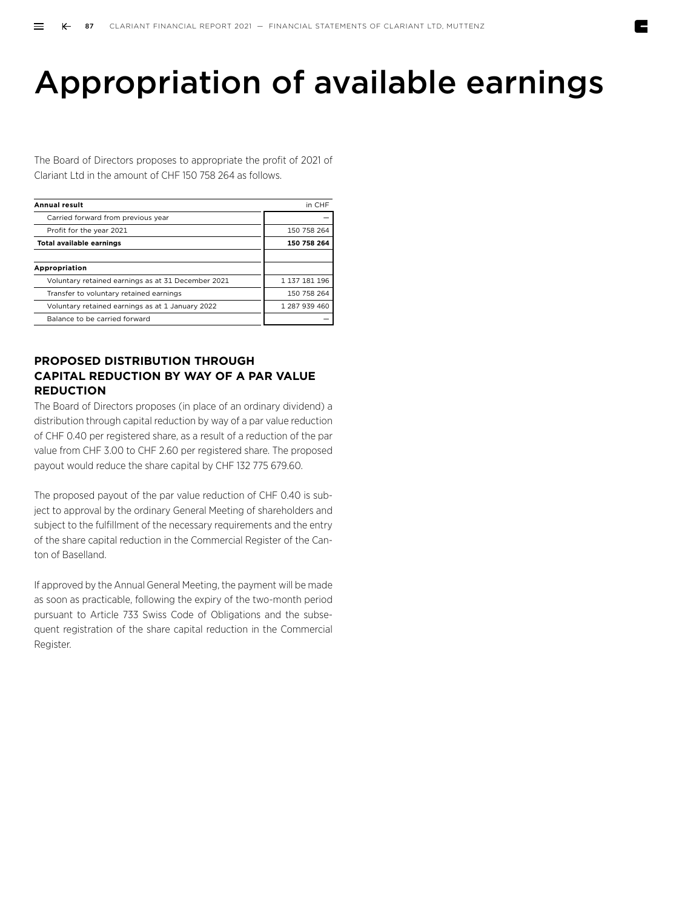# Appropriation of available earnings

The Board of Directors proposes to appropriate the profit of 2021 of Clariant Ltd in the amount of CHF 150 758 264 as follows.

| Annual result | in CHF |
|---|---|
| Carried forward from previous year | – |
| Profit for the year 2021 | 150 758 264 |
| **Total available earnings** | **150 758 264** |
| | |
| **Appropriation** | |
| Voluntary retained earnings as at 31 December 2021 | 1 137 181 196 |
| Transfer to voluntary retained earnings | 150 758 264 |
| Voluntary retained earnings as at 1 January 2022 | 1 287 939 460 |
| Balance to be carried forward | – |

## PROPOSED DISTRIBUTION THROUGH CAPITAL REDUCTION BY WAY OF A PAR VALUE REDUCTION

The Board of Directors proposes (in place of an ordinary dividend) a distribution through capital reduction by way of a par value reduction of CHF 0.40 per registered share, as a result of a reduction of the par value from CHF 3.00 to CHF 2.60 per registered share. The proposed payout would reduce the share capital by CHF 132 775 679.60.

The proposed payout of the par value reduction of CHF 0.40 is subject to approval by the ordinary General Meeting of shareholders and subject to the fulfillment of the necessary requirements and the entry of the share capital reduction in the Commercial Register of the Canton of Baselland.

If approved by the Annual General Meeting, the payment will be made as soon as practicable, following the expiry of the two-month period pursuant to Article 733 Swiss Code of Obligations and the subsequent registration of the share capital reduction in the Commercial Register.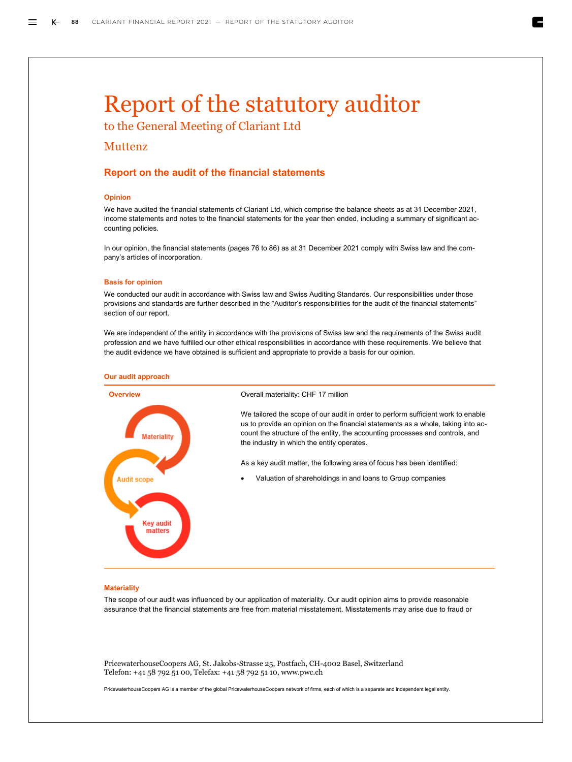# Report of the statutory auditor

to the General Meeting of Clariant Ltd

Muttenz

## Report on the audit of the financial statements

### Opinion

We have audited the financial statements of Clariant Ltd, which comprise the balance sheets as at 31 December 2021, income statements and notes to the financial statements for the year then ended, including a summary of significant accounting policies.

In our opinion, the financial statements (pages 76 to 86) as at 31 December 2021 comply with Swiss law and the company's articles of incorporation.

### Basis for opinion

We conducted our audit in accordance with Swiss law and Swiss Auditing Standards. Our responsibilities under those provisions and standards are further described in the "Auditor's responsibilities for the audit of the financial statements" section of our report.

We are independent of the entity in accordance with the provisions of Swiss law and the requirements of the Swiss audit profession and we have fulfilled our other ethical responsibilities in accordance with these requirements. We believe that the audit evidence we have obtained is sufficient and appropriate to provide a basis for our opinion.

### Our audit approach

**Overview**

Materiality

Audit scope

Key audit matters

Overall materiality: CHF 17 million

We tailored the scope of our audit in order to perform sufficient work to enable us to provide an opinion on the financial statements as a whole, taking into account the structure of the entity, the accounting processes and controls, and the industry in which the entity operates.

As a key audit matter, the following area of focus has been identified:

- Valuation of shareholdings in and loans to Group companies

### Materiality

The scope of our audit was influenced by our application of materiality. Our audit opinion aims to provide reasonable assurance that the financial statements are free from material misstatement. Misstatements may arise due to fraud or

PricewaterhouseCoopers AG, St. Jakobs-Strasse 25, Postfach, CH-4002 Basel, Switzerland
Telefon: +41 58 792 51 00, Telefax: +41 58 792 51 10, www.pwc.ch

PricewaterhouseCoopers AG is a member of the global PricewaterhouseCoopers network of firms, each of which is a separate and independent legal entity.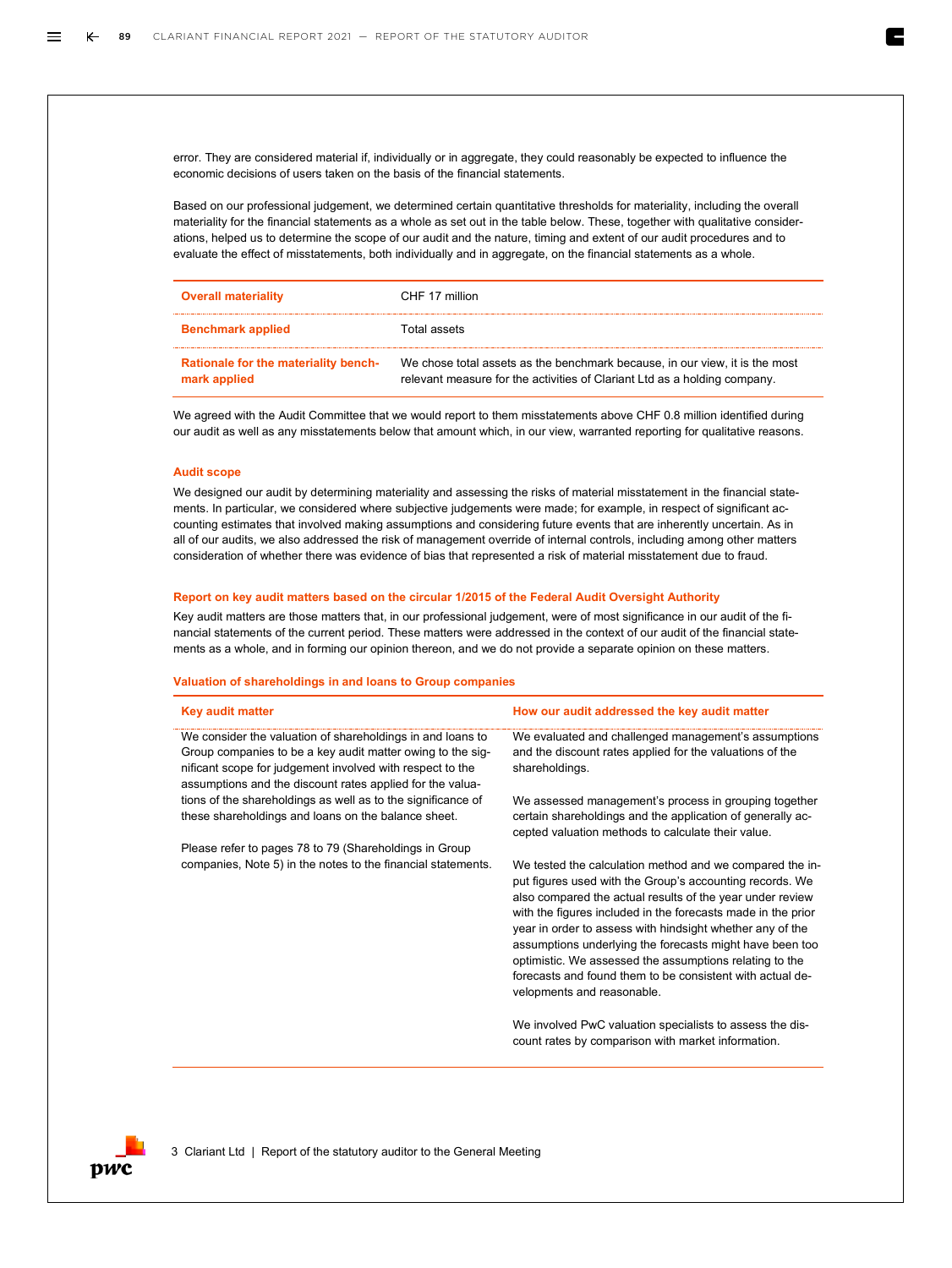error. They are considered material if, individually or in aggregate, they could reasonably be expected to influence the economic decisions of users taken on the basis of the financial statements.

Based on our professional judgement, we determined certain quantitative thresholds for materiality, including the overall materiality for the financial statements as a whole as set out in the table below. These, together with qualitative considerations, helped us to determine the scope of our audit and the nature, timing and extent of our audit procedures and to evaluate the effect of misstatements, both individually and in aggregate, on the financial statements as a whole.

| | |
|---|---|
| **Overall materiality** | CHF 17 million |
| **Benchmark applied** | Total assets |
| **Rationale for the materiality benchmark applied** | We chose total assets as the benchmark because, in our view, it is the most relevant measure for the activities of Clariant Ltd as a holding company. |

We agreed with the Audit Committee that we would report to them misstatements above CHF 0.8 million identified during our audit as well as any misstatements below that amount which, in our view, warranted reporting for qualitative reasons.

### Audit scope

We designed our audit by determining materiality and assessing the risks of material misstatement in the financial statements. In particular, we considered where subjective judgements were made; for example, in respect of significant accounting estimates that involved making assumptions and considering future events that are inherently uncertain. As in all of our audits, we also addressed the risk of management override of internal controls, including among other matters consideration of whether there was evidence of bias that represented a risk of material misstatement due to fraud.

### Report on key audit matters based on the circular 1/2015 of the Federal Audit Oversight Authority

Key audit matters are those matters that, in our professional judgement, were of most significance in our audit of the financial statements of the current period. These matters were addressed in the context of our audit of the financial statements as a whole, and in forming our opinion thereon, and we do not provide a separate opinion on these matters.

#### Valuation of shareholdings in and loans to Group companies

| Key audit matter | How our audit addressed the key audit matter |
|---|---|
| We consider the valuation of shareholdings in and loans to Group companies to be a key audit matter owing to the significant scope for judgement involved with respect to the assumptions and the discount rates applied for the valuations of the shareholdings as well as to the significance of these shareholdings and loans on the balance sheet.<br><br>Please refer to pages 78 to 79 (Shareholdings in Group companies, Note 5) in the notes to the financial statements. | We evaluated and challenged management's assumptions and the discount rates applied for the valuations of the shareholdings.<br><br>We assessed management's process in grouping together certain shareholdings and the application of generally accepted valuation methods to calculate their value.<br><br>We tested the calculation method and we compared the input figures used with the Group's accounting records. We also compared the actual results of the year under review with the figures included in the forecasts made in the prior year in order to assess with hindsight whether any of the assumptions underlying the forecasts might have been too optimistic. We assessed the assumptions relating to the forecasts and found them to be consistent with actual developments and reasonable.<br><br>We involved PwC valuation specialists to assess the discount rates by comparison with market information. |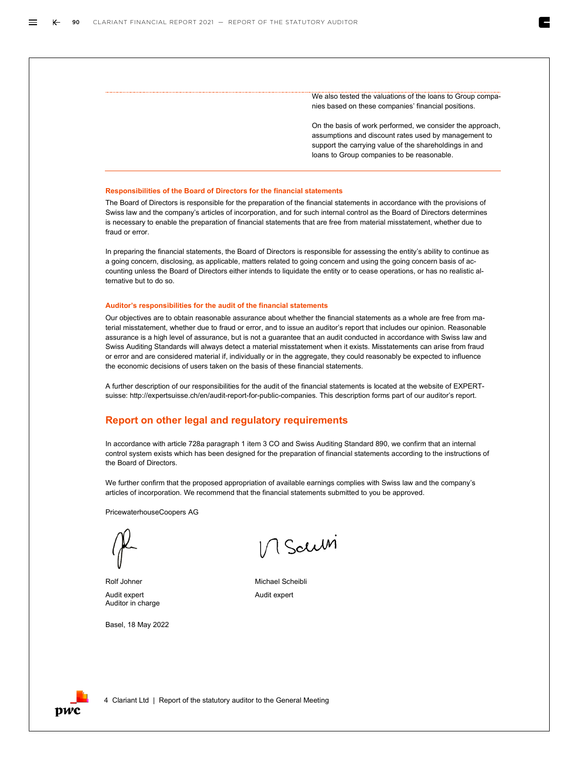We also tested the valuations of the loans to Group companies based on these companies' financial positions.

On the basis of work performed, we consider the approach, assumptions and discount rates used by management to support the carrying value of the shareholdings in and loans to Group companies to be reasonable.

### Responsibilities of the Board of Directors for the financial statements

The Board of Directors is responsible for the preparation of the financial statements in accordance with the provisions of Swiss law and the company's articles of incorporation, and for such internal control as the Board of Directors determines is necessary to enable the preparation of financial statements that are free from material misstatement, whether due to fraud or error.

In preparing the financial statements, the Board of Directors is responsible for assessing the entity's ability to continue as a going concern, disclosing, as applicable, matters related to going concern and using the going concern basis of accounting unless the Board of Directors either intends to liquidate the entity or to cease operations, or has no realistic alternative but to do so.

### Auditor's responsibilities for the audit of the financial statements

Our objectives are to obtain reasonable assurance about whether the financial statements as a whole are free from material misstatement, whether due to fraud or error, and to issue an auditor's report that includes our opinion. Reasonable assurance is a high level of assurance, but is not a guarantee that an audit conducted in accordance with Swiss law and Swiss Auditing Standards will always detect a material misstatement when it exists. Misstatements can arise from fraud or error and are considered material if, individually or in the aggregate, they could reasonably be expected to influence the economic decisions of users taken on the basis of these financial statements.

A further description of our responsibilities for the audit of the financial statements is located at the website of EXPERTsuisse: http://expertsuisse.ch/en/audit-report-for-public-companies. This description forms part of our auditor's report.

## Report on other legal and regulatory requirements

In accordance with article 728a paragraph 1 item 3 CO and Swiss Auditing Standard 890, we confirm that an internal control system exists which has been designed for the preparation of financial statements according to the instructions of the Board of Directors.

We further confirm that the proposed appropriation of available earnings complies with Swiss law and the company's articles of incorporation. We recommend that the financial statements submitted to you be approved.

PricewaterhouseCoopers AG

Rolf Johner
Audit expert
Auditor in charge

Michael Scheibli
Audit expert

Basel, 18 May 2022

Clariant Ltd | Report of the statutory auditor to the General Meeting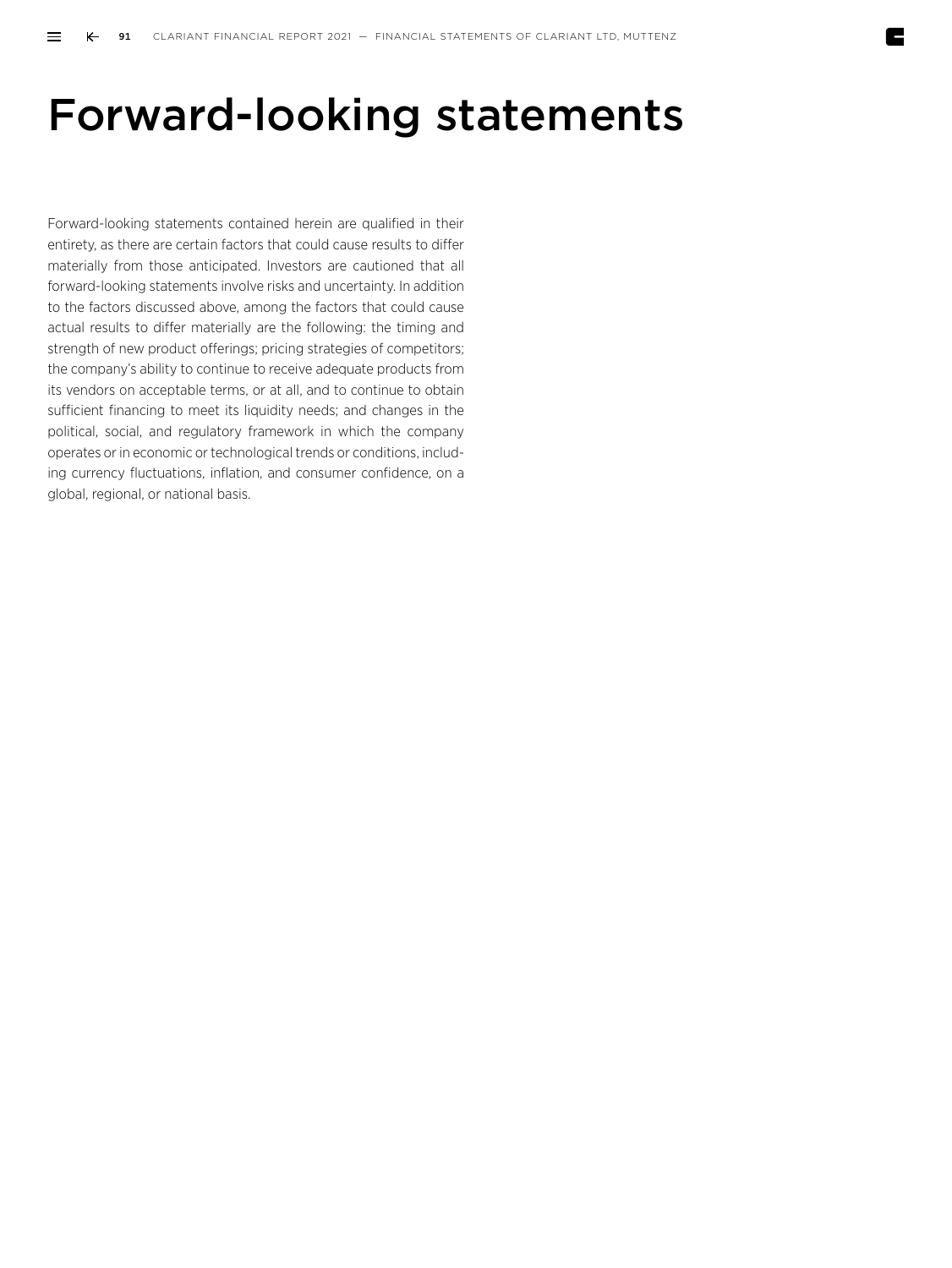# Forward-looking statements

Forward-looking statements contained herein are qualified in their entirety, as there are certain factors that could cause results to differ materially from those anticipated. Investors are cautioned that all forward-looking statements involve risks and uncertainty. In addition to the factors discussed above, among the factors that could cause actual results to differ materially are the following: the timing and strength of new product offerings; pricing strategies of competitors; the company's ability to continue to receive adequate products from its vendors on acceptable terms, or at all, and to continue to obtain sufficient financing to meet its liquidity needs; and changes in the political, social, and regulatory framework in which the company operates or in economic or technological trends or conditions, including currency fluctuations, inflation, and consumer confidence, on a global, regional, or national basis.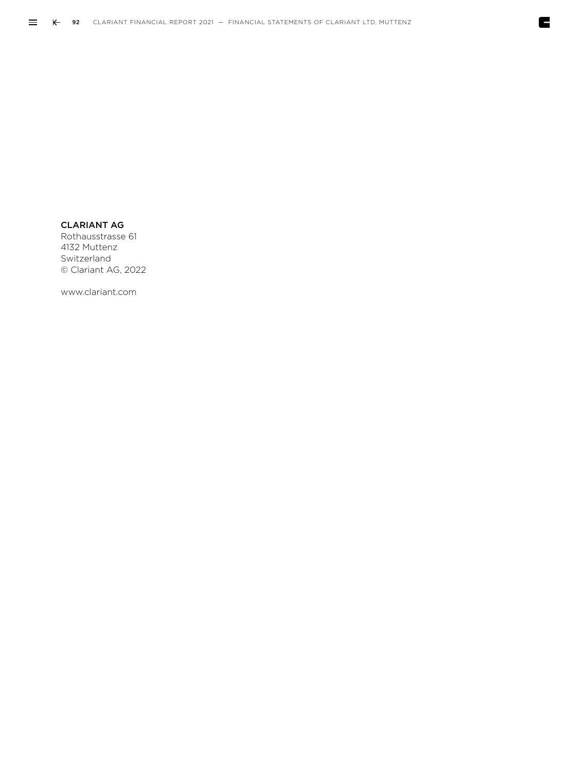**CLARIANT AG**
Rothausstrasse 61
4132 Muttenz
Switzerland
© Clariant AG, 2022

www.clariant.com